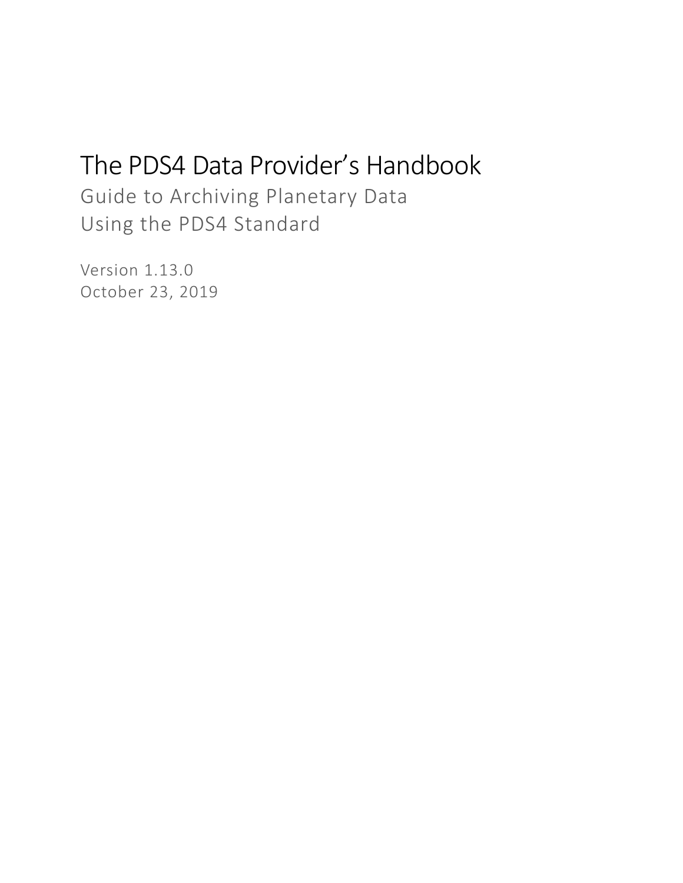# The PDS4 Data Provider's Handbook

Guide to Archiving Planetary Data
Using the PDS4 Standard

Version 1.13.0
October 23, 2019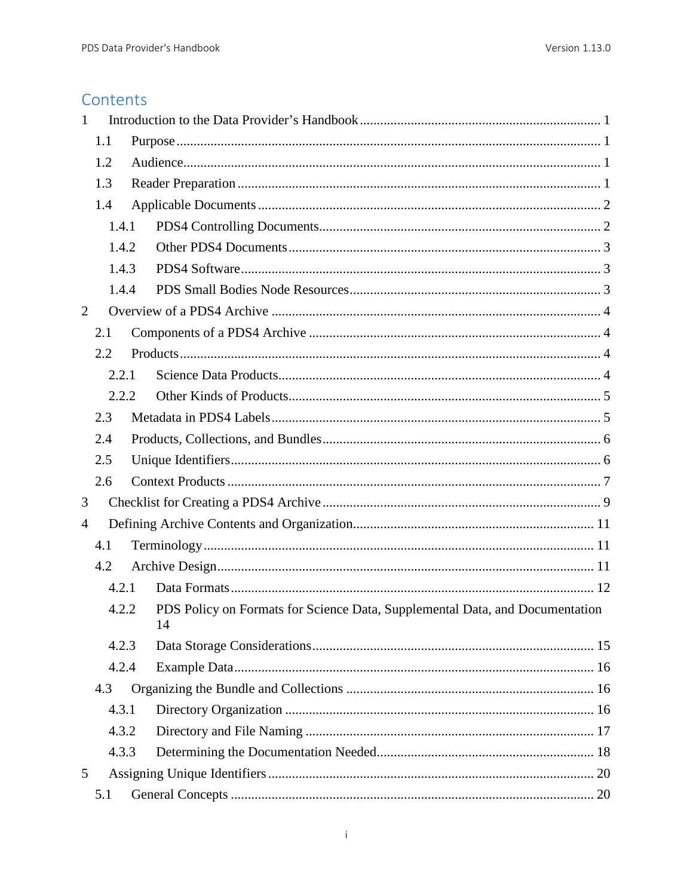# Contents

1 Introduction to the Data Provider's Handbook ........ 1
  1.1 Purpose ........ 1
  1.2 Audience ........ 1
  1.3 Reader Preparation ........ 1
  1.4 Applicable Documents ........ 2
    1.4.1 PDS4 Controlling Documents ........ 2
    1.4.2 Other PDS4 Documents ........ 3
    1.4.3 PDS4 Software ........ 3
    1.4.4 PDS Small Bodies Node Resources ........ 3
2 Overview of a PDS4 Archive ........ 4
  2.1 Components of a PDS4 Archive ........ 4
  2.2 Products ........ 4
    2.2.1 Science Data Products ........ 4
    2.2.2 Other Kinds of Products ........ 5
  2.3 Metadata in PDS4 Labels ........ 5
  2.4 Products, Collections, and Bundles ........ 6
  2.5 Unique Identifiers ........ 6
  2.6 Context Products ........ 7
3 Checklist for Creating a PDS4 Archive ........ 9
4 Defining Archive Contents and Organization ........ 11
  4.1 Terminology ........ 11
  4.2 Archive Design ........ 11
    4.2.1 Data Formats ........ 12
    4.2.2 PDS Policy on Formats for Science Data, Supplemental Data, and Documentation 14
    4.2.3 Data Storage Considerations ........ 15
    4.2.4 Example Data ........ 16
  4.3 Organizing the Bundle and Collections ........ 16
    4.3.1 Directory Organization ........ 16
    4.3.2 Directory and File Naming ........ 17
    4.3.3 Determining the Documentation Needed ........ 18
5 Assigning Unique Identifiers ........ 20
  5.1 General Concepts ........ 20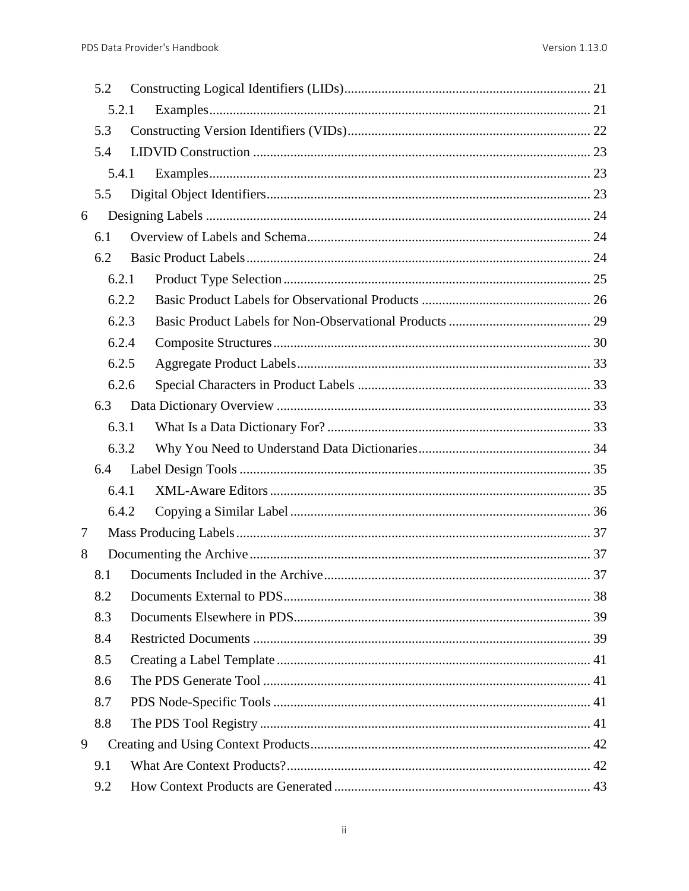- 5.2 Constructing Logical Identifiers (LIDs) ........ 21
  - 5.2.1 Examples ........ 21
- 5.3 Constructing Version Identifiers (VIDs) ........ 22
- 5.4 LIDVID Construction ........ 23
  - 5.4.1 Examples ........ 23
- 5.5 Digital Object Identifiers ........ 23

6 Designing Labels ........ 24

- 6.1 Overview of Labels and Schema ........ 24
- 6.2 Basic Product Labels ........ 24
  - 6.2.1 Product Type Selection ........ 25
  - 6.2.2 Basic Product Labels for Observational Products ........ 26
  - 6.2.3 Basic Product Labels for Non-Observational Products ........ 29
  - 6.2.4 Composite Structures ........ 30
  - 6.2.5 Aggregate Product Labels ........ 33
  - 6.2.6 Special Characters in Product Labels ........ 33
- 6.3 Data Dictionary Overview ........ 33
  - 6.3.1 What Is a Data Dictionary For? ........ 33
  - 6.3.2 Why You Need to Understand Data Dictionaries ........ 34
- 6.4 Label Design Tools ........ 35
  - 6.4.1 XML-Aware Editors ........ 35
  - 6.4.2 Copying a Similar Label ........ 36

7 Mass Producing Labels ........ 37

8 Documenting the Archive ........ 37

- 8.1 Documents Included in the Archive ........ 37
- 8.2 Documents External to PDS ........ 38
- 8.3 Documents Elsewhere in PDS ........ 39
- 8.4 Restricted Documents ........ 39
- 8.5 Creating a Label Template ........ 41
- 8.6 The PDS Generate Tool ........ 41
- 8.7 PDS Node-Specific Tools ........ 41
- 8.8 The PDS Tool Registry ........ 41

9 Creating and Using Context Products ........ 42

- 9.1 What Are Context Products? ........ 42
- 9.2 How Context Products are Generated ........ 43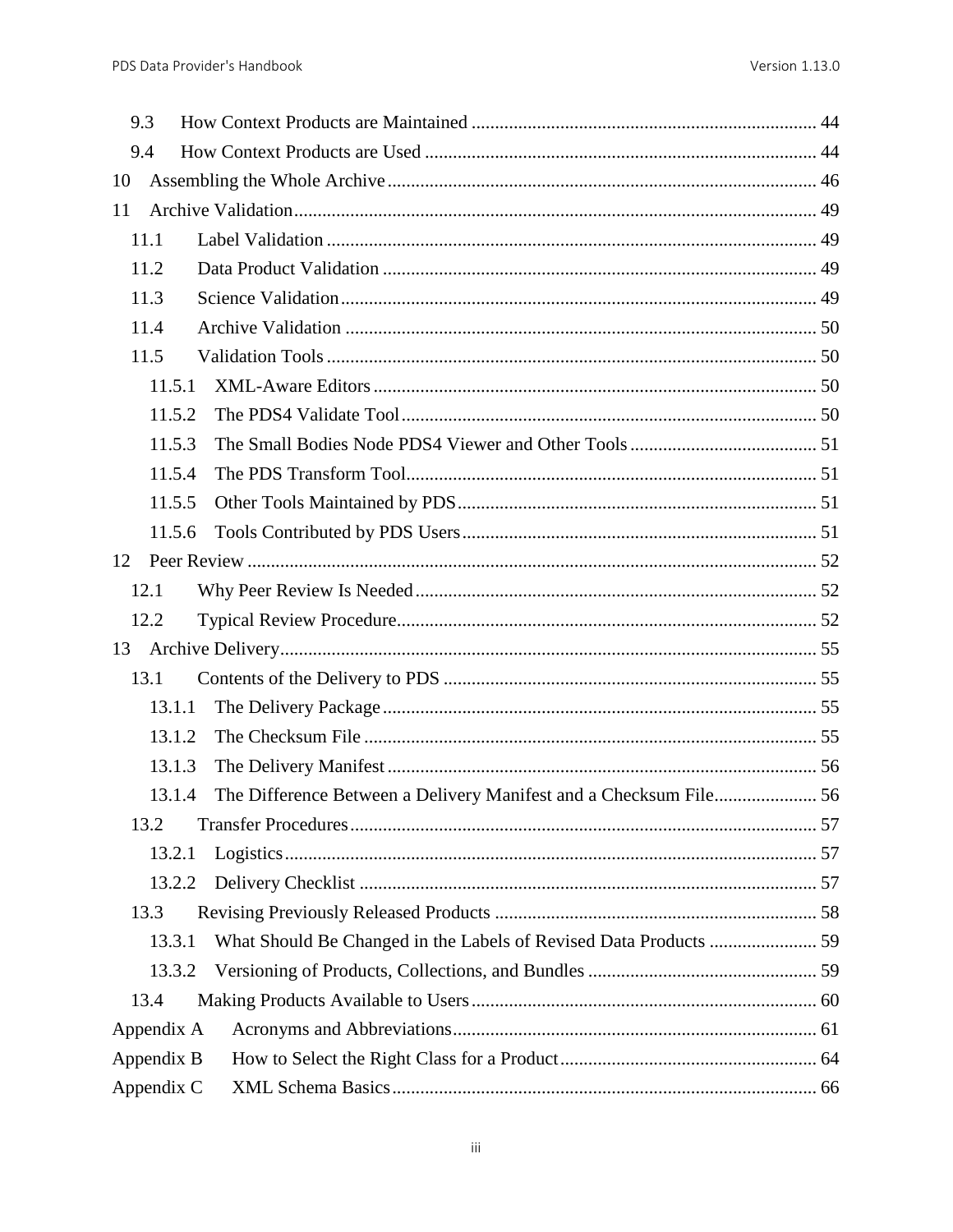9.3 How Context Products are Maintained ........................................................................ 44

9.4 How Context Products are Used ................................................................................ 44

10 Assembling the Whole Archive ....................................................................................... 46

11 Archive Validation ........................................................................................................... 49

11.1 Label Validation ...................................................................................................... 49

11.2 Data Product Validation .......................................................................................... 49

11.3 Science Validation .................................................................................................. 49

11.4 Archive Validation .................................................................................................. 50

11.5 Validation Tools ...................................................................................................... 50

11.5.1 XML-Aware Editors ............................................................................................ 50

11.5.2 The PDS4 Validate Tool ...................................................................................... 50

11.5.3 The Small Bodies Node PDS4 Viewer and Other Tools ....................................... 51

11.5.4 The PDS Transform Tool ..................................................................................... 51

11.5.5 Other Tools Maintained by PDS .......................................................................... 51

11.5.6 Tools Contributed by PDS Users ......................................................................... 51

12 Peer Review ..................................................................................................................... 52

12.1 Why Peer Review Is Needed .................................................................................... 52

12.2 Typical Review Procedure ........................................................................................ 52

13 Archive Delivery .............................................................................................................. 55

13.1 Contents of the Delivery to PDS .............................................................................. 55

13.1.1 The Delivery Package .......................................................................................... 55

13.1.2 The Checksum File .............................................................................................. 55

13.1.3 The Delivery Manifest ......................................................................................... 56

13.1.4 The Difference Between a Delivery Manifest and a Checksum File ..................... 56

13.2 Transfer Procedures ................................................................................................. 57

13.2.1 Logistics .............................................................................................................. 57

13.2.2 Delivery Checklist ............................................................................................... 57

13.3 Revising Previously Released Products .................................................................... 58

13.3.1 What Should Be Changed in the Labels of Revised Data Products ...................... 59

13.3.2 Versioning of Products, Collections, and Bundles ................................................ 59

13.4 Making Products Available to Users ........................................................................ 60

Appendix A Acronyms and Abbreviations ........................................................................... 61

Appendix B How to Select the Right Class for a Product ..................................................... 64

Appendix C XML Schema Basics ......................................................................................... 66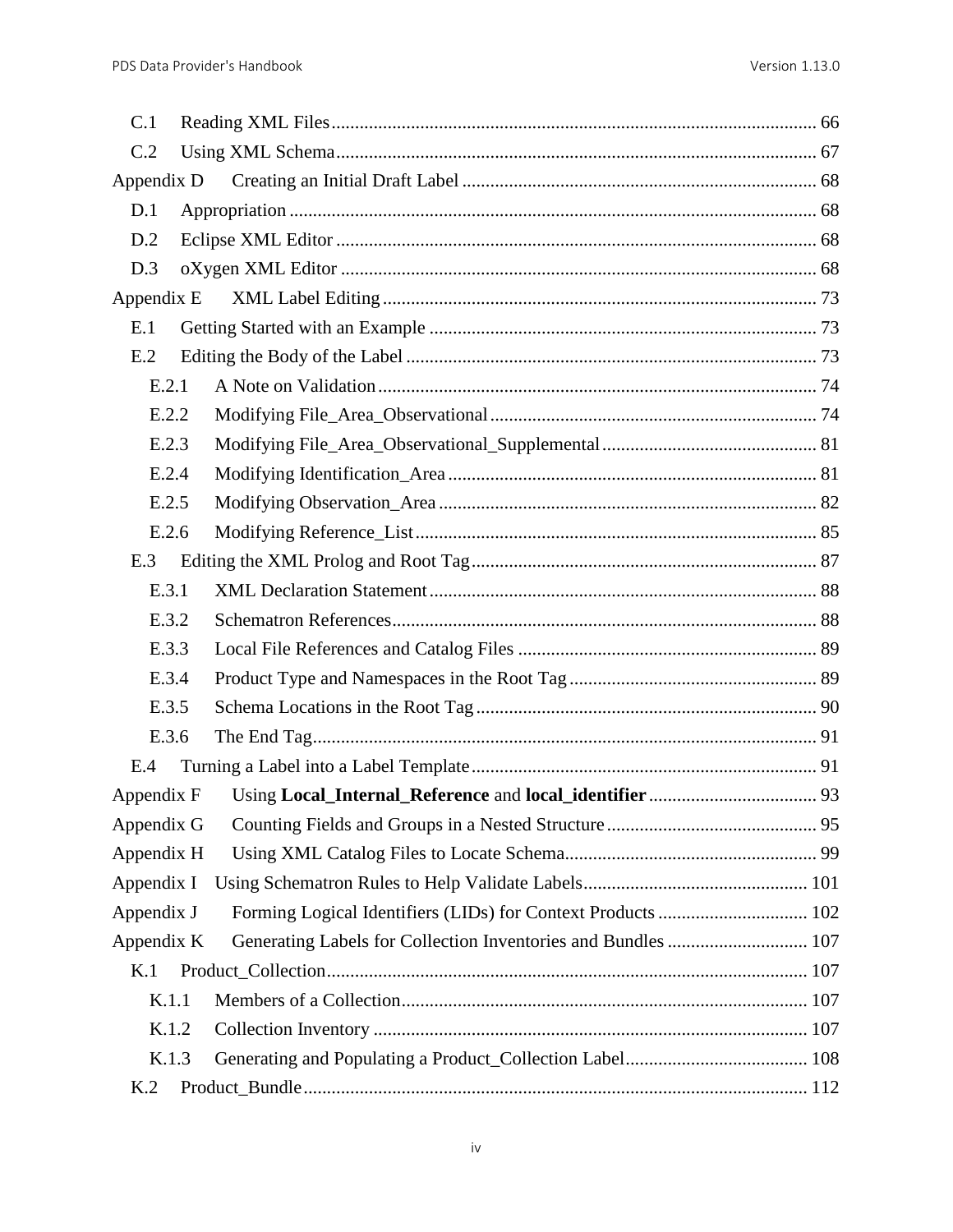C.1 Reading XML Files ... 66

C.2 Using XML Schema ... 67

Appendix D Creating an Initial Draft Label ... 68

D.1 Appropriation ... 68

D.2 Eclipse XML Editor ... 68

D.3 oXygen XML Editor ... 68

Appendix E XML Label Editing ... 73

E.1 Getting Started with an Example ... 73

E.2 Editing the Body of the Label ... 73

E.2.1 A Note on Validation ... 74

E.2.2 Modifying File_Area_Observational ... 74

E.2.3 Modifying File_Area_Observational_Supplemental ... 81

E.2.4 Modifying Identification_Area ... 81

E.2.5 Modifying Observation_Area ... 82

E.2.6 Modifying Reference_List ... 85

E.3 Editing the XML Prolog and Root Tag ... 87

E.3.1 XML Declaration Statement ... 88

E.3.2 Schematron References ... 88

E.3.3 Local File References and Catalog Files ... 89

E.3.4 Product Type and Namespaces in the Root Tag ... 89

E.3.5 Schema Locations in the Root Tag ... 90

E.3.6 The End Tag ... 91

E.4 Turning a Label into a Label Template ... 91

Appendix F Using **Local_Internal_Reference** and **local_identifier** ... 93

Appendix G Counting Fields and Groups in a Nested Structure ... 95

Appendix H Using XML Catalog Files to Locate Schema ... 99

Appendix I Using Schematron Rules to Help Validate Labels ... 101

Appendix J Forming Logical Identifiers (LIDs) for Context Products ... 102

Appendix K Generating Labels for Collection Inventories and Bundles ... 107

K.1 Product_Collection ... 107

K.1.1 Members of a Collection ... 107

K.1.2 Collection Inventory ... 107

K.1.3 Generating and Populating a Product_Collection Label ... 108

K.2 Product_Bundle ... 112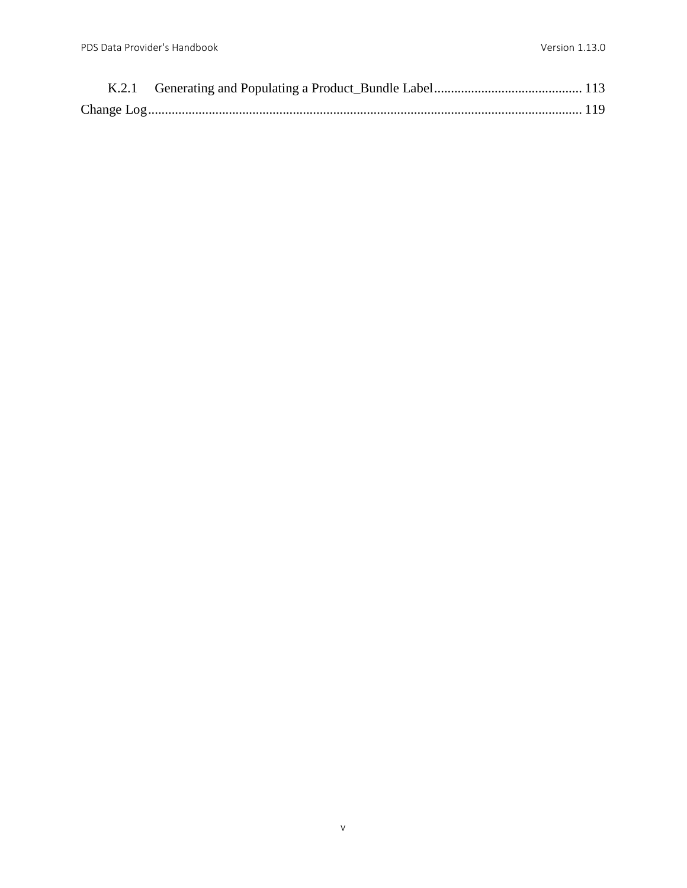K.2.1 Generating and Populating a Product_Bundle Label ........................................... 113

Change Log ................................................................................................................... 119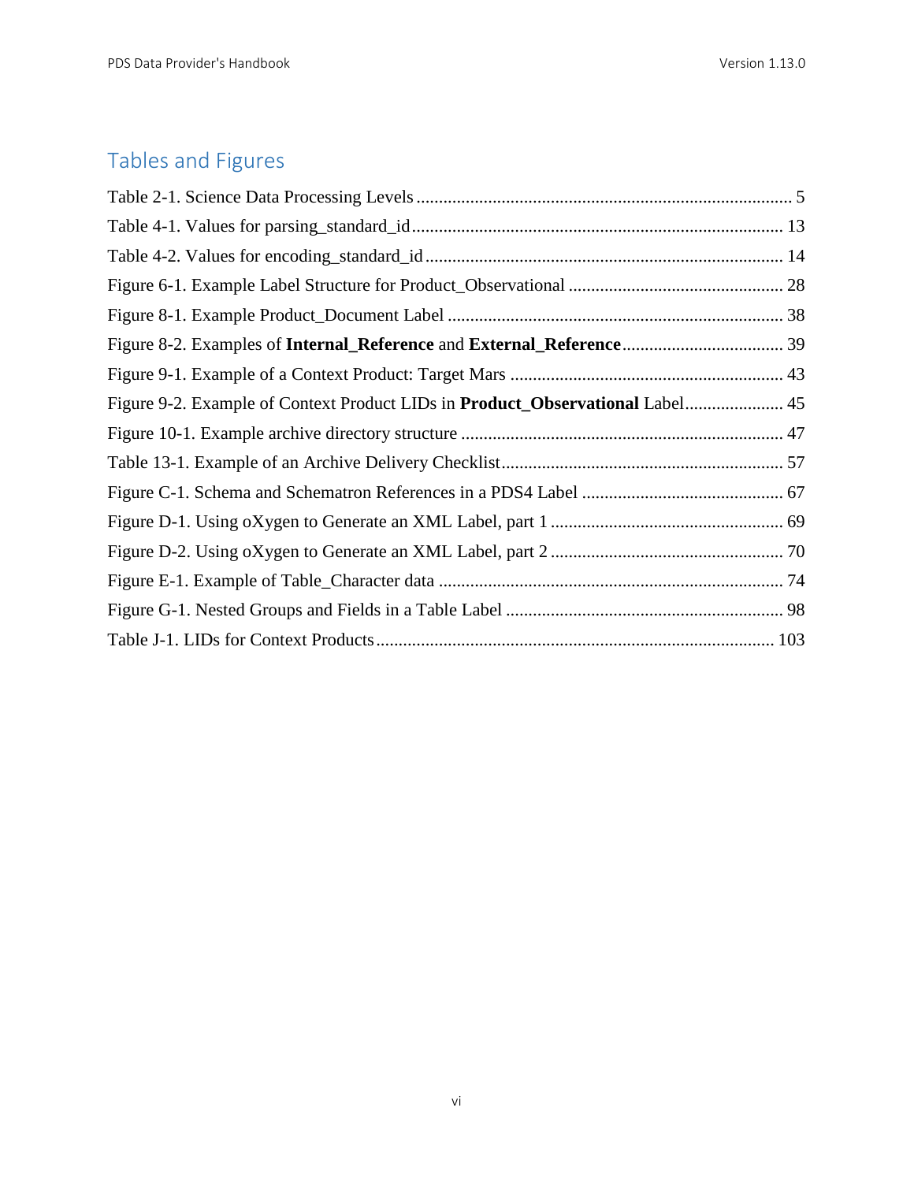# Tables and Figures

Table 2-1. Science Data Processing Levels .................................................................................... 5

Table 4-1. Values for parsing_standard_id.................................................................................. 13

Table 4-2. Values for encoding_standard_id ............................................................................... 14

Figure 6-1. Example Label Structure for Product_Observational ................................................ 28

Figure 8-1. Example Product_Document Label ........................................................................... 38

Figure 8-2. Examples of **Internal_Reference** and **External_Reference**.................................... 39

Figure 9-1. Example of a Context Product: Target Mars ............................................................. 43

Figure 9-2. Example of Context Product LIDs in **Product_Observational** Label...................... 45

Figure 10-1. Example archive directory structure ........................................................................ 47

Table 13-1. Example of an Archive Delivery Checklist............................................................... 57

Figure C-1. Schema and Schematron References in a PDS4 Label ............................................. 67

Figure D-1. Using oXygen to Generate an XML Label, part 1 .................................................... 69

Figure D-2. Using oXygen to Generate an XML Label, part 2 .................................................... 70

Figure E-1. Example of Table_Character data ............................................................................. 74

Figure G-1. Nested Groups and Fields in a Table Label .............................................................. 98

Table J-1. LIDs for Context Products......................................................................................... 103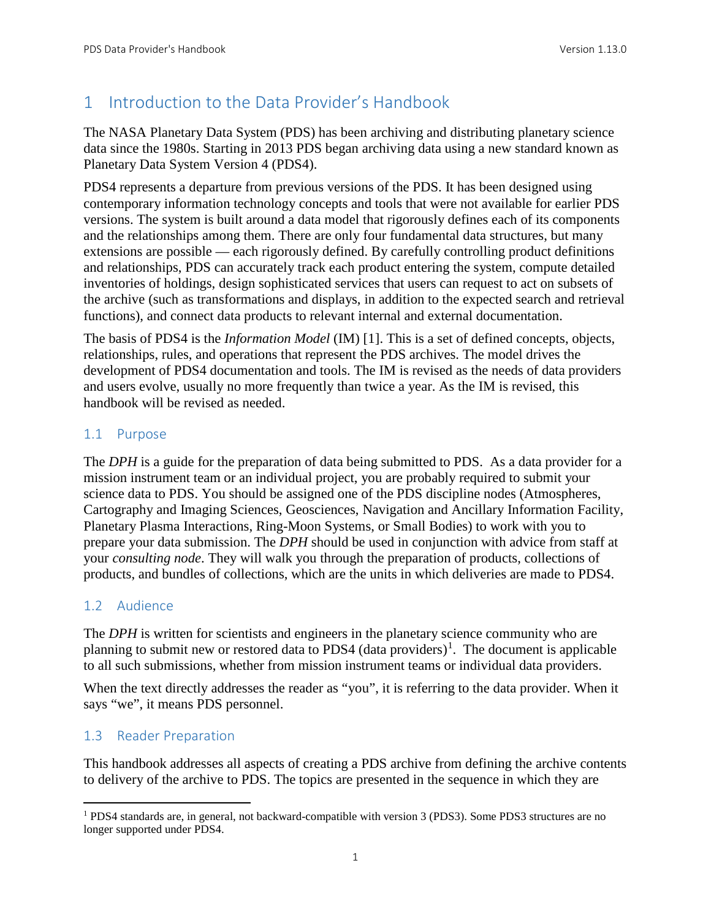# 1 Introduction to the Data Provider's Handbook

The NASA Planetary Data System (PDS) has been archiving and distributing planetary science data since the 1980s. Starting in 2013 PDS began archiving data using a new standard known as Planetary Data System Version 4 (PDS4).

PDS4 represents a departure from previous versions of the PDS. It has been designed using contemporary information technology concepts and tools that were not available for earlier PDS versions. The system is built around a data model that rigorously defines each of its components and the relationships among them. There are only four fundamental data structures, but many extensions are possible — each rigorously defined. By carefully controlling product definitions and relationships, PDS can accurately track each product entering the system, compute detailed inventories of holdings, design sophisticated services that users can request to act on subsets of the archive (such as transformations and displays, in addition to the expected search and retrieval functions), and connect data products to relevant internal and external documentation.

The basis of PDS4 is the *Information Model* (IM) [1]. This is a set of defined concepts, objects, relationships, rules, and operations that represent the PDS archives. The model drives the development of PDS4 documentation and tools. The IM is revised as the needs of data providers and users evolve, usually no more frequently than twice a year. As the IM is revised, this handbook will be revised as needed.

## 1.1 Purpose

The *DPH* is a guide for the preparation of data being submitted to PDS. As a data provider for a mission instrument team or an individual project, you are probably required to submit your science data to PDS. You should be assigned one of the PDS discipline nodes (Atmospheres, Cartography and Imaging Sciences, Geosciences, Navigation and Ancillary Information Facility, Planetary Plasma Interactions, Ring-Moon Systems, or Small Bodies) to work with you to prepare your data submission. The *DPH* should be used in conjunction with advice from staff at your *consulting node*. They will walk you through the preparation of products, collections of products, and bundles of collections, which are the units in which deliveries are made to PDS4.

## 1.2 Audience

The *DPH* is written for scientists and engineers in the planetary science community who are planning to submit new or restored data to PDS4 (data providers)[1]. The document is applicable to all such submissions, whether from mission instrument teams or individual data providers.

When the text directly addresses the reader as "you", it is referring to the data provider. When it says "we", it means PDS personnel.

## 1.3 Reader Preparation

This handbook addresses all aspects of creating a PDS archive from defining the archive contents to delivery of the archive to PDS. The topics are presented in the sequence in which they are

[1] PDS4 standards are, in general, not backward-compatible with version 3 (PDS3). Some PDS3 structures are no longer supported under PDS4.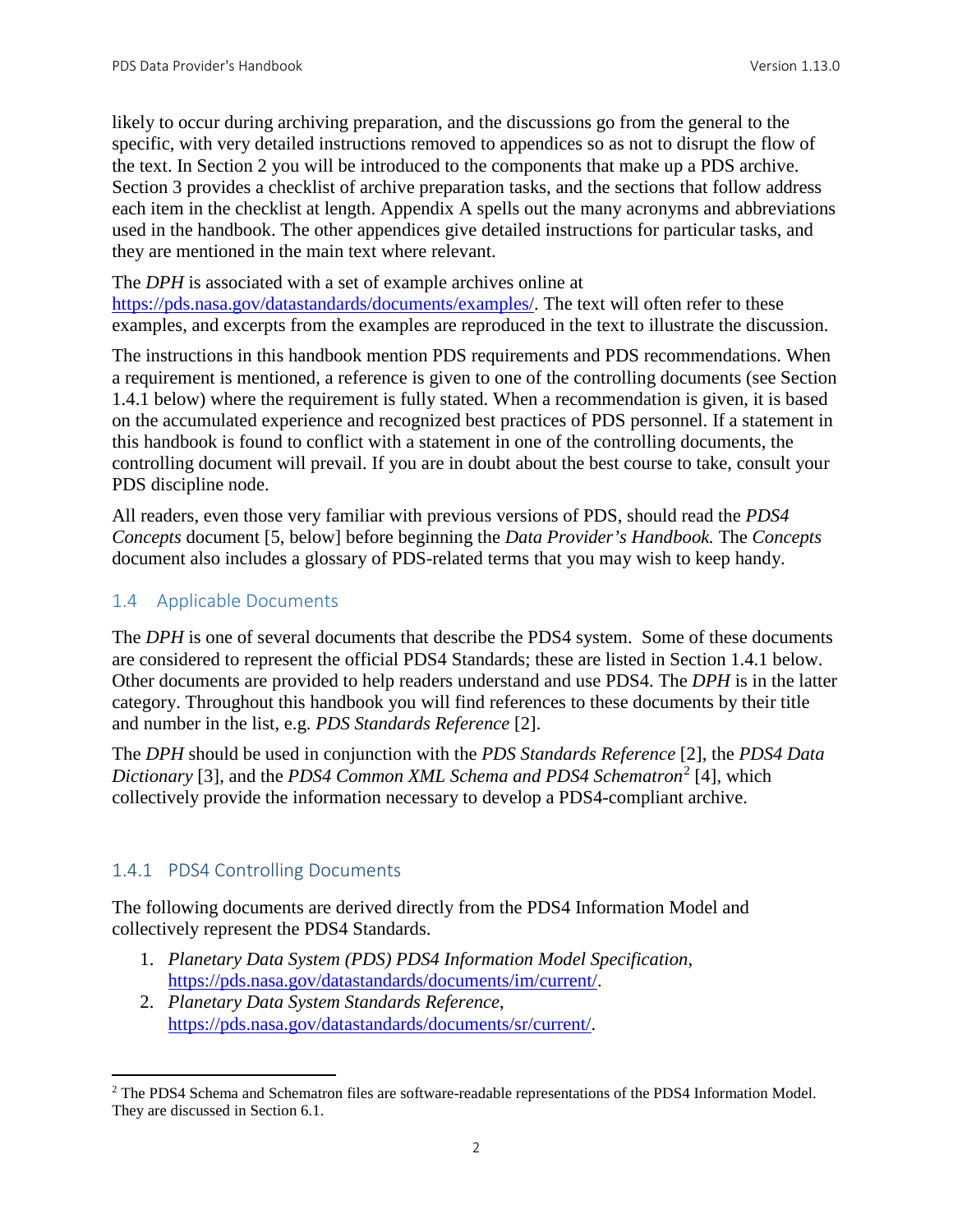likely to occur during archiving preparation, and the discussions go from the general to the specific, with very detailed instructions removed to appendices so as not to disrupt the flow of the text. In Section 2 you will be introduced to the components that make up a PDS archive. Section 3 provides a checklist of archive preparation tasks, and the sections that follow address each item in the checklist at length. Appendix A spells out the many acronyms and abbreviations used in the handbook. The other appendices give detailed instructions for particular tasks, and they are mentioned in the main text where relevant.

The *DPH* is associated with a set of example archives online at https://pds.nasa.gov/datastandards/documents/examples/. The text will often refer to these examples, and excerpts from the examples are reproduced in the text to illustrate the discussion.

The instructions in this handbook mention PDS requirements and PDS recommendations. When a requirement is mentioned, a reference is given to one of the controlling documents (see Section 1.4.1 below) where the requirement is fully stated. When a recommendation is given, it is based on the accumulated experience and recognized best practices of PDS personnel. If a statement in this handbook is found to conflict with a statement in one of the controlling documents, the controlling document will prevail. If you are in doubt about the best course to take, consult your PDS discipline node.

All readers, even those very familiar with previous versions of PDS, should read the *PDS4 Concepts* document [5, below] before beginning the *Data Provider's Handbook.* The *Concepts* document also includes a glossary of PDS-related terms that you may wish to keep handy.

## 1.4 Applicable Documents

The *DPH* is one of several documents that describe the PDS4 system. Some of these documents are considered to represent the official PDS4 Standards; these are listed in Section 1.4.1 below. Other documents are provided to help readers understand and use PDS4. The *DPH* is in the latter category. Throughout this handbook you will find references to these documents by their title and number in the list, e.g. *PDS Standards Reference* [2].

The *DPH* should be used in conjunction with the *PDS Standards Reference* [2], the *PDS4 Data Dictionary* [3], and the *PDS4 Common XML Schema and PDS4 Schematron*[2] [4], which collectively provide the information necessary to develop a PDS4-compliant archive.

### 1.4.1 PDS4 Controlling Documents

The following documents are derived directly from the PDS4 Information Model and collectively represent the PDS4 Standards.

1. *Planetary Data System (PDS) PDS4 Information Model Specification*, https://pds.nasa.gov/datastandards/documents/im/current/.
2. *Planetary Data System Standards Reference*, https://pds.nasa.gov/datastandards/documents/sr/current/.

---

[2] The PDS4 Schema and Schematron files are software-readable representations of the PDS4 Information Model. They are discussed in Section 6.1.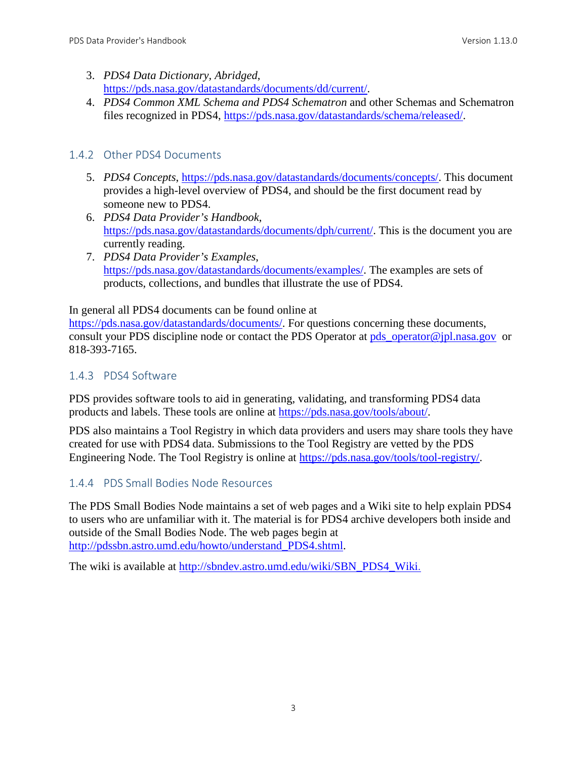3. *PDS4 Data Dictionary, Abridged*, https://pds.nasa.gov/datastandards/documents/dd/current/.
4. *PDS4 Common XML Schema and PDS4 Schematron* and other Schemas and Schematron files recognized in PDS4, https://pds.nasa.gov/datastandards/schema/released/.

### 1.4.2 Other PDS4 Documents

5. *PDS4 Concepts*, https://pds.nasa.gov/datastandards/documents/concepts/. This document provides a high-level overview of PDS4, and should be the first document read by someone new to PDS4.
6. *PDS4 Data Provider's Handbook*, https://pds.nasa.gov/datastandards/documents/dph/current/. This is the document you are currently reading.
7. *PDS4 Data Provider's Examples*, https://pds.nasa.gov/datastandards/documents/examples/. The examples are sets of products, collections, and bundles that illustrate the use of PDS4.

In general all PDS4 documents can be found online at https://pds.nasa.gov/datastandards/documents/. For questions concerning these documents, consult your PDS discipline node or contact the PDS Operator at pds_operator@jpl.nasa.gov or 818-393-7165.

### 1.4.3 PDS4 Software

PDS provides software tools to aid in generating, validating, and transforming PDS4 data products and labels. These tools are online at https://pds.nasa.gov/tools/about/.

PDS also maintains a Tool Registry in which data providers and users may share tools they have created for use with PDS4 data. Submissions to the Tool Registry are vetted by the PDS Engineering Node. The Tool Registry is online at https://pds.nasa.gov/tools/tool-registry/.

### 1.4.4 PDS Small Bodies Node Resources

The PDS Small Bodies Node maintains a set of web pages and a Wiki site to help explain PDS4 to users who are unfamiliar with it. The material is for PDS4 archive developers both inside and outside of the Small Bodies Node. The web pages begin at http://pdssbn.astro.umd.edu/howto/understand_PDS4.shtml.

The wiki is available at http://sbndev.astro.umd.edu/wiki/SBN_PDS4_Wiki.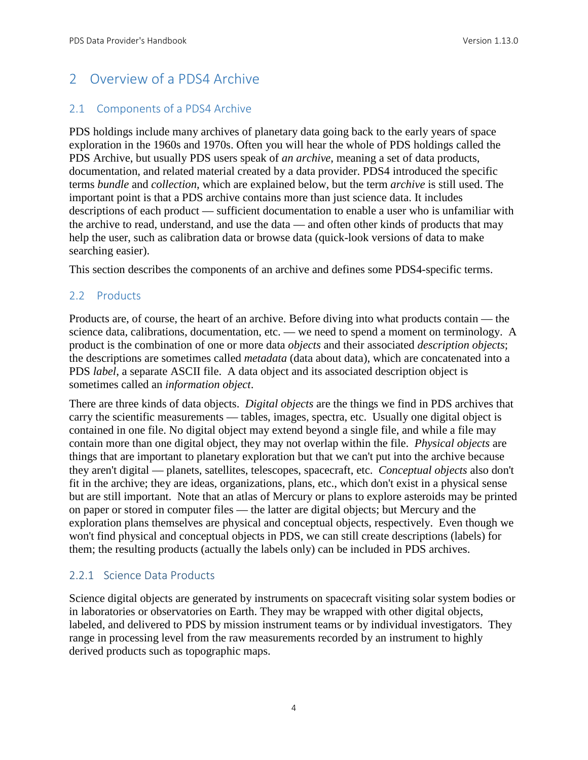# 2 Overview of a PDS4 Archive

## 2.1 Components of a PDS4 Archive

PDS holdings include many archives of planetary data going back to the early years of space exploration in the 1960s and 1970s. Often you will hear the whole of PDS holdings called the PDS Archive, but usually PDS users speak of *an archive*, meaning a set of data products, documentation, and related material created by a data provider. PDS4 introduced the specific terms *bundle* and *collection*, which are explained below, but the term *archive* is still used. The important point is that a PDS archive contains more than just science data. It includes descriptions of each product — sufficient documentation to enable a user who is unfamiliar with the archive to read, understand, and use the data — and often other kinds of products that may help the user, such as calibration data or browse data (quick-look versions of data to make searching easier).

This section describes the components of an archive and defines some PDS4-specific terms.

## 2.2 Products

Products are, of course, the heart of an archive. Before diving into what products contain — the science data, calibrations, documentation, etc. — we need to spend a moment on terminology. A product is the combination of one or more data *objects* and their associated *description objects*; the descriptions are sometimes called *metadata* (data about data), which are concatenated into a PDS *label*, a separate ASCII file. A data object and its associated description object is sometimes called an *information object*.

There are three kinds of data objects. *Digital objects* are the things we find in PDS archives that carry the scientific measurements — tables, images, spectra, etc. Usually one digital object is contained in one file. No digital object may extend beyond a single file, and while a file may contain more than one digital object, they may not overlap within the file. *Physical objects* are things that are important to planetary exploration but that we can't put into the archive because they aren't digital — planets, satellites, telescopes, spacecraft, etc. *Conceptual objects* also don't fit in the archive; they are ideas, organizations, plans, etc., which don't exist in a physical sense but are still important. Note that an atlas of Mercury or plans to explore asteroids may be printed on paper or stored in computer files — the latter are digital objects; but Mercury and the exploration plans themselves are physical and conceptual objects, respectively. Even though we won't find physical and conceptual objects in PDS, we can still create descriptions (labels) for them; the resulting products (actually the labels only) can be included in PDS archives.

### 2.2.1 Science Data Products

Science digital objects are generated by instruments on spacecraft visiting solar system bodies or in laboratories or observatories on Earth. They may be wrapped with other digital objects, labeled, and delivered to PDS by mission instrument teams or by individual investigators. They range in processing level from the raw measurements recorded by an instrument to highly derived products such as topographic maps.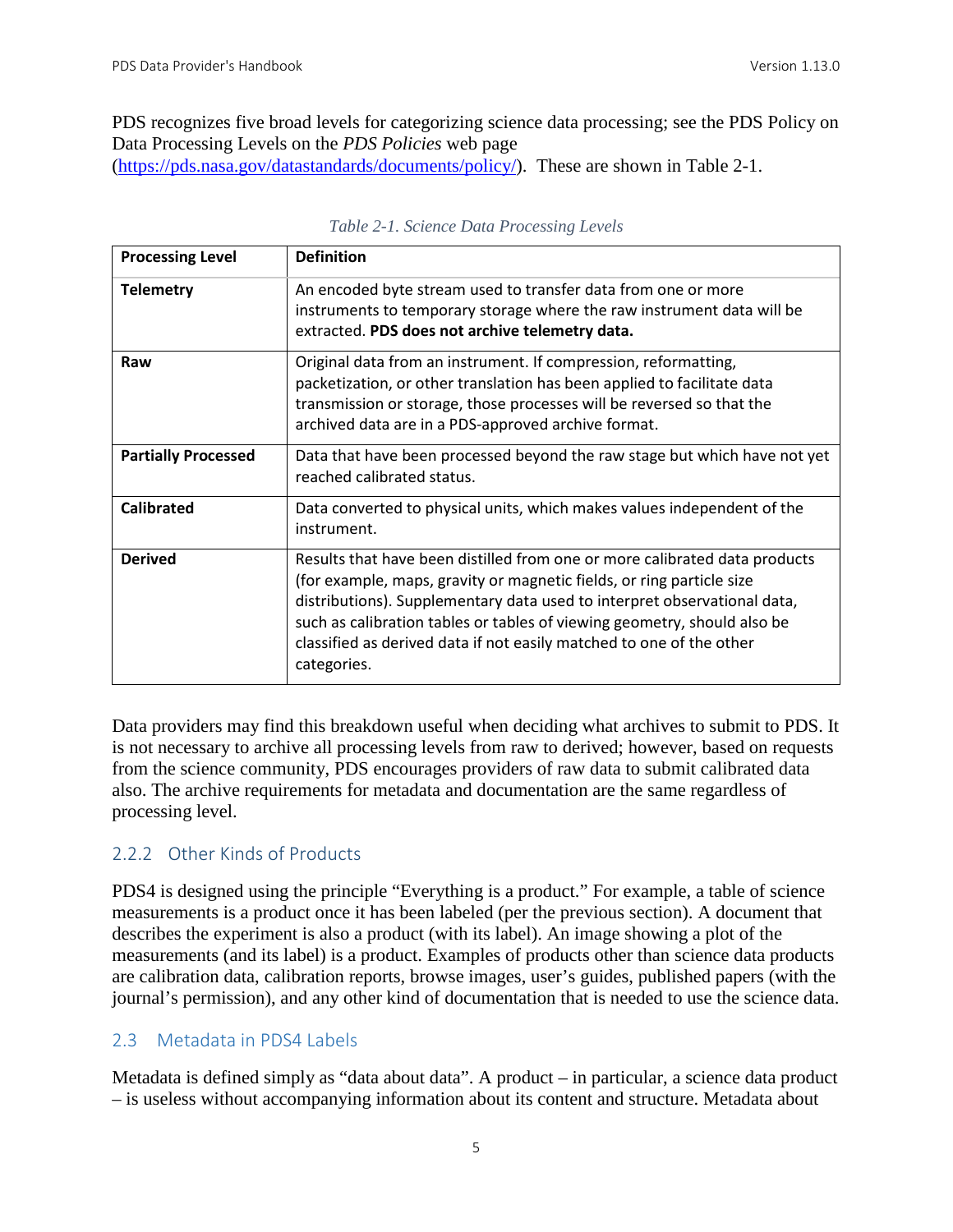PDS recognizes five broad levels for categorizing science data processing; see the PDS Policy on Data Processing Levels on the *PDS Policies* web page (https://pds.nasa.gov/datastandards/documents/policy/). These are shown in Table 2-1.

*Table 2-1. Science Data Processing Levels*

| Processing Level | Definition |
|---|---|
| **Telemetry** | An encoded byte stream used to transfer data from one or more instruments to temporary storage where the raw instrument data will be extracted. **PDS does not archive telemetry data.** |
| **Raw** | Original data from an instrument. If compression, reformatting, packetization, or other translation has been applied to facilitate data transmission or storage, those processes will be reversed so that the archived data are in a PDS-approved archive format. |
| **Partially Processed** | Data that have been processed beyond the raw stage but which have not yet reached calibrated status. |
| **Calibrated** | Data converted to physical units, which makes values independent of the instrument. |
| **Derived** | Results that have been distilled from one or more calibrated data products (for example, maps, gravity or magnetic fields, or ring particle size distributions). Supplementary data used to interpret observational data, such as calibration tables or tables of viewing geometry, should also be classified as derived data if not easily matched to one of the other categories. |

Data providers may find this breakdown useful when deciding what archives to submit to PDS. It is not necessary to archive all processing levels from raw to derived; however, based on requests from the science community, PDS encourages providers of raw data to submit calibrated data also. The archive requirements for metadata and documentation are the same regardless of processing level.

### 2.2.2 Other Kinds of Products

PDS4 is designed using the principle "Everything is a product." For example, a table of science measurements is a product once it has been labeled (per the previous section). A document that describes the experiment is also a product (with its label). An image showing a plot of the measurements (and its label) is a product. Examples of products other than science data products are calibration data, calibration reports, browse images, user's guides, published papers (with the journal's permission), and any other kind of documentation that is needed to use the science data.

## 2.3 Metadata in PDS4 Labels

Metadata is defined simply as "data about data". A product – in particular, a science data product – is useless without accompanying information about its content and structure. Metadata about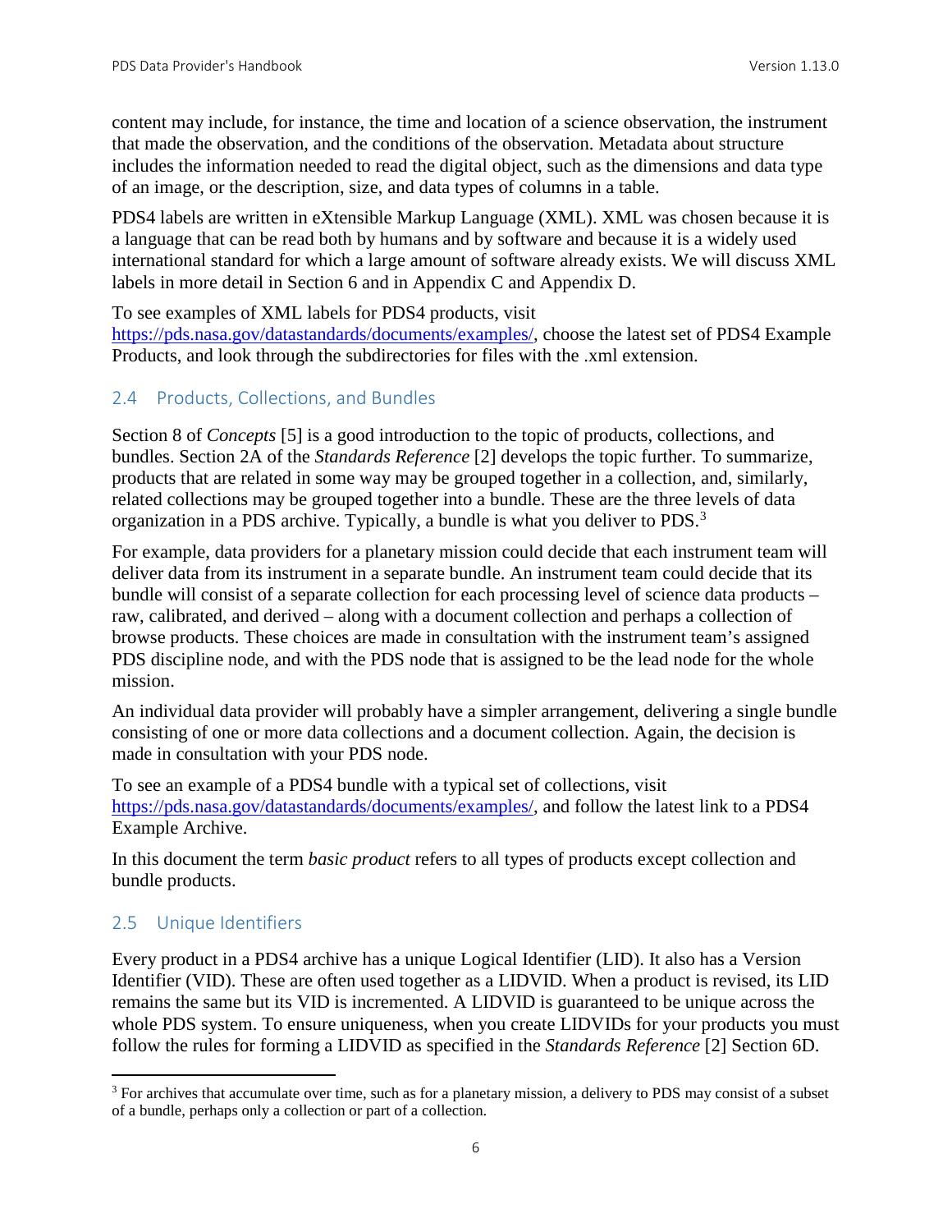content may include, for instance, the time and location of a science observation, the instrument that made the observation, and the conditions of the observation. Metadata about structure includes the information needed to read the digital object, such as the dimensions and data type of an image, or the description, size, and data types of columns in a table.

PDS4 labels are written in eXtensible Markup Language (XML). XML was chosen because it is a language that can be read both by humans and by software and because it is a widely used international standard for which a large amount of software already exists. We will discuss XML labels in more detail in Section 6 and in Appendix C and Appendix D.

To see examples of XML labels for PDS4 products, visit https://pds.nasa.gov/datastandards/documents/examples/, choose the latest set of PDS4 Example Products, and look through the subdirectories for files with the .xml extension.

## 2.4 Products, Collections, and Bundles

Section 8 of *Concepts* [5] is a good introduction to the topic of products, collections, and bundles. Section 2A of the *Standards Reference* [2] develops the topic further. To summarize, products that are related in some way may be grouped together in a collection, and, similarly, related collections may be grouped together into a bundle. These are the three levels of data organization in a PDS archive. Typically, a bundle is what you deliver to PDS.[3]

For example, data providers for a planetary mission could decide that each instrument team will deliver data from its instrument in a separate bundle. An instrument team could decide that its bundle will consist of a separate collection for each processing level of science data products – raw, calibrated, and derived – along with a document collection and perhaps a collection of browse products. These choices are made in consultation with the instrument team's assigned PDS discipline node, and with the PDS node that is assigned to be the lead node for the whole mission.

An individual data provider will probably have a simpler arrangement, delivering a single bundle consisting of one or more data collections and a document collection. Again, the decision is made in consultation with your PDS node.

To see an example of a PDS4 bundle with a typical set of collections, visit https://pds.nasa.gov/datastandards/documents/examples/, and follow the latest link to a PDS4 Example Archive.

In this document the term *basic product* refers to all types of products except collection and bundle products.

## 2.5 Unique Identifiers

Every product in a PDS4 archive has a unique Logical Identifier (LID). It also has a Version Identifier (VID). These are often used together as a LIDVID. When a product is revised, its LID remains the same but its VID is incremented. A LIDVID is guaranteed to be unique across the whole PDS system. To ensure uniqueness, when you create LIDVIDs for your products you must follow the rules for forming a LIDVID as specified in the *Standards Reference* [2] Section 6D.

---

[3] For archives that accumulate over time, such as for a planetary mission, a delivery to PDS may consist of a subset of a bundle, perhaps only a collection or part of a collection.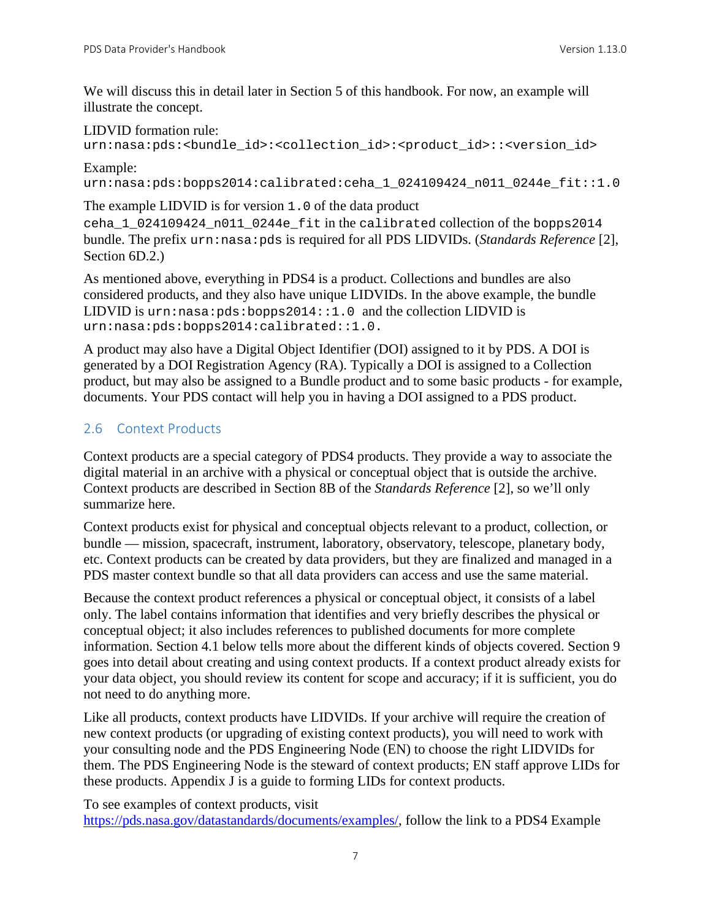We will discuss this in detail later in Section 5 of this handbook. For now, an example will illustrate the concept.

LIDVID formation rule:
`urn:nasa:pds:<bundle_id>:<collection_id>:<product_id>::<version_id>`

Example:
`urn:nasa:pds:bopps2014:calibrated:ceha_1_024109424_n011_0244e_fit::1.0`

The example LIDVID is for version `1.0` of the data product `ceha_1_024109424_n011_0244e_fit` in the `calibrated` collection of the `bopps2014` bundle. The prefix `urn:nasa:pds` is required for all PDS LIDVIDs. (*Standards Reference* [2], Section 6D.2.)

As mentioned above, everything in PDS4 is a product. Collections and bundles are also considered products, and they also have unique LIDVIDs. In the above example, the bundle LIDVID is `urn:nasa:pds:bopps2014::1.0` and the collection LIDVID is `urn:nasa:pds:bopps2014:calibrated::1.0`.

A product may also have a Digital Object Identifier (DOI) assigned to it by PDS. A DOI is generated by a DOI Registration Agency (RA). Typically a DOI is assigned to a Collection product, but may also be assigned to a Bundle product and to some basic products - for example, documents. Your PDS contact will help you in having a DOI assigned to a PDS product.

## 2.6 Context Products

Context products are a special category of PDS4 products. They provide a way to associate the digital material in an archive with a physical or conceptual object that is outside the archive. Context products are described in Section 8B of the *Standards Reference* [2], so we'll only summarize here.

Context products exist for physical and conceptual objects relevant to a product, collection, or bundle — mission, spacecraft, instrument, laboratory, observatory, telescope, planetary body, etc. Context products can be created by data providers, but they are finalized and managed in a PDS master context bundle so that all data providers can access and use the same material.

Because the context product references a physical or conceptual object, it consists of a label only. The label contains information that identifies and very briefly describes the physical or conceptual object; it also includes references to published documents for more complete information. Section 4.1 below tells more about the different kinds of objects covered. Section 9 goes into detail about creating and using context products. If a context product already exists for your data object, you should review its content for scope and accuracy; if it is sufficient, you do not need to do anything more.

Like all products, context products have LIDVIDs. If your archive will require the creation of new context products (or upgrading of existing context products), you will need to work with your consulting node and the PDS Engineering Node (EN) to choose the right LIDVIDs for them. The PDS Engineering Node is the steward of context products; EN staff approve LIDs for these products. Appendix J is a guide to forming LIDs for context products.

To see examples of context products, visit https://pds.nasa.gov/datastandards/documents/examples/, follow the link to a PDS4 Example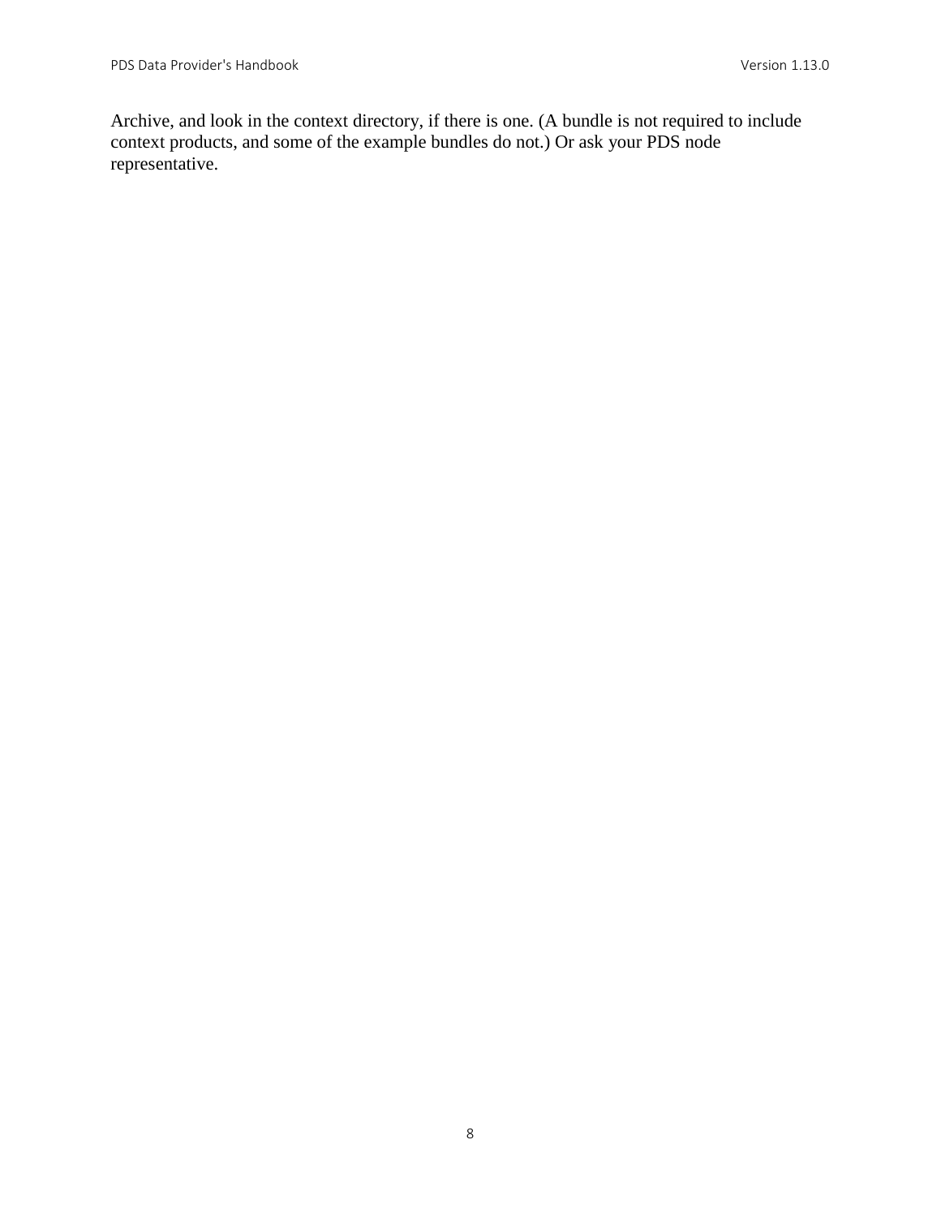Archive, and look in the context directory, if there is one. (A bundle is not required to include context products, and some of the example bundles do not.) Or ask your PDS node representative.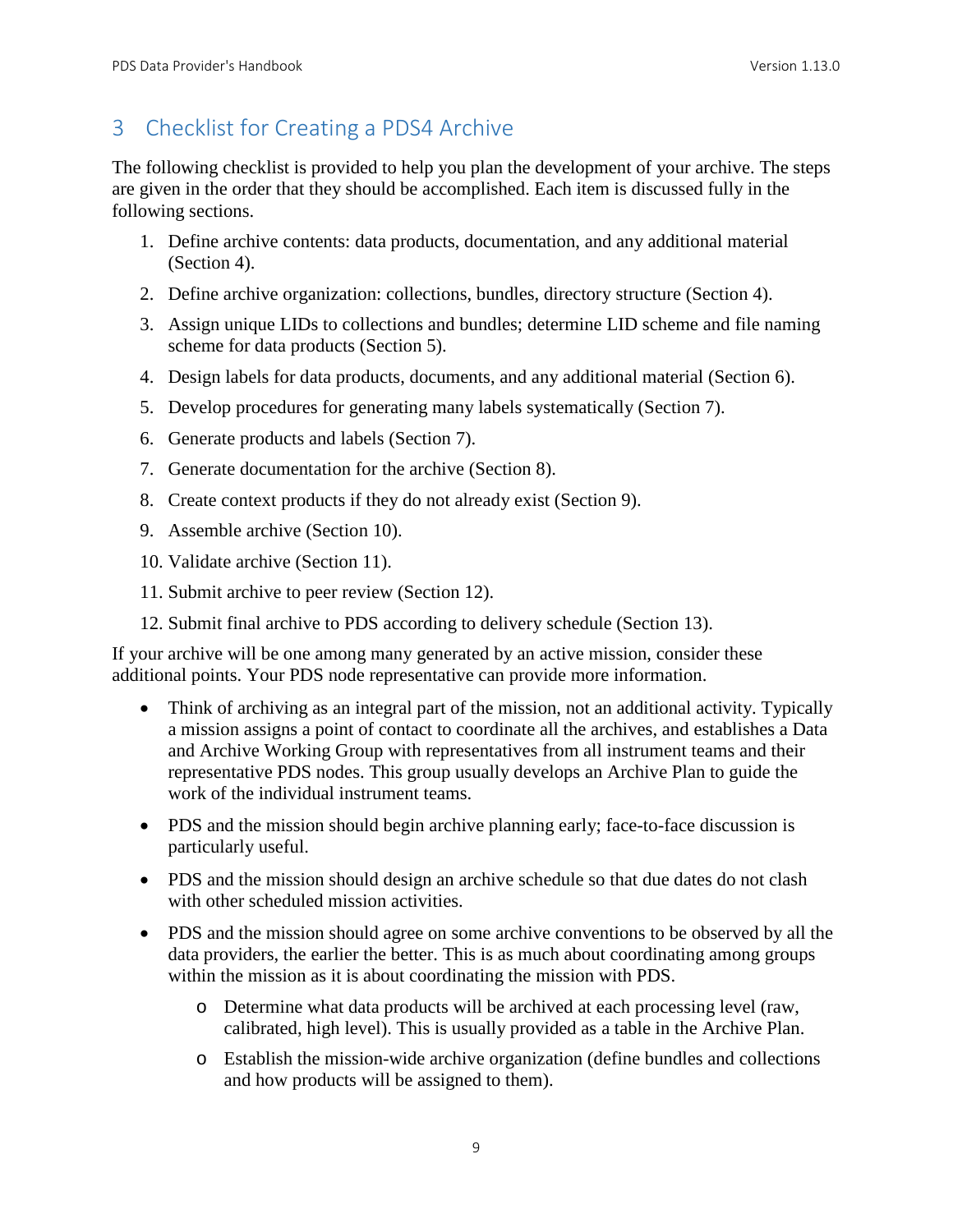# 3 Checklist for Creating a PDS4 Archive

The following checklist is provided to help you plan the development of your archive. The steps are given in the order that they should be accomplished. Each item is discussed fully in the following sections.

1. Define archive contents: data products, documentation, and any additional material (Section 4).
2. Define archive organization: collections, bundles, directory structure (Section 4).
3. Assign unique LIDs to collections and bundles; determine LID scheme and file naming scheme for data products (Section 5).
4. Design labels for data products, documents, and any additional material (Section 6).
5. Develop procedures for generating many labels systematically (Section 7).
6. Generate products and labels (Section 7).
7. Generate documentation for the archive (Section 8).
8. Create context products if they do not already exist (Section 9).
9. Assemble archive (Section 10).
10. Validate archive (Section 11).
11. Submit archive to peer review (Section 12).
12. Submit final archive to PDS according to delivery schedule (Section 13).

If your archive will be one among many generated by an active mission, consider these additional points. Your PDS node representative can provide more information.

- Think of archiving as an integral part of the mission, not an additional activity. Typically a mission assigns a point of contact to coordinate all the archives, and establishes a Data and Archive Working Group with representatives from all instrument teams and their representative PDS nodes. This group usually develops an Archive Plan to guide the work of the individual instrument teams.
- PDS and the mission should begin archive planning early; face-to-face discussion is particularly useful.
- PDS and the mission should design an archive schedule so that due dates do not clash with other scheduled mission activities.
- PDS and the mission should agree on some archive conventions to be observed by all the data providers, the earlier the better. This is as much about coordinating among groups within the mission as it is about coordinating the mission with PDS.
    - Determine what data products will be archived at each processing level (raw, calibrated, high level). This is usually provided as a table in the Archive Plan.
    - Establish the mission-wide archive organization (define bundles and collections and how products will be assigned to them).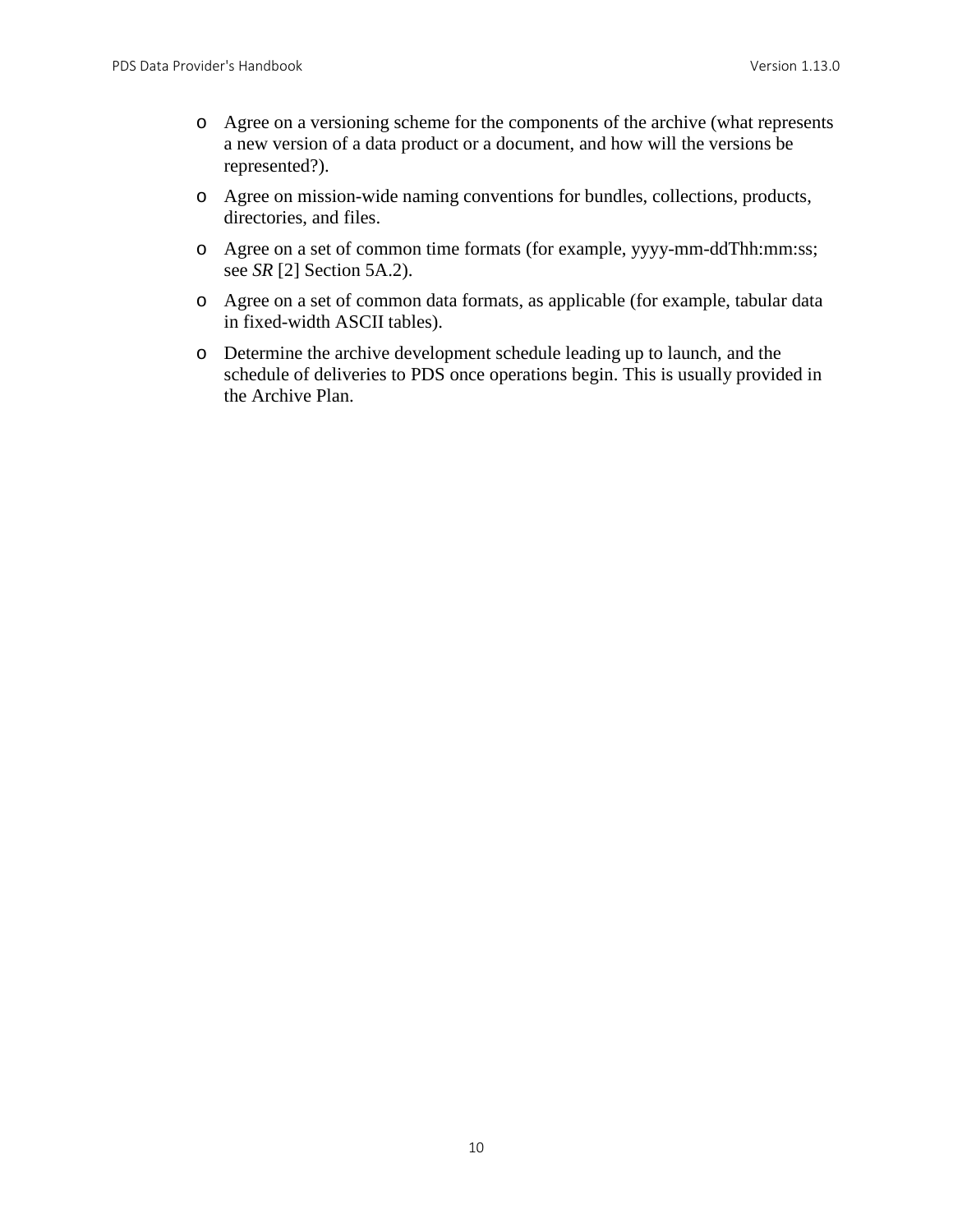- Agree on a versioning scheme for the components of the archive (what represents a new version of a data product or a document, and how will the versions be represented?).
- Agree on mission-wide naming conventions for bundles, collections, products, directories, and files.
- Agree on a set of common time formats (for example, yyyy-mm-ddThh:mm:ss; see *SR* [2] Section 5A.2).
- Agree on a set of common data formats, as applicable (for example, tabular data in fixed-width ASCII tables).
- Determine the archive development schedule leading up to launch, and the schedule of deliveries to PDS once operations begin. This is usually provided in the Archive Plan.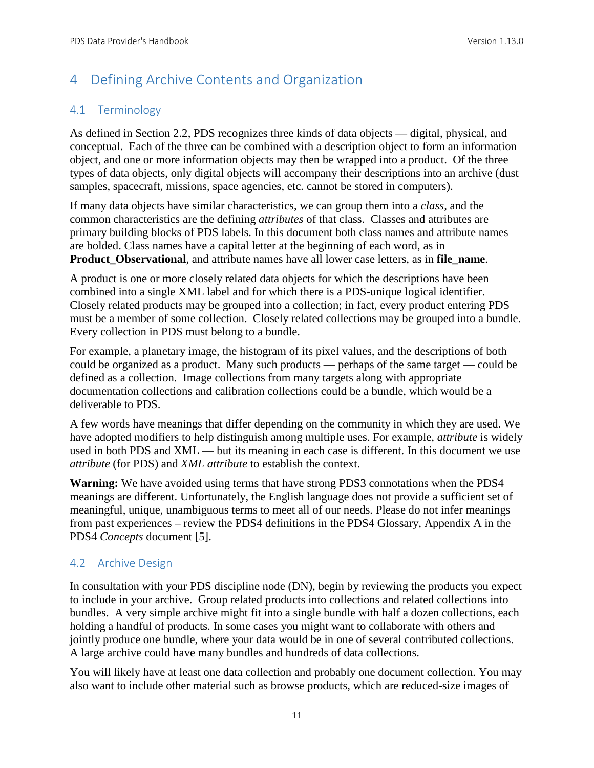# 4 Defining Archive Contents and Organization

## 4.1 Terminology

As defined in Section 2.2, PDS recognizes three kinds of data objects — digital, physical, and conceptual. Each of the three can be combined with a description object to form an information object, and one or more information objects may then be wrapped into a product. Of the three types of data objects, only digital objects will accompany their descriptions into an archive (dust samples, spacecraft, missions, space agencies, etc. cannot be stored in computers).

If many data objects have similar characteristics, we can group them into a *class*, and the common characteristics are the defining *attributes* of that class. Classes and attributes are primary building blocks of PDS labels. In this document both class names and attribute names are bolded. Class names have a capital letter at the beginning of each word, as in **Product_Observational**, and attribute names have all lower case letters, as in **file_name**.

A product is one or more closely related data objects for which the descriptions have been combined into a single XML label and for which there is a PDS-unique logical identifier. Closely related products may be grouped into a collection; in fact, every product entering PDS must be a member of some collection. Closely related collections may be grouped into a bundle. Every collection in PDS must belong to a bundle.

For example, a planetary image, the histogram of its pixel values, and the descriptions of both could be organized as a product. Many such products — perhaps of the same target — could be defined as a collection. Image collections from many targets along with appropriate documentation collections and calibration collections could be a bundle, which would be a deliverable to PDS.

A few words have meanings that differ depending on the community in which they are used. We have adopted modifiers to help distinguish among multiple uses. For example, *attribute* is widely used in both PDS and XML — but its meaning in each case is different. In this document we use *attribute* (for PDS) and *XML attribute* to establish the context.

**Warning:** We have avoided using terms that have strong PDS3 connotations when the PDS4 meanings are different. Unfortunately, the English language does not provide a sufficient set of meaningful, unique, unambiguous terms to meet all of our needs. Please do not infer meanings from past experiences – review the PDS4 definitions in the PDS4 Glossary, Appendix A in the PDS4 *Concepts* document [5].

## 4.2 Archive Design

In consultation with your PDS discipline node (DN), begin by reviewing the products you expect to include in your archive. Group related products into collections and related collections into bundles. A very simple archive might fit into a single bundle with half a dozen collections, each holding a handful of products. In some cases you might want to collaborate with others and jointly produce one bundle, where your data would be in one of several contributed collections. A large archive could have many bundles and hundreds of data collections.

You will likely have at least one data collection and probably one document collection. You may also want to include other material such as browse products, which are reduced-size images of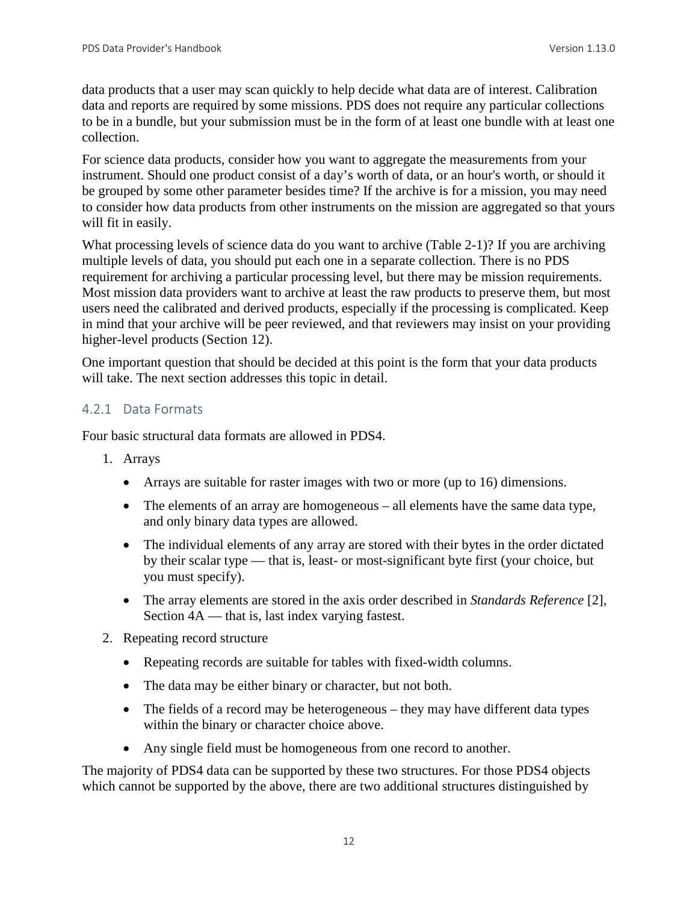data products that a user may scan quickly to help decide what data are of interest. Calibration data and reports are required by some missions. PDS does not require any particular collections to be in a bundle, but your submission must be in the form of at least one bundle with at least one collection.

For science data products, consider how you want to aggregate the measurements from your instrument. Should one product consist of a day's worth of data, or an hour's worth, or should it be grouped by some other parameter besides time? If the archive is for a mission, you may need to consider how data products from other instruments on the mission are aggregated so that yours will fit in easily.

What processing levels of science data do you want to archive (Table 2-1)? If you are archiving multiple levels of data, you should put each one in a separate collection. There is no PDS requirement for archiving a particular processing level, but there may be mission requirements. Most mission data providers want to archive at least the raw products to preserve them, but most users need the calibrated and derived products, especially if the processing is complicated. Keep in mind that your archive will be peer reviewed, and that reviewers may insist on your providing higher-level products (Section 12).

One important question that should be decided at this point is the form that your data products will take. The next section addresses this topic in detail.

### 4.2.1 Data Formats

Four basic structural data formats are allowed in PDS4.

1. Arrays
   - Arrays are suitable for raster images with two or more (up to 16) dimensions.
   - The elements of an array are homogeneous – all elements have the same data type, and only binary data types are allowed.
   - The individual elements of any array are stored with their bytes in the order dictated by their scalar type — that is, least- or most-significant byte first (your choice, but you must specify).
   - The array elements are stored in the axis order described in *Standards Reference* [2], Section 4A — that is, last index varying fastest.
2. Repeating record structure
   - Repeating records are suitable for tables with fixed-width columns.
   - The data may be either binary or character, but not both.
   - The fields of a record may be heterogeneous – they may have different data types within the binary or character choice above.
   - Any single field must be homogeneous from one record to another.

The majority of PDS4 data can be supported by these two structures. For those PDS4 objects which cannot be supported by the above, there are two additional structures distinguished by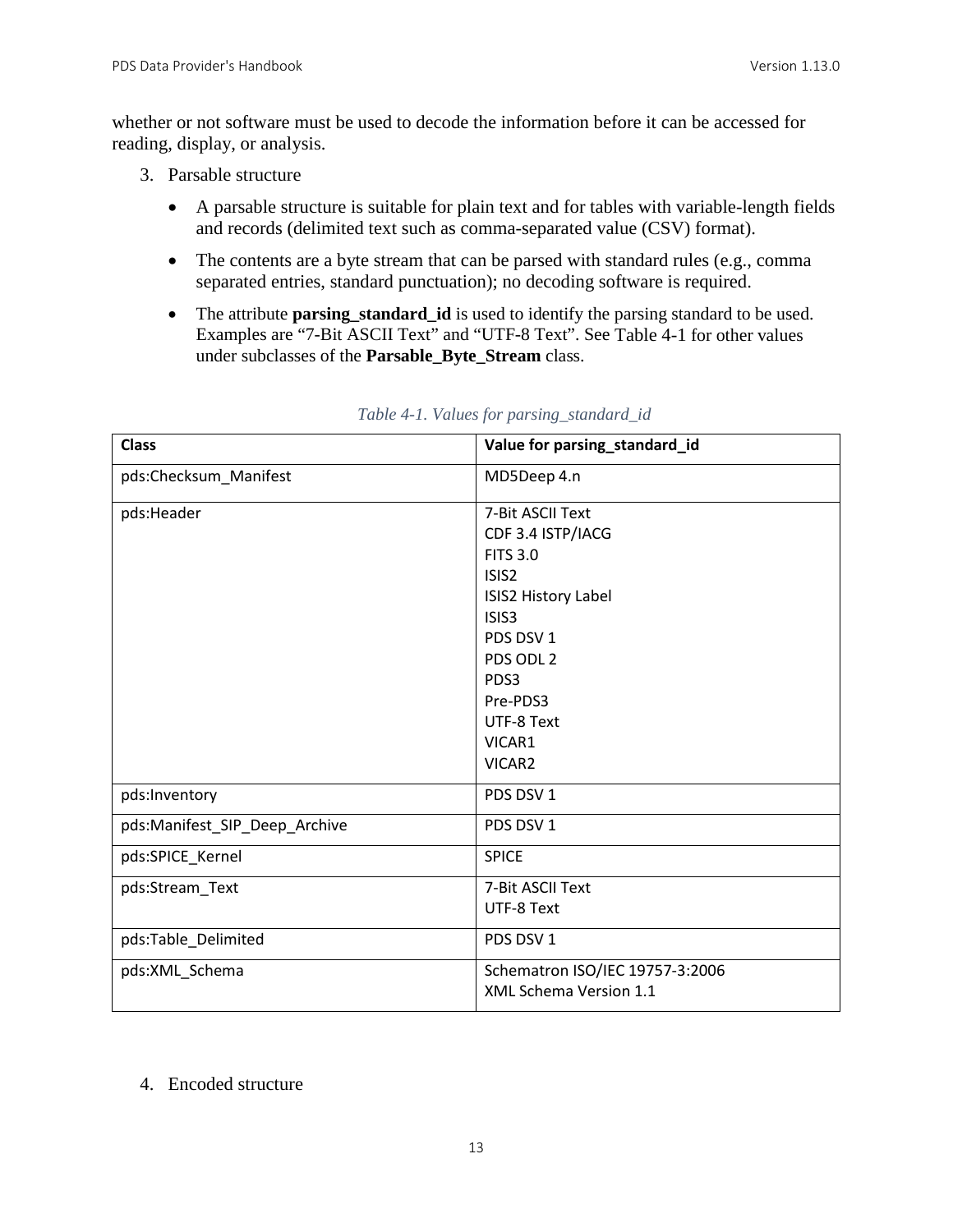whether or not software must be used to decode the information before it can be accessed for reading, display, or analysis.

3. Parsable structure

   - A parsable structure is suitable for plain text and for tables with variable-length fields and records (delimited text such as comma-separated value (CSV) format).
   - The contents are a byte stream that can be parsed with standard rules (e.g., comma separated entries, standard punctuation); no decoding software is required.
   - The attribute **parsing_standard_id** is used to identify the parsing standard to be used. Examples are "7-Bit ASCII Text" and "UTF-8 Text". See Table 4-1 for other values under subclasses of the **Parsable_Byte_Stream** class.

*Table 4-1. Values for parsing_standard_id*

| **Class** | **Value for parsing_standard_id** |
|---|---|
| pds:Checksum_Manifest | MD5Deep 4.n |
| pds:Header | 7-Bit ASCII Text<br>CDF 3.4 ISTP/IACG<br>FITS 3.0<br>ISIS2<br>ISIS2 History Label<br>ISIS3<br>PDS DSV 1<br>PDS ODL 2<br>PDS3<br>Pre-PDS3<br>UTF-8 Text<br>VICAR1<br>VICAR2 |
| pds:Inventory | PDS DSV 1 |
| pds:Manifest_SIP_Deep_Archive | PDS DSV 1 |
| pds:SPICE_Kernel | SPICE |
| pds:Stream_Text | 7-Bit ASCII Text<br>UTF-8 Text |
| pds:Table_Delimited | PDS DSV 1 |
| pds:XML_Schema | Schematron ISO/IEC 19757-3:2006<br>XML Schema Version 1.1 |

4. Encoded structure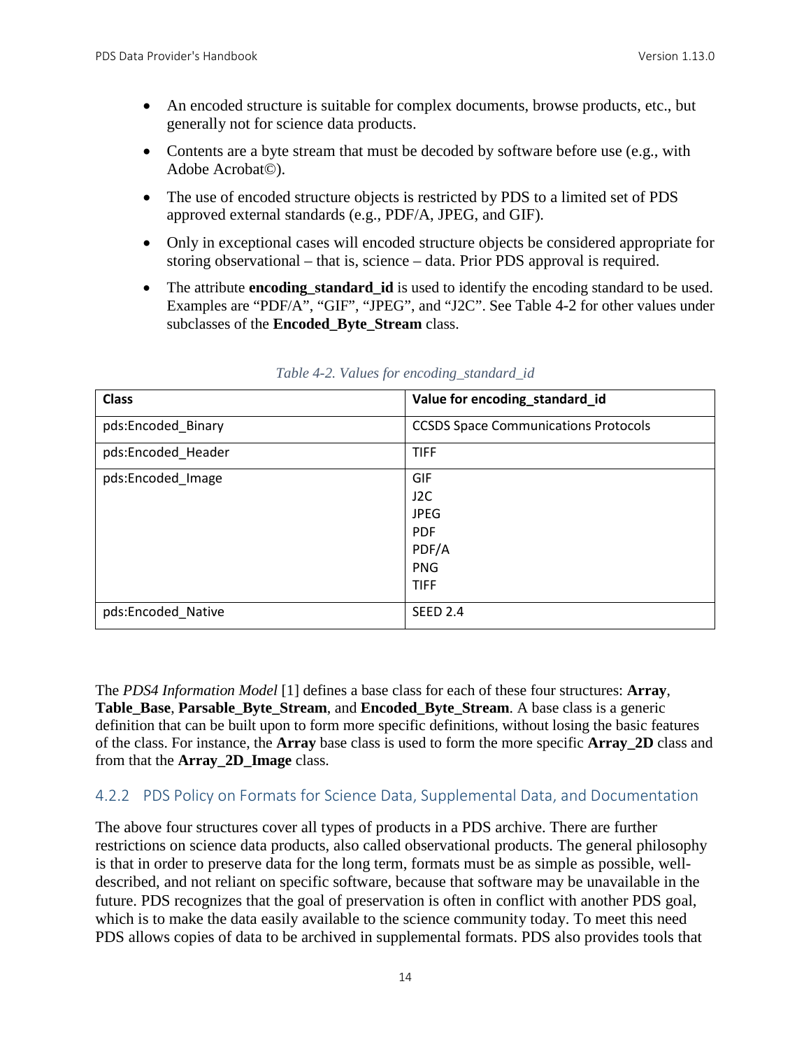- An encoded structure is suitable for complex documents, browse products, etc., but generally not for science data products.
- Contents are a byte stream that must be decoded by software before use (e.g., with Adobe Acrobat©).
- The use of encoded structure objects is restricted by PDS to a limited set of PDS approved external standards (e.g., PDF/A, JPEG, and GIF).
- Only in exceptional cases will encoded structure objects be considered appropriate for storing observational – that is, science – data. Prior PDS approval is required.
- The attribute **encoding_standard_id** is used to identify the encoding standard to be used. Examples are "PDF/A", "GIF", "JPEG", and "J2C". See Table 4-2 for other values under subclasses of the **Encoded_Byte_Stream** class.

*Table 4-2. Values for encoding_standard_id*

| Class | Value for encoding_standard_id |
|---|---|
| pds:Encoded_Binary | CCSDS Space Communications Protocols |
| pds:Encoded_Header | TIFF |
| pds:Encoded_Image | GIF<br>J2C<br>JPEG<br>PDF<br>PDF/A<br>PNG<br>TIFF |
| pds:Encoded_Native | SEED 2.4 |

The *PDS4 Information Model* [1] defines a base class for each of these four structures: **Array**, **Table_Base**, **Parsable_Byte_Stream**, and **Encoded_Byte_Stream**. A base class is a generic definition that can be built upon to form more specific definitions, without losing the basic features of the class. For instance, the **Array** base class is used to form the more specific **Array_2D** class and from that the **Array_2D_Image** class.

### 4.2.2 PDS Policy on Formats for Science Data, Supplemental Data, and Documentation

The above four structures cover all types of products in a PDS archive. There are further restrictions on science data products, also called observational products. The general philosophy is that in order to preserve data for the long term, formats must be as simple as possible, well-described, and not reliant on specific software, because that software may be unavailable in the future. PDS recognizes that the goal of preservation is often in conflict with another PDS goal, which is to make the data easily available to the science community today. To meet this need PDS allows copies of data to be archived in supplemental formats. PDS also provides tools that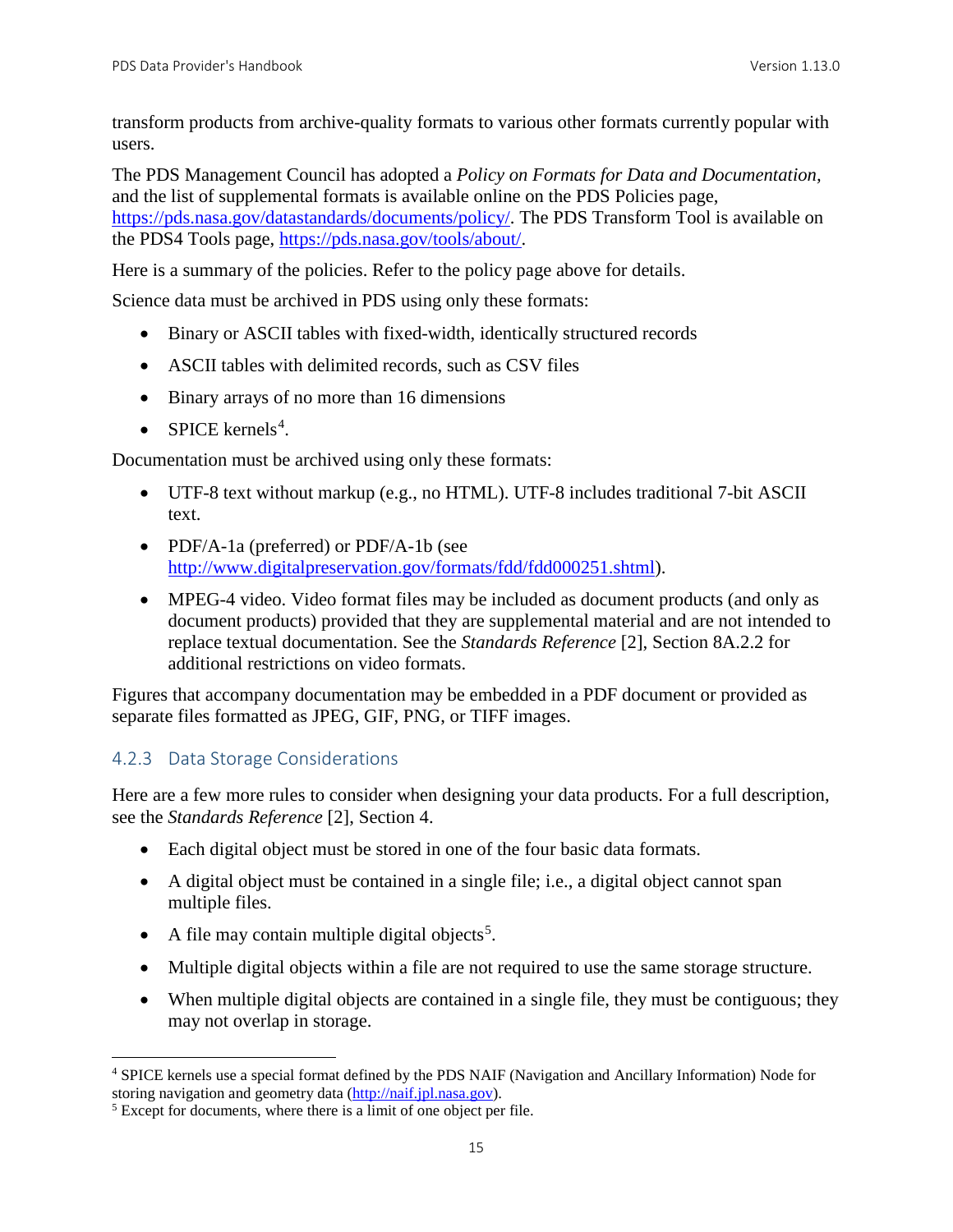transform products from archive-quality formats to various other formats currently popular with users.

The PDS Management Council has adopted a *Policy on Formats for Data and Documentation,* and the list of supplemental formats is available online on the PDS Policies page, [https://pds.nasa.gov/datastandards/documents/policy/](https://pds.nasa.gov/datastandards/documents/policy/). The PDS Transform Tool is available on the PDS4 Tools page, [https://pds.nasa.gov/tools/about/](https://pds.nasa.gov/tools/about/).

Here is a summary of the policies. Refer to the policy page above for details.

Science data must be archived in PDS using only these formats:

- Binary or ASCII tables with fixed-width, identically structured records
- ASCII tables with delimited records, such as CSV files
- Binary arrays of no more than 16 dimensions
- SPICE kernels[4].

Documentation must be archived using only these formats:

- UTF-8 text without markup (e.g., no HTML). UTF-8 includes traditional 7-bit ASCII text.
- PDF/A-1a (preferred) or PDF/A-1b (see [http://www.digitalpreservation.gov/formats/fdd/fdd000251.shtml](http://www.digitalpreservation.gov/formats/fdd/fdd000251.shtml)).
- MPEG-4 video. Video format files may be included as document products (and only as document products) provided that they are supplemental material and are not intended to replace textual documentation. See the *Standards Reference* [2], Section 8A.2.2 for additional restrictions on video formats.

Figures that accompany documentation may be embedded in a PDF document or provided as separate files formatted as JPEG, GIF, PNG, or TIFF images.

### 4.2.3 Data Storage Considerations

Here are a few more rules to consider when designing your data products. For a full description, see the *Standards Reference* [2], Section 4.

- Each digital object must be stored in one of the four basic data formats.
- A digital object must be contained in a single file; i.e., a digital object cannot span multiple files.
- A file may contain multiple digital objects[5].
- Multiple digital objects within a file are not required to use the same storage structure.
- When multiple digital objects are contained in a single file, they must be contiguous; they may not overlap in storage.

---

[4] SPICE kernels use a special format defined by the PDS NAIF (Navigation and Ancillary Information) Node for storing navigation and geometry data ([http://naif.jpl.nasa.gov](http://naif.jpl.nasa.gov)).

[5] Except for documents, where there is a limit of one object per file.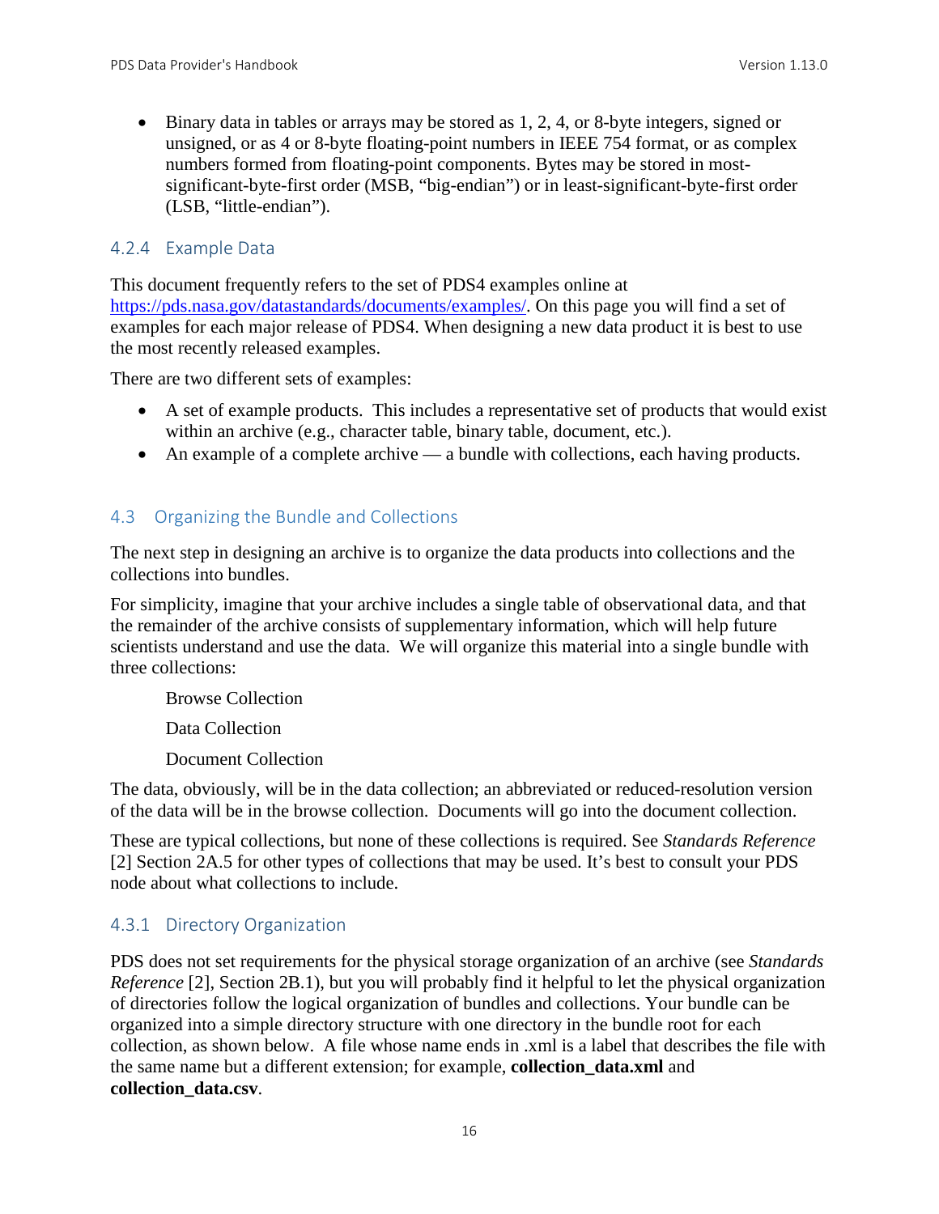- Binary data in tables or arrays may be stored as 1, 2, 4, or 8-byte integers, signed or unsigned, or as 4 or 8-byte floating-point numbers in IEEE 754 format, or as complex numbers formed from floating-point components. Bytes may be stored in most-significant-byte-first order (MSB, "big-endian") or in least-significant-byte-first order (LSB, "little-endian").

### 4.2.4 Example Data

This document frequently refers to the set of PDS4 examples online at [https://pds.nasa.gov/datastandards/documents/examples/](https://pds.nasa.gov/datastandards/documents/examples/). On this page you will find a set of examples for each major release of PDS4. When designing a new data product it is best to use the most recently released examples.

There are two different sets of examples:

- A set of example products. This includes a representative set of products that would exist within an archive (e.g., character table, binary table, document, etc.).
- An example of a complete archive — a bundle with collections, each having products.

## 4.3 Organizing the Bundle and Collections

The next step in designing an archive is to organize the data products into collections and the collections into bundles.

For simplicity, imagine that your archive includes a single table of observational data, and that the remainder of the archive consists of supplementary information, which will help future scientists understand and use the data. We will organize this material into a single bundle with three collections:

Browse Collection

Data Collection

Document Collection

The data, obviously, will be in the data collection; an abbreviated or reduced-resolution version of the data will be in the browse collection. Documents will go into the document collection.

These are typical collections, but none of these collections is required. See *Standards Reference* [2] Section 2A.5 for other types of collections that may be used. It's best to consult your PDS node about what collections to include.

### 4.3.1 Directory Organization

PDS does not set requirements for the physical storage organization of an archive (see *Standards Reference* [2], Section 2B.1), but you will probably find it helpful to let the physical organization of directories follow the logical organization of bundles and collections. Your bundle can be organized into a simple directory structure with one directory in the bundle root for each collection, as shown below. A file whose name ends in .xml is a label that describes the file with the same name but a different extension; for example, **collection_data.xml** and **collection_data.csv**.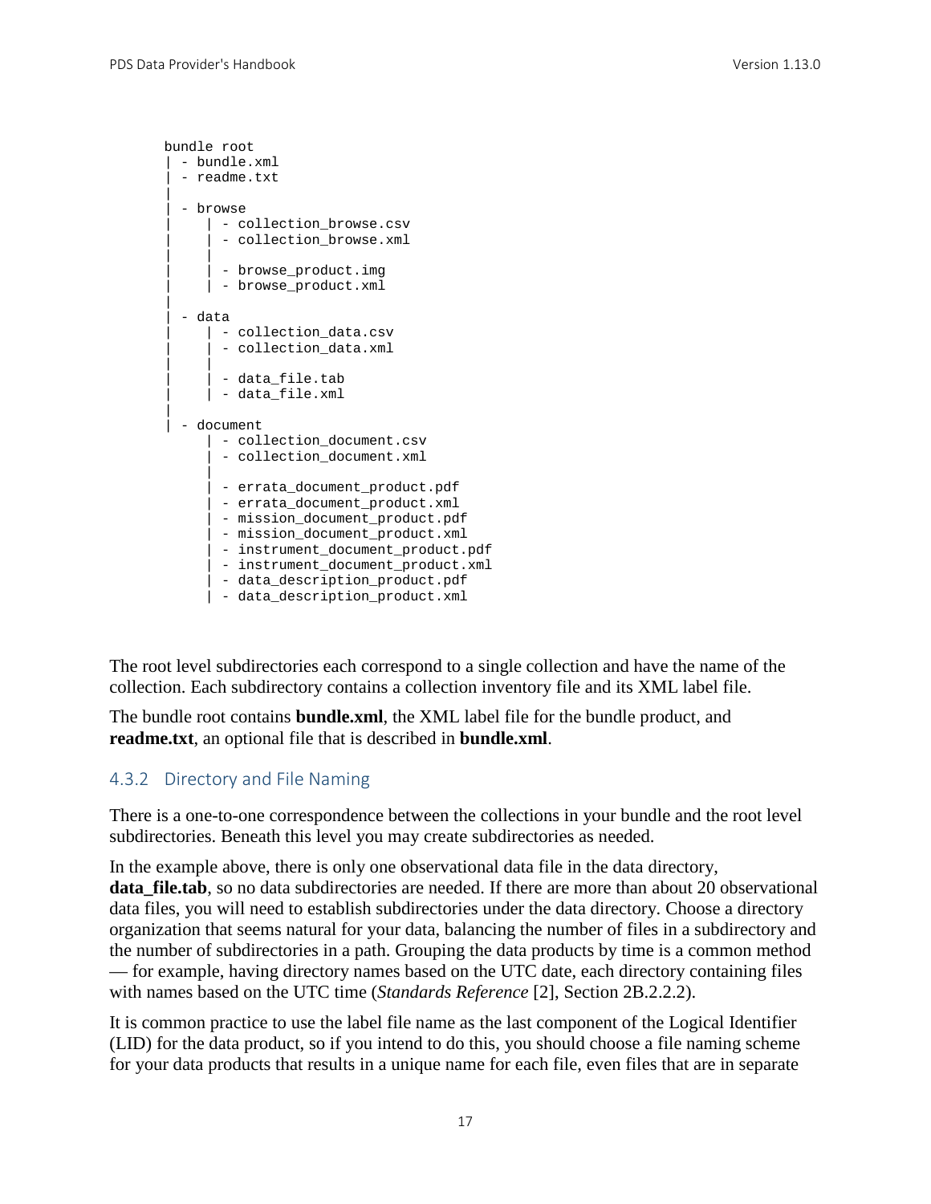```
bundle root
| - bundle.xml
| - readme.txt
|
| - browse
|     | - collection_browse.csv
|     | - collection_browse.xml
|     |
|     | - browse_product.img
|     | - browse_product.xml
|
| - data
|     | - collection_data.csv
|     | - collection_data.xml
|     |
|     | - data_file.tab
|     | - data_file.xml
|
| - document
      | - collection_document.csv
      | - collection_document.xml
      |
      | - errata_document_product.pdf
      | - errata_document_product.xml
      | - mission_document_product.pdf
      | - mission_document_product.xml
      | - instrument_document_product.pdf
      | - instrument_document_product.xml
      | - data_description_product.pdf
      | - data_description_product.xml
```

The root level subdirectories each correspond to a single collection and have the name of the collection. Each subdirectory contains a collection inventory file and its XML label file.

The bundle root contains **bundle.xml**, the XML label file for the bundle product, and **readme.txt**, an optional file that is described in **bundle.xml**.

### 4.3.2 Directory and File Naming

There is a one-to-one correspondence between the collections in your bundle and the root level subdirectories. Beneath this level you may create subdirectories as needed.

In the example above, there is only one observational data file in the data directory, **data_file.tab**, so no data subdirectories are needed. If there are more than about 20 observational data files, you will need to establish subdirectories under the data directory. Choose a directory organization that seems natural for your data, balancing the number of files in a subdirectory and the number of subdirectories in a path. Grouping the data products by time is a common method — for example, having directory names based on the UTC date, each directory containing files with names based on the UTC time (*Standards Reference* [2], Section 2B.2.2.2).

It is common practice to use the label file name as the last component of the Logical Identifier (LID) for the data product, so if you intend to do this, you should choose a file naming scheme for your data products that results in a unique name for each file, even files that are in separate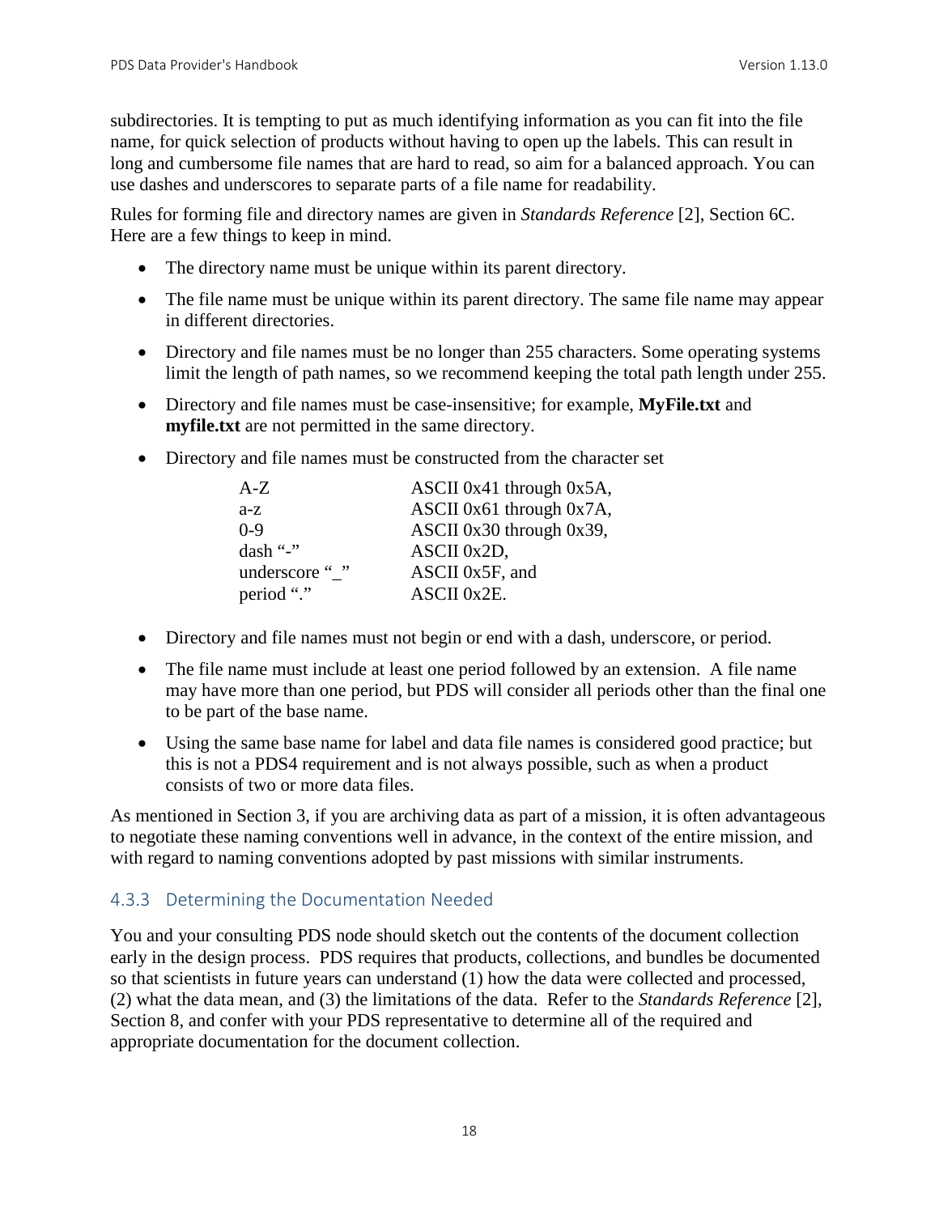subdirectories. It is tempting to put as much identifying information as you can fit into the file name, for quick selection of products without having to open up the labels. This can result in long and cumbersome file names that are hard to read, so aim for a balanced approach. You can use dashes and underscores to separate parts of a file name for readability.

Rules for forming file and directory names are given in *Standards Reference* [2], Section 6C. Here are a few things to keep in mind.

- The directory name must be unique within its parent directory.
- The file name must be unique within its parent directory. The same file name may appear in different directories.
- Directory and file names must be no longer than 255 characters. Some operating systems limit the length of path names, so we recommend keeping the total path length under 255.
- Directory and file names must be case-insensitive; for example, **MyFile.txt** and **myfile.txt** are not permitted in the same directory.
- Directory and file names must be constructed from the character set

| | |
|---|---|
| A-Z | ASCII 0x41 through 0x5A, |
| a-z | ASCII 0x61 through 0x7A, |
| 0-9 | ASCII 0x30 through 0x39, |
| dash “-” | ASCII 0x2D, |
| underscore “_” | ASCII 0x5F, and |
| period “.” | ASCII 0x2E. |

- Directory and file names must not begin or end with a dash, underscore, or period.
- The file name must include at least one period followed by an extension. A file name may have more than one period, but PDS will consider all periods other than the final one to be part of the base name.
- Using the same base name for label and data file names is considered good practice; but this is not a PDS4 requirement and is not always possible, such as when a product consists of two or more data files.

As mentioned in Section 3, if you are archiving data as part of a mission, it is often advantageous to negotiate these naming conventions well in advance, in the context of the entire mission, and with regard to naming conventions adopted by past missions with similar instruments.

### 4.3.3 Determining the Documentation Needed

You and your consulting PDS node should sketch out the contents of the document collection early in the design process. PDS requires that products, collections, and bundles be documented so that scientists in future years can understand (1) how the data were collected and processed, (2) what the data mean, and (3) the limitations of the data. Refer to the *Standards Reference* [2], Section 8, and confer with your PDS representative to determine all of the required and appropriate documentation for the document collection.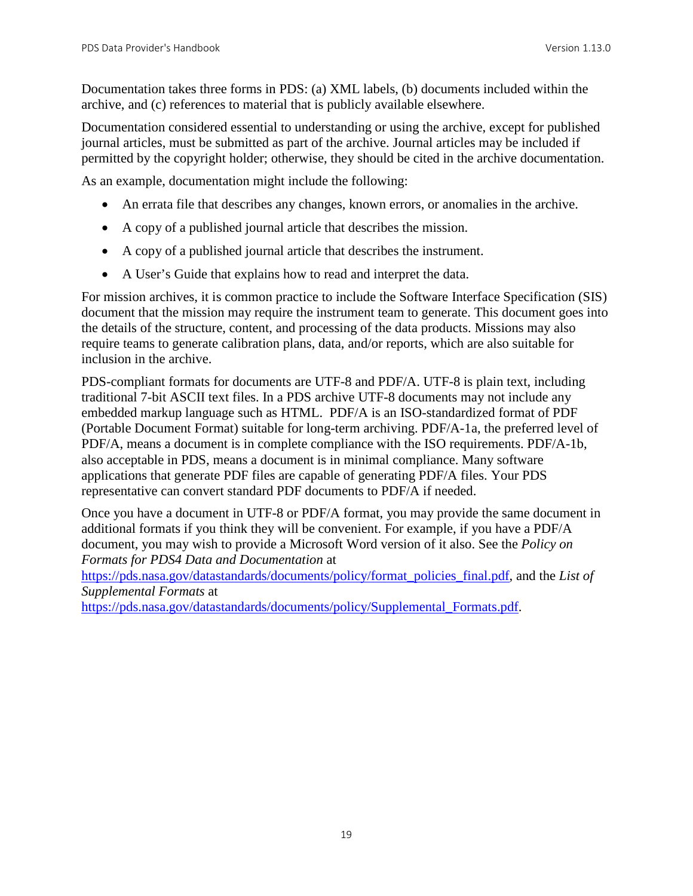Documentation takes three forms in PDS: (a) XML labels, (b) documents included within the archive, and (c) references to material that is publicly available elsewhere.

Documentation considered essential to understanding or using the archive, except for published journal articles, must be submitted as part of the archive. Journal articles may be included if permitted by the copyright holder; otherwise, they should be cited in the archive documentation.

As an example, documentation might include the following:

- An errata file that describes any changes, known errors, or anomalies in the archive.
- A copy of a published journal article that describes the mission.
- A copy of a published journal article that describes the instrument.
- A User's Guide that explains how to read and interpret the data.

For mission archives, it is common practice to include the Software Interface Specification (SIS) document that the mission may require the instrument team to generate. This document goes into the details of the structure, content, and processing of the data products. Missions may also require teams to generate calibration plans, data, and/or reports, which are also suitable for inclusion in the archive.

PDS-compliant formats for documents are UTF-8 and PDF/A. UTF-8 is plain text, including traditional 7-bit ASCII text files. In a PDS archive UTF-8 documents may not include any embedded markup language such as HTML. PDF/A is an ISO-standardized format of PDF (Portable Document Format) suitable for long-term archiving. PDF/A-1a, the preferred level of PDF/A, means a document is in complete compliance with the ISO requirements. PDF/A-1b, also acceptable in PDS, means a document is in minimal compliance. Many software applications that generate PDF files are capable of generating PDF/A files. Your PDS representative can convert standard PDF documents to PDF/A if needed.

Once you have a document in UTF-8 or PDF/A format, you may provide the same document in additional formats if you think they will be convenient. For example, if you have a PDF/A document, you may wish to provide a Microsoft Word version of it also. See the *Policy on Formats for PDS4 Data and Documentation* at https://pds.nasa.gov/datastandards/documents/policy/format_policies_final.pdf, and the *List of Supplemental Formats* at https://pds.nasa.gov/datastandards/documents/policy/Supplemental_Formats.pdf.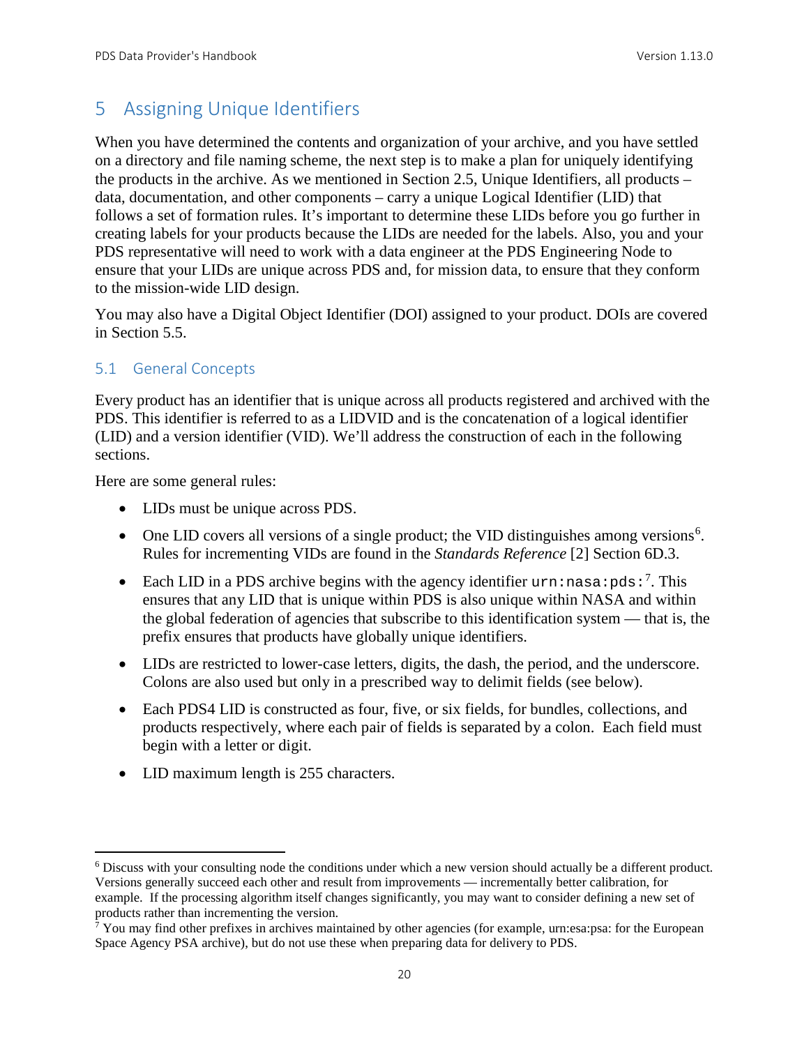# 5 Assigning Unique Identifiers

When you have determined the contents and organization of your archive, and you have settled on a directory and file naming scheme, the next step is to make a plan for uniquely identifying the products in the archive. As we mentioned in Section 2.5, Unique Identifiers, all products – data, documentation, and other components – carry a unique Logical Identifier (LID) that follows a set of formation rules. It's important to determine these LIDs before you go further in creating labels for your products because the LIDs are needed for the labels. Also, you and your PDS representative will need to work with a data engineer at the PDS Engineering Node to ensure that your LIDs are unique across PDS and, for mission data, to ensure that they conform to the mission-wide LID design.

You may also have a Digital Object Identifier (DOI) assigned to your product. DOIs are covered in Section 5.5.

## 5.1 General Concepts

Every product has an identifier that is unique across all products registered and archived with the PDS. This identifier is referred to as a LIDVID and is the concatenation of a logical identifier (LID) and a version identifier (VID). We'll address the construction of each in the following sections.

Here are some general rules:

- LIDs must be unique across PDS.
- One LID covers all versions of a single product; the VID distinguishes among versions[6]. Rules for incrementing VIDs are found in the *Standards Reference* [2] Section 6D.3.
- Each LID in a PDS archive begins with the agency identifier `urn:nasa:pds:`[7]. This ensures that any LID that is unique within PDS is also unique within NASA and within the global federation of agencies that subscribe to this identification system — that is, the prefix ensures that products have globally unique identifiers.
- LIDs are restricted to lower-case letters, digits, the dash, the period, and the underscore. Colons are also used but only in a prescribed way to delimit fields (see below).
- Each PDS4 LID is constructed as four, five, or six fields, for bundles, collections, and products respectively, where each pair of fields is separated by a colon. Each field must begin with a letter or digit.
- LID maximum length is 255 characters.

---

[6] Discuss with your consulting node the conditions under which a new version should actually be a different product. Versions generally succeed each other and result from improvements — incrementally better calibration, for example. If the processing algorithm itself changes significantly, you may want to consider defining a new set of products rather than incrementing the version.

[7] You may find other prefixes in archives maintained by other agencies (for example, urn:esa:psa: for the European Space Agency PSA archive), but do not use these when preparing data for delivery to PDS.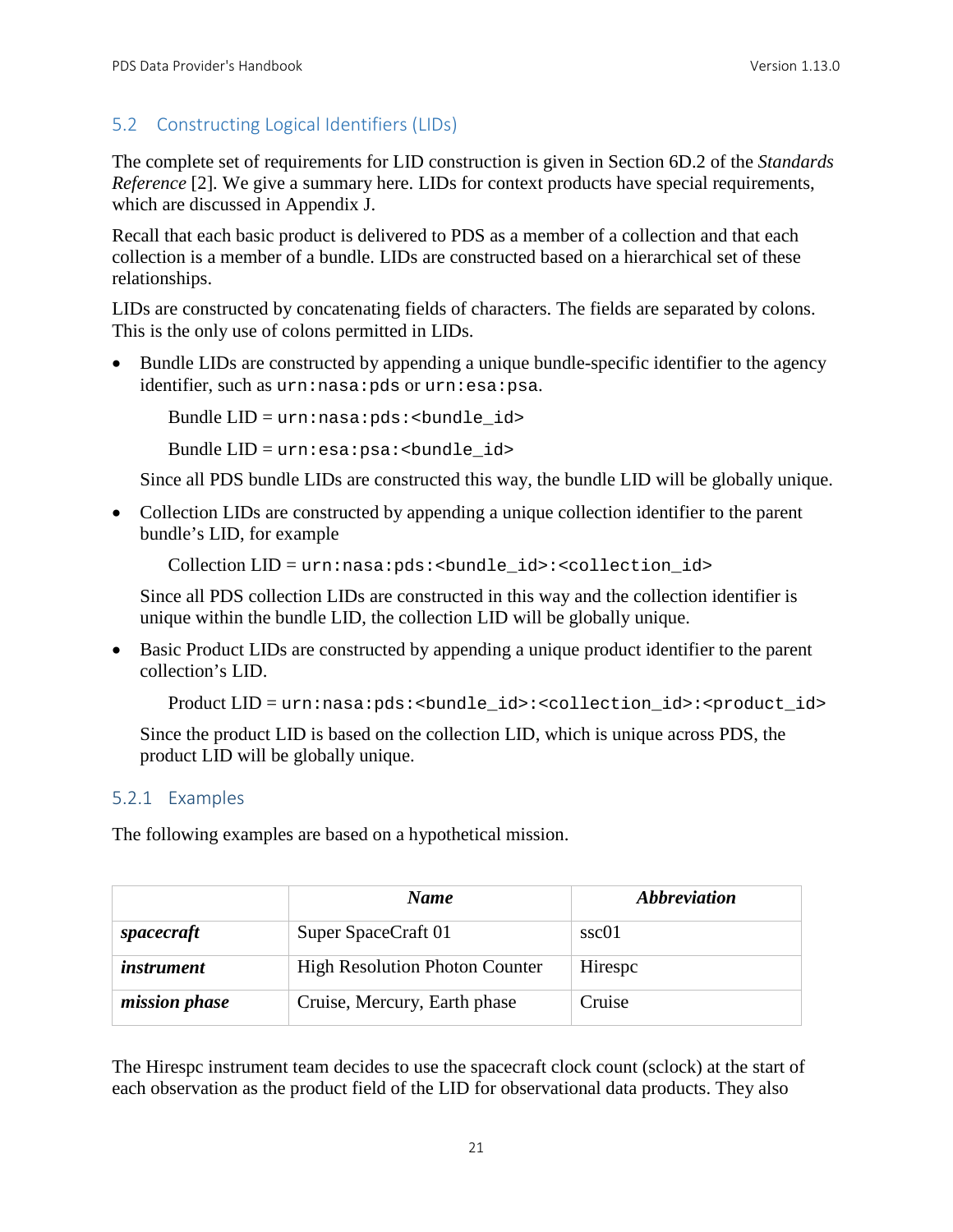## 5.2 Constructing Logical Identifiers (LIDs)

The complete set of requirements for LID construction is given in Section 6D.2 of the *Standards Reference* [2]. We give a summary here. LIDs for context products have special requirements, which are discussed in Appendix J.

Recall that each basic product is delivered to PDS as a member of a collection and that each collection is a member of a bundle. LIDs are constructed based on a hierarchical set of these relationships.

LIDs are constructed by concatenating fields of characters. The fields are separated by colons. This is the only use of colons permitted in LIDs.

- Bundle LIDs are constructed by appending a unique bundle-specific identifier to the agency identifier, such as `urn:nasa:pds` or `urn:esa:psa`.

  Bundle LID = `urn:nasa:pds:<bundle_id>`

  Bundle LID = `urn:esa:psa:<bundle_id>`

  Since all PDS bundle LIDs are constructed this way, the bundle LID will be globally unique.

- Collection LIDs are constructed by appending a unique collection identifier to the parent bundle's LID, for example

  Collection LID = `urn:nasa:pds:<bundle_id>:<collection_id>`

  Since all PDS collection LIDs are constructed in this way and the collection identifier is unique within the bundle LID, the collection LID will be globally unique.

- Basic Product LIDs are constructed by appending a unique product identifier to the parent collection's LID.

  Product LID = `urn:nasa:pds:<bundle_id>:<collection_id>:<product_id>`

  Since the product LID is based on the collection LID, which is unique across PDS, the product LID will be globally unique.

### 5.2.1 Examples

The following examples are based on a hypothetical mission.

| | *Name* | *Abbreviation* |
|---|---|---|
| ***spacecraft*** | Super SpaceCraft 01 | ssc01 |
| ***instrument*** | High Resolution Photon Counter | Hirespc |
| ***mission phase*** | Cruise, Mercury, Earth phase | Cruise |

The Hirespc instrument team decides to use the spacecraft clock count (sclock) at the start of each observation as the product field of the LID for observational data products. They also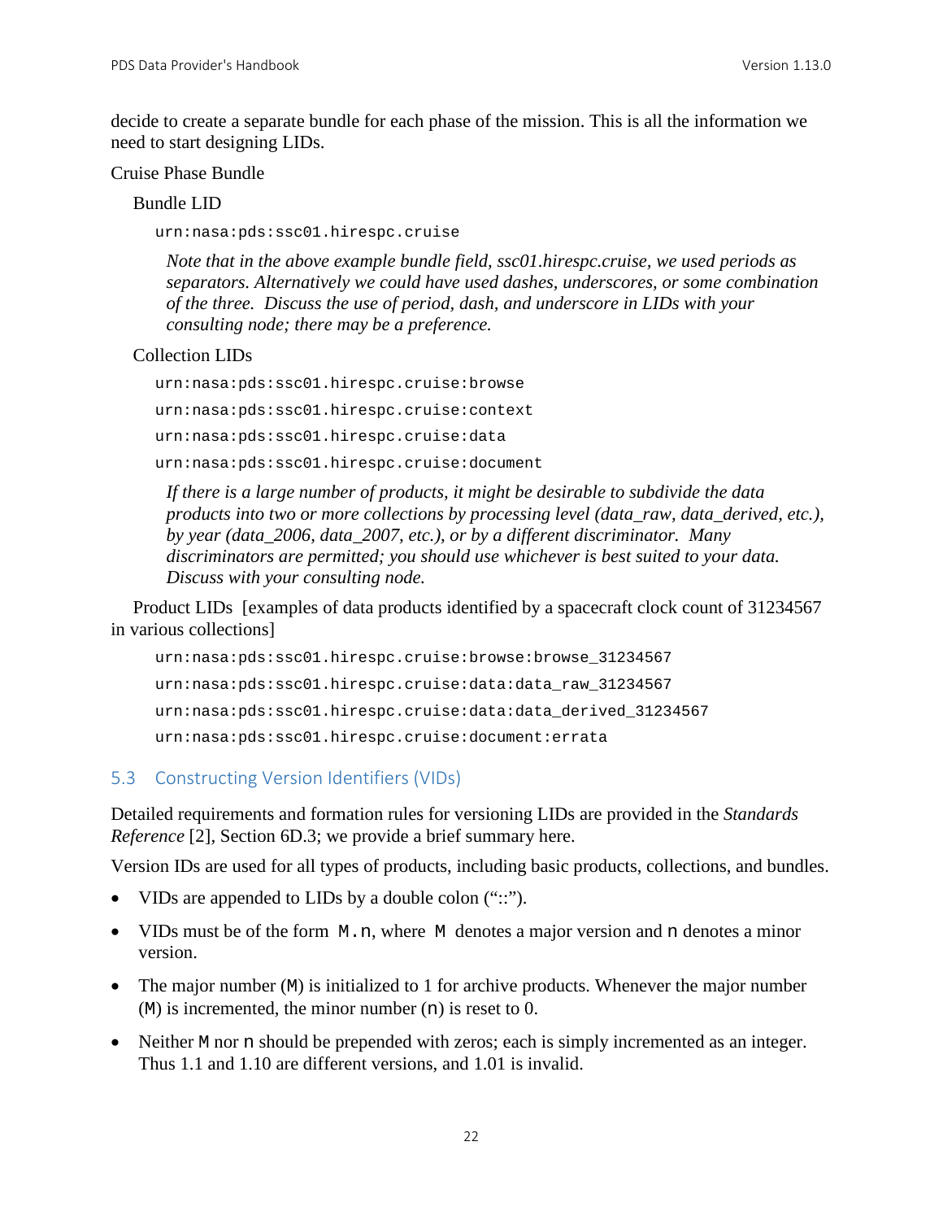decide to create a separate bundle for each phase of the mission. This is all the information we need to start designing LIDs.

Cruise Phase Bundle

Bundle LID

```
urn:nasa:pds:ssc01.hirespc.cruise
```

*Note that in the above example bundle field, ssc01.hirespc.cruise, we used periods as separators. Alternatively we could have used dashes, underscores, or some combination of the three. Discuss the use of period, dash, and underscore in LIDs with your consulting node; there may be a preference.*

Collection LIDs

```
urn:nasa:pds:ssc01.hirespc.cruise:browse
urn:nasa:pds:ssc01.hirespc.cruise:context
urn:nasa:pds:ssc01.hirespc.cruise:data
urn:nasa:pds:ssc01.hirespc.cruise:document
```

*If there is a large number of products, it might be desirable to subdivide the data products into two or more collections by processing level (data_raw, data_derived, etc.), by year (data_2006, data_2007, etc.), or by a different discriminator. Many discriminators are permitted; you should use whichever is best suited to your data. Discuss with your consulting node.*

Product LIDs [examples of data products identified by a spacecraft clock count of 31234567 in various collections]

```
urn:nasa:pds:ssc01.hirespc.cruise:browse:browse_31234567
urn:nasa:pds:ssc01.hirespc.cruise:data:data_raw_31234567
urn:nasa:pds:ssc01.hirespc.cruise:data:data_derived_31234567
urn:nasa:pds:ssc01.hirespc.cruise:document:errata
```

## 5.3 Constructing Version Identifiers (VIDs)

Detailed requirements and formation rules for versioning LIDs are provided in the *Standards Reference* [2], Section 6D.3; we provide a brief summary here.

Version IDs are used for all types of products, including basic products, collections, and bundles.

- VIDs are appended to LIDs by a double colon ("::").
- VIDs must be of the form `M.n`, where `M` denotes a major version and `n` denotes a minor version.
- The major number (`M`) is initialized to 1 for archive products. Whenever the major number (`M`) is incremented, the minor number (`n`) is reset to 0.
- Neither `M` nor `n` should be prepended with zeros; each is simply incremented as an integer. Thus 1.1 and 1.10 are different versions, and 1.01 is invalid.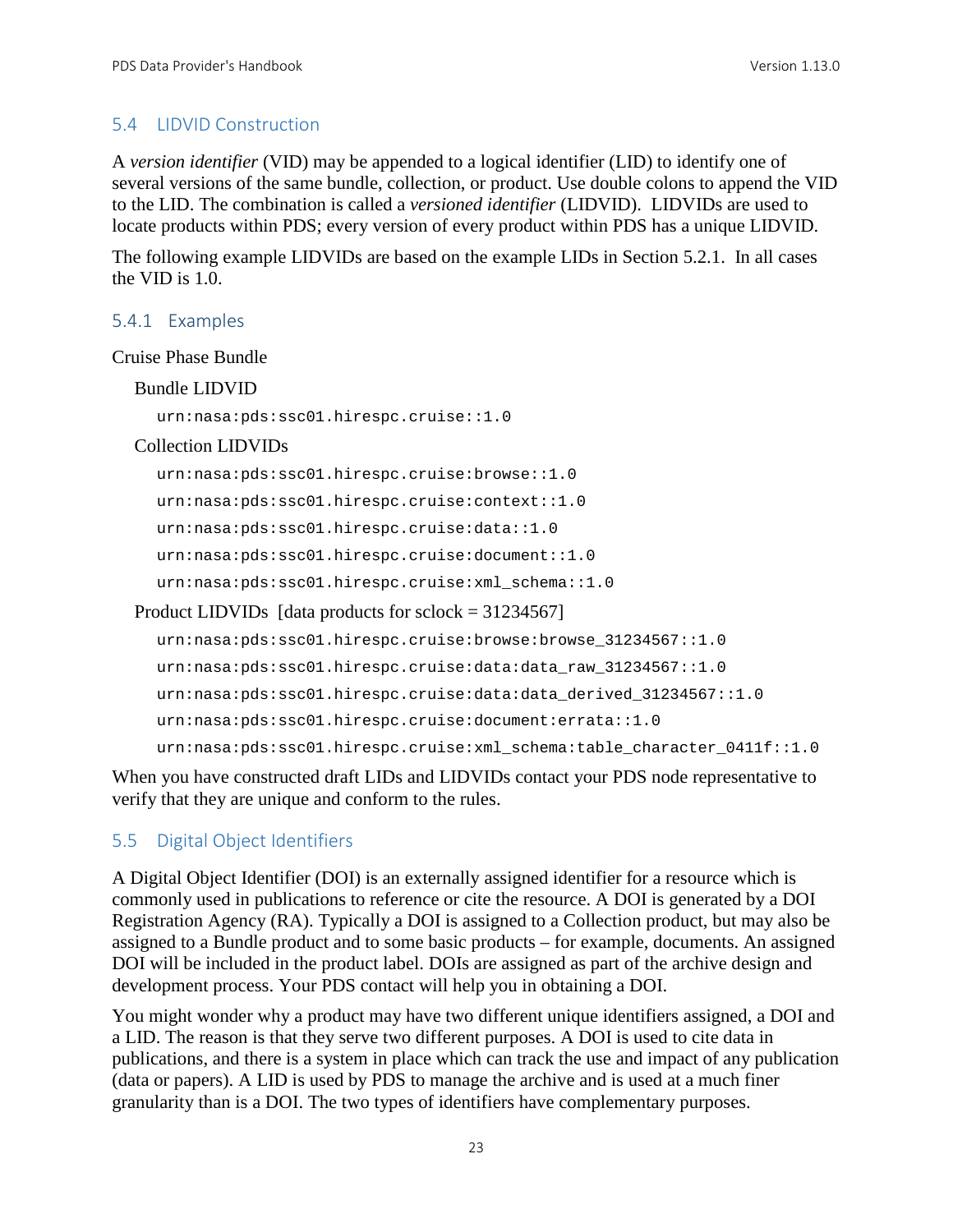## 5.4 LIDVID Construction

A *version identifier* (VID) may be appended to a logical identifier (LID) to identify one of several versions of the same bundle, collection, or product. Use double colons to append the VID to the LID. The combination is called a *versioned identifier* (LIDVID). LIDVIDs are used to locate products within PDS; every version of every product within PDS has a unique LIDVID.

The following example LIDVIDs are based on the example LIDs in Section 5.2.1. In all cases the VID is 1.0.

### 5.4.1 Examples

Cruise Phase Bundle

Bundle LIDVID

```
urn:nasa:pds:ssc01.hirespc.cruise::1.0
```

Collection LIDVIDs

```
urn:nasa:pds:ssc01.hirespc.cruise:browse::1.0
urn:nasa:pds:ssc01.hirespc.cruise:context::1.0
urn:nasa:pds:ssc01.hirespc.cruise:data::1.0
urn:nasa:pds:ssc01.hirespc.cruise:document::1.0
urn:nasa:pds:ssc01.hirespc.cruise:xml_schema::1.0
```

Product LIDVIDs [data products for sclock = 31234567]

```
urn:nasa:pds:ssc01.hirespc.cruise:browse:browse_31234567::1.0
urn:nasa:pds:ssc01.hirespc.cruise:data:data_raw_31234567::1.0
urn:nasa:pds:ssc01.hirespc.cruise:data:data_derived_31234567::1.0
urn:nasa:pds:ssc01.hirespc.cruise:document:errata::1.0
urn:nasa:pds:ssc01.hirespc.cruise:xml_schema:table_character_0411f::1.0
```

When you have constructed draft LIDs and LIDVIDs contact your PDS node representative to verify that they are unique and conform to the rules.

## 5.5 Digital Object Identifiers

A Digital Object Identifier (DOI) is an externally assigned identifier for a resource which is commonly used in publications to reference or cite the resource. A DOI is generated by a DOI Registration Agency (RA). Typically a DOI is assigned to a Collection product, but may also be assigned to a Bundle product and to some basic products – for example, documents. An assigned DOI will be included in the product label. DOIs are assigned as part of the archive design and development process. Your PDS contact will help you in obtaining a DOI.

You might wonder why a product may have two different unique identifiers assigned, a DOI and a LID. The reason is that they serve two different purposes. A DOI is used to cite data in publications, and there is a system in place which can track the use and impact of any publication (data or papers). A LID is used by PDS to manage the archive and is used at a much finer granularity than is a DOI. The two types of identifiers have complementary purposes.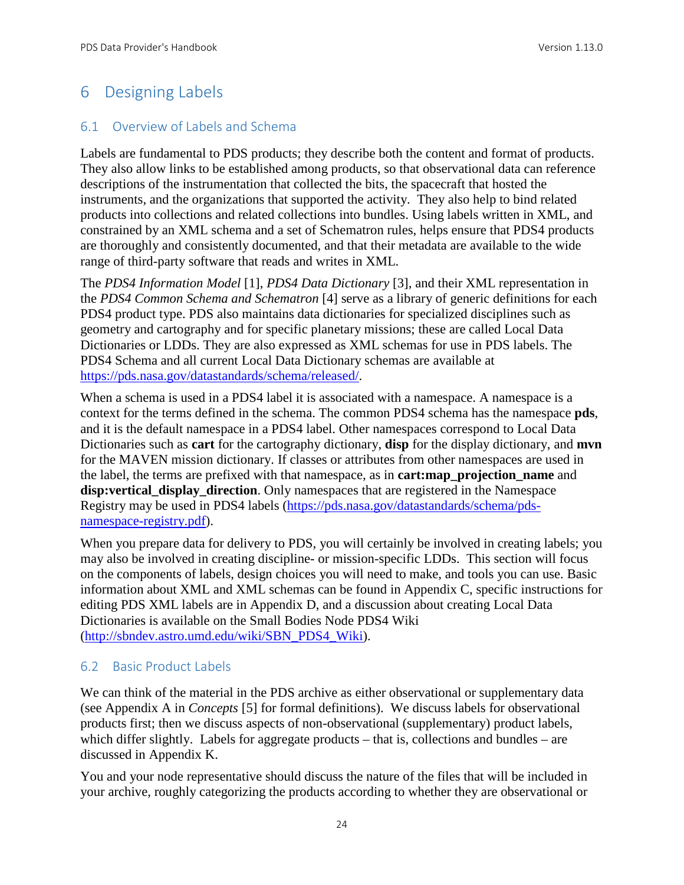# 6 Designing Labels

## 6.1 Overview of Labels and Schema

Labels are fundamental to PDS products; they describe both the content and format of products. They also allow links to be established among products, so that observational data can reference descriptions of the instrumentation that collected the bits, the spacecraft that hosted the instruments, and the organizations that supported the activity. They also help to bind related products into collections and related collections into bundles. Using labels written in XML, and constrained by an XML schema and a set of Schematron rules, helps ensure that PDS4 products are thoroughly and consistently documented, and that their metadata are available to the wide range of third-party software that reads and writes in XML.

The *PDS4 Information Model* [1], *PDS4 Data Dictionary* [3], and their XML representation in the *PDS4 Common Schema and Schematron* [4] serve as a library of generic definitions for each PDS4 product type. PDS also maintains data dictionaries for specialized disciplines such as geometry and cartography and for specific planetary missions; these are called Local Data Dictionaries or LDDs. They are also expressed as XML schemas for use in PDS labels. The PDS4 Schema and all current Local Data Dictionary schemas are available at [https://pds.nasa.gov/datastandards/schema/released/](https://pds.nasa.gov/datastandards/schema/released/).

When a schema is used in a PDS4 label it is associated with a namespace. A namespace is a context for the terms defined in the schema. The common PDS4 schema has the namespace **pds**, and it is the default namespace in a PDS4 label. Other namespaces correspond to Local Data Dictionaries such as **cart** for the cartography dictionary, **disp** for the display dictionary, and **mvn** for the MAVEN mission dictionary. If classes or attributes from other namespaces are used in the label, the terms are prefixed with that namespace, as in **cart:map_projection_name** and **disp:vertical_display_direction**. Only namespaces that are registered in the Namespace Registry may be used in PDS4 labels ([https://pds.nasa.gov/datastandards/schema/pds-namespace-registry.pdf](https://pds.nasa.gov/datastandards/schema/pds-namespace-registry.pdf)).

When you prepare data for delivery to PDS, you will certainly be involved in creating labels; you may also be involved in creating discipline- or mission-specific LDDs. This section will focus on the components of labels, design choices you will need to make, and tools you can use. Basic information about XML and XML schemas can be found in Appendix C, specific instructions for editing PDS XML labels are in Appendix D, and a discussion about creating Local Data Dictionaries is available on the Small Bodies Node PDS4 Wiki ([http://sbndev.astro.umd.edu/wiki/SBN_PDS4_Wiki](http://sbndev.astro.umd.edu/wiki/SBN_PDS4_Wiki)).

## 6.2 Basic Product Labels

We can think of the material in the PDS archive as either observational or supplementary data (see Appendix A in *Concepts* [5] for formal definitions). We discuss labels for observational products first; then we discuss aspects of non-observational (supplementary) product labels, which differ slightly. Labels for aggregate products – that is, collections and bundles – are discussed in Appendix K.

You and your node representative should discuss the nature of the files that will be included in your archive, roughly categorizing the products according to whether they are observational or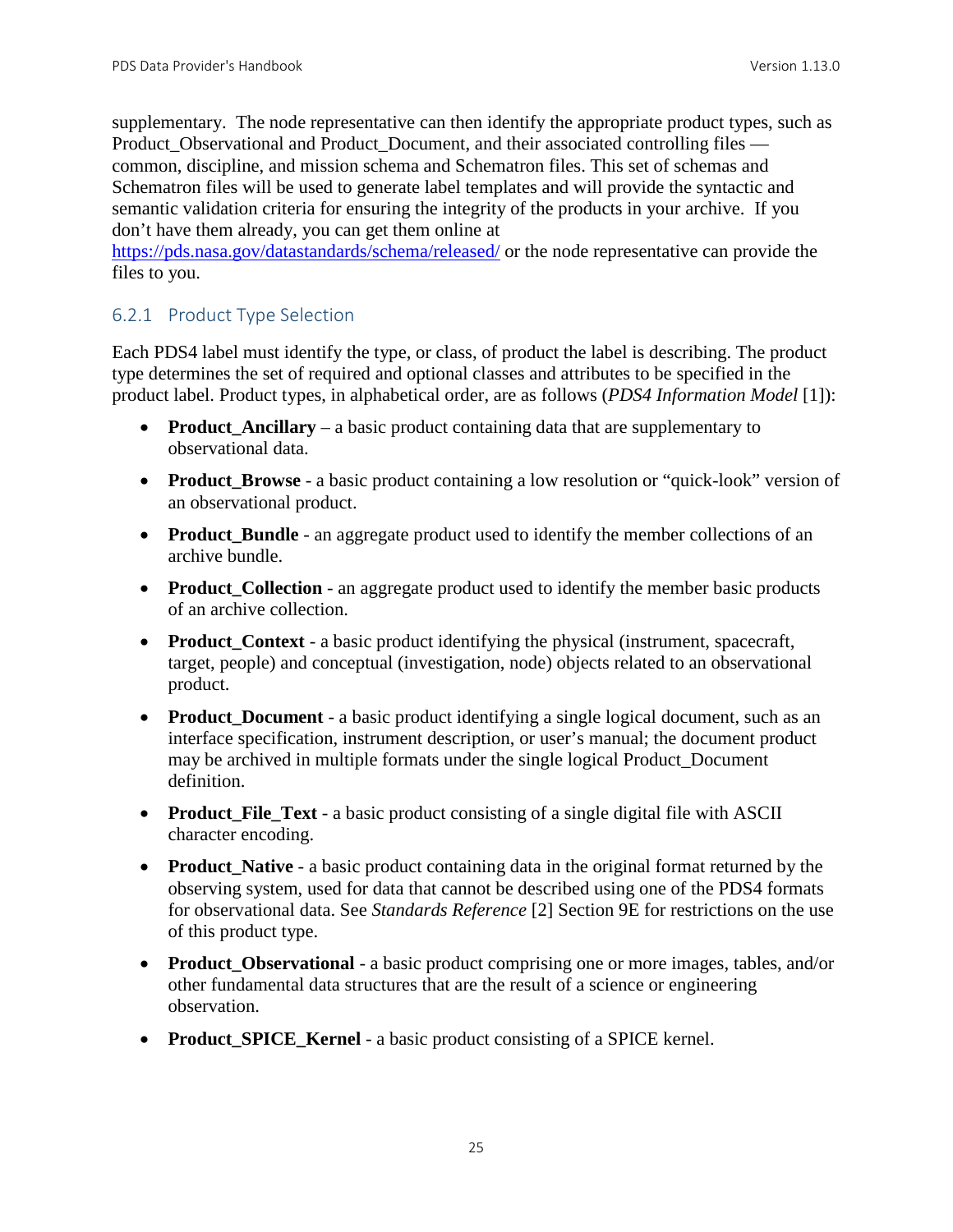supplementary. The node representative can then identify the appropriate product types, such as Product_Observational and Product_Document, and their associated controlling files — common, discipline, and mission schema and Schematron files. This set of schemas and Schematron files will be used to generate label templates and will provide the syntactic and semantic validation criteria for ensuring the integrity of the products in your archive. If you don't have them already, you can get them online at https://pds.nasa.gov/datastandards/schema/released/ or the node representative can provide the files to you.

### 6.2.1 Product Type Selection

Each PDS4 label must identify the type, or class, of product the label is describing. The product type determines the set of required and optional classes and attributes to be specified in the product label. Product types, in alphabetical order, are as follows (*PDS4 Information Model* [1]):

- **Product_Ancillary** – a basic product containing data that are supplementary to observational data.
- **Product_Browse** - a basic product containing a low resolution or "quick-look" version of an observational product.
- **Product_Bundle** - an aggregate product used to identify the member collections of an archive bundle.
- **Product_Collection** - an aggregate product used to identify the member basic products of an archive collection.
- **Product_Context** - a basic product identifying the physical (instrument, spacecraft, target, people) and conceptual (investigation, node) objects related to an observational product.
- **Product_Document** - a basic product identifying a single logical document, such as an interface specification, instrument description, or user's manual; the document product may be archived in multiple formats under the single logical Product_Document definition.
- **Product_File_Text** - a basic product consisting of a single digital file with ASCII character encoding.
- **Product_Native** - a basic product containing data in the original format returned by the observing system, used for data that cannot be described using one of the PDS4 formats for observational data. See *Standards Reference* [2] Section 9E for restrictions on the use of this product type.
- **Product_Observational** - a basic product comprising one or more images, tables, and/or other fundamental data structures that are the result of a science or engineering observation.
- **Product_SPICE_Kernel** - a basic product consisting of a SPICE kernel.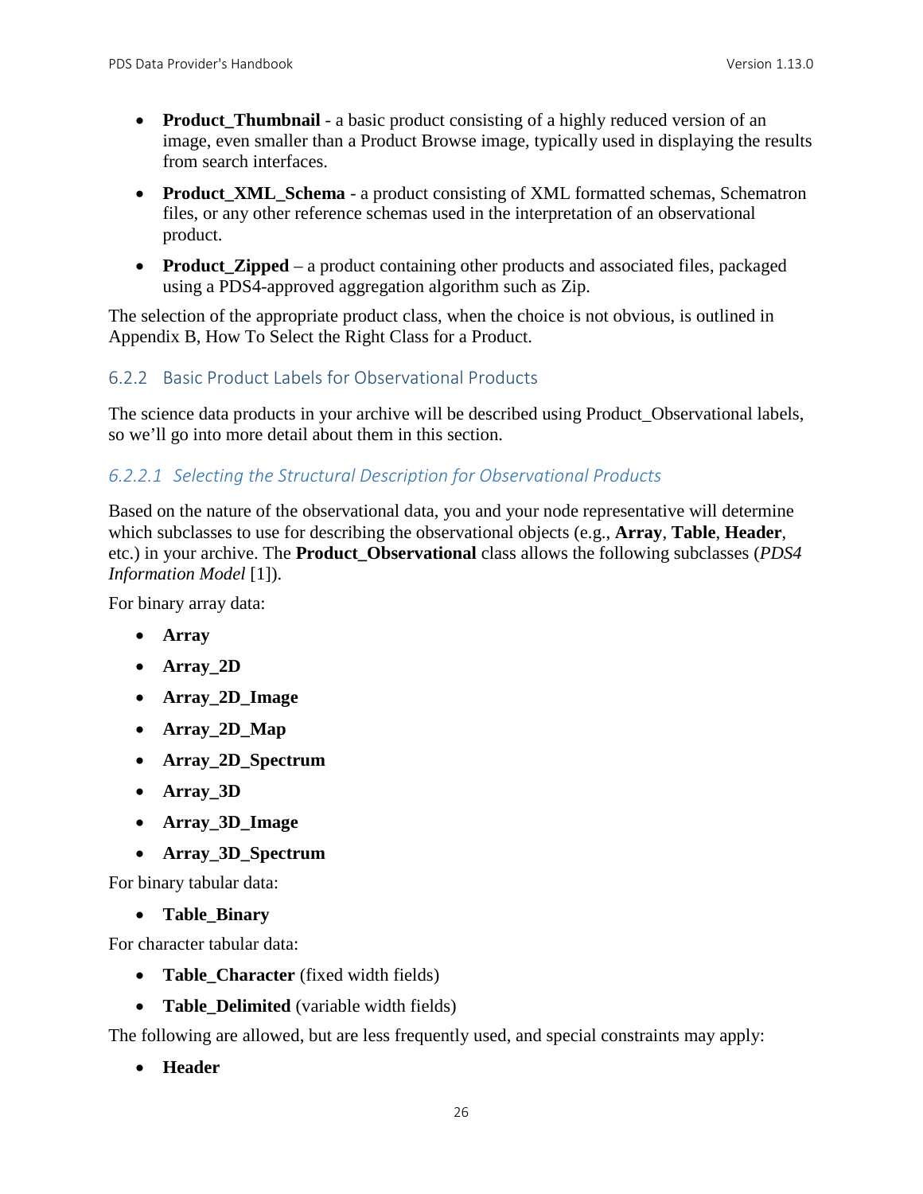- **Product_Thumbnail** - a basic product consisting of a highly reduced version of an image, even smaller than a Product Browse image, typically used in displaying the results from search interfaces.
- **Product_XML_Schema** - a product consisting of XML formatted schemas, Schematron files, or any other reference schemas used in the interpretation of an observational product.
- **Product_Zipped** – a product containing other products and associated files, packaged using a PDS4-approved aggregation algorithm such as Zip.

The selection of the appropriate product class, when the choice is not obvious, is outlined in Appendix B, How To Select the Right Class for a Product.

### 6.2.2 Basic Product Labels for Observational Products

The science data products in your archive will be described using Product_Observational labels, so we'll go into more detail about them in this section.

#### *6.2.2.1 Selecting the Structural Description for Observational Products*

Based on the nature of the observational data, you and your node representative will determine which subclasses to use for describing the observational objects (e.g., **Array**, **Table**, **Header**, etc.) in your archive. The **Product_Observational** class allows the following subclasses (*PDS4 Information Model* [1]).

For binary array data:

- **Array**
- **Array_2D**
- **Array_2D_Image**
- **Array_2D_Map**
- **Array_2D_Spectrum**
- **Array_3D**
- **Array_3D_Image**
- **Array_3D_Spectrum**

For binary tabular data:

- **Table_Binary**

For character tabular data:

- **Table_Character** (fixed width fields)
- **Table_Delimited** (variable width fields)

The following are allowed, but are less frequently used, and special constraints may apply:

- **Header**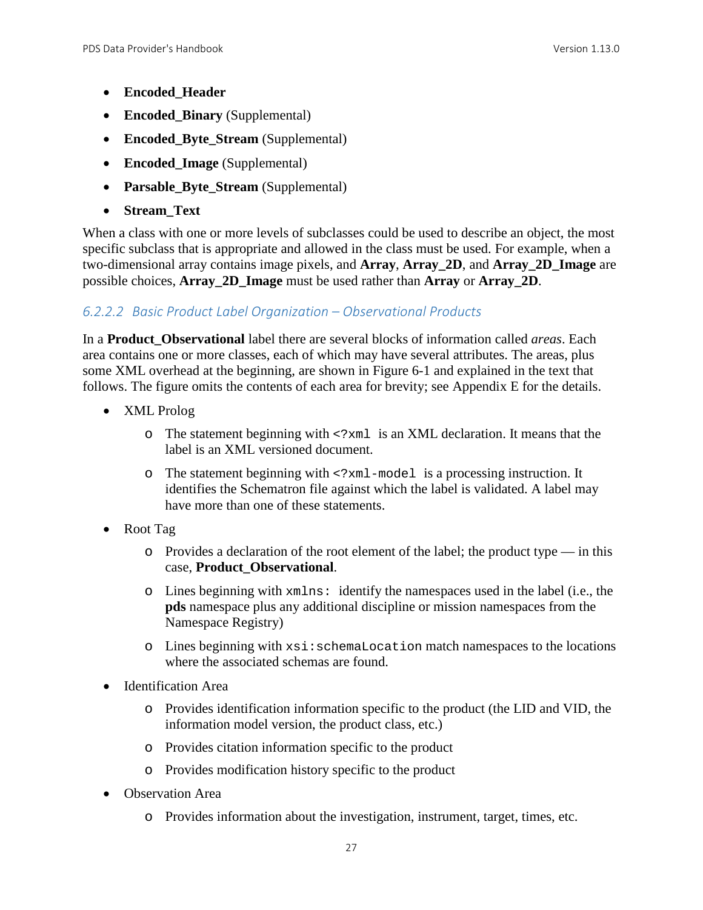- **Encoded_Header**
- **Encoded_Binary** (Supplemental)
- **Encoded_Byte_Stream** (Supplemental)
- **Encoded_Image** (Supplemental)
- **Parsable_Byte_Stream** (Supplemental)
- **Stream_Text**

When a class with one or more levels of subclasses could be used to describe an object, the most specific subclass that is appropriate and allowed in the class must be used. For example, when a two-dimensional array contains image pixels, and **Array**, **Array_2D**, and **Array_2D_Image** are possible choices, **Array_2D_Image** must be used rather than **Array** or **Array_2D**.

#### *6.2.2.2 Basic Product Label Organization – Observational Products*

In a **Product_Observational** label there are several blocks of information called *areas*. Each area contains one or more classes, each of which may have several attributes. The areas, plus some XML overhead at the beginning, are shown in Figure 6-1 and explained in the text that follows. The figure omits the contents of each area for brevity; see Appendix E for the details.

- XML Prolog
    - The statement beginning with `<?xml` is an XML declaration. It means that the label is an XML versioned document.
    - The statement beginning with `<?xml-model` is a processing instruction. It identifies the Schematron file against which the label is validated. A label may have more than one of these statements.
- Root Tag
    - Provides a declaration of the root element of the label; the product type — in this case, **Product_Observational**.
    - Lines beginning with `xmlns:` identify the namespaces used in the label (i.e., the **pds** namespace plus any additional discipline or mission namespaces from the Namespace Registry)
    - Lines beginning with `xsi:schemaLocation` match namespaces to the locations where the associated schemas are found.
- Identification Area
    - Provides identification information specific to the product (the LID and VID, the information model version, the product class, etc.)
    - Provides citation information specific to the product
    - Provides modification history specific to the product
- Observation Area
    - Provides information about the investigation, instrument, target, times, etc.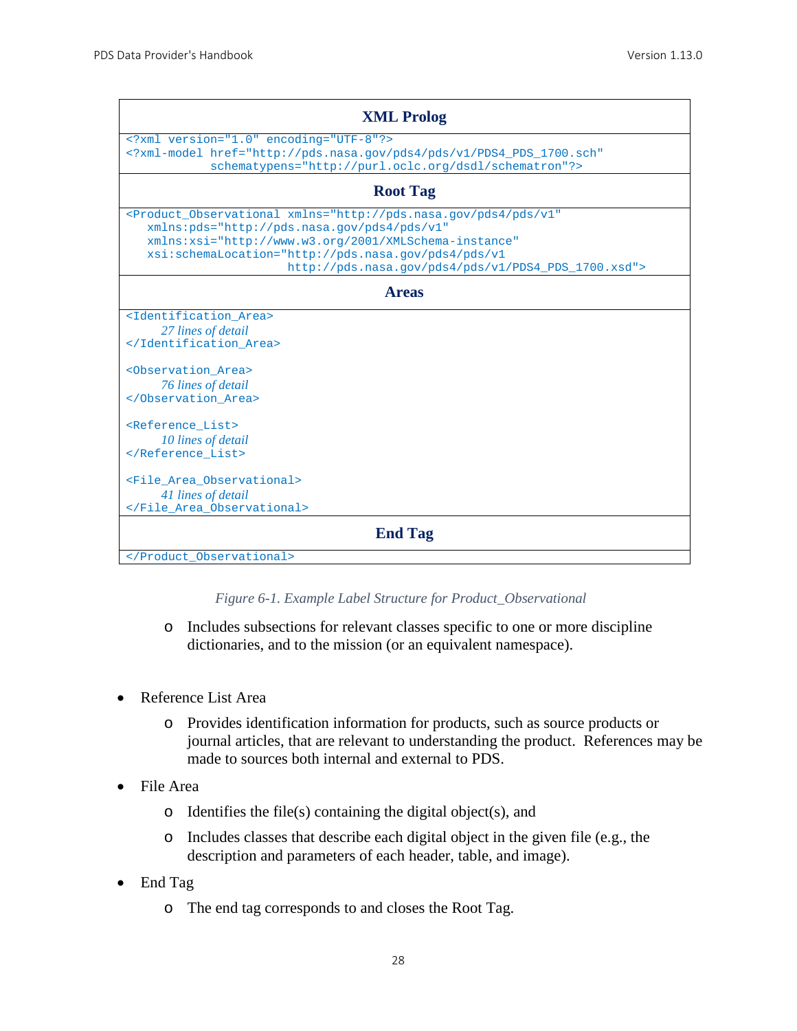| XML Prolog |
| --- |
| `<?xml version="1.0" encoding="UTF-8"?>`<br>`<?xml-model href="http://pds.nasa.gov/pds4/pds/v1/PDS4_PDS_1700.sch"`<br>`            schematypens="http://purl.oclc.org/dsdl/schematron"?>` |
| **Root Tag** |
| `<Product_Observational xmlns="http://pds.nasa.gov/pds4/pds/v1"`<br>`   xmlns:pds="http://pds.nasa.gov/pds4/pds/v1"`<br>`   xmlns:xsi="http://www.w3.org/2001/XMLSchema-instance"`<br>`   xsi:schemaLocation="http://pds.nasa.gov/pds4/pds/v1`<br>`                       http://pds.nasa.gov/pds4/pds/v1/PDS4_PDS_1700.xsd">` |
| **Areas** |
| `<Identification_Area>`<br>*27 lines of detail*<br>`</Identification_Area>`<br><br>`<Observation_Area>`<br>*76 lines of detail*<br>`</Observation_Area>`<br><br>`<Reference_List>`<br>*10 lines of detail*<br>`</Reference_List>`<br><br>`<File_Area_Observational>`<br>*41 lines of detail*<br>`</File_Area_Observational>` |
| **End Tag** |
| `</Product_Observational>` |

*Figure 6-1. Example Label Structure for Product_Observational*

  - Includes subsections for relevant classes specific to one or more discipline dictionaries, and to the mission (or an equivalent namespace).

- Reference List Area
  - Provides identification information for products, such as source products or journal articles, that are relevant to understanding the product. References may be made to sources both internal and external to PDS.
- File Area
  - Identifies the file(s) containing the digital object(s), and
  - Includes classes that describe each digital object in the given file (e.g., the description and parameters of each header, table, and image).
- End Tag
  - The end tag corresponds to and closes the Root Tag.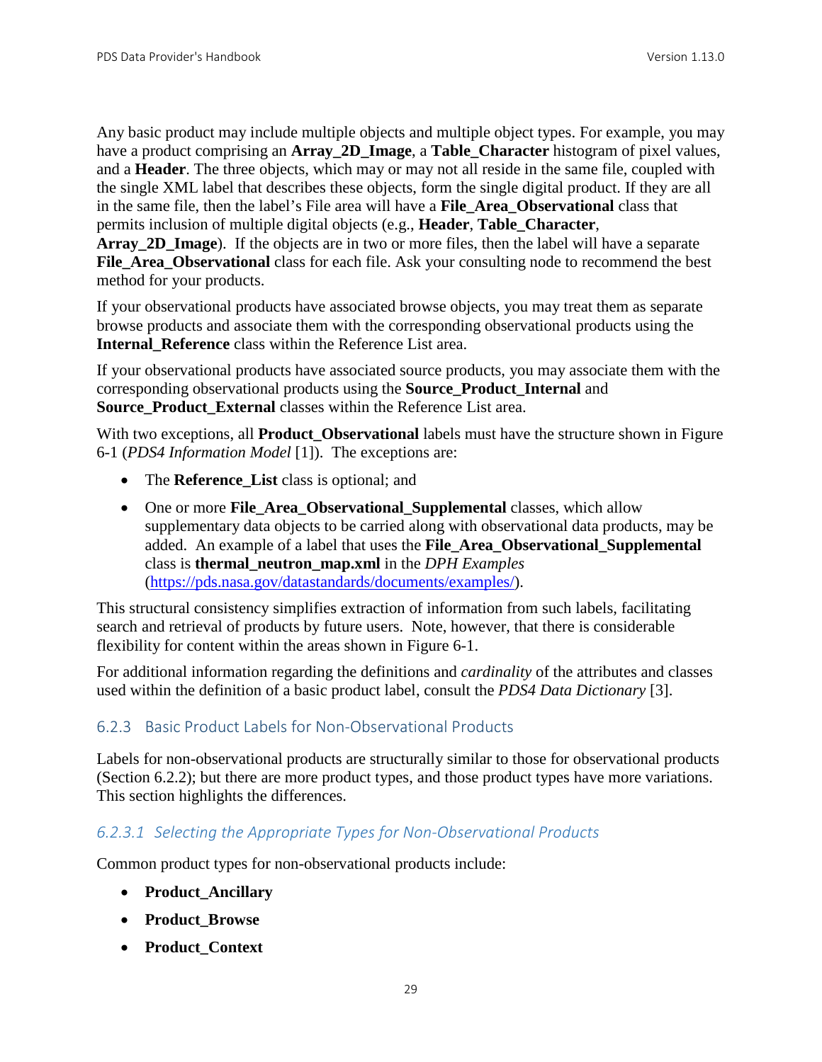Any basic product may include multiple objects and multiple object types. For example, you may have a product comprising an **Array_2D_Image**, a **Table_Character** histogram of pixel values, and a **Header**. The three objects, which may or may not all reside in the same file, coupled with the single XML label that describes these objects, form the single digital product. If they are all in the same file, then the label's File area will have a **File_Area_Observational** class that permits inclusion of multiple digital objects (e.g., **Header**, **Table_Character**, **Array_2D_Image**). If the objects are in two or more files, then the label will have a separate **File_Area_Observational** class for each file. Ask your consulting node to recommend the best method for your products.

If your observational products have associated browse objects, you may treat them as separate browse products and associate them with the corresponding observational products using the **Internal_Reference** class within the Reference List area.

If your observational products have associated source products, you may associate them with the corresponding observational products using the **Source_Product_Internal** and **Source_Product_External** classes within the Reference List area.

With two exceptions, all **Product_Observational** labels must have the structure shown in Figure 6-1 (*PDS4 Information Model* [1]). The exceptions are:

- The **Reference_List** class is optional; and
- One or more **File_Area_Observational_Supplemental** classes, which allow supplementary data objects to be carried along with observational data products, may be added. An example of a label that uses the **File_Area_Observational_Supplemental** class is **thermal_neutron_map.xml** in the *DPH Examples* (https://pds.nasa.gov/datastandards/documents/examples/).

This structural consistency simplifies extraction of information from such labels, facilitating search and retrieval of products by future users. Note, however, that there is considerable flexibility for content within the areas shown in Figure 6-1.

For additional information regarding the definitions and *cardinality* of the attributes and classes used within the definition of a basic product label, consult the *PDS4 Data Dictionary* [3].

### 6.2.3 Basic Product Labels for Non-Observational Products

Labels for non-observational products are structurally similar to those for observational products (Section 6.2.2); but there are more product types, and those product types have more variations. This section highlights the differences.

#### *6.2.3.1 Selecting the Appropriate Types for Non-Observational Products*

Common product types for non-observational products include:

- **Product_Ancillary**
- **Product_Browse**
- **Product_Context**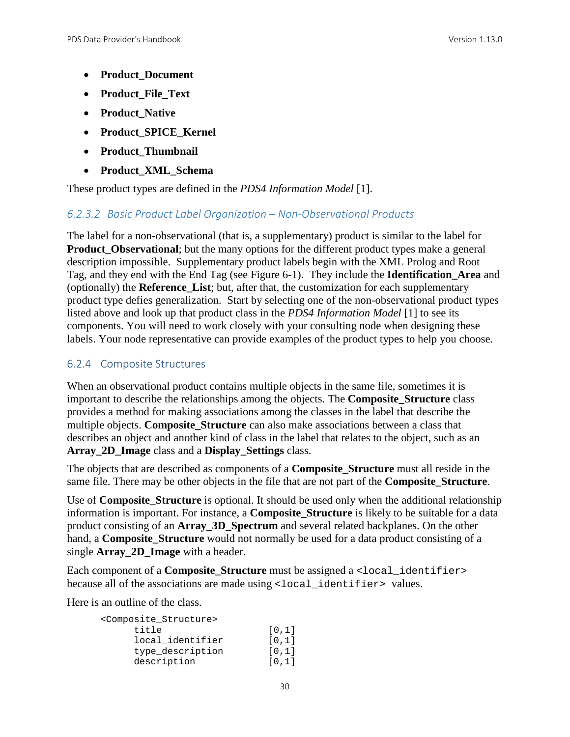- **Product_Document**
- **Product_File_Text**
- **Product_Native**
- **Product_SPICE_Kernel**
- **Product_Thumbnail**
- **Product_XML_Schema**

These product types are defined in the *PDS4 Information Model* [1].

#### *6.2.3.2 Basic Product Label Organization – Non-Observational Products*

The label for a non-observational (that is, a supplementary) product is similar to the label for **Product_Observational**; but the many options for the different product types make a general description impossible. Supplementary product labels begin with the XML Prolog and Root Tag, and they end with the End Tag (see Figure 6-1). They include the **Identification_Area** and (optionally) the **Reference_List**; but, after that, the customization for each supplementary product type defies generalization. Start by selecting one of the non-observational product types listed above and look up that product class in the *PDS4 Information Model* [1] to see its components. You will need to work closely with your consulting node when designing these labels. Your node representative can provide examples of the product types to help you choose.

### 6.2.4 Composite Structures

When an observational product contains multiple objects in the same file, sometimes it is important to describe the relationships among the objects. The **Composite_Structure** class provides a method for making associations among the classes in the label that describe the multiple objects. **Composite_Structure** can also make associations between a class that describes an object and another kind of class in the label that relates to the object, such as an **Array_2D_Image** class and a **Display_Settings** class.

The objects that are described as components of a **Composite_Structure** must all reside in the same file. There may be other objects in the file that are not part of the **Composite_Structure**.

Use of **Composite_Structure** is optional. It should be used only when the additional relationship information is important. For instance, a **Composite_Structure** is likely to be suitable for a data product consisting of an **Array_3D_Spectrum** and several related backplanes. On the other hand, a **Composite_Structure** would not normally be used for a data product consisting of a single **Array_2D_Image** with a header.

Each component of a **Composite_Structure** must be assigned a `<local_identifier>` because all of the associations are made using `<local_identifier>` values.

Here is an outline of the class.

```
<Composite_Structure>
      title                   [0,1]
      local_identifier        [0,1]
      type_description        [0,1]
      description             [0,1]
```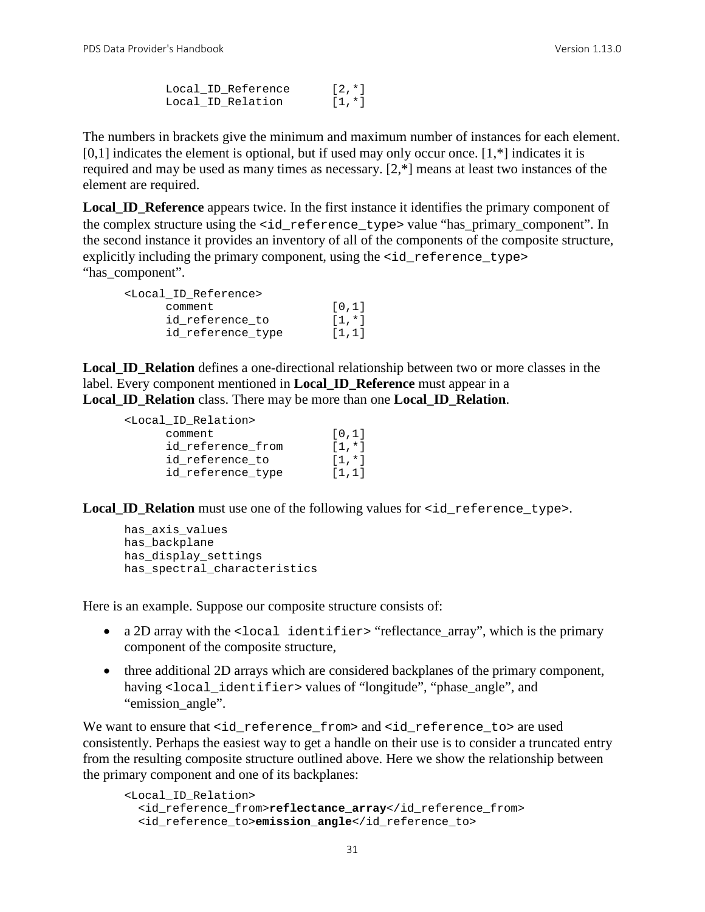```
        Local_ID_Reference      [2,*]
        Local_ID_Relation       [1,*]
```

The numbers in brackets give the minimum and maximum number of instances for each element. [0,1] indicates the element is optional, but if used may only occur once. [1,*] indicates it is required and may be used as many times as necessary. [2,*] means at least two instances of the element are required.

**Local_ID_Reference** appears twice. In the first instance it identifies the primary component of the complex structure using the `<id_reference_type>` value "has_primary_component". In the second instance it provides an inventory of all of the components of the composite structure, explicitly including the primary component, using the `<id_reference_type>` "has_component".

```
    <Local_ID_Reference>
        comment                 [0,1]
        id_reference_to         [1,*]
        id_reference_type       [1,1]
```

**Local_ID_Relation** defines a one-directional relationship between two or more classes in the label. Every component mentioned in **Local_ID_Reference** must appear in a **Local_ID_Relation** class. There may be more than one **Local_ID_Relation**.

```
    <Local_ID_Relation>
        comment                 [0,1]
        id_reference_from       [1,*]
        id_reference_to         [1,*]
        id_reference_type       [1,1]
```

**Local_ID_Relation** must use one of the following values for `<id_reference_type>`.

```
    has_axis_values
    has_backplane
    has_display_settings
    has_spectral_characteristics
```

Here is an example. Suppose our composite structure consists of:

- a 2D array with the `<local identifier>` "reflectance_array", which is the primary component of the composite structure,
- three additional 2D arrays which are considered backplanes of the primary component, having `<local_identifier>` values of "longitude", "phase_angle", and "emission_angle".

We want to ensure that `<id_reference_from>` and `<id_reference_to>` are used consistently. Perhaps the easiest way to get a handle on their use is to consider a truncated entry from the resulting composite structure outlined above. Here we show the relationship between the primary component and one of its backplanes:

```
    <Local_ID_Relation>
      <id_reference_from>reflectance_array</id_reference_from>
      <id_reference_to>emission_angle</id_reference_to>
```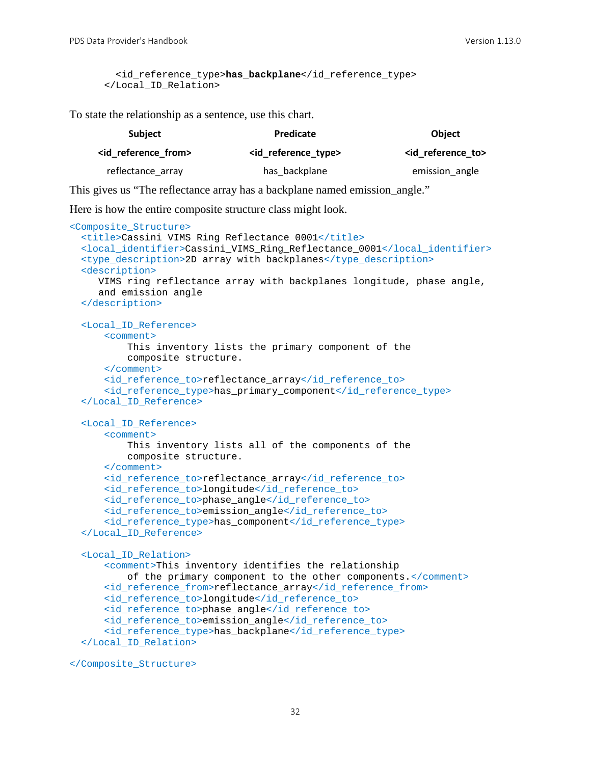```
    <id_reference_type>has_backplane</id_reference_type>
  </Local_ID_Relation>
```

To state the relationship as a sentence, use this chart.

| Subject | Predicate | Object |
|---|---|---|
| <id_reference_from> | <id_reference_type> | <id_reference_to> |
| reflectance_array | has_backplane | emission_angle |

This gives us "The reflectance array has a backplane named emission_angle."

Here is how the entire composite structure class might look.

```
<Composite_Structure>
  <title>Cassini VIMS Ring Reflectance 0001</title>
  <local_identifier>Cassini_VIMS_Ring_Reflectance_0001</local_identifier>
  <type_description>2D array with backplanes</type_description>
  <description>
     VIMS ring reflectance array with backplanes longitude, phase angle,
     and emission angle
  </description>

  <Local_ID_Reference>
      <comment>
          This inventory lists the primary component of the
          composite structure.
      </comment>
      <id_reference_to>reflectance_array</id_reference_to>
      <id_reference_type>has_primary_component</id_reference_type>
  </Local_ID_Reference>

  <Local_ID_Reference>
      <comment>
          This inventory lists all of the components of the
          composite structure.
      </comment>
      <id_reference_to>reflectance_array</id_reference_to>
      <id_reference_to>longitude</id_reference_to>
      <id_reference_to>phase_angle</id_reference_to>
      <id_reference_to>emission_angle</id_reference_to>
      <id_reference_type>has_component</id_reference_type>
  </Local_ID_Reference>

  <Local_ID_Relation>
      <comment>This inventory identifies the relationship
          of the primary component to the other components.</comment>
      <id_reference_from>reflectance_array</id_reference_from>
      <id_reference_to>longitude</id_reference_to>
      <id_reference_to>phase_angle</id_reference_to>
      <id_reference_to>emission_angle</id_reference_to>
      <id_reference_type>has_backplane</id_reference_type>
  </Local_ID_Relation>

</Composite_Structure>
```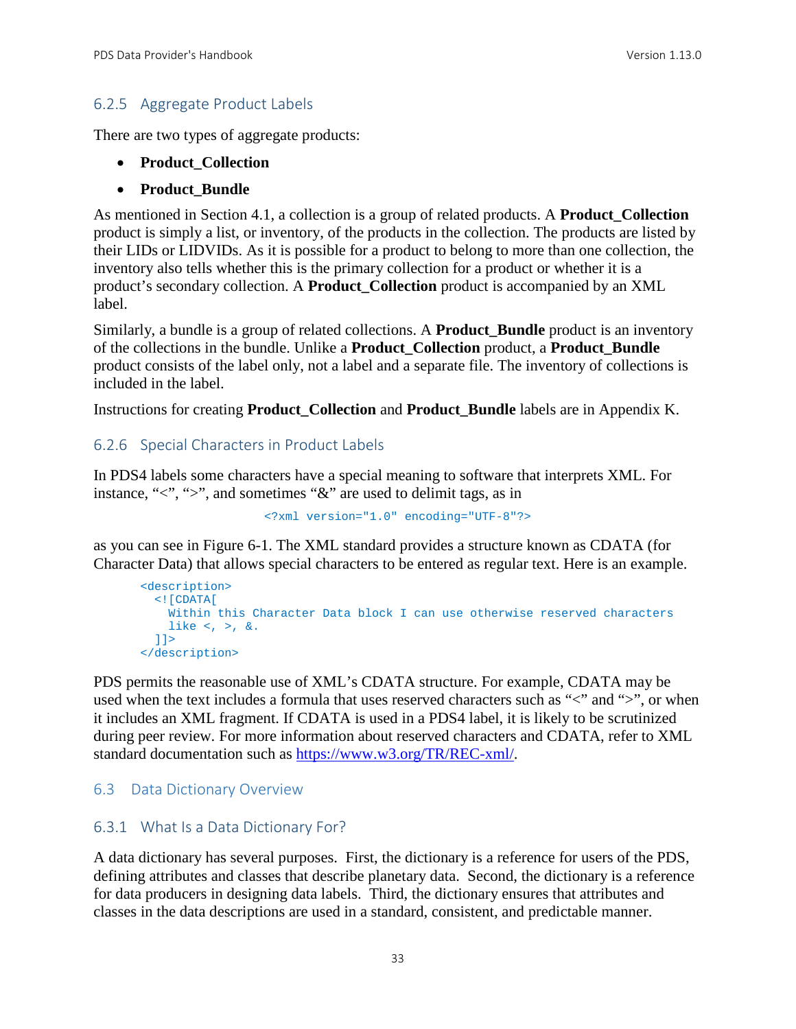### 6.2.5 Aggregate Product Labels

There are two types of aggregate products:

- **Product_Collection**
- **Product_Bundle**

As mentioned in Section 4.1, a collection is a group of related products. A **Product_Collection** product is simply a list, or inventory, of the products in the collection. The products are listed by their LIDs or LIDVIDs. As it is possible for a product to belong to more than one collection, the inventory also tells whether this is the primary collection for a product or whether it is a product's secondary collection. A **Product_Collection** product is accompanied by an XML label.

Similarly, a bundle is a group of related collections. A **Product_Bundle** product is an inventory of the collections in the bundle. Unlike a **Product_Collection** product, a **Product_Bundle** product consists of the label only, not a label and a separate file. The inventory of collections is included in the label.

Instructions for creating **Product_Collection** and **Product_Bundle** labels are in Appendix K.

### 6.2.6 Special Characters in Product Labels

In PDS4 labels some characters have a special meaning to software that interprets XML. For instance, "<", ">", and sometimes "&" are used to delimit tags, as in

```
<?xml version="1.0" encoding="UTF-8"?>
```

as you can see in Figure 6-1. The XML standard provides a structure known as CDATA (for Character Data) that allows special characters to be entered as regular text. Here is an example.

```
<description>
  <![CDATA[
    Within this Character Data block I can use otherwise reserved characters
    like <, >, &.
  ]]>
</description>
```

PDS permits the reasonable use of XML's CDATA structure. For example, CDATA may be used when the text includes a formula that uses reserved characters such as "<" and ">", or when it includes an XML fragment. If CDATA is used in a PDS4 label, it is likely to be scrutinized during peer review. For more information about reserved characters and CDATA, refer to XML standard documentation such as https://www.w3.org/TR/REC-xml/.

## 6.3 Data Dictionary Overview

### 6.3.1 What Is a Data Dictionary For?

A data dictionary has several purposes. First, the dictionary is a reference for users of the PDS, defining attributes and classes that describe planetary data. Second, the dictionary is a reference for data producers in designing data labels. Third, the dictionary ensures that attributes and classes in the data descriptions are used in a standard, consistent, and predictable manner.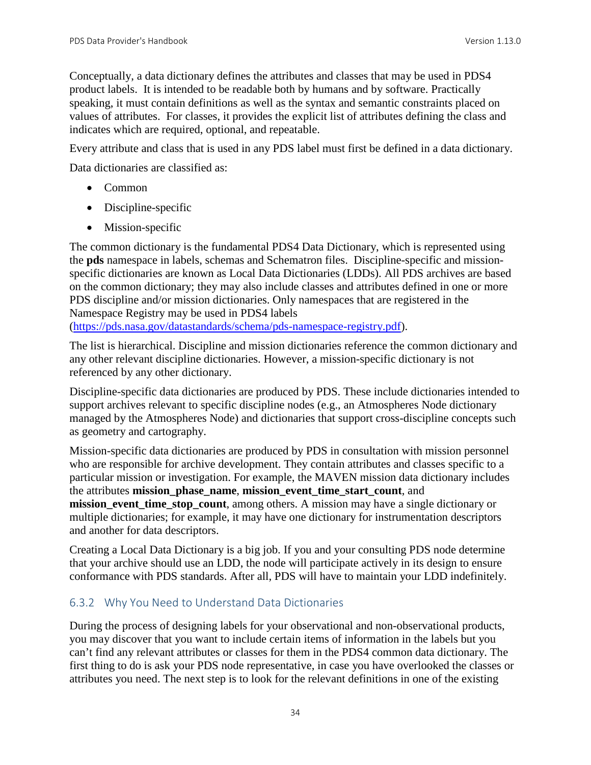Conceptually, a data dictionary defines the attributes and classes that may be used in PDS4 product labels. It is intended to be readable both by humans and by software. Practically speaking, it must contain definitions as well as the syntax and semantic constraints placed on values of attributes. For classes, it provides the explicit list of attributes defining the class and indicates which are required, optional, and repeatable.

Every attribute and class that is used in any PDS label must first be defined in a data dictionary.

Data dictionaries are classified as:

- Common
- Discipline-specific
- Mission-specific

The common dictionary is the fundamental PDS4 Data Dictionary, which is represented using the **pds** namespace in labels, schemas and Schematron files. Discipline-specific and mission-specific dictionaries are known as Local Data Dictionaries (LDDs). All PDS archives are based on the common dictionary; they may also include classes and attributes defined in one or more PDS discipline and/or mission dictionaries. Only namespaces that are registered in the Namespace Registry may be used in PDS4 labels (https://pds.nasa.gov/datastandards/schema/pds-namespace-registry.pdf).

The list is hierarchical. Discipline and mission dictionaries reference the common dictionary and any other relevant discipline dictionaries. However, a mission-specific dictionary is not referenced by any other dictionary.

Discipline-specific data dictionaries are produced by PDS. These include dictionaries intended to support archives relevant to specific discipline nodes (e.g., an Atmospheres Node dictionary managed by the Atmospheres Node) and dictionaries that support cross-discipline concepts such as geometry and cartography.

Mission-specific data dictionaries are produced by PDS in consultation with mission personnel who are responsible for archive development. They contain attributes and classes specific to a particular mission or investigation. For example, the MAVEN mission data dictionary includes the attributes **mission_phase_name**, **mission_event_time_start_count**, and **mission_event_time_stop_count**, among others. A mission may have a single dictionary or multiple dictionaries; for example, it may have one dictionary for instrumentation descriptors and another for data descriptors.

Creating a Local Data Dictionary is a big job. If you and your consulting PDS node determine that your archive should use an LDD, the node will participate actively in its design to ensure conformance with PDS standards. After all, PDS will have to maintain your LDD indefinitely.

### 6.3.2 Why You Need to Understand Data Dictionaries

During the process of designing labels for your observational and non-observational products, you may discover that you want to include certain items of information in the labels but you can't find any relevant attributes or classes for them in the PDS4 common data dictionary. The first thing to do is ask your PDS node representative, in case you have overlooked the classes or attributes you need. The next step is to look for the relevant definitions in one of the existing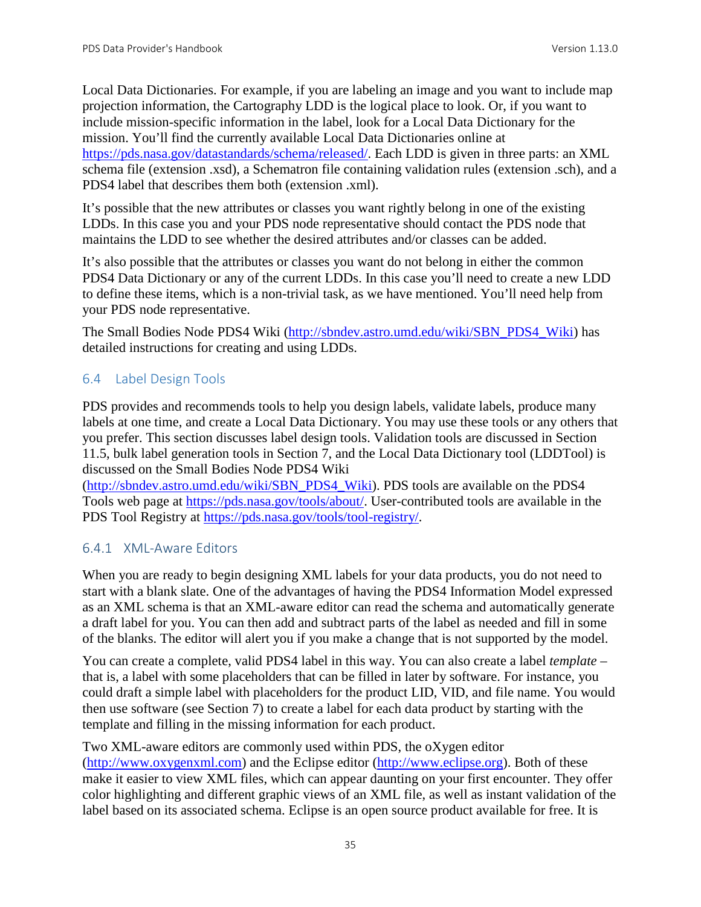Local Data Dictionaries. For example, if you are labeling an image and you want to include map projection information, the Cartography LDD is the logical place to look. Or, if you want to include mission-specific information in the label, look for a Local Data Dictionary for the mission. You'll find the currently available Local Data Dictionaries online at https://pds.nasa.gov/datastandards/schema/released/. Each LDD is given in three parts: an XML schema file (extension .xsd), a Schematron file containing validation rules (extension .sch), and a PDS4 label that describes them both (extension .xml).

It's possible that the new attributes or classes you want rightly belong in one of the existing LDDs. In this case you and your PDS node representative should contact the PDS node that maintains the LDD to see whether the desired attributes and/or classes can be added.

It's also possible that the attributes or classes you want do not belong in either the common PDS4 Data Dictionary or any of the current LDDs. In this case you'll need to create a new LDD to define these items, which is a non-trivial task, as we have mentioned. You'll need help from your PDS node representative.

The Small Bodies Node PDS4 Wiki (http://sbndev.astro.umd.edu/wiki/SBN_PDS4_Wiki) has detailed instructions for creating and using LDDs.

## 6.4 Label Design Tools

PDS provides and recommends tools to help you design labels, validate labels, produce many labels at one time, and create a Local Data Dictionary. You may use these tools or any others that you prefer. This section discusses label design tools. Validation tools are discussed in Section 11.5, bulk label generation tools in Section 7, and the Local Data Dictionary tool (LDDTool) is discussed on the Small Bodies Node PDS4 Wiki (http://sbndev.astro.umd.edu/wiki/SBN_PDS4_Wiki). PDS tools are available on the PDS4 Tools web page at https://pds.nasa.gov/tools/about/. User-contributed tools are available in the PDS Tool Registry at https://pds.nasa.gov/tools/tool-registry/.

### 6.4.1 XML-Aware Editors

When you are ready to begin designing XML labels for your data products, you do not need to start with a blank slate. One of the advantages of having the PDS4 Information Model expressed as an XML schema is that an XML-aware editor can read the schema and automatically generate a draft label for you. You can then add and subtract parts of the label as needed and fill in some of the blanks. The editor will alert you if you make a change that is not supported by the model.

You can create a complete, valid PDS4 label in this way. You can also create a label *template* – that is, a label with some placeholders that can be filled in later by software. For instance, you could draft a simple label with placeholders for the product LID, VID, and file name. You would then use software (see Section 7) to create a label for each data product by starting with the template and filling in the missing information for each product.

Two XML-aware editors are commonly used within PDS, the oXygen editor (http://www.oxygenxml.com) and the Eclipse editor (http://www.eclipse.org). Both of these make it easier to view XML files, which can appear daunting on your first encounter. They offer color highlighting and different graphic views of an XML file, as well as instant validation of the label based on its associated schema. Eclipse is an open source product available for free. It is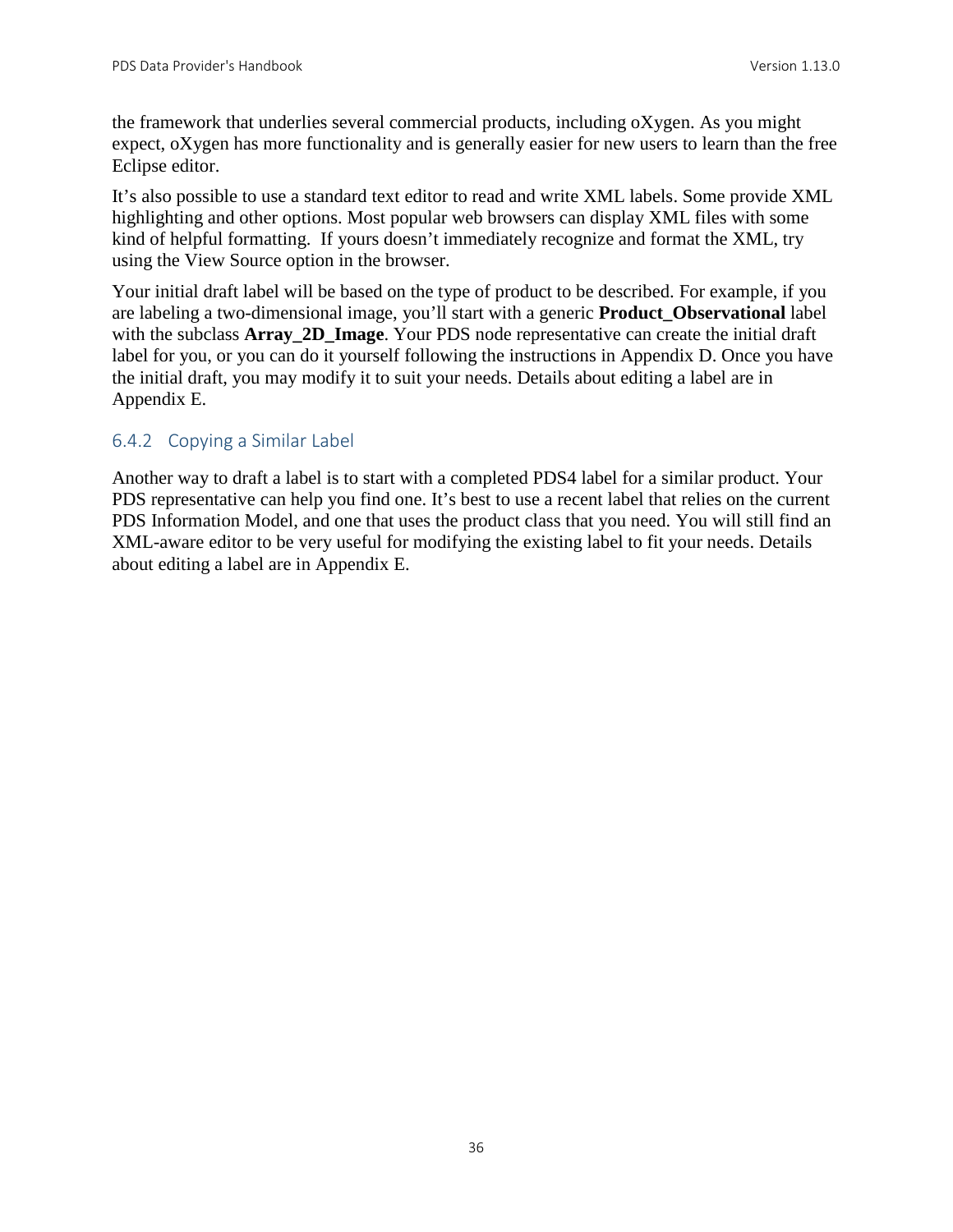the framework that underlies several commercial products, including oXygen. As you might expect, oXygen has more functionality and is generally easier for new users to learn than the free Eclipse editor.

It's also possible to use a standard text editor to read and write XML labels. Some provide XML highlighting and other options. Most popular web browsers can display XML files with some kind of helpful formatting. If yours doesn't immediately recognize and format the XML, try using the View Source option in the browser.

Your initial draft label will be based on the type of product to be described. For example, if you are labeling a two-dimensional image, you'll start with a generic **Product_Observational** label with the subclass **Array_2D_Image**. Your PDS node representative can create the initial draft label for you, or you can do it yourself following the instructions in Appendix D. Once you have the initial draft, you may modify it to suit your needs. Details about editing a label are in Appendix E.

### 6.4.2 Copying a Similar Label

Another way to draft a label is to start with a completed PDS4 label for a similar product. Your PDS representative can help you find one. It's best to use a recent label that relies on the current PDS Information Model, and one that uses the product class that you need. You will still find an XML-aware editor to be very useful for modifying the existing label to fit your needs. Details about editing a label are in Appendix E.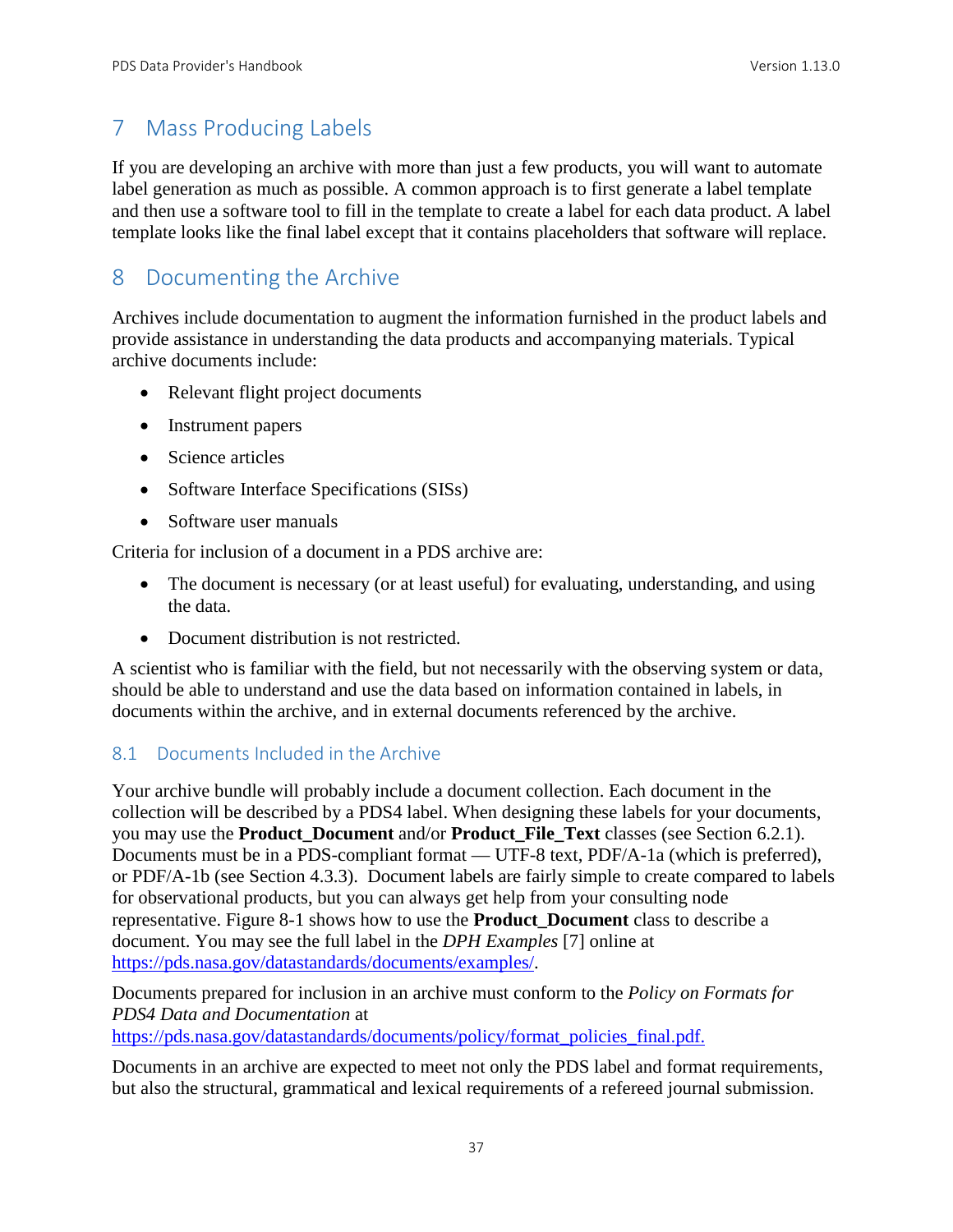# 7 Mass Producing Labels

If you are developing an archive with more than just a few products, you will want to automate label generation as much as possible. A common approach is to first generate a label template and then use a software tool to fill in the template to create a label for each data product. A label template looks like the final label except that it contains placeholders that software will replace.

# 8 Documenting the Archive

Archives include documentation to augment the information furnished in the product labels and provide assistance in understanding the data products and accompanying materials. Typical archive documents include:

- Relevant flight project documents
- Instrument papers
- Science articles
- Software Interface Specifications (SISs)
- Software user manuals

Criteria for inclusion of a document in a PDS archive are:

- The document is necessary (or at least useful) for evaluating, understanding, and using the data.
- Document distribution is not restricted.

A scientist who is familiar with the field, but not necessarily with the observing system or data, should be able to understand and use the data based on information contained in labels, in documents within the archive, and in external documents referenced by the archive.

## 8.1 Documents Included in the Archive

Your archive bundle will probably include a document collection. Each document in the collection will be described by a PDS4 label. When designing these labels for your documents, you may use the **Product_Document** and/or **Product_File_Text** classes (see Section 6.2.1). Documents must be in a PDS-compliant format — UTF-8 text, PDF/A-1a (which is preferred), or PDF/A-1b (see Section 4.3.3). Document labels are fairly simple to create compared to labels for observational products, but you can always get help from your consulting node representative. Figure 8-1 shows how to use the **Product_Document** class to describe a document. You may see the full label in the *DPH Examples* [7] online at https://pds.nasa.gov/datastandards/documents/examples/.

Documents prepared for inclusion in an archive must conform to the *Policy on Formats for PDS4 Data and Documentation* at https://pds.nasa.gov/datastandards/documents/policy/format_policies_final.pdf.

Documents in an archive are expected to meet not only the PDS label and format requirements, but also the structural, grammatical and lexical requirements of a refereed journal submission.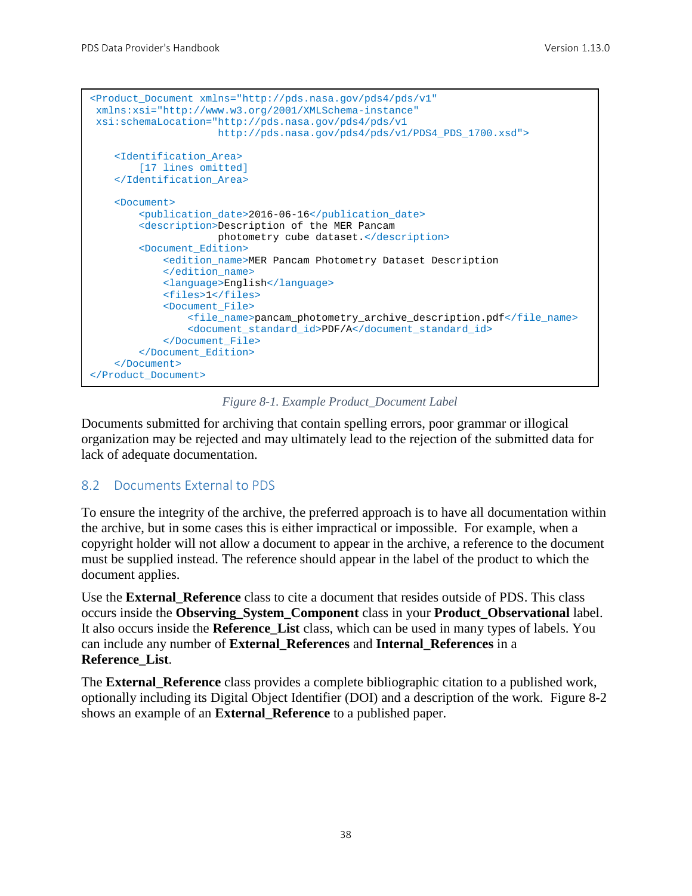```
<Product_Document xmlns="http://pds.nasa.gov/pds4/pds/v1"
 xmlns:xsi="http://www.w3.org/2001/XMLSchema-instance"
 xsi:schemaLocation="http://pds.nasa.gov/pds4/pds/v1
                    http://pds.nasa.gov/pds4/pds/v1/PDS4_PDS_1700.xsd">

    <Identification_Area>
        [17 lines omitted]
    </Identification_Area>

    <Document>
        <publication_date>2016-06-16</publication_date>
        <description>Description of the MER Pancam
                    photometry cube dataset.</description>
        <Document_Edition>
            <edition_name>MER Pancam Photometry Dataset Description
            </edition_name>
            <language>English</language>
            <files>1</files>
            <Document_File>
                <file_name>pancam_photometry_archive_description.pdf</file_name>
                <document_standard_id>PDF/A</document_standard_id>
            </Document_File>
        </Document_Edition>
    </Document>
</Product_Document>
```

*Figure 8-1. Example Product_Document Label*

Documents submitted for archiving that contain spelling errors, poor grammar or illogical organization may be rejected and may ultimately lead to the rejection of the submitted data for lack of adequate documentation.

## 8.2 Documents External to PDS

To ensure the integrity of the archive, the preferred approach is to have all documentation within the archive, but in some cases this is either impractical or impossible. For example, when a copyright holder will not allow a document to appear in the archive, a reference to the document must be supplied instead. The reference should appear in the label of the product to which the document applies.

Use the **External_Reference** class to cite a document that resides outside of PDS. This class occurs inside the **Observing_System_Component** class in your **Product_Observational** label. It also occurs inside the **Reference_List** class, which can be used in many types of labels. You can include any number of **External_References** and **Internal_References** in a **Reference_List**.

The **External_Reference** class provides a complete bibliographic citation to a published work, optionally including its Digital Object Identifier (DOI) and a description of the work. Figure 8-2 shows an example of an **External_Reference** to a published paper.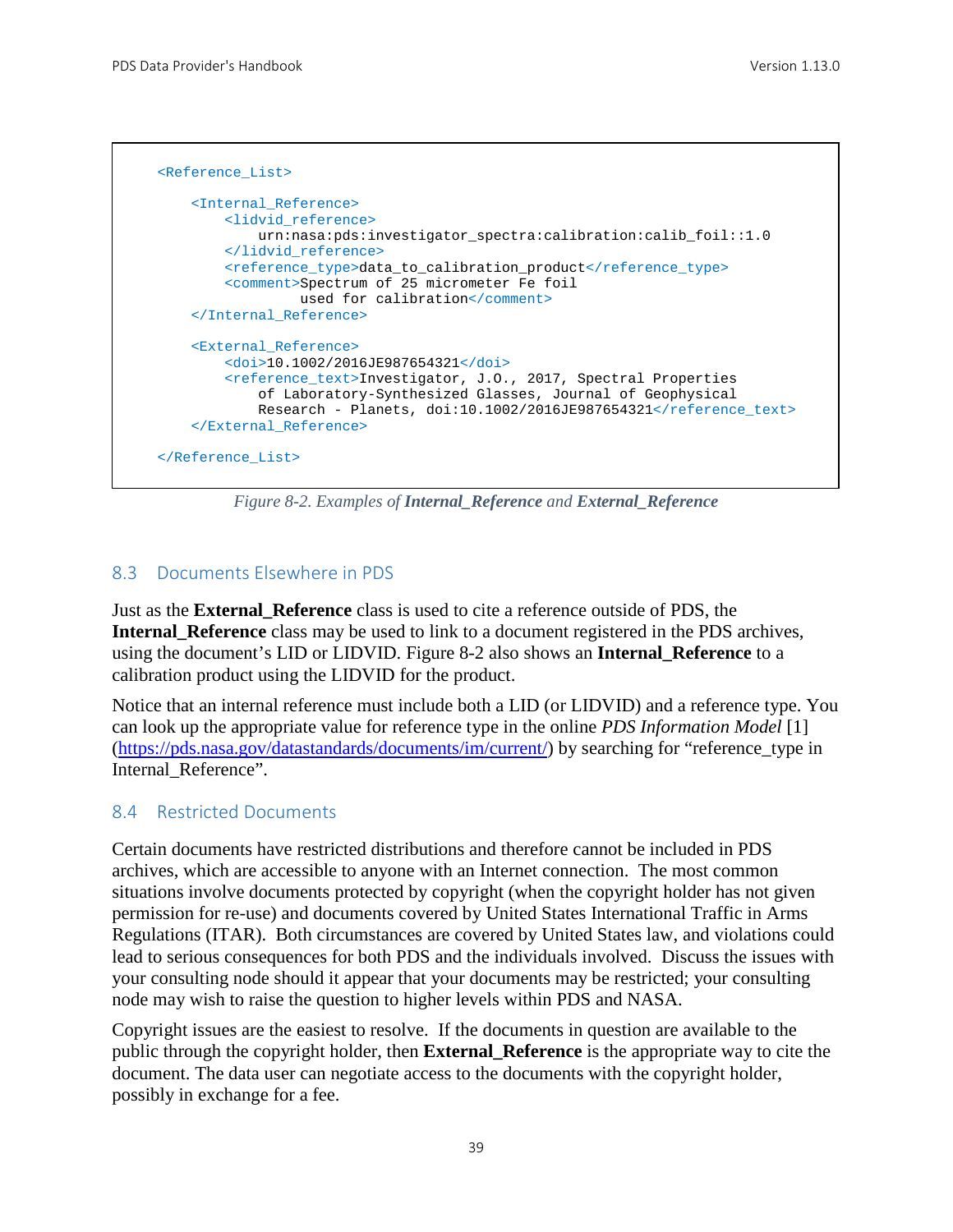```
<Reference_List>

    <Internal_Reference>
        <lidvid_reference>
            urn:nasa:pds:investigator_spectra:calibration:calib_foil::1.0
        </lidvid_reference>
        <reference_type>data_to_calibration_product</reference_type>
        <comment>Spectrum of 25 micrometer Fe foil
                 used for calibration</comment>
    </Internal_Reference>

    <External_Reference>
        <doi>10.1002/2016JE987654321</doi>
        <reference_text>Investigator, J.O., 2017, Spectral Properties
            of Laboratory-Synthesized Glasses, Journal of Geophysical
            Research - Planets, doi:10.1002/2016JE987654321</reference_text>
    </External_Reference>

</Reference_List>
```

*Figure 8-2. Examples of **Internal_Reference** and **External_Reference***

## 8.3 Documents Elsewhere in PDS

Just as the **External_Reference** class is used to cite a reference outside of PDS, the **Internal_Reference** class may be used to link to a document registered in the PDS archives, using the document's LID or LIDVID. Figure 8-2 also shows an **Internal_Reference** to a calibration product using the LIDVID for the product.

Notice that an internal reference must include both a LID (or LIDVID) and a reference type. You can look up the appropriate value for reference type in the online *PDS Information Model* [1] (https://pds.nasa.gov/datastandards/documents/im/current/) by searching for "reference_type in Internal_Reference".

## 8.4 Restricted Documents

Certain documents have restricted distributions and therefore cannot be included in PDS archives, which are accessible to anyone with an Internet connection. The most common situations involve documents protected by copyright (when the copyright holder has not given permission for re-use) and documents covered by United States International Traffic in Arms Regulations (ITAR). Both circumstances are covered by United States law, and violations could lead to serious consequences for both PDS and the individuals involved. Discuss the issues with your consulting node should it appear that your documents may be restricted; your consulting node may wish to raise the question to higher levels within PDS and NASA.

Copyright issues are the easiest to resolve. If the documents in question are available to the public through the copyright holder, then **External_Reference** is the appropriate way to cite the document. The data user can negotiate access to the documents with the copyright holder, possibly in exchange for a fee.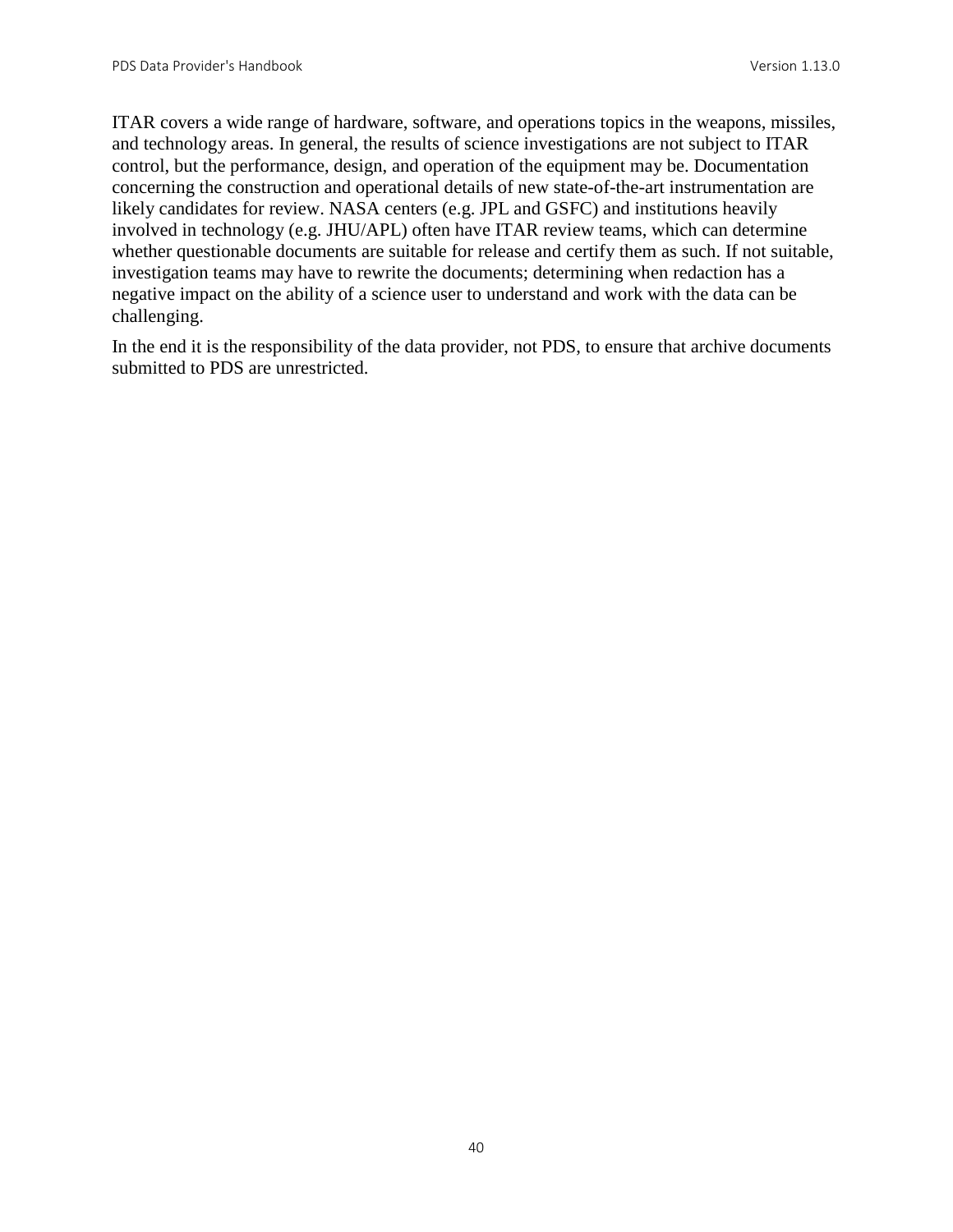ITAR covers a wide range of hardware, software, and operations topics in the weapons, missiles, and technology areas. In general, the results of science investigations are not subject to ITAR control, but the performance, design, and operation of the equipment may be. Documentation concerning the construction and operational details of new state-of-the-art instrumentation are likely candidates for review. NASA centers (e.g. JPL and GSFC) and institutions heavily involved in technology (e.g. JHU/APL) often have ITAR review teams, which can determine whether questionable documents are suitable for release and certify them as such. If not suitable, investigation teams may have to rewrite the documents; determining when redaction has a negative impact on the ability of a science user to understand and work with the data can be challenging.

In the end it is the responsibility of the data provider, not PDS, to ensure that archive documents submitted to PDS are unrestricted.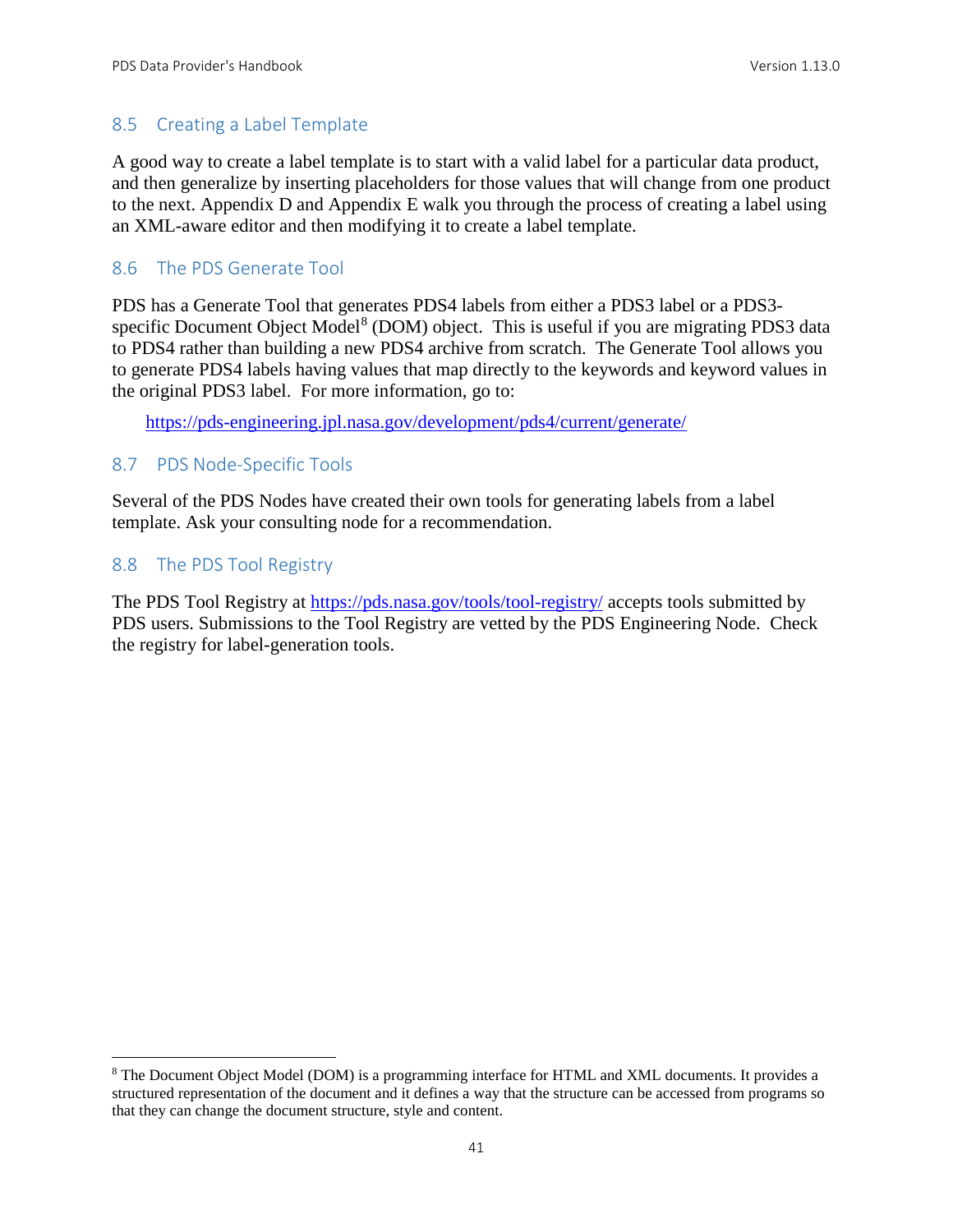## 8.5 Creating a Label Template

A good way to create a label template is to start with a valid label for a particular data product, and then generalize by inserting placeholders for those values that will change from one product to the next. Appendix D and Appendix E walk you through the process of creating a label using an XML-aware editor and then modifying it to create a label template.

## 8.6 The PDS Generate Tool

PDS has a Generate Tool that generates PDS4 labels from either a PDS3 label or a PDS3-specific Document Object Model[8] (DOM) object. This is useful if you are migrating PDS3 data to PDS4 rather than building a new PDS4 archive from scratch. The Generate Tool allows you to generate PDS4 labels having values that map directly to the keywords and keyword values in the original PDS3 label. For more information, go to:

https://pds-engineering.jpl.nasa.gov/development/pds4/current/generate/

## 8.7 PDS Node-Specific Tools

Several of the PDS Nodes have created their own tools for generating labels from a label template. Ask your consulting node for a recommendation.

## 8.8 The PDS Tool Registry

The PDS Tool Registry at https://pds.nasa.gov/tools/tool-registry/ accepts tools submitted by PDS users. Submissions to the Tool Registry are vetted by the PDS Engineering Node. Check the registry for label-generation tools.

---

[8] The Document Object Model (DOM) is a programming interface for HTML and XML documents. It provides a structured representation of the document and it defines a way that the structure can be accessed from programs so that they can change the document structure, style and content.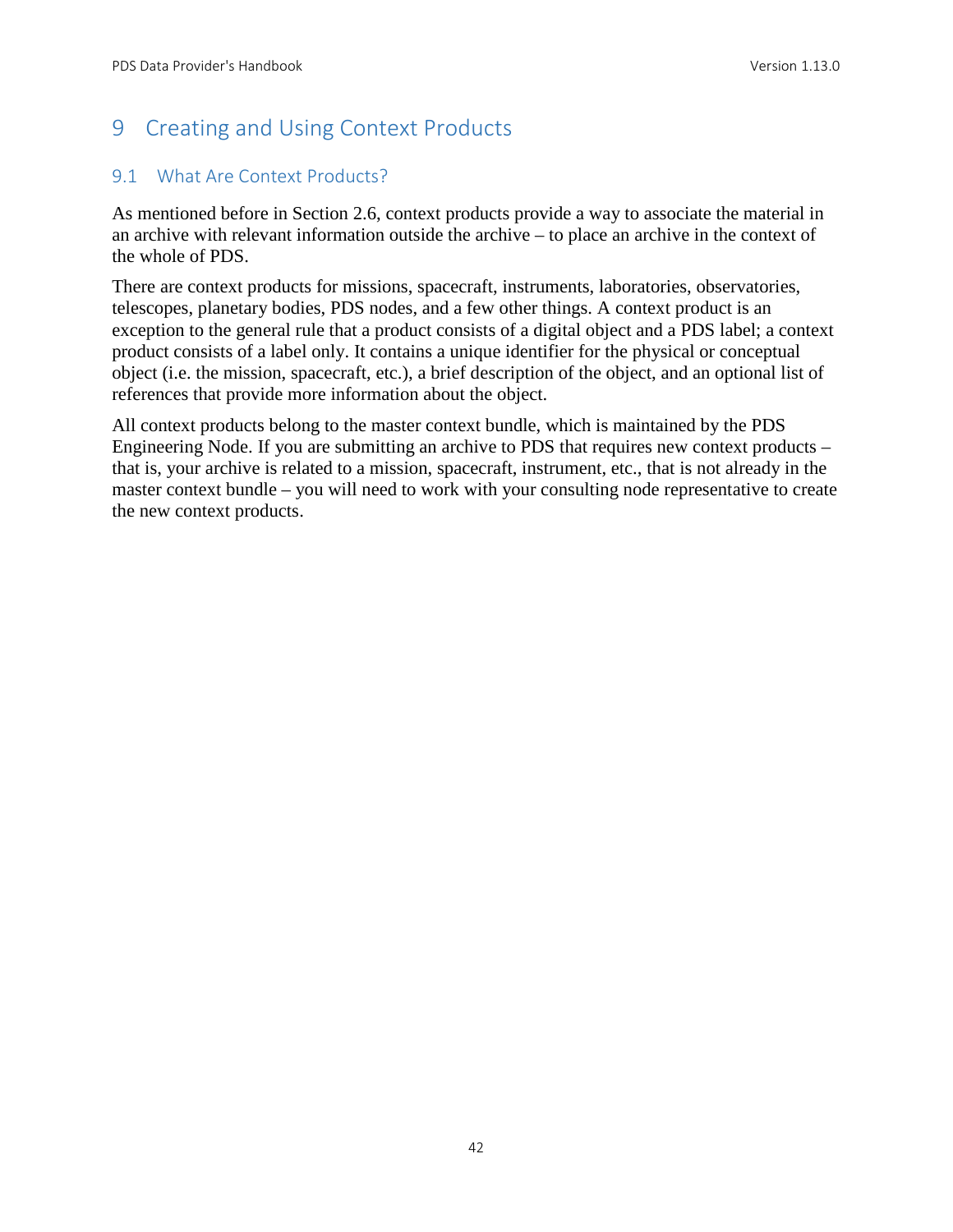# 9 Creating and Using Context Products

## 9.1 What Are Context Products?

As mentioned before in Section 2.6, context products provide a way to associate the material in an archive with relevant information outside the archive – to place an archive in the context of the whole of PDS.

There are context products for missions, spacecraft, instruments, laboratories, observatories, telescopes, planetary bodies, PDS nodes, and a few other things. A context product is an exception to the general rule that a product consists of a digital object and a PDS label; a context product consists of a label only. It contains a unique identifier for the physical or conceptual object (i.e. the mission, spacecraft, etc.), a brief description of the object, and an optional list of references that provide more information about the object.

All context products belong to the master context bundle, which is maintained by the PDS Engineering Node. If you are submitting an archive to PDS that requires new context products – that is, your archive is related to a mission, spacecraft, instrument, etc., that is not already in the master context bundle – you will need to work with your consulting node representative to create the new context products.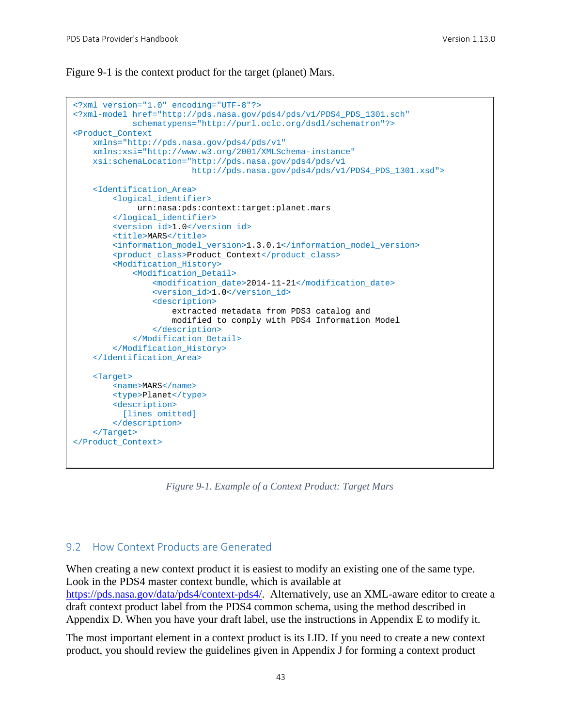Figure 9-1 is the context product for the target (planet) Mars.

```
<?xml version="1.0" encoding="UTF-8"?>
<?xml-model href="http://pds.nasa.gov/pds4/pds/v1/PDS4_PDS_1301.sch"
            schematypens="http://purl.oclc.org/dsdl/schematron"?>
<Product_Context
    xmlns="http://pds.nasa.gov/pds4/pds/v1"
    xmlns:xsi="http://www.w3.org/2001/XMLSchema-instance"
    xsi:schemaLocation="http://pds.nasa.gov/pds4/pds/v1
                        http://pds.nasa.gov/pds4/pds/v1/PDS4_PDS_1301.xsd">

    <Identification_Area>
        <logical_identifier>
             urn:nasa:pds:context:target:planet.mars
        </logical_identifier>
        <version_id>1.0</version_id>
        <title>MARS</title>
        <information_model_version>1.3.0.1</information_model_version>
        <product_class>Product_Context</product_class>
        <Modification_History>
            <Modification_Detail>
                <modification_date>2014-11-21</modification_date>
                <version_id>1.0</version_id>
                <description>
                    extracted metadata from PDS3 catalog and
                    modified to comply with PDS4 Information Model
                </description>
            </Modification_Detail>
        </Modification_History>
    </Identification_Area>

    <Target>
        <name>MARS</name>
        <type>Planet</type>
        <description>
          [lines omitted]
        </description>
    </Target>
</Product_Context>
```

*Figure 9-1. Example of a Context Product: Target Mars*

## 9.2 How Context Products are Generated

When creating a new context product it is easiest to modify an existing one of the same type. Look in the PDS4 master context bundle, which is available at https://pds.nasa.gov/data/pds4/context-pds4/. Alternatively, use an XML-aware editor to create a draft context product label from the PDS4 common schema, using the method described in Appendix D. When you have your draft label, use the instructions in Appendix E to modify it.

The most important element in a context product is its LID. If you need to create a new context product, you should review the guidelines given in Appendix J for forming a context product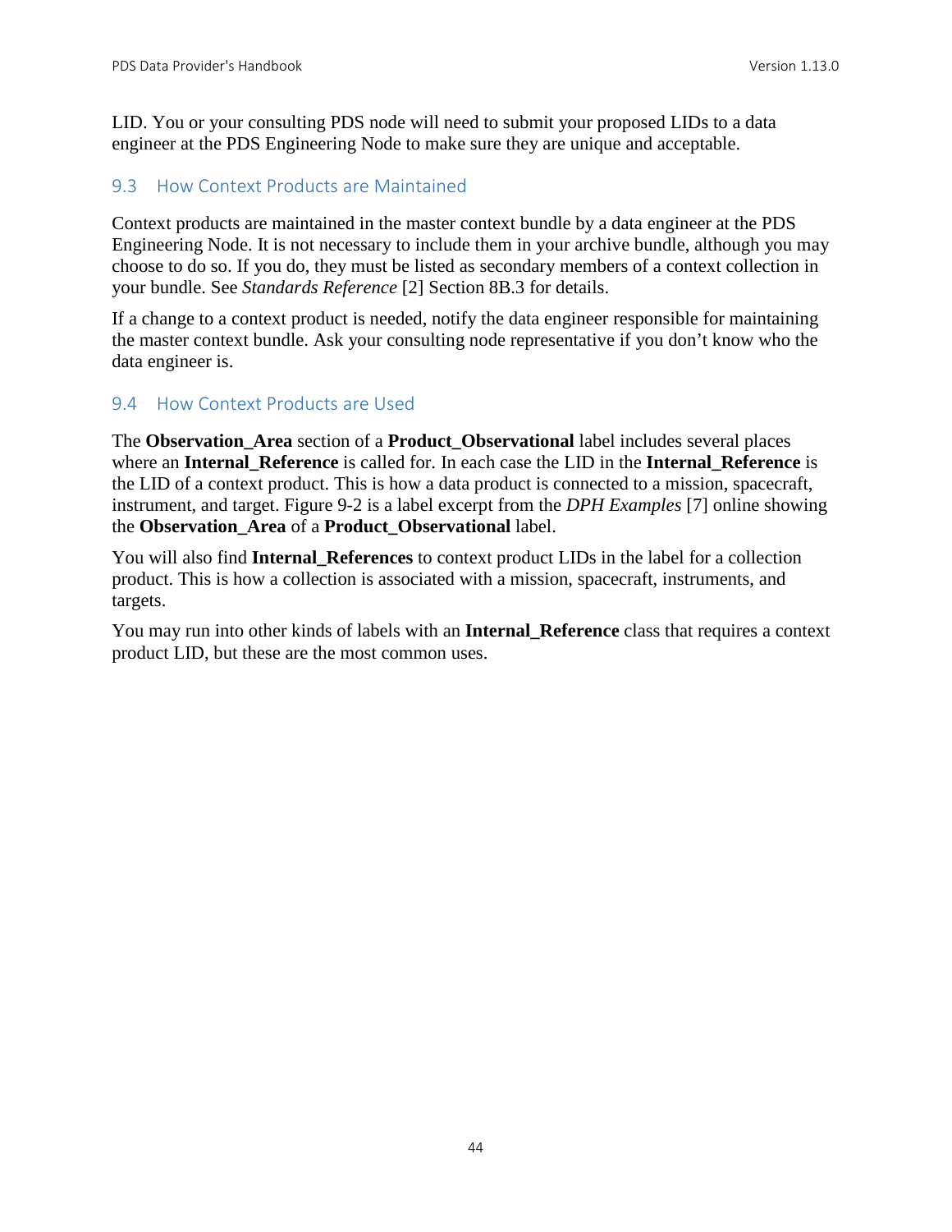LID. You or your consulting PDS node will need to submit your proposed LIDs to a data engineer at the PDS Engineering Node to make sure they are unique and acceptable.

## 9.3 How Context Products are Maintained

Context products are maintained in the master context bundle by a data engineer at the PDS Engineering Node. It is not necessary to include them in your archive bundle, although you may choose to do so. If you do, they must be listed as secondary members of a context collection in your bundle. See *Standards Reference* [2] Section 8B.3 for details.

If a change to a context product is needed, notify the data engineer responsible for maintaining the master context bundle. Ask your consulting node representative if you don't know who the data engineer is.

## 9.4 How Context Products are Used

The **Observation_Area** section of a **Product_Observational** label includes several places where an **Internal_Reference** is called for. In each case the LID in the **Internal_Reference** is the LID of a context product. This is how a data product is connected to a mission, spacecraft, instrument, and target. Figure 9-2 is a label excerpt from the *DPH Examples* [7] online showing the **Observation_Area** of a **Product_Observational** label.

You will also find **Internal_References** to context product LIDs in the label for a collection product. This is how a collection is associated with a mission, spacecraft, instruments, and targets.

You may run into other kinds of labels with an **Internal_Reference** class that requires a context product LID, but these are the most common uses.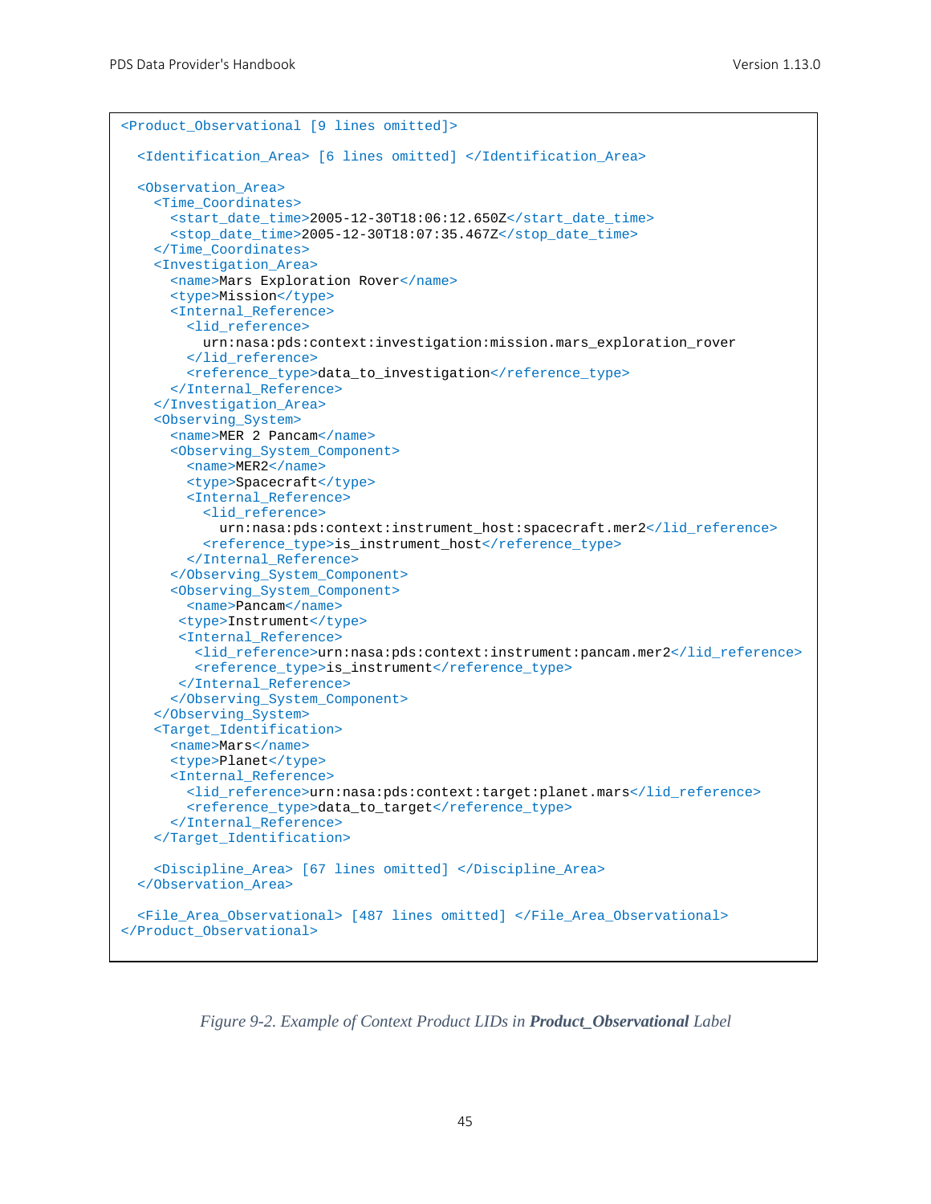```
<Product_Observational [9 lines omitted]>

  <Identification_Area> [6 lines omitted] </Identification_Area>

  <Observation_Area>
    <Time_Coordinates>
      <start_date_time>2005-12-30T18:06:12.650Z</start_date_time>
      <stop_date_time>2005-12-30T18:07:35.467Z</stop_date_time>
    </Time_Coordinates>
    <Investigation_Area>
      <name>Mars Exploration Rover</name>
      <type>Mission</type>
      <Internal_Reference>
        <lid_reference>
          urn:nasa:pds:context:investigation:mission.mars_exploration_rover
        </lid_reference>
        <reference_type>data_to_investigation</reference_type>
      </Internal_Reference>
    </Investigation_Area>
    <Observing_System>
      <name>MER 2 Pancam</name>
      <Observing_System_Component>
        <name>MER2</name>
        <type>Spacecraft</type>
        <Internal_Reference>
          <lid_reference>
            urn:nasa:pds:context:instrument_host:spacecraft.mer2</lid_reference>
          <reference_type>is_instrument_host</reference_type>
        </Internal_Reference>
      </Observing_System_Component>
      <Observing_System_Component>
        <name>Pancam</name>
       <type>Instrument</type>
       <Internal_Reference>
         <lid_reference>urn:nasa:pds:context:instrument:pancam.mer2</lid_reference>
         <reference_type>is_instrument</reference_type>
       </Internal_Reference>
      </Observing_System_Component>
    </Observing_System>
    <Target_Identification>
      <name>Mars</name>
      <type>Planet</type>
      <Internal_Reference>
        <lid_reference>urn:nasa:pds:context:target:planet.mars</lid_reference>
        <reference_type>data_to_target</reference_type>
      </Internal_Reference>
    </Target_Identification>

    <Discipline_Area> [67 lines omitted] </Discipline_Area>
  </Observation_Area>

  <File_Area_Observational> [487 lines omitted] </File_Area_Observational>
</Product_Observational>
```

*Figure 9-2. Example of Context Product LIDs in **Product_Observational** Label*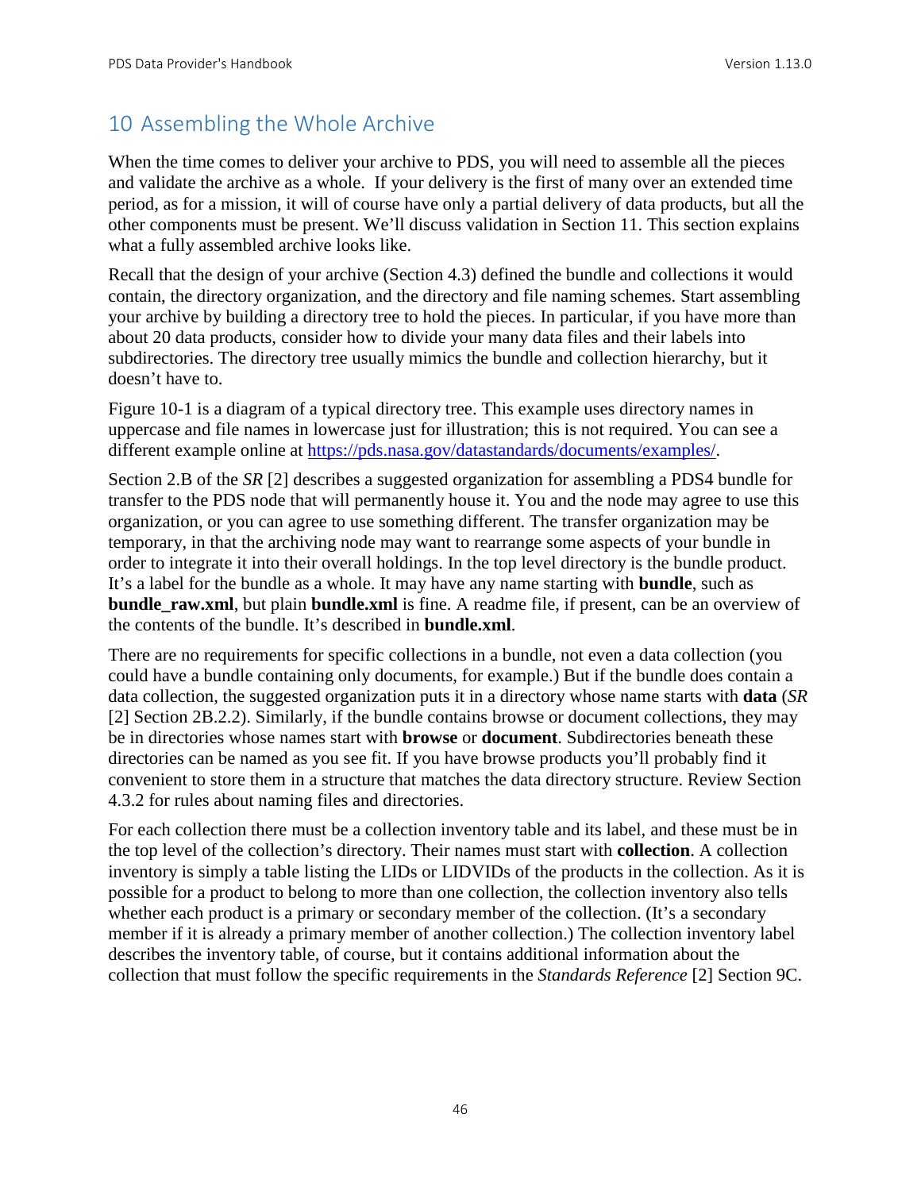# 10 Assembling the Whole Archive

When the time comes to deliver your archive to PDS, you will need to assemble all the pieces and validate the archive as a whole. If your delivery is the first of many over an extended time period, as for a mission, it will of course have only a partial delivery of data products, but all the other components must be present. We'll discuss validation in Section 11. This section explains what a fully assembled archive looks like.

Recall that the design of your archive (Section 4.3) defined the bundle and collections it would contain, the directory organization, and the directory and file naming schemes. Start assembling your archive by building a directory tree to hold the pieces. In particular, if you have more than about 20 data products, consider how to divide your many data files and their labels into subdirectories. The directory tree usually mimics the bundle and collection hierarchy, but it doesn't have to.

Figure 10-1 is a diagram of a typical directory tree. This example uses directory names in uppercase and file names in lowercase just for illustration; this is not required. You can see a different example online at https://pds.nasa.gov/datastandards/documents/examples/.

Section 2.B of the *SR* [2] describes a suggested organization for assembling a PDS4 bundle for transfer to the PDS node that will permanently house it. You and the node may agree to use this organization, or you can agree to use something different. The transfer organization may be temporary, in that the archiving node may want to rearrange some aspects of your bundle in order to integrate it into their overall holdings. In the top level directory is the bundle product. It's a label for the bundle as a whole. It may have any name starting with **bundle**, such as **bundle_raw.xml**, but plain **bundle.xml** is fine. A readme file, if present, can be an overview of the contents of the bundle. It's described in **bundle.xml**.

There are no requirements for specific collections in a bundle, not even a data collection (you could have a bundle containing only documents, for example.) But if the bundle does contain a data collection, the suggested organization puts it in a directory whose name starts with **data** (*SR* [2] Section 2B.2.2). Similarly, if the bundle contains browse or document collections, they may be in directories whose names start with **browse** or **document**. Subdirectories beneath these directories can be named as you see fit. If you have browse products you'll probably find it convenient to store them in a structure that matches the data directory structure. Review Section 4.3.2 for rules about naming files and directories.

For each collection there must be a collection inventory table and its label, and these must be in the top level of the collection's directory. Their names must start with **collection**. A collection inventory is simply a table listing the LIDs or LIDVIDs of the products in the collection. As it is possible for a product to belong to more than one collection, the collection inventory also tells whether each product is a primary or secondary member of the collection. (It's a secondary member if it is already a primary member of another collection.) The collection inventory label describes the inventory table, of course, but it contains additional information about the collection that must follow the specific requirements in the *Standards Reference* [2] Section 9C.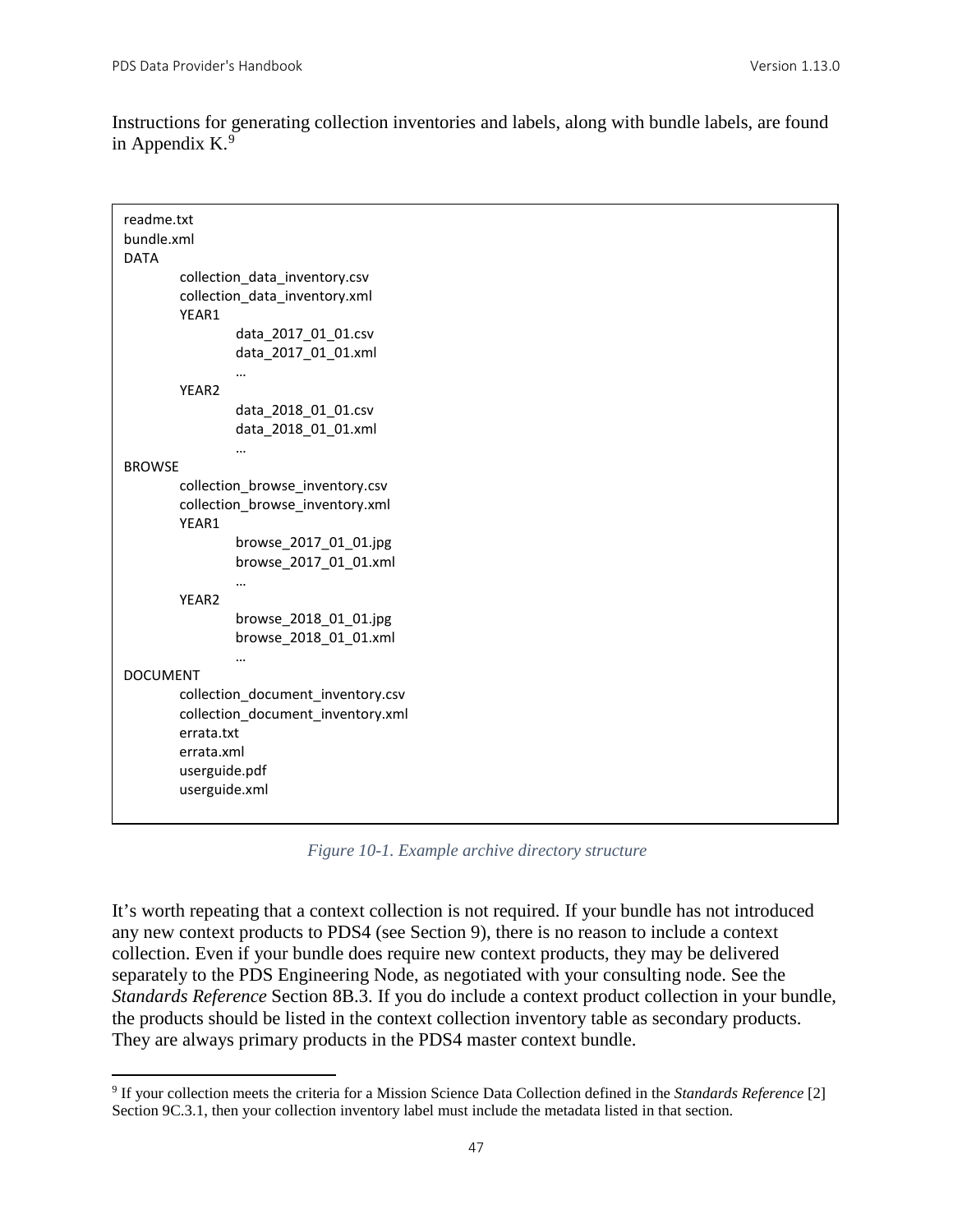Instructions for generating collection inventories and labels, along with bundle labels, are found in Appendix K.[9]

```
readme.txt
bundle.xml
DATA
        collection_data_inventory.csv
        collection_data_inventory.xml
        YEAR1
                data_2017_01_01.csv
                data_2017_01_01.xml
                …
        YEAR2
                data_2018_01_01.csv
                data_2018_01_01.xml
                …
BROWSE
        collection_browse_inventory.csv
        collection_browse_inventory.xml
        YEAR1
                browse_2017_01_01.jpg
                browse_2017_01_01.xml
                …
        YEAR2
                browse_2018_01_01.jpg
                browse_2018_01_01.xml
                …
DOCUMENT
        collection_document_inventory.csv
        collection_document_inventory.xml
        errata.txt
        errata.xml
        userguide.pdf
        userguide.xml
```

*Figure 10-1. Example archive directory structure*

It's worth repeating that a context collection is not required. If your bundle has not introduced any new context products to PDS4 (see Section 9), there is no reason to include a context collection. Even if your bundle does require new context products, they may be delivered separately to the PDS Engineering Node, as negotiated with your consulting node. See the *Standards Reference* Section 8B.3. If you do include a context product collection in your bundle, the products should be listed in the context collection inventory table as secondary products. They are always primary products in the PDS4 master context bundle.

[9] If your collection meets the criteria for a Mission Science Data Collection defined in the *Standards Reference* [2] Section 9C.3.1, then your collection inventory label must include the metadata listed in that section.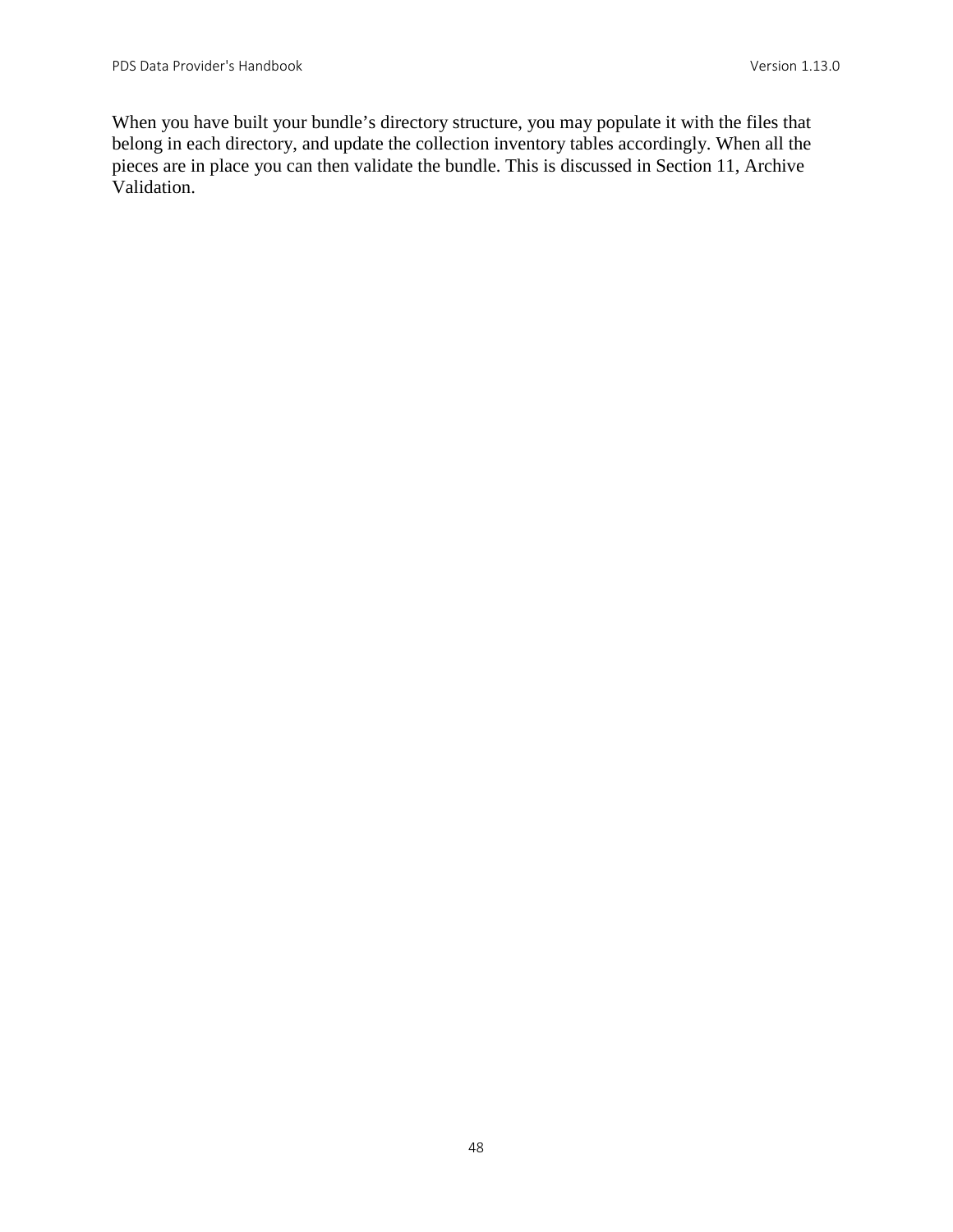When you have built your bundle’s directory structure, you may populate it with the files that belong in each directory, and update the collection inventory tables accordingly. When all the pieces are in place you can then validate the bundle. This is discussed in Section 11, Archive Validation.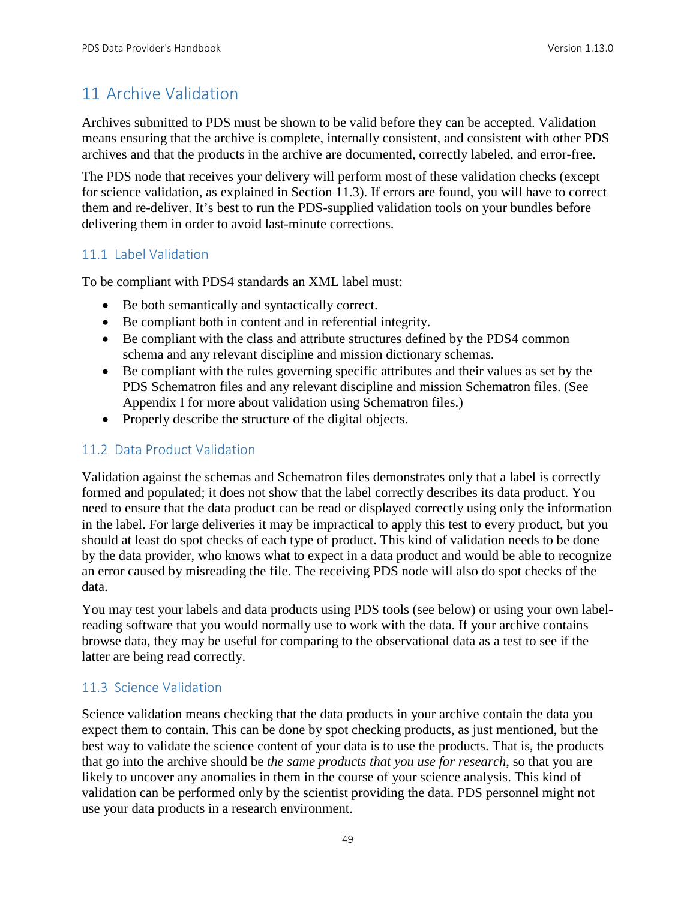# 11 Archive Validation

Archives submitted to PDS must be shown to be valid before they can be accepted. Validation means ensuring that the archive is complete, internally consistent, and consistent with other PDS archives and that the products in the archive are documented, correctly labeled, and error-free.

The PDS node that receives your delivery will perform most of these validation checks (except for science validation, as explained in Section 11.3). If errors are found, you will have to correct them and re-deliver. It's best to run the PDS-supplied validation tools on your bundles before delivering them in order to avoid last-minute corrections.

## 11.1 Label Validation

To be compliant with PDS4 standards an XML label must:

- Be both semantically and syntactically correct.
- Be compliant both in content and in referential integrity.
- Be compliant with the class and attribute structures defined by the PDS4 common schema and any relevant discipline and mission dictionary schemas.
- Be compliant with the rules governing specific attributes and their values as set by the PDS Schematron files and any relevant discipline and mission Schematron files. (See Appendix I for more about validation using Schematron files.)
- Properly describe the structure of the digital objects.

## 11.2 Data Product Validation

Validation against the schemas and Schematron files demonstrates only that a label is correctly formed and populated; it does not show that the label correctly describes its data product. You need to ensure that the data product can be read or displayed correctly using only the information in the label. For large deliveries it may be impractical to apply this test to every product, but you should at least do spot checks of each type of product. This kind of validation needs to be done by the data provider, who knows what to expect in a data product and would be able to recognize an error caused by misreading the file. The receiving PDS node will also do spot checks of the data.

You may test your labels and data products using PDS tools (see below) or using your own label-reading software that you would normally use to work with the data. If your archive contains browse data, they may be useful for comparing to the observational data as a test to see if the latter are being read correctly.

## 11.3 Science Validation

Science validation means checking that the data products in your archive contain the data you expect them to contain. This can be done by spot checking products, as just mentioned, but the best way to validate the science content of your data is to use the products. That is, the products that go into the archive should be *the same products that you use for research*, so that you are likely to uncover any anomalies in them in the course of your science analysis. This kind of validation can be performed only by the scientist providing the data. PDS personnel might not use your data products in a research environment.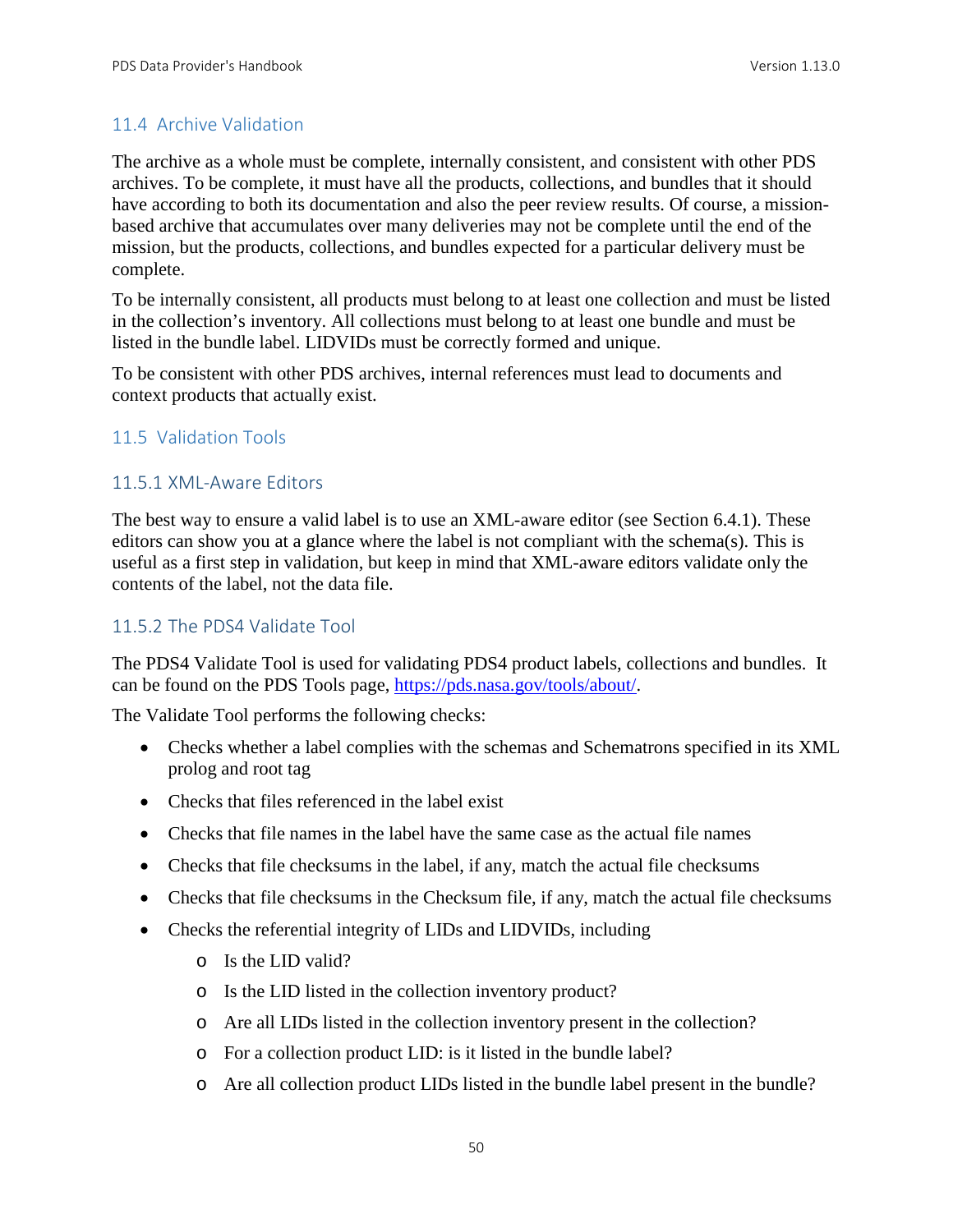## 11.4 Archive Validation

The archive as a whole must be complete, internally consistent, and consistent with other PDS archives. To be complete, it must have all the products, collections, and bundles that it should have according to both its documentation and also the peer review results. Of course, a mission-based archive that accumulates over many deliveries may not be complete until the end of the mission, but the products, collections, and bundles expected for a particular delivery must be complete.

To be internally consistent, all products must belong to at least one collection and must be listed in the collection's inventory. All collections must belong to at least one bundle and must be listed in the bundle label. LIDVIDs must be correctly formed and unique.

To be consistent with other PDS archives, internal references must lead to documents and context products that actually exist.

## 11.5 Validation Tools

### 11.5.1 XML-Aware Editors

The best way to ensure a valid label is to use an XML-aware editor (see Section 6.4.1). These editors can show you at a glance where the label is not compliant with the schema(s). This is useful as a first step in validation, but keep in mind that XML-aware editors validate only the contents of the label, not the data file.

### 11.5.2 The PDS4 Validate Tool

The PDS4 Validate Tool is used for validating PDS4 product labels, collections and bundles. It can be found on the PDS Tools page, https://pds.nasa.gov/tools/about/.

The Validate Tool performs the following checks:

- Checks whether a label complies with the schemas and Schematrons specified in its XML prolog and root tag
- Checks that files referenced in the label exist
- Checks that file names in the label have the same case as the actual file names
- Checks that file checksums in the label, if any, match the actual file checksums
- Checks that file checksums in the Checksum file, if any, match the actual file checksums
- Checks the referential integrity of LIDs and LIDVIDs, including
    - Is the LID valid?
    - Is the LID listed in the collection inventory product?
    - Are all LIDs listed in the collection inventory present in the collection?
    - For a collection product LID: is it listed in the bundle label?
    - Are all collection product LIDs listed in the bundle label present in the bundle?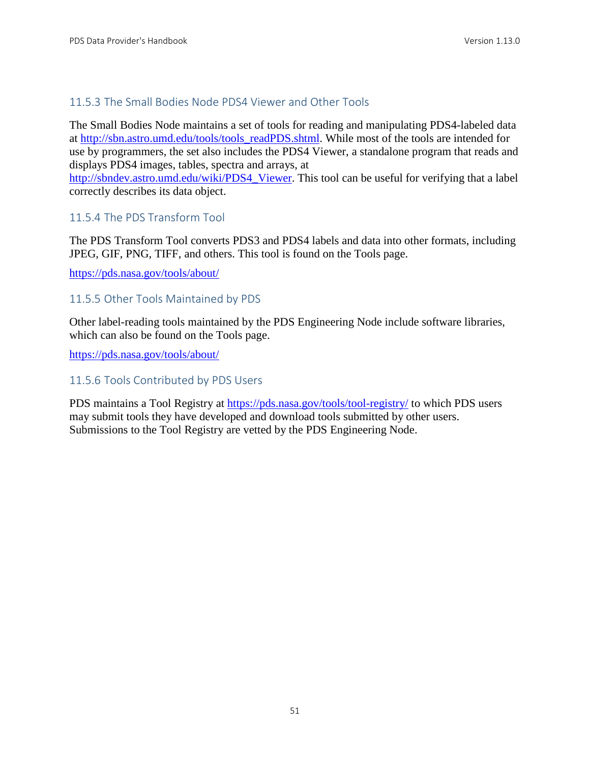### 11.5.3 The Small Bodies Node PDS4 Viewer and Other Tools

The Small Bodies Node maintains a set of tools for reading and manipulating PDS4-labeled data at http://sbn.astro.umd.edu/tools/tools_readPDS.shtml. While most of the tools are intended for use by programmers, the set also includes the PDS4 Viewer, a standalone program that reads and displays PDS4 images, tables, spectra and arrays, at http://sbndev.astro.umd.edu/wiki/PDS4_Viewer. This tool can be useful for verifying that a label correctly describes its data object.

### 11.5.4 The PDS Transform Tool

The PDS Transform Tool converts PDS3 and PDS4 labels and data into other formats, including JPEG, GIF, PNG, TIFF, and others. This tool is found on the Tools page.

https://pds.nasa.gov/tools/about/

### 11.5.5 Other Tools Maintained by PDS

Other label-reading tools maintained by the PDS Engineering Node include software libraries, which can also be found on the Tools page.

https://pds.nasa.gov/tools/about/

### 11.5.6 Tools Contributed by PDS Users

PDS maintains a Tool Registry at https://pds.nasa.gov/tools/tool-registry/ to which PDS users may submit tools they have developed and download tools submitted by other users. Submissions to the Tool Registry are vetted by the PDS Engineering Node.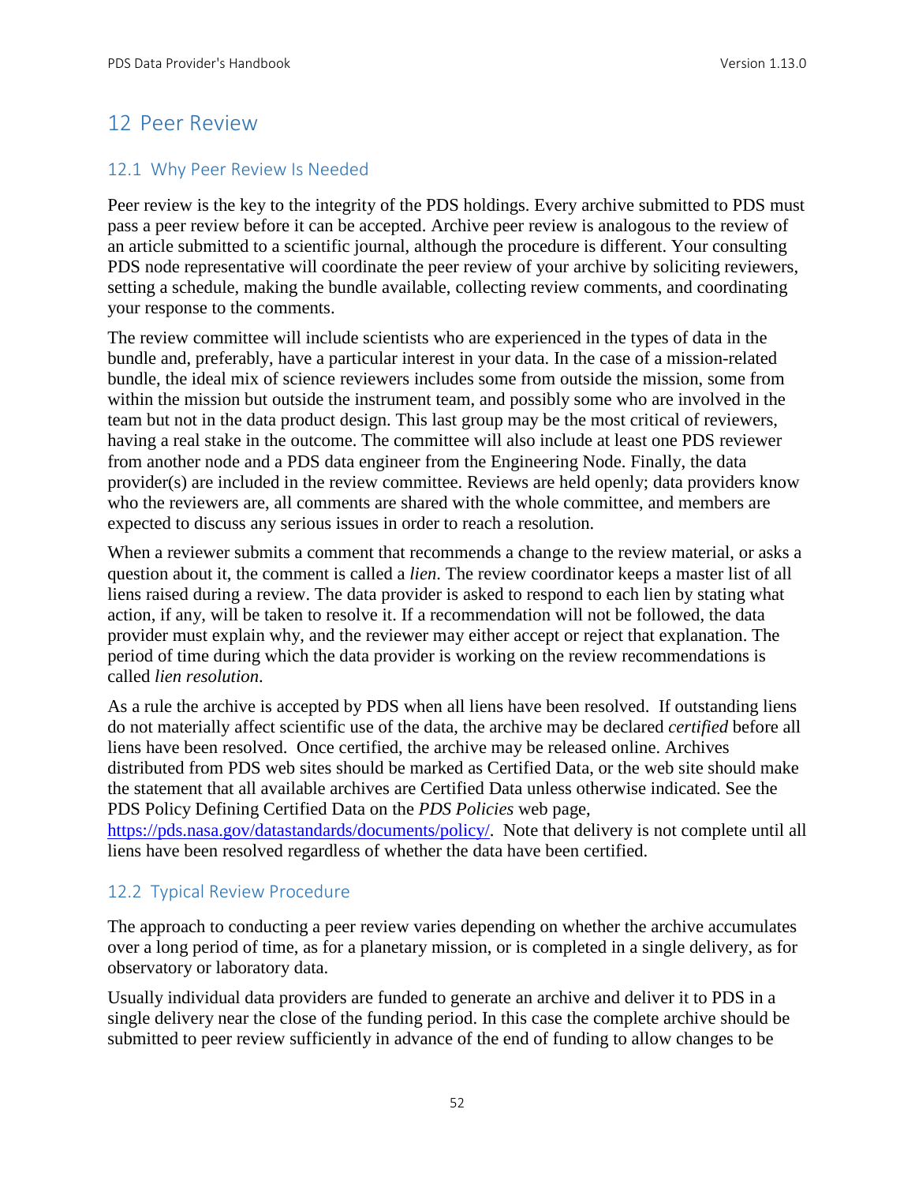# 12 Peer Review

## 12.1 Why Peer Review Is Needed

Peer review is the key to the integrity of the PDS holdings. Every archive submitted to PDS must pass a peer review before it can be accepted. Archive peer review is analogous to the review of an article submitted to a scientific journal, although the procedure is different. Your consulting PDS node representative will coordinate the peer review of your archive by soliciting reviewers, setting a schedule, making the bundle available, collecting review comments, and coordinating your response to the comments.

The review committee will include scientists who are experienced in the types of data in the bundle and, preferably, have a particular interest in your data. In the case of a mission-related bundle, the ideal mix of science reviewers includes some from outside the mission, some from within the mission but outside the instrument team, and possibly some who are involved in the team but not in the data product design. This last group may be the most critical of reviewers, having a real stake in the outcome. The committee will also include at least one PDS reviewer from another node and a PDS data engineer from the Engineering Node. Finally, the data provider(s) are included in the review committee. Reviews are held openly; data providers know who the reviewers are, all comments are shared with the whole committee, and members are expected to discuss any serious issues in order to reach a resolution.

When a reviewer submits a comment that recommends a change to the review material, or asks a question about it, the comment is called a *lien*. The review coordinator keeps a master list of all liens raised during a review. The data provider is asked to respond to each lien by stating what action, if any, will be taken to resolve it. If a recommendation will not be followed, the data provider must explain why, and the reviewer may either accept or reject that explanation. The period of time during which the data provider is working on the review recommendations is called *lien resolution*.

As a rule the archive is accepted by PDS when all liens have been resolved. If outstanding liens do not materially affect scientific use of the data, the archive may be declared *certified* before all liens have been resolved. Once certified, the archive may be released online. Archives distributed from PDS web sites should be marked as Certified Data, or the web site should make the statement that all available archives are Certified Data unless otherwise indicated. See the PDS Policy Defining Certified Data on the *PDS Policies* web page, https://pds.nasa.gov/datastandards/documents/policy/. Note that delivery is not complete until all liens have been resolved regardless of whether the data have been certified.

## 12.2 Typical Review Procedure

The approach to conducting a peer review varies depending on whether the archive accumulates over a long period of time, as for a planetary mission, or is completed in a single delivery, as for observatory or laboratory data.

Usually individual data providers are funded to generate an archive and deliver it to PDS in a single delivery near the close of the funding period. In this case the complete archive should be submitted to peer review sufficiently in advance of the end of funding to allow changes to be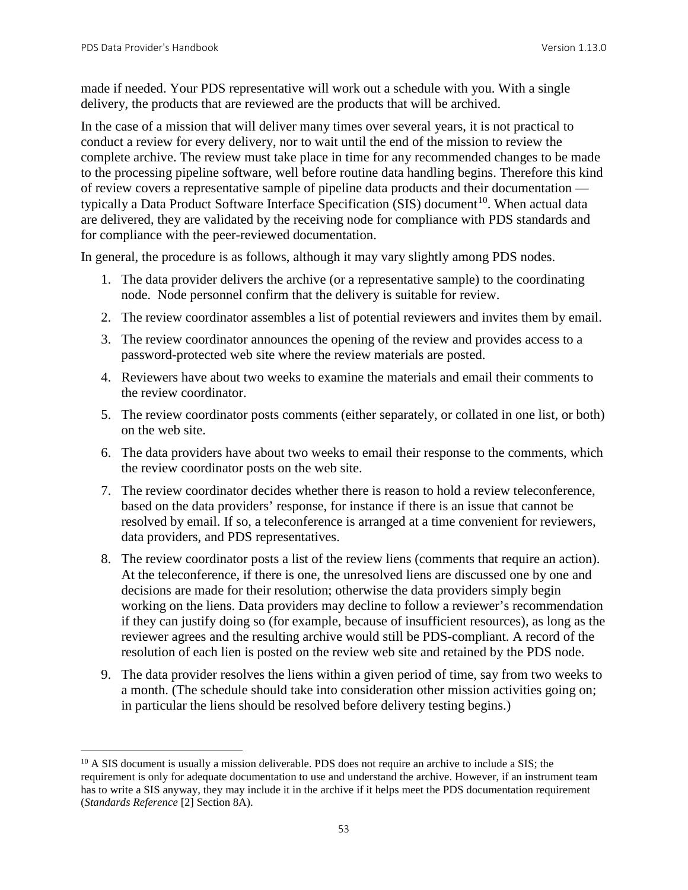made if needed. Your PDS representative will work out a schedule with you. With a single delivery, the products that are reviewed are the products that will be archived.

In the case of a mission that will deliver many times over several years, it is not practical to conduct a review for every delivery, nor to wait until the end of the mission to review the complete archive. The review must take place in time for any recommended changes to be made to the processing pipeline software, well before routine data handling begins. Therefore this kind of review covers a representative sample of pipeline data products and their documentation — typically a Data Product Software Interface Specification (SIS) document[10]. When actual data are delivered, they are validated by the receiving node for compliance with PDS standards and for compliance with the peer-reviewed documentation.

In general, the procedure is as follows, although it may vary slightly among PDS nodes.

1. The data provider delivers the archive (or a representative sample) to the coordinating node. Node personnel confirm that the delivery is suitable for review.
2. The review coordinator assembles a list of potential reviewers and invites them by email.
3. The review coordinator announces the opening of the review and provides access to a password-protected web site where the review materials are posted.
4. Reviewers have about two weeks to examine the materials and email their comments to the review coordinator.
5. The review coordinator posts comments (either separately, or collated in one list, or both) on the web site.
6. The data providers have about two weeks to email their response to the comments, which the review coordinator posts on the web site.
7. The review coordinator decides whether there is reason to hold a review teleconference, based on the data providers' response, for instance if there is an issue that cannot be resolved by email. If so, a teleconference is arranged at a time convenient for reviewers, data providers, and PDS representatives.
8. The review coordinator posts a list of the review liens (comments that require an action). At the teleconference, if there is one, the unresolved liens are discussed one by one and decisions are made for their resolution; otherwise the data providers simply begin working on the liens. Data providers may decline to follow a reviewer's recommendation if they can justify doing so (for example, because of insufficient resources), as long as the reviewer agrees and the resulting archive would still be PDS-compliant. A record of the resolution of each lien is posted on the review web site and retained by the PDS node.
9. The data provider resolves the liens within a given period of time, say from two weeks to a month. (The schedule should take into consideration other mission activities going on; in particular the liens should be resolved before delivery testing begins.)

---

[10] A SIS document is usually a mission deliverable. PDS does not require an archive to include a SIS; the requirement is only for adequate documentation to use and understand the archive. However, if an instrument team has to write a SIS anyway, they may include it in the archive if it helps meet the PDS documentation requirement (*Standards Reference* [2] Section 8A).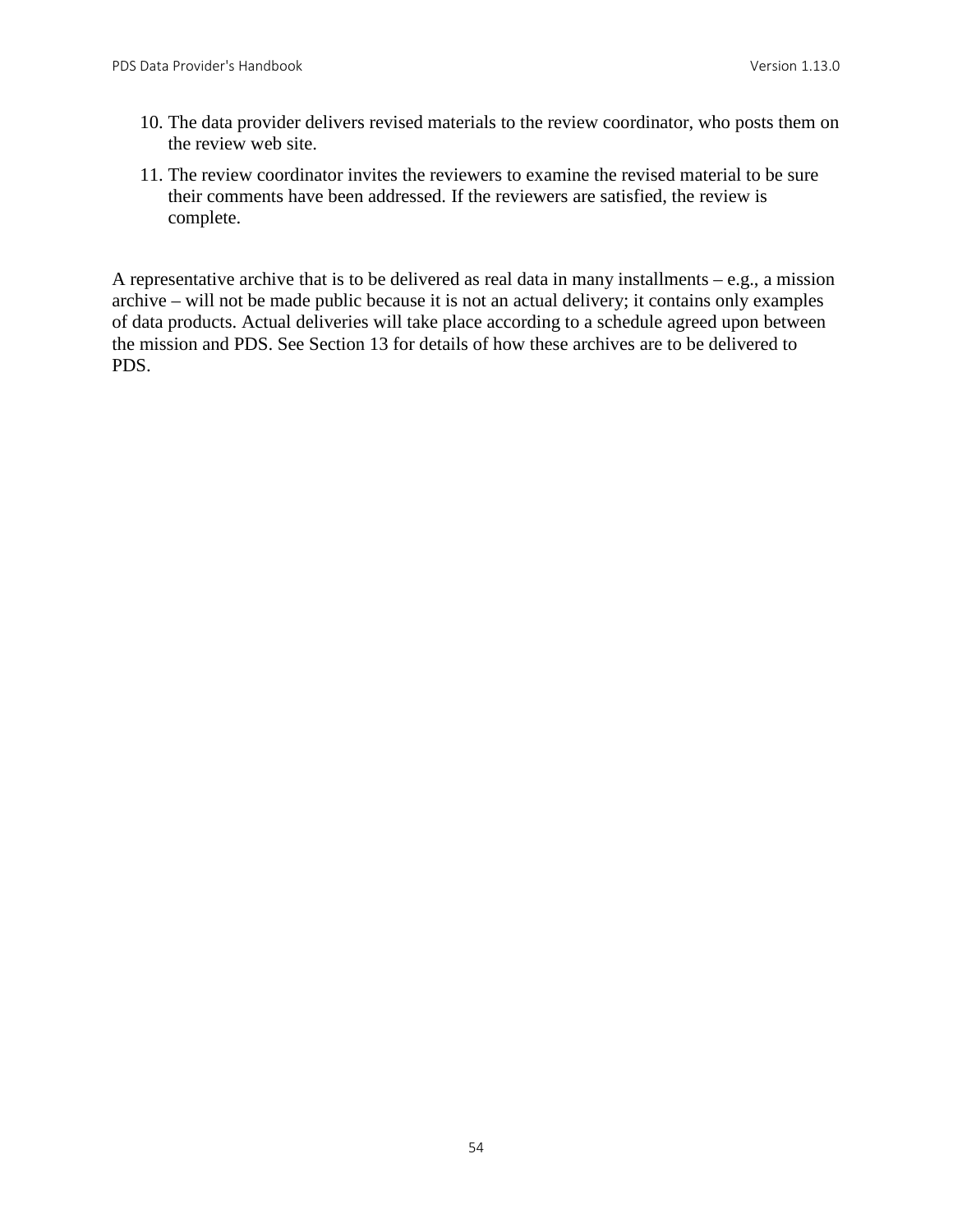10. The data provider delivers revised materials to the review coordinator, who posts them on the review web site.
11. The review coordinator invites the reviewers to examine the revised material to be sure their comments have been addressed. If the reviewers are satisfied, the review is complete.

A representative archive that is to be delivered as real data in many installments – e.g., a mission archive – will not be made public because it is not an actual delivery; it contains only examples of data products. Actual deliveries will take place according to a schedule agreed upon between the mission and PDS. See Section 13 for details of how these archives are to be delivered to PDS.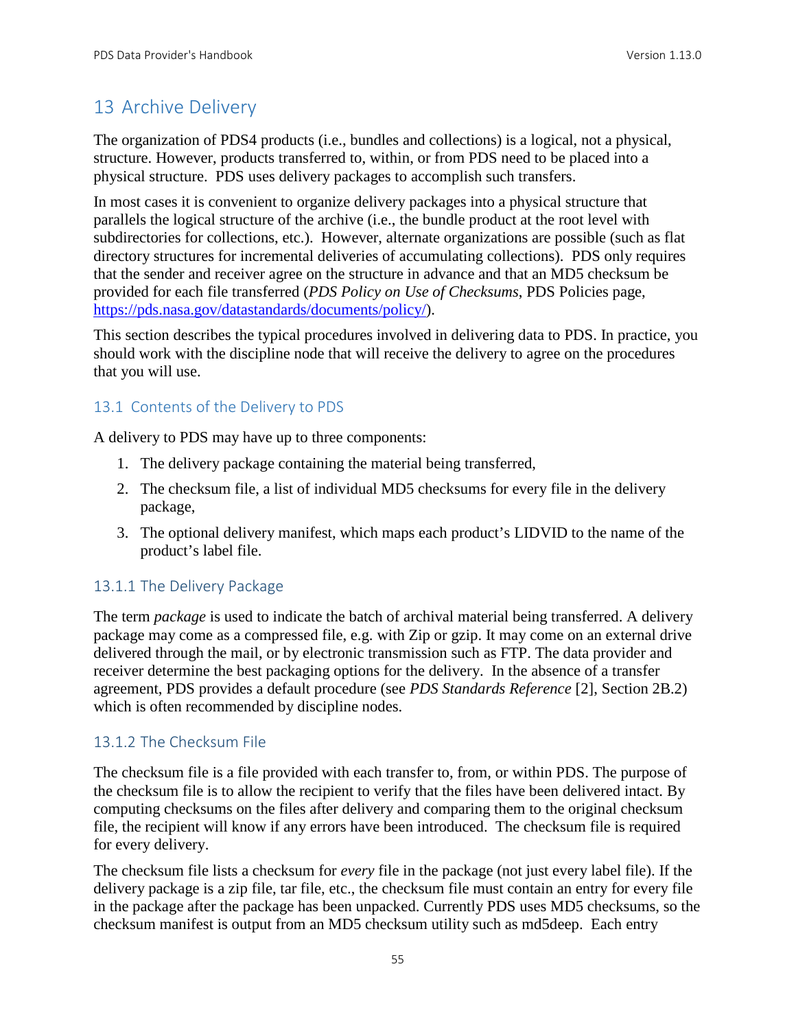# 13 Archive Delivery

The organization of PDS4 products (i.e., bundles and collections) is a logical, not a physical, structure. However, products transferred to, within, or from PDS need to be placed into a physical structure. PDS uses delivery packages to accomplish such transfers.

In most cases it is convenient to organize delivery packages into a physical structure that parallels the logical structure of the archive (i.e., the bundle product at the root level with subdirectories for collections, etc.). However, alternate organizations are possible (such as flat directory structures for incremental deliveries of accumulating collections). PDS only requires that the sender and receiver agree on the structure in advance and that an MD5 checksum be provided for each file transferred (*PDS Policy on Use of Checksums*, PDS Policies page, https://pds.nasa.gov/datastandards/documents/policy/).

This section describes the typical procedures involved in delivering data to PDS. In practice, you should work with the discipline node that will receive the delivery to agree on the procedures that you will use.

## 13.1 Contents of the Delivery to PDS

A delivery to PDS may have up to three components:

1. The delivery package containing the material being transferred,
2. The checksum file, a list of individual MD5 checksums for every file in the delivery package,
3. The optional delivery manifest, which maps each product's LIDVID to the name of the product's label file.

### 13.1.1 The Delivery Package

The term *package* is used to indicate the batch of archival material being transferred. A delivery package may come as a compressed file, e.g. with Zip or gzip. It may come on an external drive delivered through the mail, or by electronic transmission such as FTP. The data provider and receiver determine the best packaging options for the delivery. In the absence of a transfer agreement, PDS provides a default procedure (see *PDS Standards Reference* [2], Section 2B.2) which is often recommended by discipline nodes.

### 13.1.2 The Checksum File

The checksum file is a file provided with each transfer to, from, or within PDS. The purpose of the checksum file is to allow the recipient to verify that the files have been delivered intact. By computing checksums on the files after delivery and comparing them to the original checksum file, the recipient will know if any errors have been introduced. The checksum file is required for every delivery.

The checksum file lists a checksum for *every* file in the package (not just every label file). If the delivery package is a zip file, tar file, etc., the checksum file must contain an entry for every file in the package after the package has been unpacked. Currently PDS uses MD5 checksums, so the checksum manifest is output from an MD5 checksum utility such as md5deep. Each entry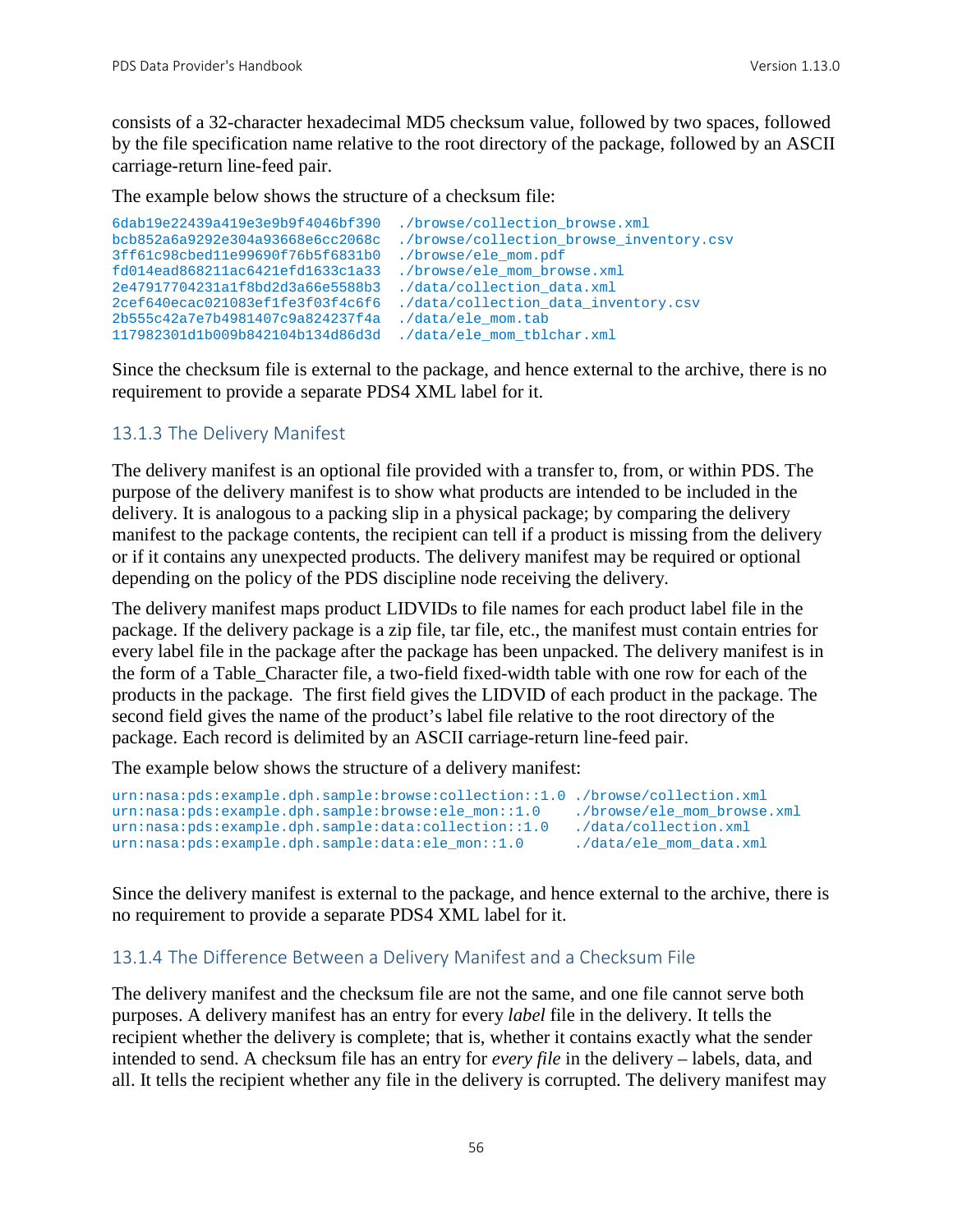consists of a 32-character hexadecimal MD5 checksum value, followed by two spaces, followed by the file specification name relative to the root directory of the package, followed by an ASCII carriage-return line-feed pair.

The example below shows the structure of a checksum file:

```
6dab19e22439a419e3e9b9f4046bf390  ./browse/collection_browse.xml
bcb852a6a9292e304a93668e6cc2068c  ./browse/collection_browse_inventory.csv
3ff61c98cbed11e99690f76b5f6831b0  ./browse/ele_mom.pdf
fd014ead868211ac6421efd1633c1a33  ./browse/ele_mom_browse.xml
2e47917704231a1f8bd2d3a66e5588b3  ./data/collection_data.xml
2cef640ecac021083ef1fe3f03f4c6f6  ./data/collection_data_inventory.csv
2b555c42a7e7b4981407c9a824237f4a  ./data/ele_mom.tab
117982301d1b009b842104b134d86d3d  ./data/ele_mom_tblchar.xml
```

Since the checksum file is external to the package, and hence external to the archive, there is no requirement to provide a separate PDS4 XML label for it.

### 13.1.3 The Delivery Manifest

The delivery manifest is an optional file provided with a transfer to, from, or within PDS. The purpose of the delivery manifest is to show what products are intended to be included in the delivery. It is analogous to a packing slip in a physical package; by comparing the delivery manifest to the package contents, the recipient can tell if a product is missing from the delivery or if it contains any unexpected products. The delivery manifest may be required or optional depending on the policy of the PDS discipline node receiving the delivery.

The delivery manifest maps product LIDVIDs to file names for each product label file in the package. If the delivery package is a zip file, tar file, etc., the manifest must contain entries for every label file in the package after the package has been unpacked. The delivery manifest is in the form of a Table_Character file, a two-field fixed-width table with one row for each of the products in the package. The first field gives the LIDVID of each product in the package. The second field gives the name of the product's label file relative to the root directory of the package. Each record is delimited by an ASCII carriage-return line-feed pair.

The example below shows the structure of a delivery manifest:

```
urn:nasa:pds:example.dph.sample:browse:collection::1.0 ./browse/collection.xml
urn:nasa:pds:example.dph.sample:browse:ele_mon::1.0    ./browse/ele_mom_browse.xml
urn:nasa:pds:example.dph.sample:data:collection::1.0   ./data/collection.xml
urn:nasa:pds:example.dph.sample:data:ele_mon::1.0      ./data/ele_mom_data.xml
```

Since the delivery manifest is external to the package, and hence external to the archive, there is no requirement to provide a separate PDS4 XML label for it.

### 13.1.4 The Difference Between a Delivery Manifest and a Checksum File

The delivery manifest and the checksum file are not the same, and one file cannot serve both purposes. A delivery manifest has an entry for every *label* file in the delivery. It tells the recipient whether the delivery is complete; that is, whether it contains exactly what the sender intended to send. A checksum file has an entry for *every file* in the delivery – labels, data, and all. It tells the recipient whether any file in the delivery is corrupted. The delivery manifest may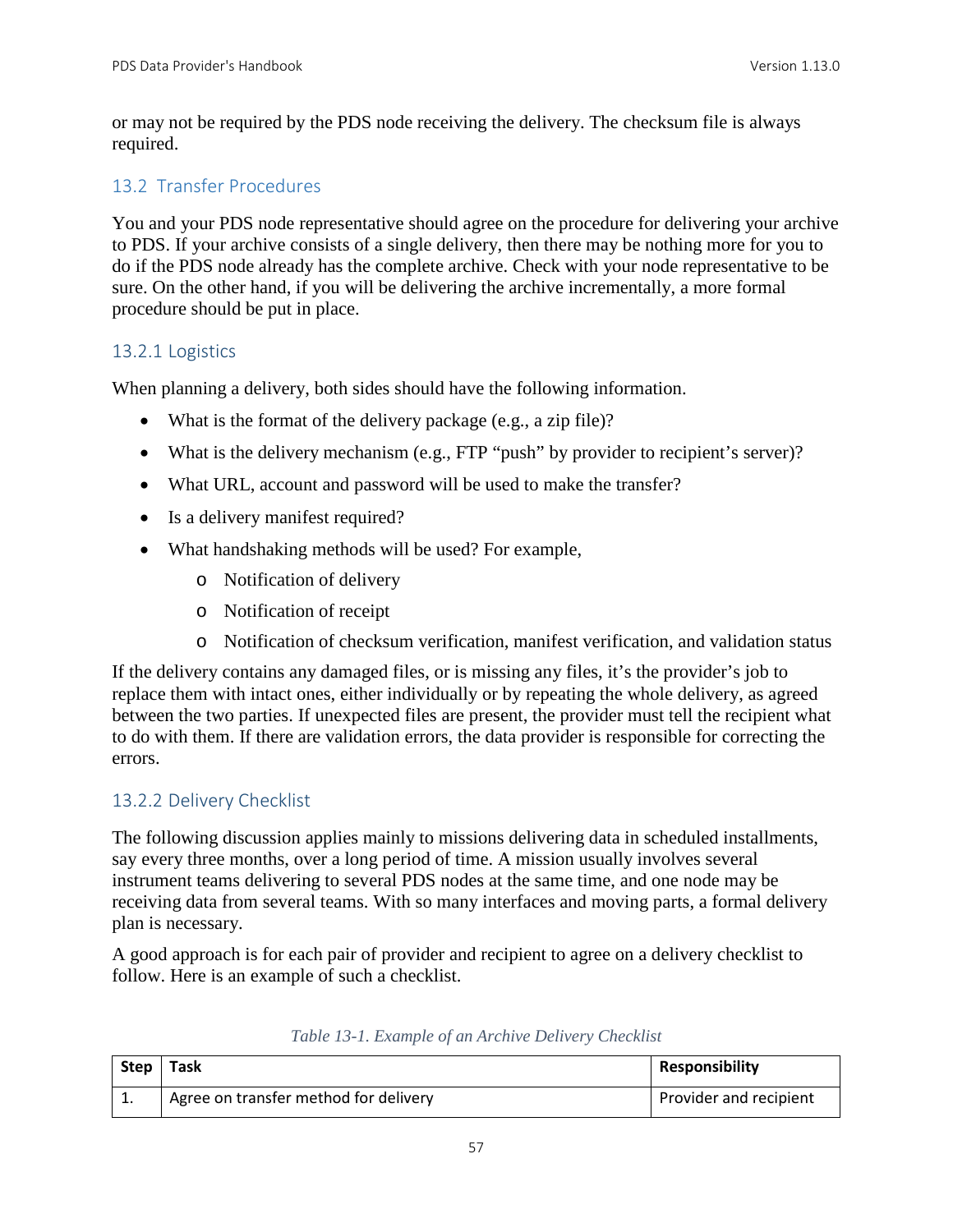or may not be required by the PDS node receiving the delivery. The checksum file is always required.

## 13.2 Transfer Procedures

You and your PDS node representative should agree on the procedure for delivering your archive to PDS. If your archive consists of a single delivery, then there may be nothing more for you to do if the PDS node already has the complete archive. Check with your node representative to be sure. On the other hand, if you will be delivering the archive incrementally, a more formal procedure should be put in place.

### 13.2.1 Logistics

When planning a delivery, both sides should have the following information.

- What is the format of the delivery package (e.g., a zip file)?
- What is the delivery mechanism (e.g., FTP "push" by provider to recipient's server)?
- What URL, account and password will be used to make the transfer?
- Is a delivery manifest required?
- What handshaking methods will be used? For example,
    - Notification of delivery
    - Notification of receipt
    - Notification of checksum verification, manifest verification, and validation status

If the delivery contains any damaged files, or is missing any files, it's the provider's job to replace them with intact ones, either individually or by repeating the whole delivery, as agreed between the two parties. If unexpected files are present, the provider must tell the recipient what to do with them. If there are validation errors, the data provider is responsible for correcting the errors.

### 13.2.2 Delivery Checklist

The following discussion applies mainly to missions delivering data in scheduled installments, say every three months, over a long period of time. A mission usually involves several instrument teams delivering to several PDS nodes at the same time, and one node may be receiving data from several teams. With so many interfaces and moving parts, a formal delivery plan is necessary.

A good approach is for each pair of provider and recipient to agree on a delivery checklist to follow. Here is an example of such a checklist.

*Table 13-1. Example of an Archive Delivery Checklist*

| Step | Task | Responsibility |
|---|---|---|
| 1. | Agree on transfer method for delivery | Provider and recipient |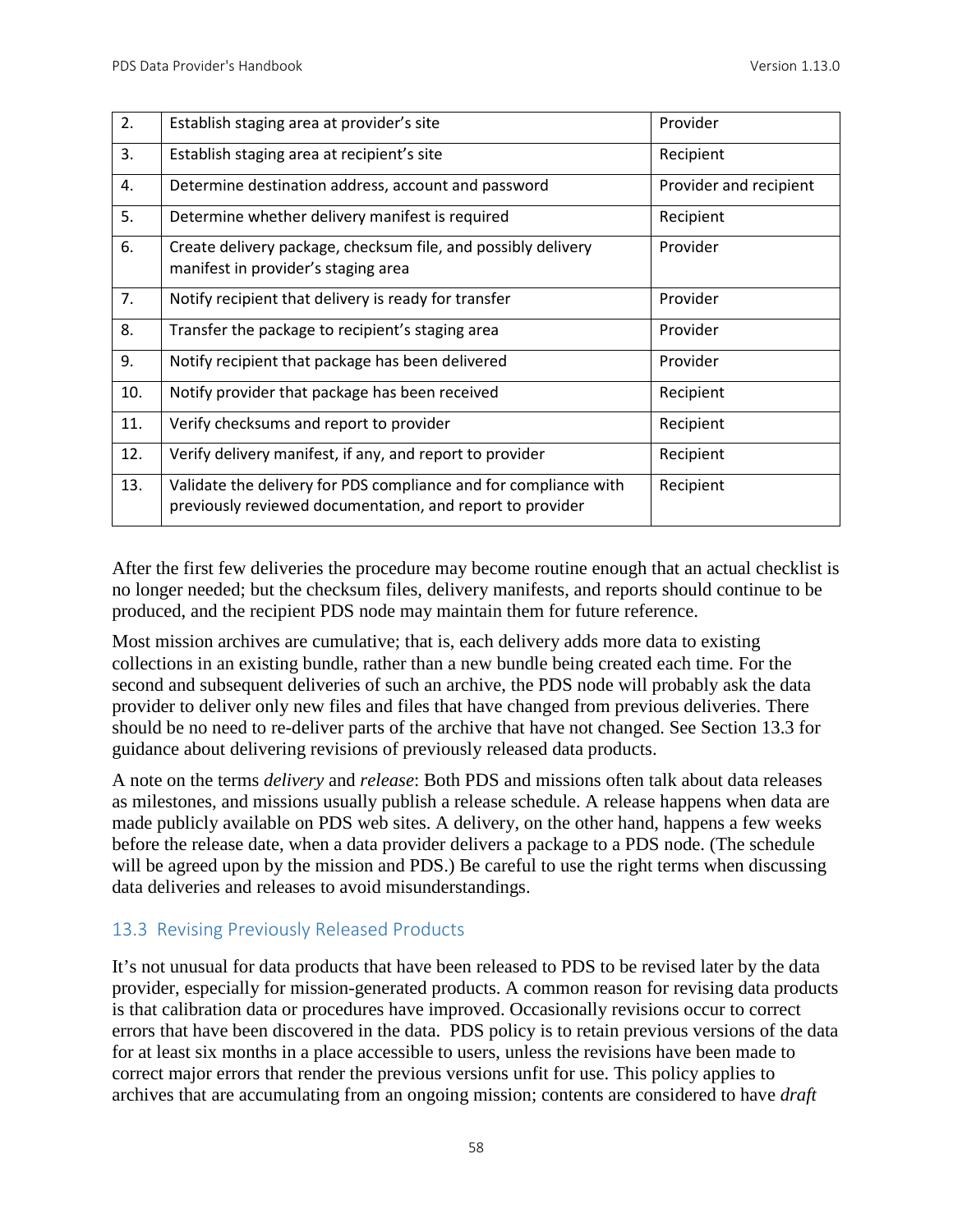| | | |
|---|---|---|
| 2. | Establish staging area at provider's site | Provider |
| 3. | Establish staging area at recipient's site | Recipient |
| 4. | Determine destination address, account and password | Provider and recipient |
| 5. | Determine whether delivery manifest is required | Recipient |
| 6. | Create delivery package, checksum file, and possibly delivery manifest in provider's staging area | Provider |
| 7. | Notify recipient that delivery is ready for transfer | Provider |
| 8. | Transfer the package to recipient's staging area | Provider |
| 9. | Notify recipient that package has been delivered | Provider |
| 10. | Notify provider that package has been received | Recipient |
| 11. | Verify checksums and report to provider | Recipient |
| 12. | Verify delivery manifest, if any, and report to provider | Recipient |
| 13. | Validate the delivery for PDS compliance and for compliance with previously reviewed documentation, and report to provider | Recipient |

After the first few deliveries the procedure may become routine enough that an actual checklist is no longer needed; but the checksum files, delivery manifests, and reports should continue to be produced, and the recipient PDS node may maintain them for future reference.

Most mission archives are cumulative; that is, each delivery adds more data to existing collections in an existing bundle, rather than a new bundle being created each time. For the second and subsequent deliveries of such an archive, the PDS node will probably ask the data provider to deliver only new files and files that have changed from previous deliveries. There should be no need to re-deliver parts of the archive that have not changed. See Section 13.3 for guidance about delivering revisions of previously released data products.

A note on the terms *delivery* and *release*: Both PDS and missions often talk about data releases as milestones, and missions usually publish a release schedule. A release happens when data are made publicly available on PDS web sites. A delivery, on the other hand, happens a few weeks before the release date, when a data provider delivers a package to a PDS node. (The schedule will be agreed upon by the mission and PDS.) Be careful to use the right terms when discussing data deliveries and releases to avoid misunderstandings.

## 13.3 Revising Previously Released Products

It's not unusual for data products that have been released to PDS to be revised later by the data provider, especially for mission-generated products. A common reason for revising data products is that calibration data or procedures have improved. Occasionally revisions occur to correct errors that have been discovered in the data. PDS policy is to retain previous versions of the data for at least six months in a place accessible to users, unless the revisions have been made to correct major errors that render the previous versions unfit for use. This policy applies to archives that are accumulating from an ongoing mission; contents are considered to have *draft*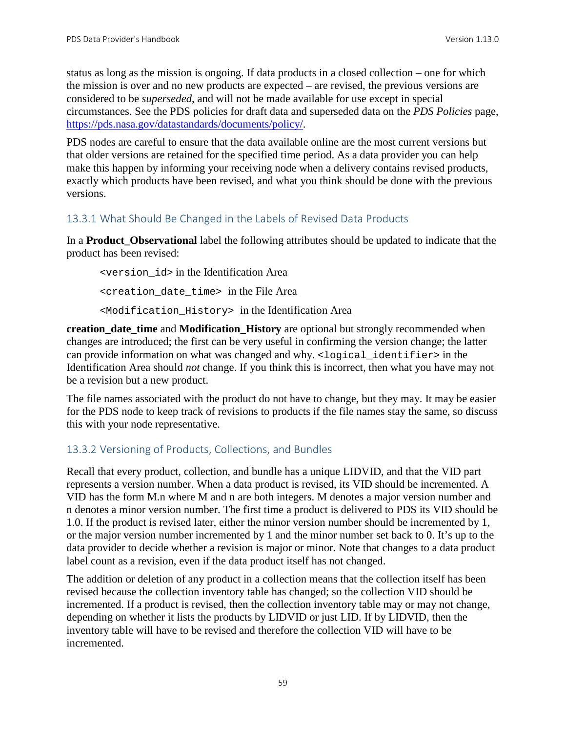status as long as the mission is ongoing. If data products in a closed collection – one for which the mission is over and no new products are expected – are revised, the previous versions are considered to be *superseded*, and will not be made available for use except in special circumstances. See the PDS policies for draft data and superseded data on the *PDS Policies* page, https://pds.nasa.gov/datastandards/documents/policy/.

PDS nodes are careful to ensure that the data available online are the most current versions but that older versions are retained for the specified time period. As a data provider you can help make this happen by informing your receiving node when a delivery contains revised products, exactly which products have been revised, and what you think should be done with the previous versions.

### 13.3.1 What Should Be Changed in the Labels of Revised Data Products

In a **Product_Observational** label the following attributes should be updated to indicate that the product has been revised:

`<version_id>` in the Identification Area

`<creation_date_time>` in the File Area

`<Modification_History>` in the Identification Area

**creation_date_time** and **Modification_History** are optional but strongly recommended when changes are introduced; the first can be very useful in confirming the version change; the latter can provide information on what was changed and why. `<logical_identifier>` in the Identification Area should *not* change. If you think this is incorrect, then what you have may not be a revision but a new product.

The file names associated with the product do not have to change, but they may. It may be easier for the PDS node to keep track of revisions to products if the file names stay the same, so discuss this with your node representative.

### 13.3.2 Versioning of Products, Collections, and Bundles

Recall that every product, collection, and bundle has a unique LIDVID, and that the VID part represents a version number. When a data product is revised, its VID should be incremented. A VID has the form M.n where M and n are both integers. M denotes a major version number and n denotes a minor version number. The first time a product is delivered to PDS its VID should be 1.0. If the product is revised later, either the minor version number should be incremented by 1, or the major version number incremented by 1 and the minor number set back to 0. It's up to the data provider to decide whether a revision is major or minor. Note that changes to a data product label count as a revision, even if the data product itself has not changed.

The addition or deletion of any product in a collection means that the collection itself has been revised because the collection inventory table has changed; so the collection VID should be incremented. If a product is revised, then the collection inventory table may or may not change, depending on whether it lists the products by LIDVID or just LID. If by LIDVID, then the inventory table will have to be revised and therefore the collection VID will have to be incremented.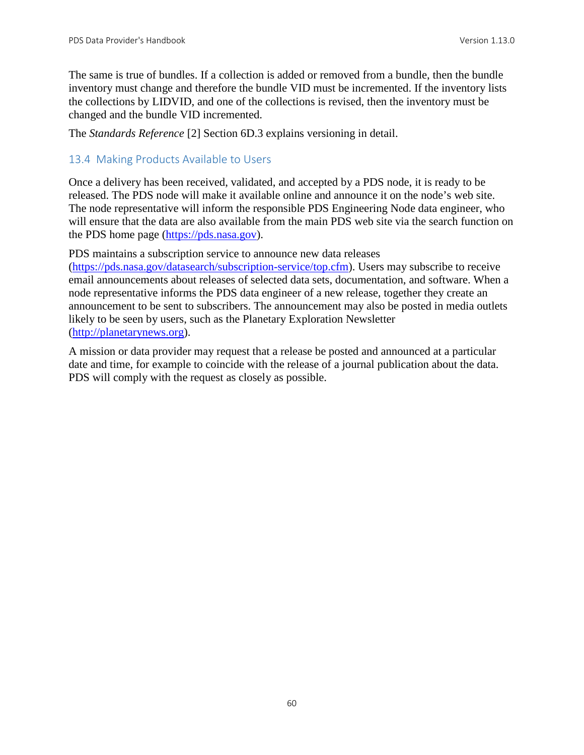The same is true of bundles. If a collection is added or removed from a bundle, then the bundle inventory must change and therefore the bundle VID must be incremented. If the inventory lists the collections by LIDVID, and one of the collections is revised, then the inventory must be changed and the bundle VID incremented.

The *Standards Reference* [2] Section 6D.3 explains versioning in detail.

## 13.4 Making Products Available to Users

Once a delivery has been received, validated, and accepted by a PDS node, it is ready to be released. The PDS node will make it available online and announce it on the node's web site. The node representative will inform the responsible PDS Engineering Node data engineer, who will ensure that the data are also available from the main PDS web site via the search function on the PDS home page (https://pds.nasa.gov).

PDS maintains a subscription service to announce new data releases (https://pds.nasa.gov/datasearch/subscription-service/top.cfm). Users may subscribe to receive email announcements about releases of selected data sets, documentation, and software. When a node representative informs the PDS data engineer of a new release, together they create an announcement to be sent to subscribers. The announcement may also be posted in media outlets likely to be seen by users, such as the Planetary Exploration Newsletter (http://planetarynews.org).

A mission or data provider may request that a release be posted and announced at a particular date and time, for example to coincide with the release of a journal publication about the data. PDS will comply with the request as closely as possible.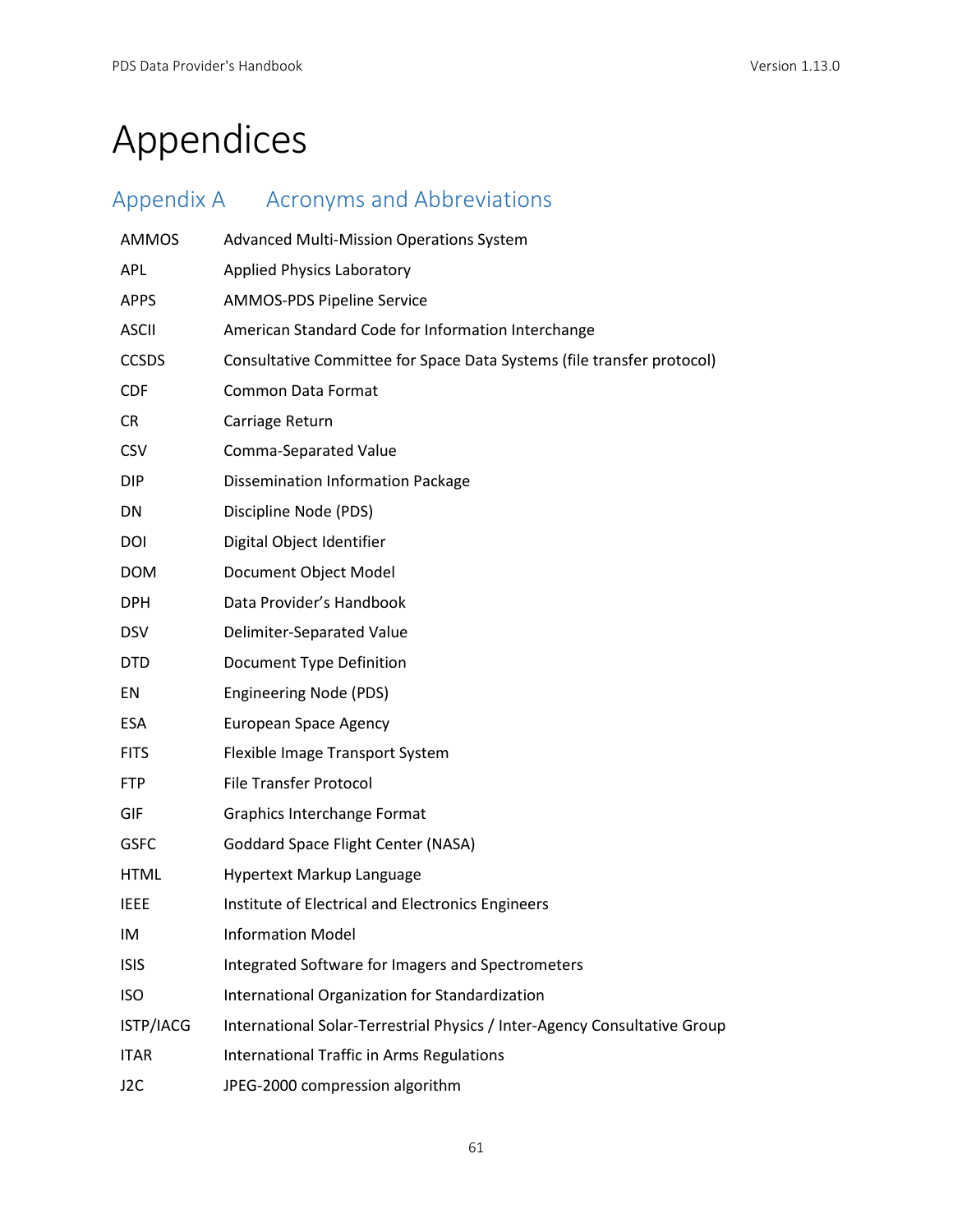# Appendices

## Appendix A Acronyms and Abbreviations

| | |
|---|---|
| AMMOS | Advanced Multi-Mission Operations System |
| APL | Applied Physics Laboratory |
| APPS | AMMOS-PDS Pipeline Service |
| ASCII | American Standard Code for Information Interchange |
| CCSDS | Consultative Committee for Space Data Systems (file transfer protocol) |
| CDF | Common Data Format |
| CR | Carriage Return |
| CSV | Comma-Separated Value |
| DIP | Dissemination Information Package |
| DN | Discipline Node (PDS) |
| DOI | Digital Object Identifier |
| DOM | Document Object Model |
| DPH | Data Provider's Handbook |
| DSV | Delimiter-Separated Value |
| DTD | Document Type Definition |
| EN | Engineering Node (PDS) |
| ESA | European Space Agency |
| FITS | Flexible Image Transport System |
| FTP | File Transfer Protocol |
| GIF | Graphics Interchange Format |
| GSFC | Goddard Space Flight Center (NASA) |
| HTML | Hypertext Markup Language |
| IEEE | Institute of Electrical and Electronics Engineers |
| IM | Information Model |
| ISIS | Integrated Software for Imagers and Spectrometers |
| ISO | International Organization for Standardization |
| ISTP/IACG | International Solar-Terrestrial Physics / Inter-Agency Consultative Group |
| ITAR | International Traffic in Arms Regulations |
| J2C | JPEG-2000 compression algorithm |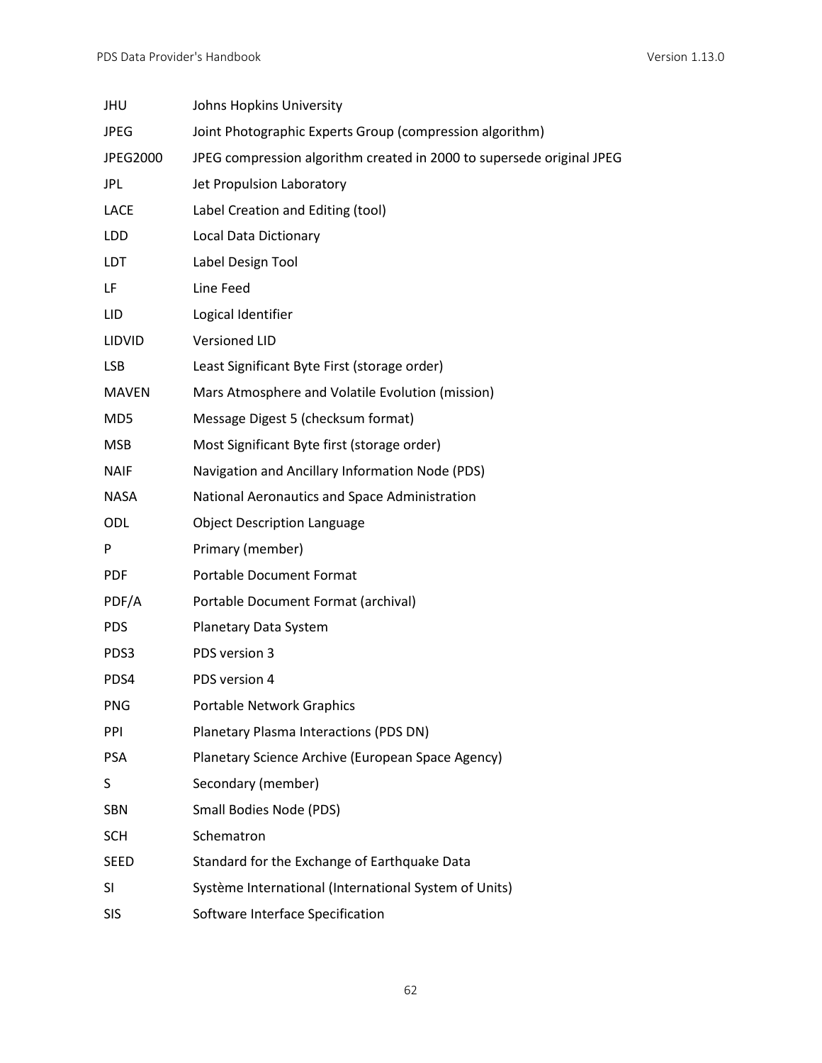| | |
|---|---|
| JHU | Johns Hopkins University |
| JPEG | Joint Photographic Experts Group (compression algorithm) |
| JPEG2000 | JPEG compression algorithm created in 2000 to supersede original JPEG |
| JPL | Jet Propulsion Laboratory |
| LACE | Label Creation and Editing (tool) |
| LDD | Local Data Dictionary |
| LDT | Label Design Tool |
| LF | Line Feed |
| LID | Logical Identifier |
| LIDVID | Versioned LID |
| LSB | Least Significant Byte First (storage order) |
| MAVEN | Mars Atmosphere and Volatile Evolution (mission) |
| MD5 | Message Digest 5 (checksum format) |
| MSB | Most Significant Byte first (storage order) |
| NAIF | Navigation and Ancillary Information Node (PDS) |
| NASA | National Aeronautics and Space Administration |
| ODL | Object Description Language |
| P | Primary (member) |
| PDF | Portable Document Format |
| PDF/A | Portable Document Format (archival) |
| PDS | Planetary Data System |
| PDS3 | PDS version 3 |
| PDS4 | PDS version 4 |
| PNG | Portable Network Graphics |
| PPI | Planetary Plasma Interactions (PDS DN) |
| PSA | Planetary Science Archive (European Space Agency) |
| S | Secondary (member) |
| SBN | Small Bodies Node (PDS) |
| SCH | Schematron |
| SEED | Standard for the Exchange of Earthquake Data |
| SI | Système International (International System of Units) |
| SIS | Software Interface Specification |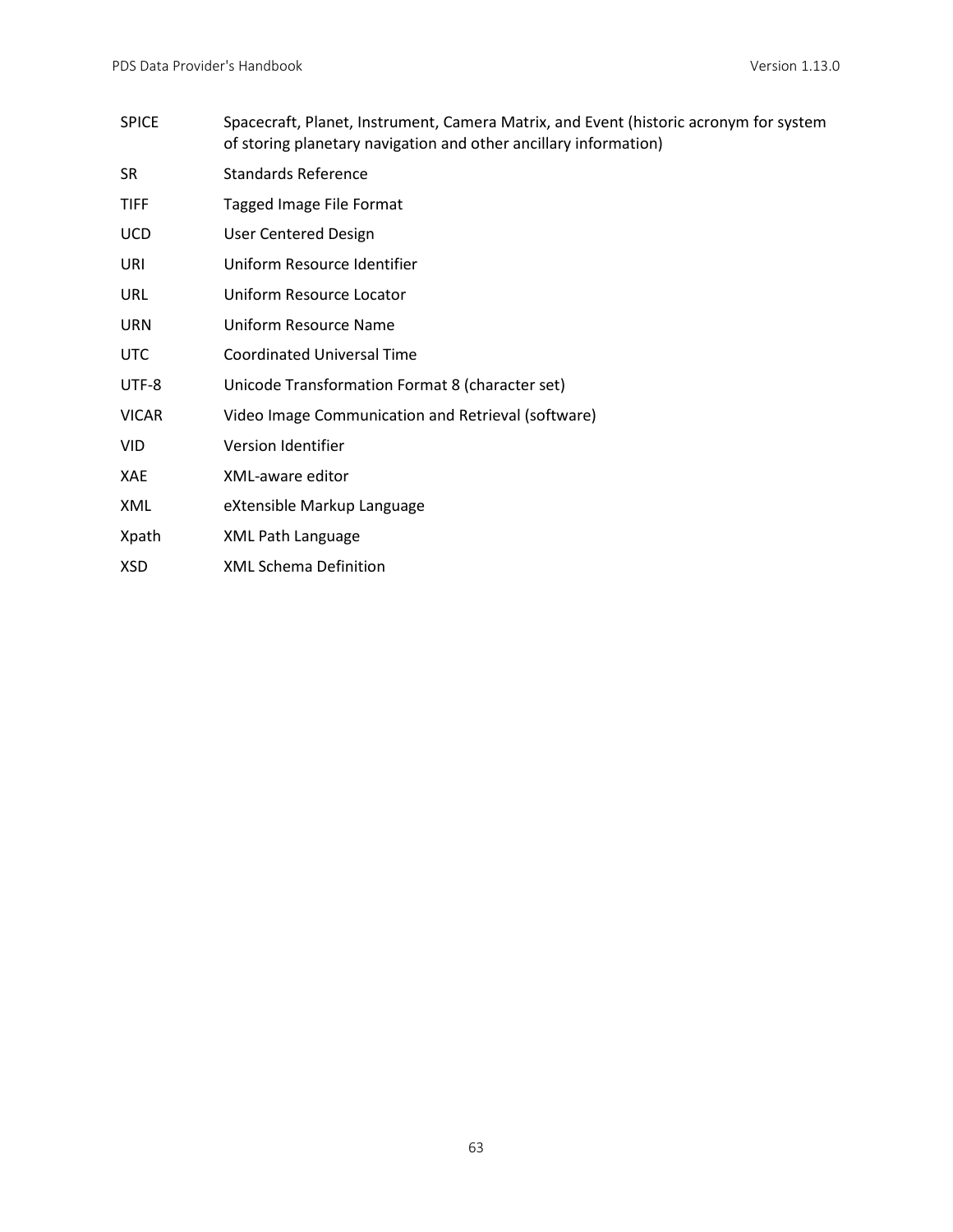| | |
|---|---|
| SPICE | Spacecraft, Planet, Instrument, Camera Matrix, and Event (historic acronym for system of storing planetary navigation and other ancillary information) |
| SR | Standards Reference |
| TIFF | Tagged Image File Format |
| UCD | User Centered Design |
| URI | Uniform Resource Identifier |
| URL | Uniform Resource Locator |
| URN | Uniform Resource Name |
| UTC | Coordinated Universal Time |
| UTF-8 | Unicode Transformation Format 8 (character set) |
| VICAR | Video Image Communication and Retrieval (software) |
| VID | Version Identifier |
| XAE | XML-aware editor |
| XML | eXtensible Markup Language |
| Xpath | XML Path Language |
| XSD | XML Schema Definition |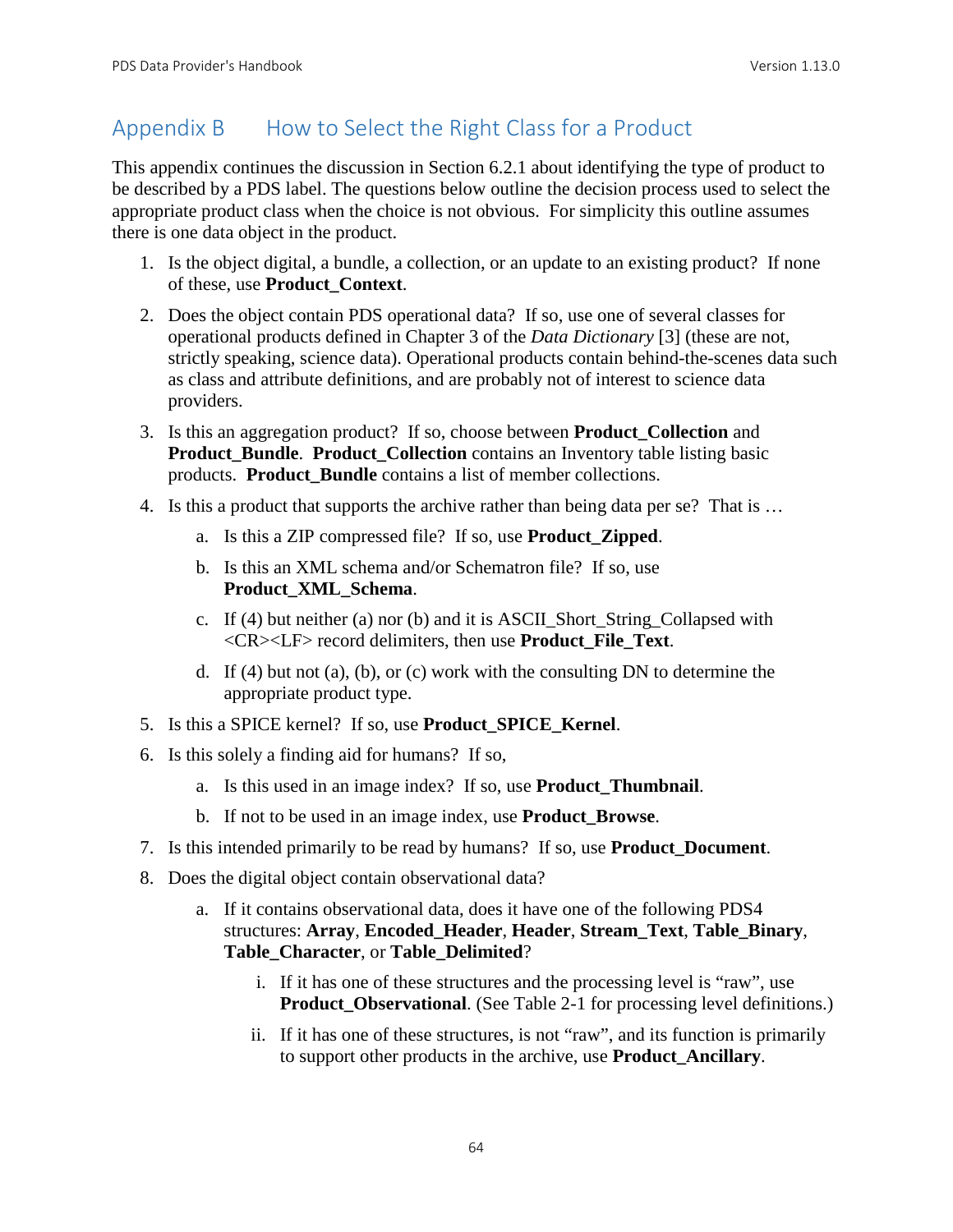# Appendix B How to Select the Right Class for a Product

This appendix continues the discussion in Section 6.2.1 about identifying the type of product to be described by a PDS label. The questions below outline the decision process used to select the appropriate product class when the choice is not obvious. For simplicity this outline assumes there is one data object in the product.

1. Is the object digital, a bundle, a collection, or an update to an existing product? If none of these, use **Product_Context**.

2. Does the object contain PDS operational data? If so, use one of several classes for operational products defined in Chapter 3 of the *Data Dictionary* [3] (these are not, strictly speaking, science data). Operational products contain behind-the-scenes data such as class and attribute definitions, and are probably not of interest to science data providers.

3. Is this an aggregation product? If so, choose between **Product_Collection** and **Product_Bundle**. **Product_Collection** contains an Inventory table listing basic products. **Product_Bundle** contains a list of member collections.

4. Is this a product that supports the archive rather than being data per se? That is …

    a. Is this a ZIP compressed file? If so, use **Product_Zipped**.

    b. Is this an XML schema and/or Schematron file? If so, use **Product_XML_Schema**.

    c. If (4) but neither (a) nor (b) and it is ASCII_Short_String_Collapsed with <CR><LF> record delimiters, then use **Product_File_Text**.

    d. If (4) but not (a), (b), or (c) work with the consulting DN to determine the appropriate product type.

5. Is this a SPICE kernel? If so, use **Product_SPICE_Kernel**.

6. Is this solely a finding aid for humans? If so,

    a. Is this used in an image index? If so, use **Product_Thumbnail**.

    b. If not to be used in an image index, use **Product_Browse**.

7. Is this intended primarily to be read by humans? If so, use **Product_Document**.

8. Does the digital object contain observational data?

    a. If it contains observational data, does it have one of the following PDS4 structures: **Array**, **Encoded_Header**, **Header**, **Stream_Text**, **Table_Binary**, **Table_Character**, or **Table_Delimited**?

        i. If it has one of these structures and the processing level is "raw", use **Product_Observational**. (See Table 2-1 for processing level definitions.)

        ii. If it has one of these structures, is not "raw", and its function is primarily to support other products in the archive, use **Product_Ancillary**.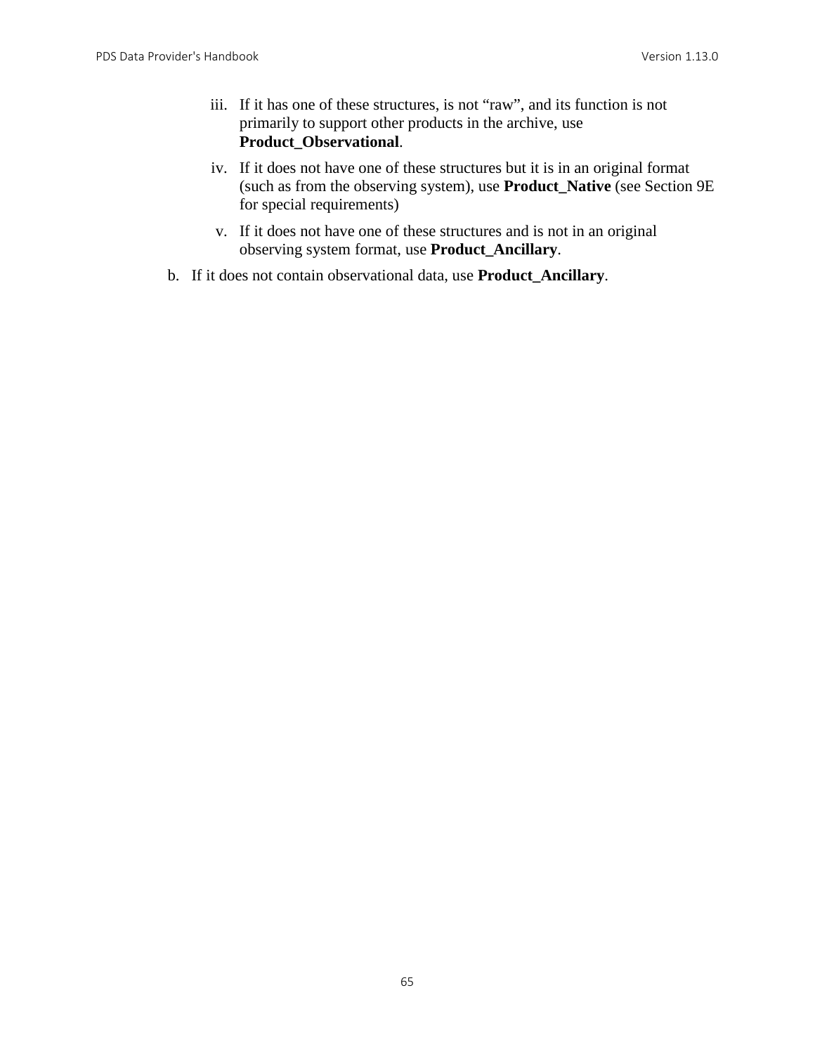iii. If it has one of these structures, is not “raw”, and its function is not primarily to support other products in the archive, use **Product_Observational**.

   iv. If it does not have one of these structures but it is in an original format (such as from the observing system), use **Product_Native** (see Section 9E for special requirements)

   v. If it does not have one of these structures and is not in an original observing system format, use **Product_Ancillary**.

b. If it does not contain observational data, use **Product_Ancillary**.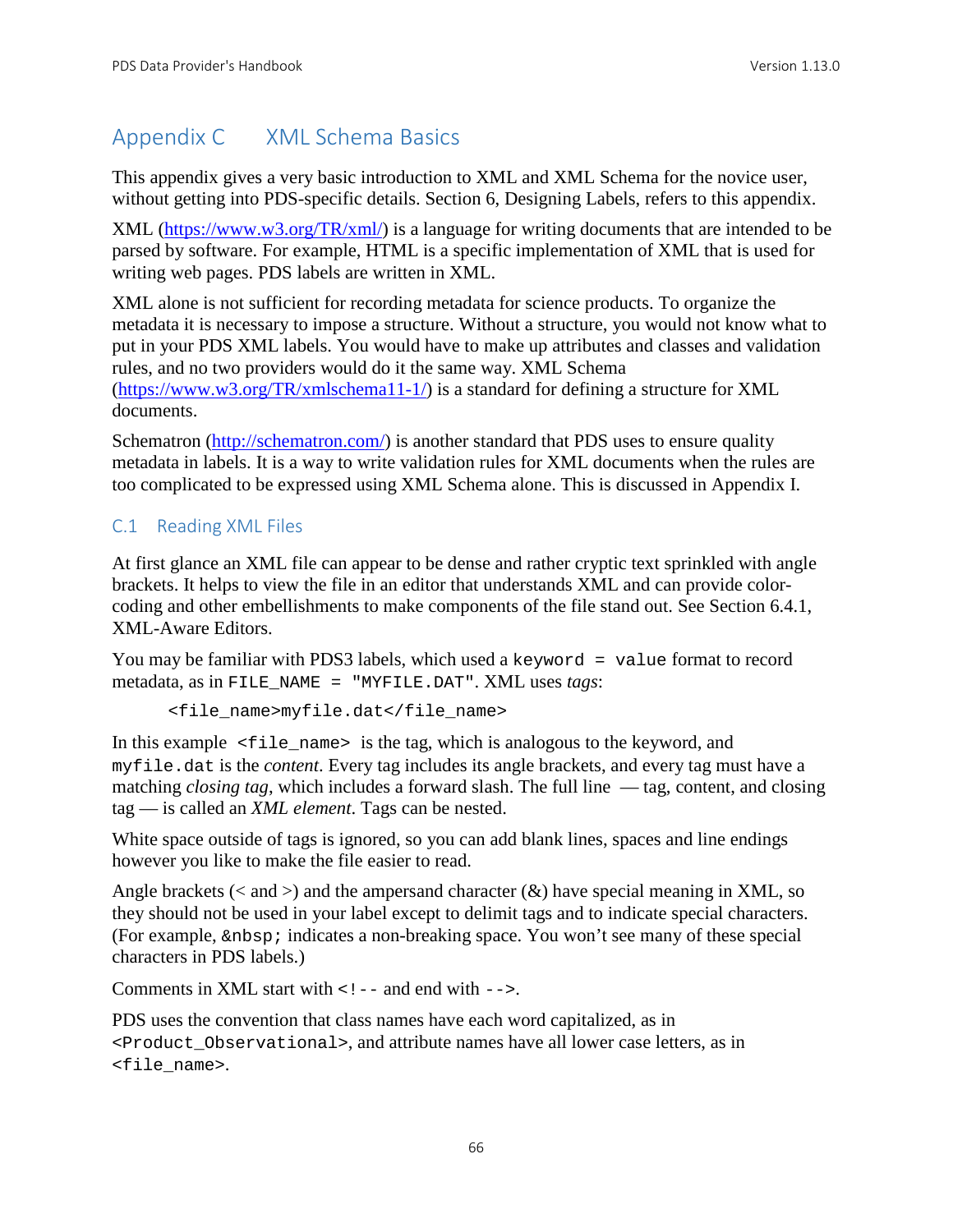# Appendix C XML Schema Basics

This appendix gives a very basic introduction to XML and XML Schema for the novice user, without getting into PDS-specific details. Section 6, Designing Labels, refers to this appendix.

XML (https://www.w3.org/TR/xml/) is a language for writing documents that are intended to be parsed by software. For example, HTML is a specific implementation of XML that is used for writing web pages. PDS labels are written in XML.

XML alone is not sufficient for recording metadata for science products. To organize the metadata it is necessary to impose a structure. Without a structure, you would not know what to put in your PDS XML labels. You would have to make up attributes and classes and validation rules, and no two providers would do it the same way. XML Schema (https://www.w3.org/TR/xmlschema11-1/) is a standard for defining a structure for XML documents.

Schematron (http://schematron.com/) is another standard that PDS uses to ensure quality metadata in labels. It is a way to write validation rules for XML documents when the rules are too complicated to be expressed using XML Schema alone. This is discussed in Appendix I.

## C.1 Reading XML Files

At first glance an XML file can appear to be dense and rather cryptic text sprinkled with angle brackets. It helps to view the file in an editor that understands XML and can provide color-coding and other embellishments to make components of the file stand out. See Section 6.4.1, XML-Aware Editors.

You may be familiar with PDS3 labels, which used a `keyword = value` format to record metadata, as in `FILE_NAME = "MYFILE.DAT"`. XML uses *tags*:

```
<file_name>myfile.dat</file_name>
```

In this example `<file_name>` is the tag, which is analogous to the keyword, and `myfile.dat` is the *content*. Every tag includes its angle brackets, and every tag must have a matching *closing tag*, which includes a forward slash. The full line — tag, content, and closing tag — is called an *XML element*. Tags can be nested.

White space outside of tags is ignored, so you can add blank lines, spaces and line endings however you like to make the file easier to read.

Angle brackets (< and >) and the ampersand character (&) have special meaning in XML, so they should not be used in your label except to delimit tags and to indicate special characters. (For example, `&nbsp;` indicates a non-breaking space. You won't see many of these special characters in PDS labels.)

Comments in XML start with `<!--` and end with `-->`.

PDS uses the convention that class names have each word capitalized, as in `<Product_Observational>`, and attribute names have all lower case letters, as in `<file_name>`.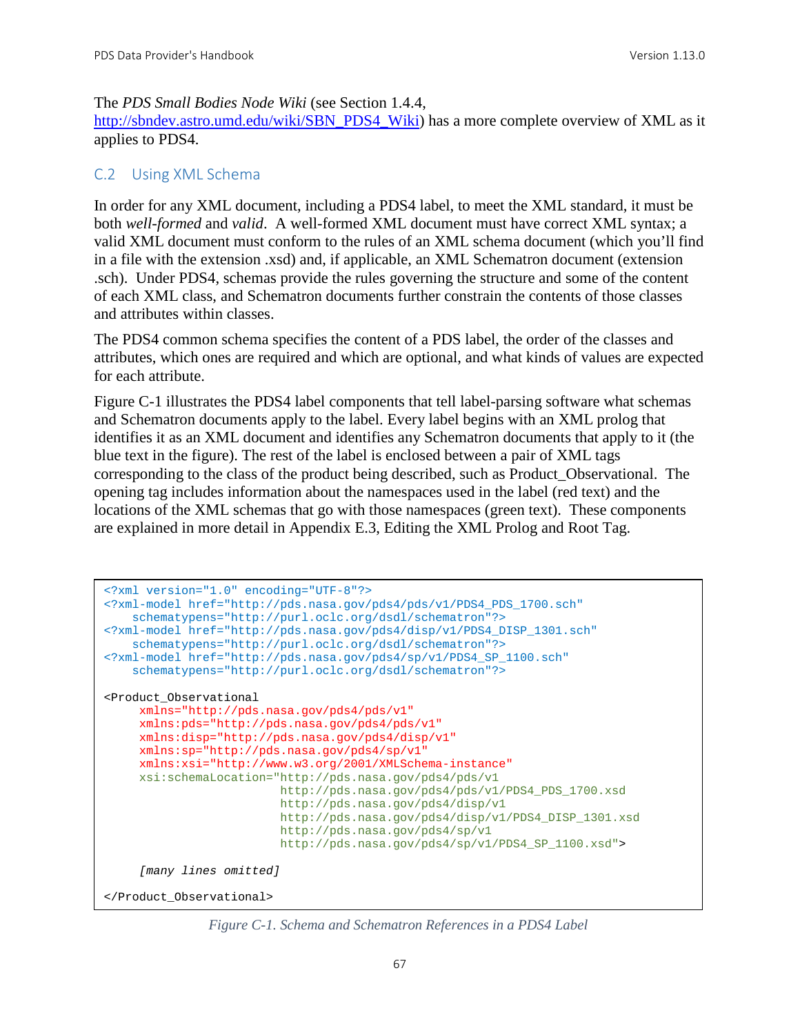The *PDS Small Bodies Node Wiki* (see Section 1.4.4, http://sbndev.astro.umd.edu/wiki/SBN_PDS4_Wiki) has a more complete overview of XML as it applies to PDS4.

## C.2 Using XML Schema

In order for any XML document, including a PDS4 label, to meet the XML standard, it must be both *well-formed* and *valid*. A well-formed XML document must have correct XML syntax; a valid XML document must conform to the rules of an XML schema document (which you'll find in a file with the extension .xsd) and, if applicable, an XML Schematron document (extension .sch). Under PDS4, schemas provide the rules governing the structure and some of the content of each XML class, and Schematron documents further constrain the contents of those classes and attributes within classes.

The PDS4 common schema specifies the content of a PDS label, the order of the classes and attributes, which ones are required and which are optional, and what kinds of values are expected for each attribute.

Figure C-1 illustrates the PDS4 label components that tell label-parsing software what schemas and Schematron documents apply to the label. Every label begins with an XML prolog that identifies it as an XML document and identifies any Schematron documents that apply to it (the blue text in the figure). The rest of the label is enclosed between a pair of XML tags corresponding to the class of the product being described, such as Product_Observational. The opening tag includes information about the namespaces used in the label (red text) and the locations of the XML schemas that go with those namespaces (green text). These components are explained in more detail in Appendix E.3, Editing the XML Prolog and Root Tag.

```
<?xml version="1.0" encoding="UTF-8"?>
<?xml-model href="http://pds.nasa.gov/pds4/pds/v1/PDS4_PDS_1700.sch"
    schematypens="http://purl.oclc.org/dsdl/schematron"?>
<?xml-model href="http://pds.nasa.gov/pds4/disp/v1/PDS4_DISP_1301.sch"
    schematypens="http://purl.oclc.org/dsdl/schematron"?>
<?xml-model href="http://pds.nasa.gov/pds4/sp/v1/PDS4_SP_1100.sch"
    schematypens="http://purl.oclc.org/dsdl/schematron"?>

<Product_Observational
     xmlns="http://pds.nasa.gov/pds4/pds/v1"
     xmlns:pds="http://pds.nasa.gov/pds4/pds/v1"
     xmlns:disp="http://pds.nasa.gov/pds4/disp/v1"
     xmlns:sp="http://pds.nasa.gov/pds4/sp/v1"
     xmlns:xsi="http://www.w3.org/2001/XMLSchema-instance"
     xsi:schemaLocation="http://pds.nasa.gov/pds4/pds/v1
                         http://pds.nasa.gov/pds4/pds/v1/PDS4_PDS_1700.xsd
                         http://pds.nasa.gov/pds4/disp/v1
                         http://pds.nasa.gov/pds4/disp/v1/PDS4_DISP_1301.xsd
                         http://pds.nasa.gov/pds4/sp/v1
                         http://pds.nasa.gov/pds4/sp/v1/PDS4_SP_1100.xsd">

     [many lines omitted]

</Product_Observational>
```

*Figure C-1. Schema and Schematron References in a PDS4 Label*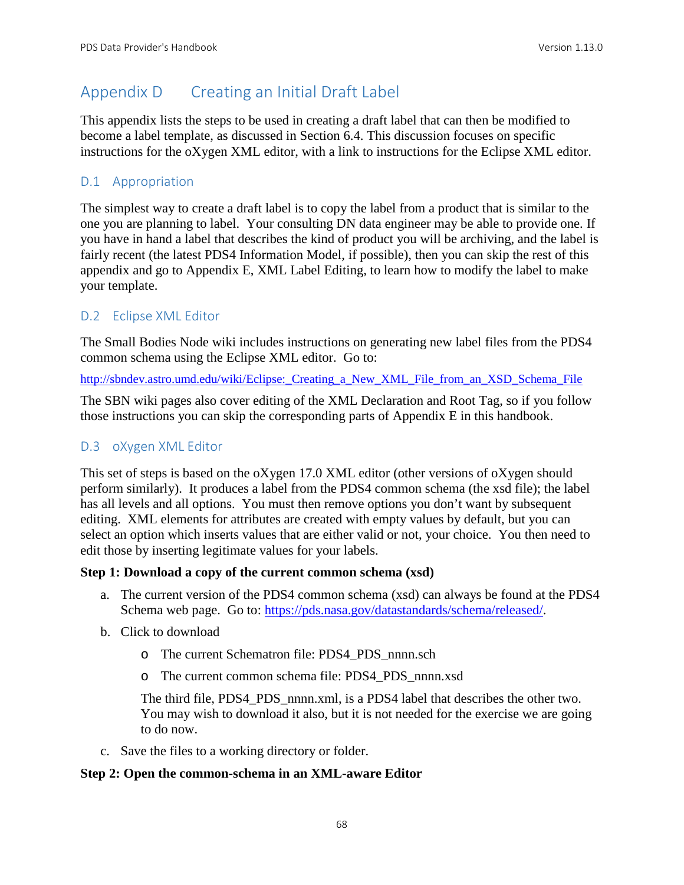# Appendix D Creating an Initial Draft Label

This appendix lists the steps to be used in creating a draft label that can then be modified to become a label template, as discussed in Section 6.4. This discussion focuses on specific instructions for the oXygen XML editor, with a link to instructions for the Eclipse XML editor.

## D.1 Appropriation

The simplest way to create a draft label is to copy the label from a product that is similar to the one you are planning to label. Your consulting DN data engineer may be able to provide one. If you have in hand a label that describes the kind of product you will be archiving, and the label is fairly recent (the latest PDS4 Information Model, if possible), then you can skip the rest of this appendix and go to Appendix E, XML Label Editing, to learn how to modify the label to make your template.

## D.2 Eclipse XML Editor

The Small Bodies Node wiki includes instructions on generating new label files from the PDS4 common schema using the Eclipse XML editor. Go to:

http://sbndev.astro.umd.edu/wiki/Eclipse:_Creating_a_New_XML_File_from_an_XSD_Schema_File

The SBN wiki pages also cover editing of the XML Declaration and Root Tag, so if you follow those instructions you can skip the corresponding parts of Appendix E in this handbook.

## D.3 oXygen XML Editor

This set of steps is based on the oXygen 17.0 XML editor (other versions of oXygen should perform similarly). It produces a label from the PDS4 common schema (the xsd file); the label has all levels and all options. You must then remove options you don't want by subsequent editing. XML elements for attributes are created with empty values by default, but you can select an option which inserts values that are either valid or not, your choice. You then need to edit those by inserting legitimate values for your labels.

**Step 1: Download a copy of the current common schema (xsd)**

a. The current version of the PDS4 common schema (xsd) can always be found at the PDS4 Schema web page. Go to: https://pds.nasa.gov/datastandards/schema/released/.

b. Click to download

   - The current Schematron file: PDS4_PDS_nnnn.sch
   - The current common schema file: PDS4_PDS_nnnn.xsd

   The third file, PDS4_PDS_nnnn.xml, is a PDS4 label that describes the other two. You may wish to download it also, but it is not needed for the exercise we are going to do now.

c. Save the files to a working directory or folder.

**Step 2: Open the common-schema in an XML-aware Editor**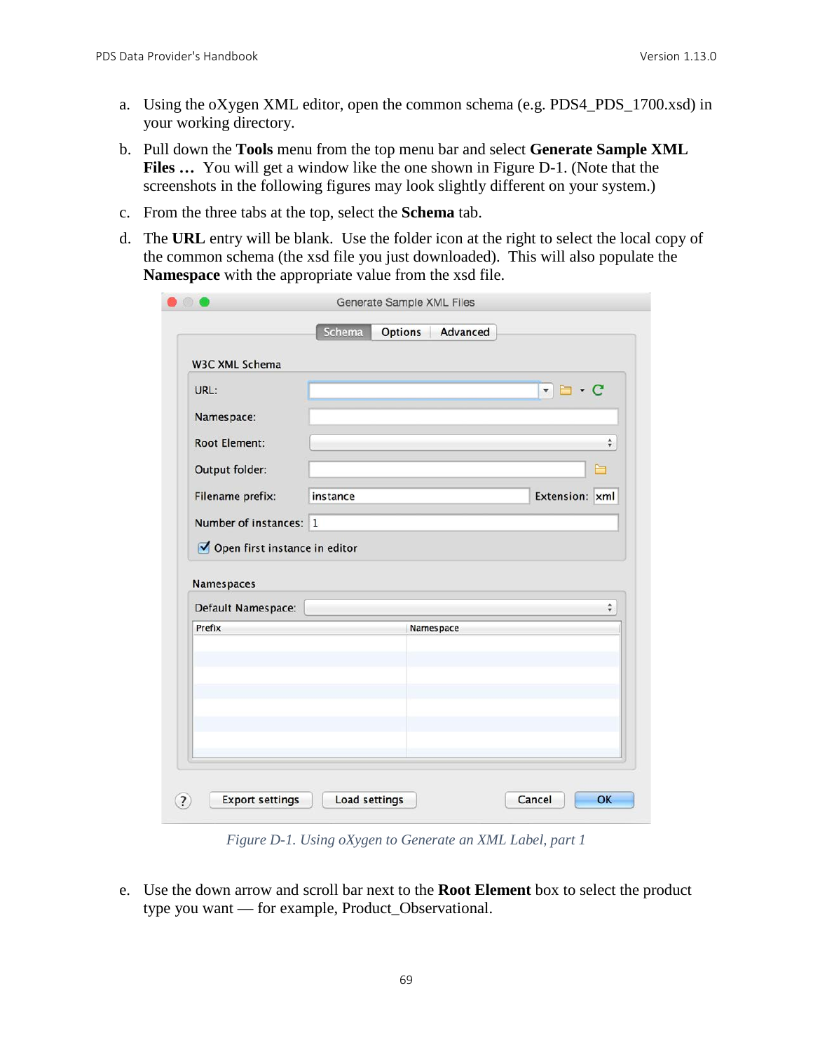a. Using the oXygen XML editor, open the common schema (e.g. PDS4_PDS_1700.xsd) in your working directory.

b. Pull down the **Tools** menu from the top menu bar and select **Generate Sample XML Files …** You will get a window like the one shown in Figure D-1. (Note that the screenshots in the following figures may look slightly different on your system.)

c. From the three tabs at the top, select the **Schema** tab.

d. The **URL** entry will be blank. Use the folder icon at the right to select the local copy of the common schema (the xsd file you just downloaded). This will also populate the **Namespace** with the appropriate value from the xsd file.

*Figure D-1. Using oXygen to Generate an XML Label, part 1*

e. Use the down arrow and scroll bar next to the **Root Element** box to select the product type you want — for example, Product_Observational.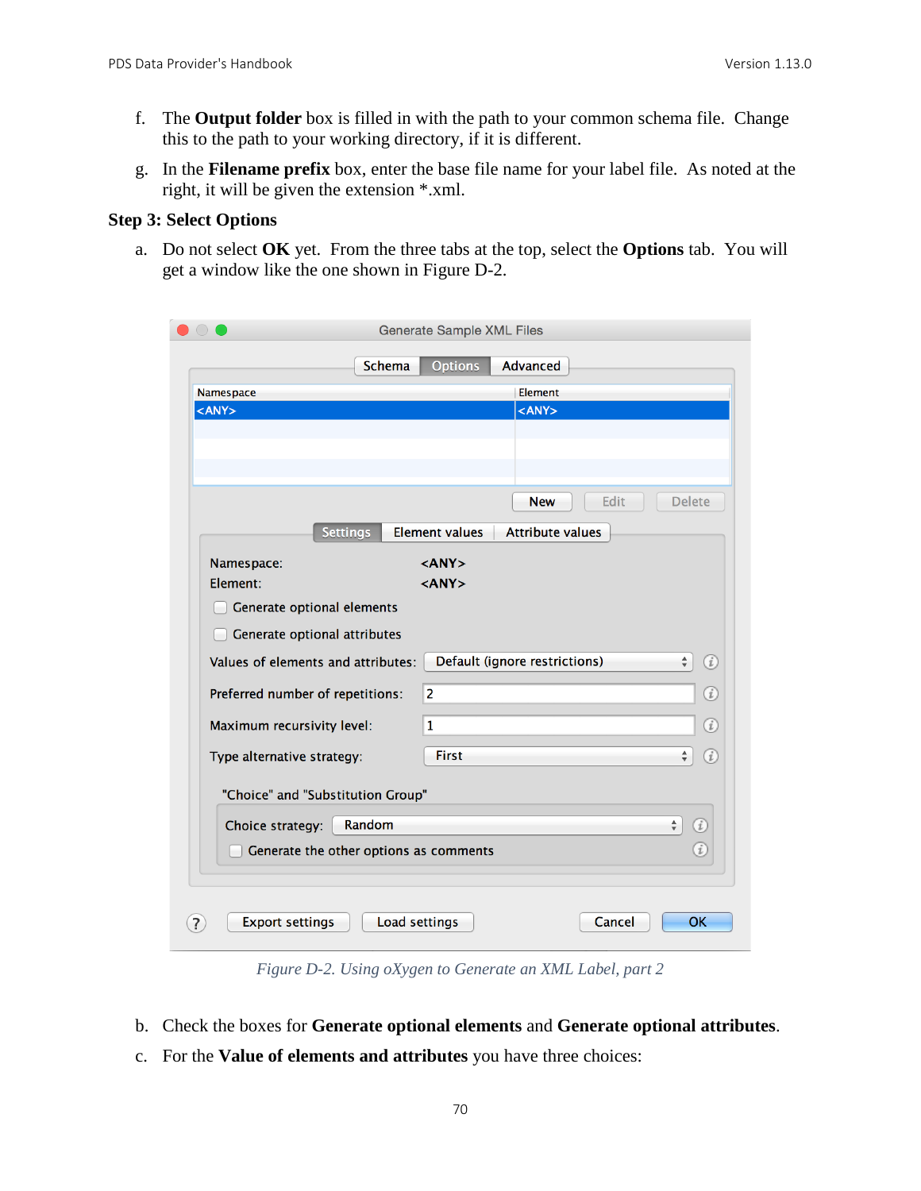f. The **Output folder** box is filled in with the path to your common schema file. Change this to the path to your working directory, if it is different.

g. In the **Filename prefix** box, enter the base file name for your label file. As noted at the right, it will be given the extension *.xml.

**Step 3: Select Options**

a. Do not select **OK** yet. From the three tabs at the top, select the **Options** tab. You will get a window like the one shown in Figure D-2.

*Figure D-2. Using oXygen to Generate an XML Label, part 2*

b. Check the boxes for **Generate optional elements** and **Generate optional attributes**.

c. For the **Value of elements and attributes** you have three choices: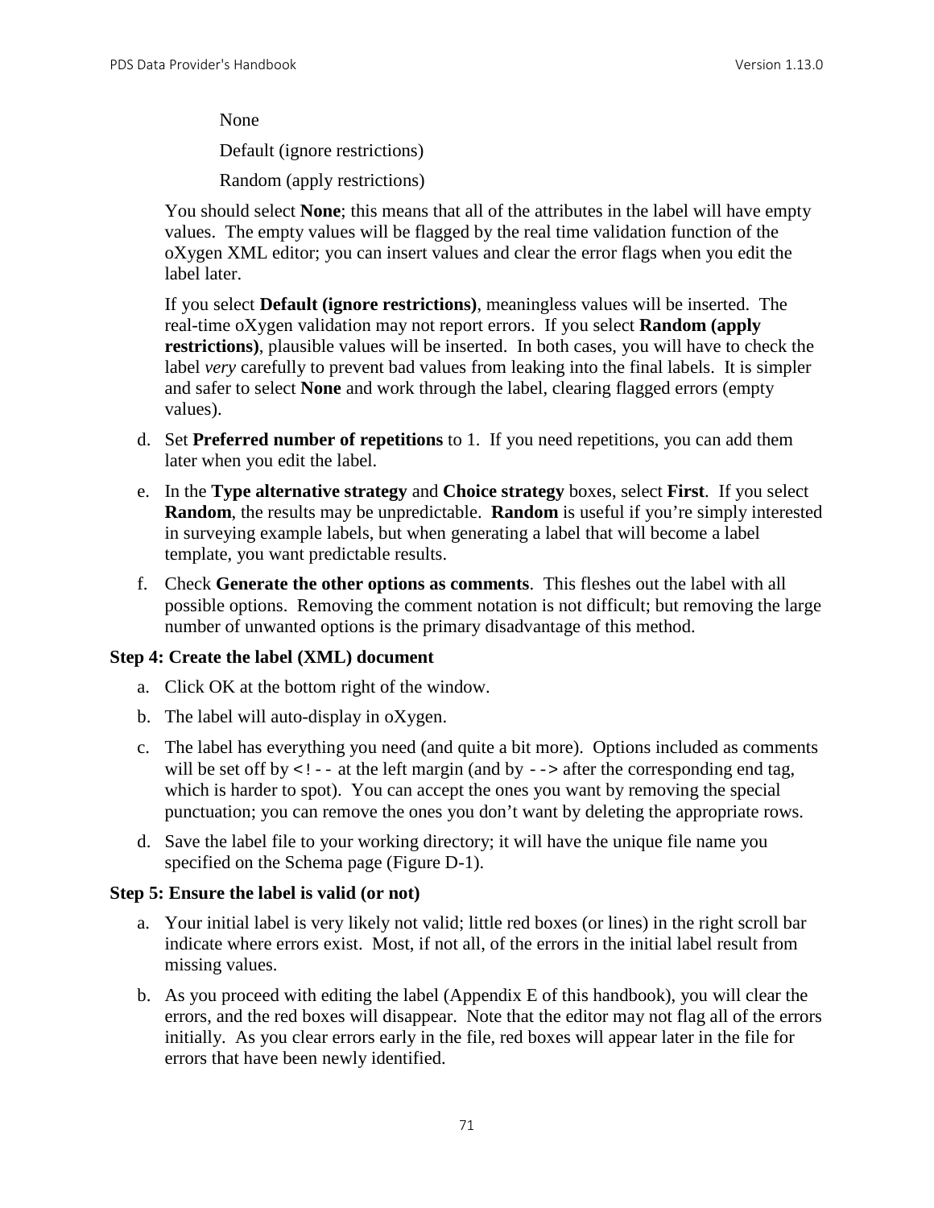None

Default (ignore restrictions)

Random (apply restrictions)

You should select **None**; this means that all of the attributes in the label will have empty values. The empty values will be flagged by the real time validation function of the oXygen XML editor; you can insert values and clear the error flags when you edit the label later.

If you select **Default (ignore restrictions)**, meaningless values will be inserted. The real-time oXygen validation may not report errors. If you select **Random (apply restrictions)**, plausible values will be inserted. In both cases, you will have to check the label *very* carefully to prevent bad values from leaking into the final labels. It is simpler and safer to select **None** and work through the label, clearing flagged errors (empty values).

d. Set **Preferred number of repetitions** to 1. If you need repetitions, you can add them later when you edit the label.

e. In the **Type alternative strategy** and **Choice strategy** boxes, select **First**. If you select **Random**, the results may be unpredictable. **Random** is useful if you're simply interested in surveying example labels, but when generating a label that will become a label template, you want predictable results.

f. Check **Generate the other options as comments**. This fleshes out the label with all possible options. Removing the comment notation is not difficult; but removing the large number of unwanted options is the primary disadvantage of this method.

**Step 4: Create the label (XML) document**

a. Click OK at the bottom right of the window.

b. The label will auto-display in oXygen.

c. The label has everything you need (and quite a bit more). Options included as comments will be set off by `<!--` at the left margin (and by `-->` after the corresponding end tag, which is harder to spot). You can accept the ones you want by removing the special punctuation; you can remove the ones you don't want by deleting the appropriate rows.

d. Save the label file to your working directory; it will have the unique file name you specified on the Schema page (Figure D-1).

**Step 5: Ensure the label is valid (or not)**

a. Your initial label is very likely not valid; little red boxes (or lines) in the right scroll bar indicate where errors exist. Most, if not all, of the errors in the initial label result from missing values.

b. As you proceed with editing the label (Appendix E of this handbook), you will clear the errors, and the red boxes will disappear. Note that the editor may not flag all of the errors initially. As you clear errors early in the file, red boxes will appear later in the file for errors that have been newly identified.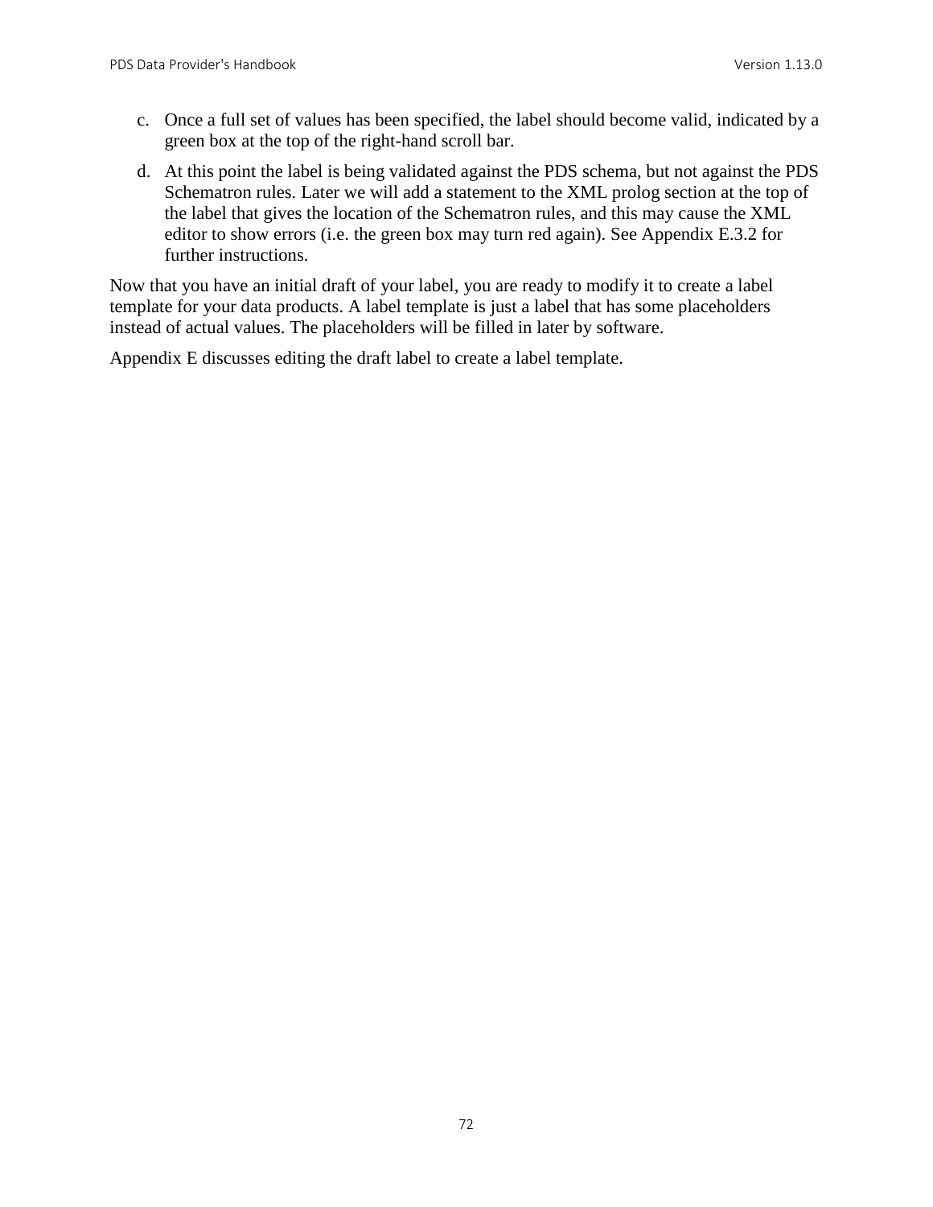c. Once a full set of values has been specified, the label should become valid, indicated by a green box at the top of the right-hand scroll bar.

d. At this point the label is being validated against the PDS schema, but not against the PDS Schematron rules. Later we will add a statement to the XML prolog section at the top of the label that gives the location of the Schematron rules, and this may cause the XML editor to show errors (i.e. the green box may turn red again). See Appendix E.3.2 for further instructions.

Now that you have an initial draft of your label, you are ready to modify it to create a label template for your data products. A label template is just a label that has some placeholders instead of actual values. The placeholders will be filled in later by software.

Appendix E discusses editing the draft label to create a label template.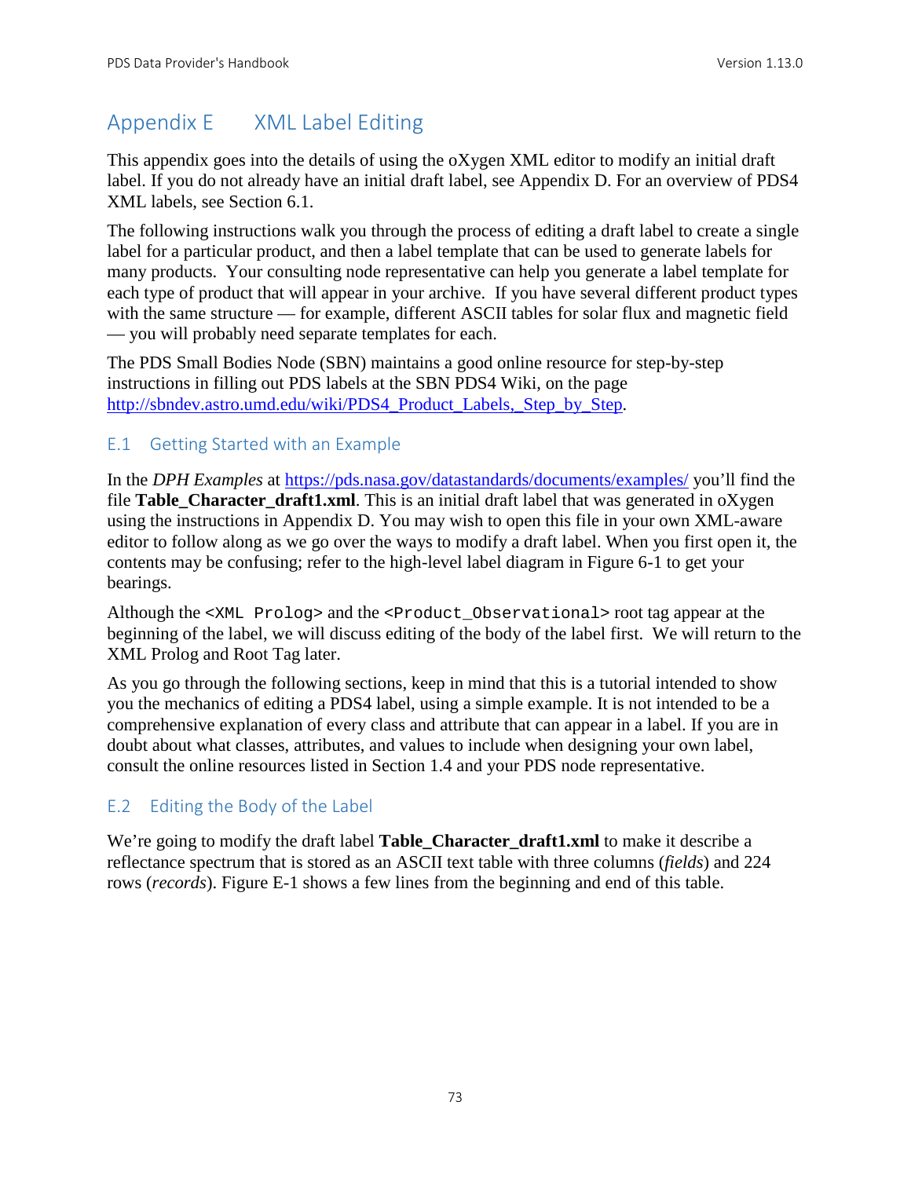# Appendix E XML Label Editing

This appendix goes into the details of using the oXygen XML editor to modify an initial draft label. If you do not already have an initial draft label, see Appendix D. For an overview of PDS4 XML labels, see Section 6.1.

The following instructions walk you through the process of editing a draft label to create a single label for a particular product, and then a label template that can be used to generate labels for many products. Your consulting node representative can help you generate a label template for each type of product that will appear in your archive. If you have several different product types with the same structure — for example, different ASCII tables for solar flux and magnetic field — you will probably need separate templates for each.

The PDS Small Bodies Node (SBN) maintains a good online resource for step-by-step instructions in filling out PDS labels at the SBN PDS4 Wiki, on the page [http://sbndev.astro.umd.edu/wiki/PDS4_Product_Labels,_Step_by_Step](http://sbndev.astro.umd.edu/wiki/PDS4_Product_Labels,_Step_by_Step).

## E.1 Getting Started with an Example

In the *DPH Examples* at [https://pds.nasa.gov/datastandards/documents/examples/](https://pds.nasa.gov/datastandards/documents/examples/) you'll find the file **Table_Character_draft1.xml**. This is an initial draft label that was generated in oXygen using the instructions in Appendix D. You may wish to open this file in your own XML-aware editor to follow along as we go over the ways to modify a draft label. When you first open it, the contents may be confusing; refer to the high-level label diagram in Figure 6-1 to get your bearings.

Although the `<XML Prolog>` and the `<Product_Observational>` root tag appear at the beginning of the label, we will discuss editing of the body of the label first. We will return to the XML Prolog and Root Tag later.

As you go through the following sections, keep in mind that this is a tutorial intended to show you the mechanics of editing a PDS4 label, using a simple example. It is not intended to be a comprehensive explanation of every class and attribute that can appear in a label. If you are in doubt about what classes, attributes, and values to include when designing your own label, consult the online resources listed in Section 1.4 and your PDS node representative.

## E.2 Editing the Body of the Label

We're going to modify the draft label **Table_Character_draft1.xml** to make it describe a reflectance spectrum that is stored as an ASCII text table with three columns (*fields*) and 224 rows (*records*). Figure E-1 shows a few lines from the beginning and end of this table.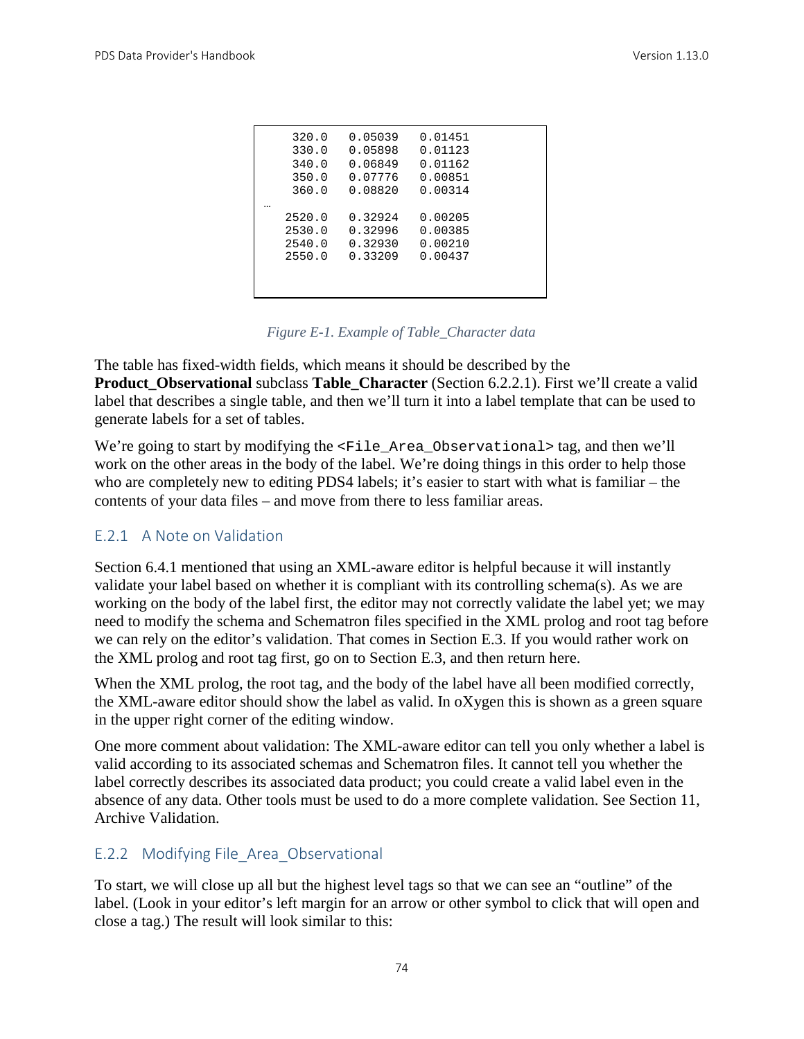```
    320.0   0.05039   0.01451
    330.0   0.05898   0.01123
    340.0   0.06849   0.01162
    350.0   0.07776   0.00851
    360.0   0.08820   0.00314
…
   2520.0   0.32924   0.00205
   2530.0   0.32996   0.00385
   2540.0   0.32930   0.00210
   2550.0   0.33209   0.00437
```

*Figure E-1. Example of Table_Character data*

The table has fixed-width fields, which means it should be described by the **Product_Observational** subclass **Table_Character** (Section 6.2.2.1). First we'll create a valid label that describes a single table, and then we'll turn it into a label template that can be used to generate labels for a set of tables.

We're going to start by modifying the `<File_Area_Observational>` tag, and then we'll work on the other areas in the body of the label. We're doing things in this order to help those who are completely new to editing PDS4 labels; it's easier to start with what is familiar – the contents of your data files – and move from there to less familiar areas.

### E.2.1 A Note on Validation

Section 6.4.1 mentioned that using an XML-aware editor is helpful because it will instantly validate your label based on whether it is compliant with its controlling schema(s). As we are working on the body of the label first, the editor may not correctly validate the label yet; we may need to modify the schema and Schematron files specified in the XML prolog and root tag before we can rely on the editor's validation. That comes in Section E.3. If you would rather work on the XML prolog and root tag first, go on to Section E.3, and then return here.

When the XML prolog, the root tag, and the body of the label have all been modified correctly, the XML-aware editor should show the label as valid. In oXygen this is shown as a green square in the upper right corner of the editing window.

One more comment about validation: The XML-aware editor can tell you only whether a label is valid according to its associated schemas and Schematron files. It cannot tell you whether the label correctly describes its associated data product; you could create a valid label even in the absence of any data. Other tools must be used to do a more complete validation. See Section 11, Archive Validation.

### E.2.2 Modifying File_Area_Observational

To start, we will close up all but the highest level tags so that we can see an "outline" of the label. (Look in your editor's left margin for an arrow or other symbol to click that will open and close a tag.) The result will look similar to this: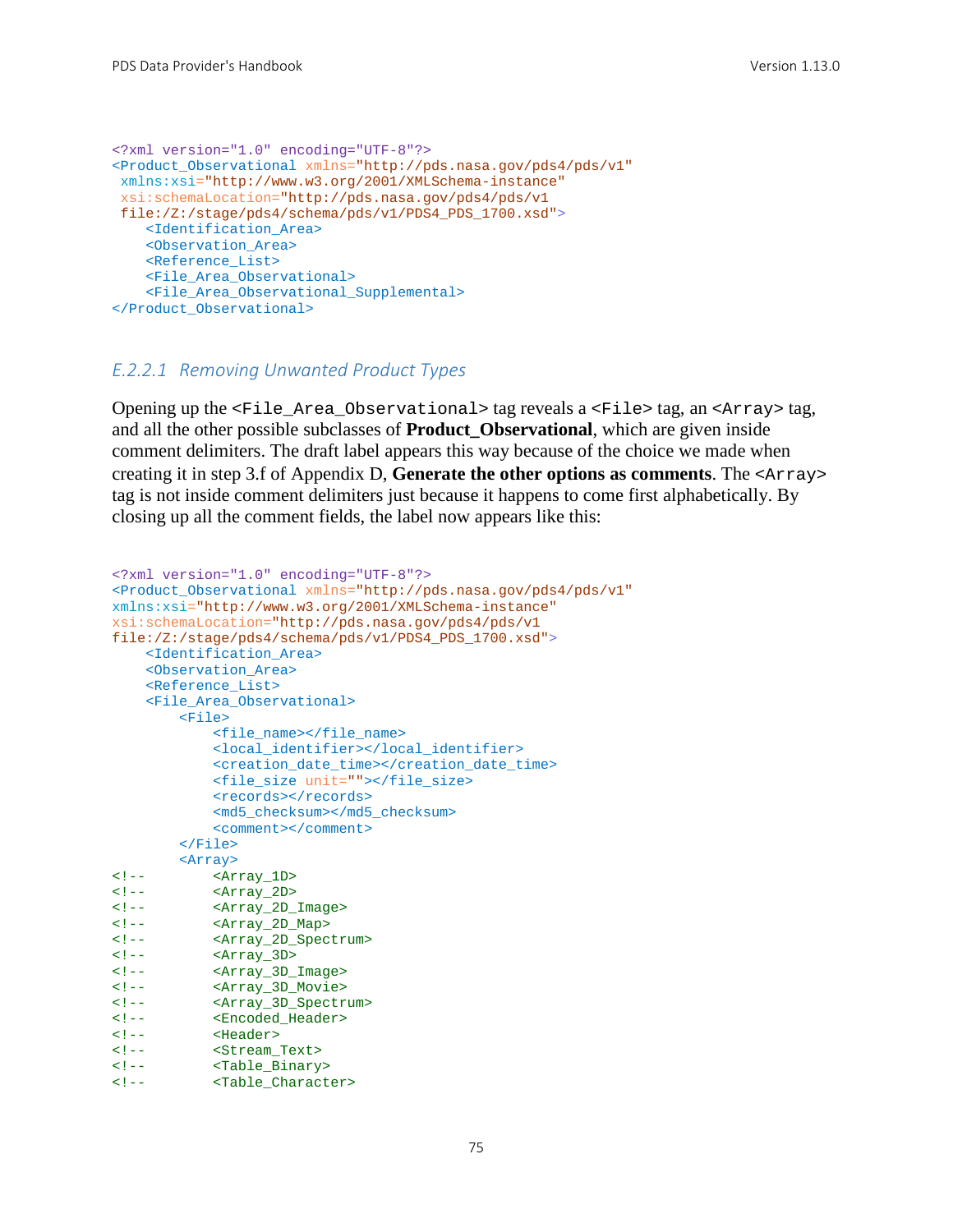```
<?xml version="1.0" encoding="UTF-8"?>
<Product_Observational xmlns="http://pds.nasa.gov/pds4/pds/v1"
 xmlns:xsi="http://www.w3.org/2001/XMLSchema-instance"
 xsi:schemaLocation="http://pds.nasa.gov/pds4/pds/v1
 file:/Z:/stage/pds4/schema/pds/v1/PDS4_PDS_1700.xsd">
    <Identification_Area>
    <Observation_Area>
    <Reference_List>
    <File_Area_Observational>
    <File_Area_Observational_Supplemental>
</Product_Observational>
```

### E.2.2.1 Removing Unwanted Product Types

Opening up the `<File_Area_Observational>` tag reveals a `<File>` tag, an `<Array>` tag, and all the other possible subclasses of **Product_Observational**, which are given inside comment delimiters. The draft label appears this way because of the choice we made when creating it in step 3.f of Appendix D, **Generate the other options as comments**. The `<Array>` tag is not inside comment delimiters just because it happens to come first alphabetically. By closing up all the comment fields, the label now appears like this:

```
<?xml version="1.0" encoding="UTF-8"?>
<Product_Observational xmlns="http://pds.nasa.gov/pds4/pds/v1"
xmlns:xsi="http://www.w3.org/2001/XMLSchema-instance"
xsi:schemaLocation="http://pds.nasa.gov/pds4/pds/v1
file:/Z:/stage/pds4/schema/pds/v1/PDS4_PDS_1700.xsd">
    <Identification_Area>
    <Observation_Area>
    <Reference_List>
    <File_Area_Observational>
        <File>
            <file_name></file_name>
            <local_identifier></local_identifier>
            <creation_date_time></creation_date_time>
            <file_size unit=""></file_size>
            <records></records>
            <md5_checksum></md5_checksum>
            <comment></comment>
        </File>
        <Array>
<!--        <Array_1D>
<!--        <Array_2D>
<!--        <Array_2D_Image>
<!--        <Array_2D_Map>
<!--        <Array_2D_Spectrum>
<!--        <Array_3D>
<!--        <Array_3D_Image>
<!--        <Array_3D_Movie>
<!--        <Array_3D_Spectrum>
<!--        <Encoded_Header>
<!--        <Header>
<!--        <Stream_Text>
<!--        <Table_Binary>
<!--        <Table_Character>
```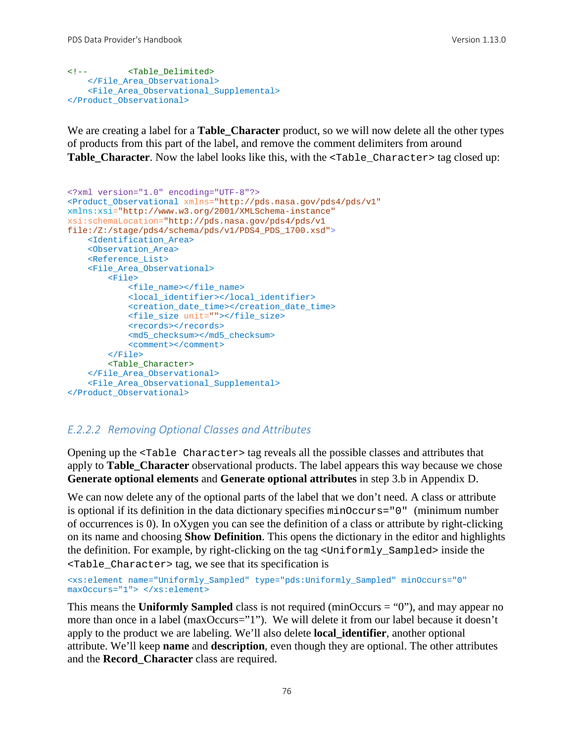```
<!--        <Table_Delimited>
    </File_Area_Observational>
    <File_Area_Observational_Supplemental>
</Product_Observational>
```

We are creating a label for a **Table_Character** product, so we will now delete all the other types of products from this part of the label, and remove the comment delimiters from around **Table_Character**. Now the label looks like this, with the `<Table_Character>` tag closed up:

```
<?xml version="1.0" encoding="UTF-8"?>
<Product_Observational xmlns="http://pds.nasa.gov/pds4/pds/v1"
xmlns:xsi="http://www.w3.org/2001/XMLSchema-instance"
xsi:schemaLocation="http://pds.nasa.gov/pds4/pds/v1
file:/Z:/stage/pds4/schema/pds/v1/PDS4_PDS_1700.xsd">
    <Identification_Area>
    <Observation_Area>
    <Reference_List>
    <File_Area_Observational>
        <File>
            <file_name></file_name>
            <local_identifier></local_identifier>
            <creation_date_time></creation_date_time>
            <file_size unit=""></file_size>
            <records></records>
            <md5_checksum></md5_checksum>
            <comment></comment>
        </File>
        <Table_Character>
    </File_Area_Observational>
    <File_Area_Observational_Supplemental>
</Product_Observational>
```

### *E.2.2.2 Removing Optional Classes and Attributes*

Opening up the `<Table Character>` tag reveals all the possible classes and attributes that apply to **Table_Character** observational products. The label appears this way because we chose **Generate optional elements** and **Generate optional attributes** in step 3.b in Appendix D.

We can now delete any of the optional parts of the label that we don't need. A class or attribute is optional if its definition in the data dictionary specifies `minOccurs="0"` (minimum number of occurrences is 0). In oXygen you can see the definition of a class or attribute by right-clicking on its name and choosing **Show Definition**. This opens the dictionary in the editor and highlights the definition. For example, by right-clicking on the tag `<Uniformly_Sampled>` inside the `<Table_Character>` tag, we see that its specification is

```
<xs:element name="Uniformly_Sampled" type="pds:Uniformly_Sampled" minOccurs="0"
maxOccurs="1"> </xs:element>
```

This means the **Uniformly Sampled** class is not required (minOccurs = "0"), and may appear no more than once in a label (maxOccurs="1"). We will delete it from our label because it doesn't apply to the product we are labeling. We'll also delete **local_identifier**, another optional attribute. We'll keep **name** and **description**, even though they are optional. The other attributes and the **Record_Character** class are required.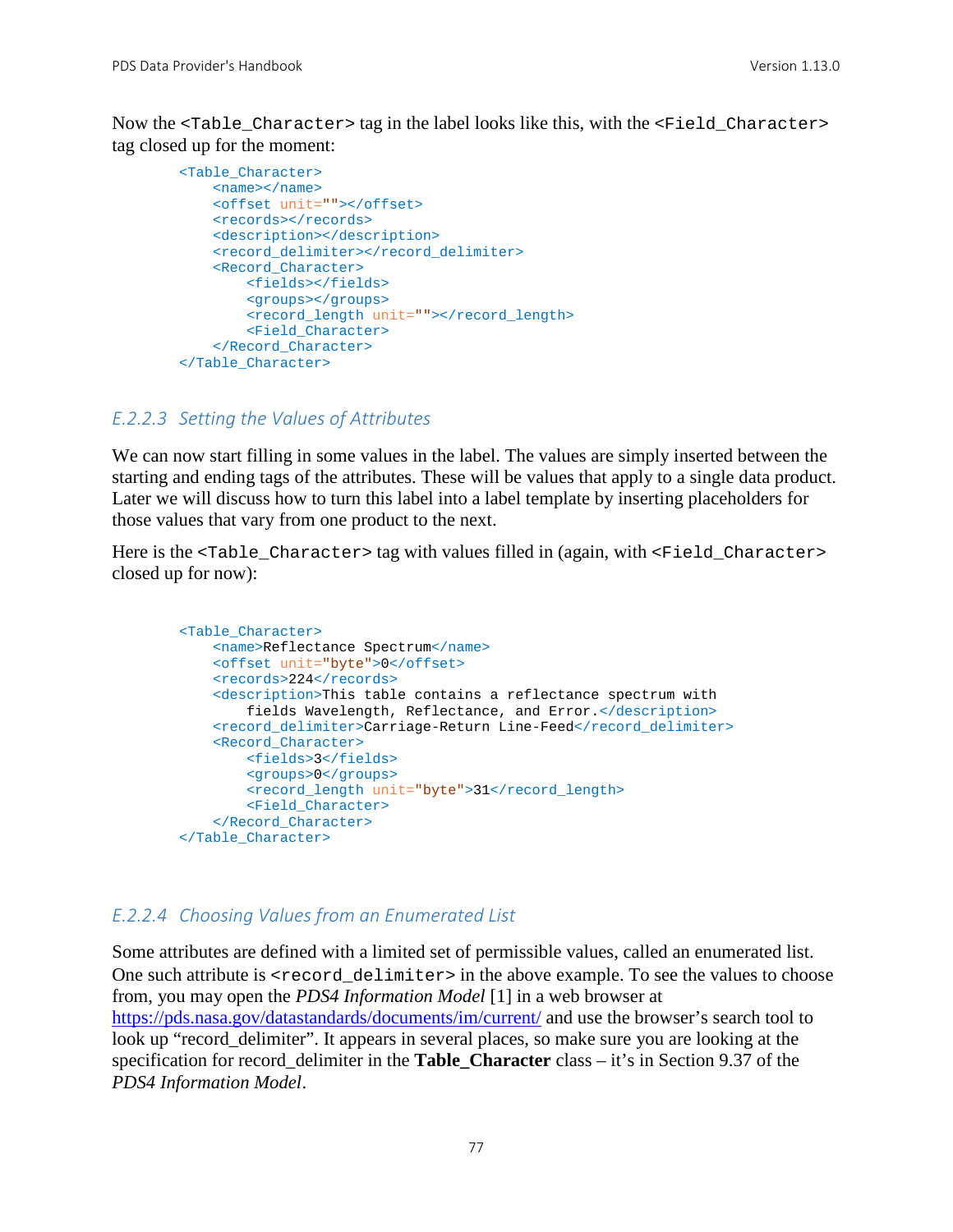Now the `<Table_Character>` tag in the label looks like this, with the `<Field_Character>` tag closed up for the moment:

```
<Table_Character>
    <name></name>
    <offset unit=""></offset>
    <records></records>
    <description></description>
    <record_delimiter></record_delimiter>
    <Record_Character>
        <fields></fields>
        <groups></groups>
        <record_length unit=""></record_length>
        <Field_Character>
    </Record_Character>
</Table_Character>
```

### *E.2.2.3 Setting the Values of Attributes*

We can now start filling in some values in the label. The values are simply inserted between the starting and ending tags of the attributes. These will be values that apply to a single data product. Later we will discuss how to turn this label into a label template by inserting placeholders for those values that vary from one product to the next.

Here is the `<Table_Character>` tag with values filled in (again, with `<Field_Character>` closed up for now):

```
<Table_Character>
    <name>Reflectance Spectrum</name>
    <offset unit="byte">0</offset>
    <records>224</records>
    <description>This table contains a reflectance spectrum with
        fields Wavelength, Reflectance, and Error.</description>
    <record_delimiter>Carriage-Return Line-Feed</record_delimiter>
    <Record_Character>
        <fields>3</fields>
        <groups>0</groups>
        <record_length unit="byte">31</record_length>
        <Field_Character>
    </Record_Character>
</Table_Character>
```

### *E.2.2.4 Choosing Values from an Enumerated List*

Some attributes are defined with a limited set of permissible values, called an enumerated list. One such attribute is `<record_delimiter>` in the above example. To see the values to choose from, you may open the *PDS4 Information Model* [1] in a web browser at https://pds.nasa.gov/datastandards/documents/im/current/ and use the browser's search tool to look up "record_delimiter". It appears in several places, so make sure you are looking at the specification for record_delimiter in the **Table_Character** class – it's in Section 9.37 of the *PDS4 Information Model*.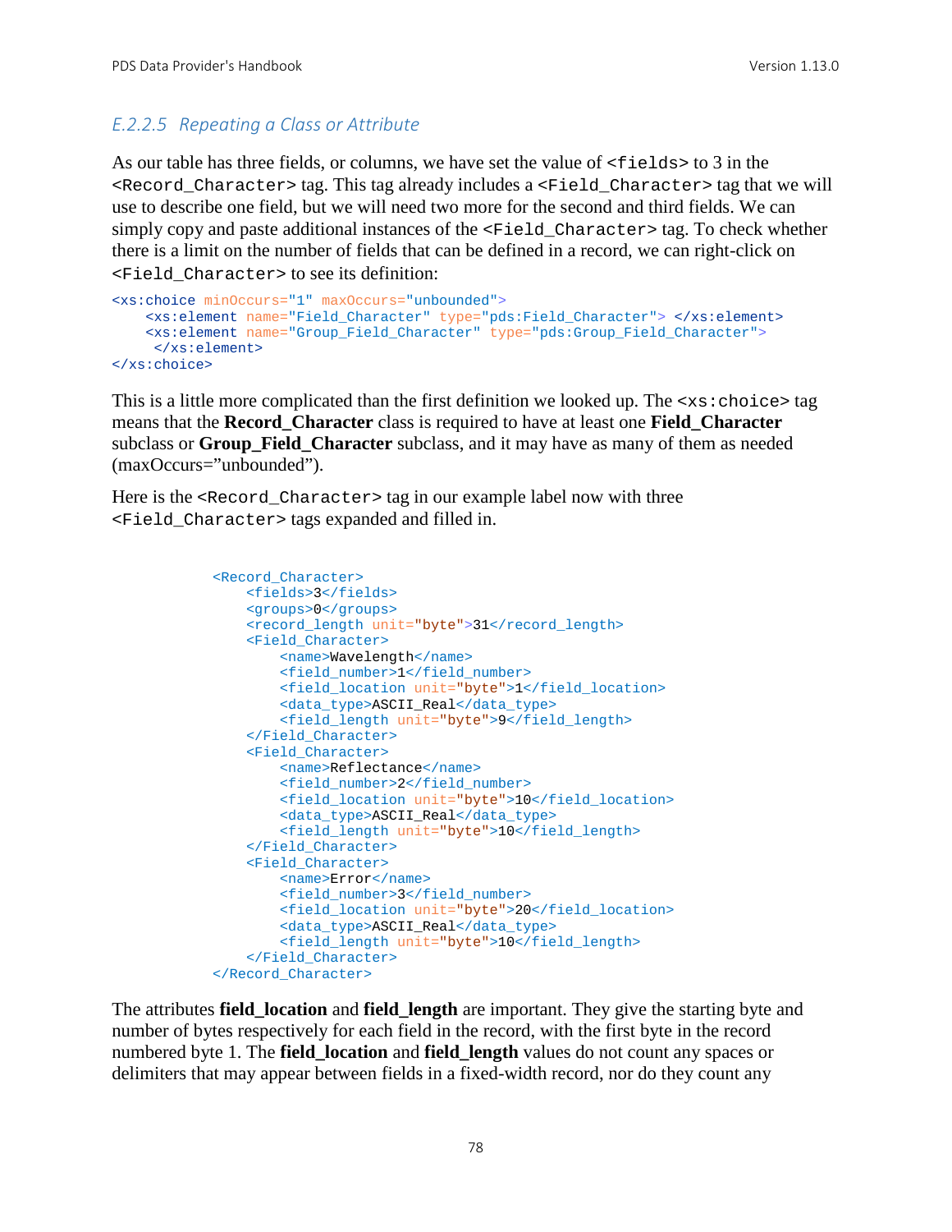### E.2.2.5 Repeating a Class or Attribute

As our table has three fields, or columns, we have set the value of `<fields>` to 3 in the `<Record_Character>` tag. This tag already includes a `<Field_Character>` tag that we will use to describe one field, but we will need two more for the second and third fields. We can simply copy and paste additional instances of the `<Field_Character>` tag. To check whether there is a limit on the number of fields that can be defined in a record, we can right-click on `<Field_Character>` to see its definition:

```
<xs:choice minOccurs="1" maxOccurs="unbounded">
    <xs:element name="Field_Character" type="pds:Field_Character"> </xs:element>
    <xs:element name="Group_Field_Character" type="pds:Group_Field_Character">
     </xs:element>
</xs:choice>
```

This is a little more complicated than the first definition we looked up. The `<xs:choice>` tag means that the **Record_Character** class is required to have at least one **Field_Character** subclass or **Group_Field_Character** subclass, and it may have as many of them as needed (maxOccurs="unbounded").

Here is the `<Record_Character>` tag in our example label now with three `<Field_Character>` tags expanded and filled in.

```
<Record_Character>
    <fields>3</fields>
    <groups>0</groups>
    <record_length unit="byte">31</record_length>
    <Field_Character>
        <name>Wavelength</name>
        <field_number>1</field_number>
        <field_location unit="byte">1</field_location>
        <data_type>ASCII_Real</data_type>
        <field_length unit="byte">9</field_length>
    </Field_Character>
    <Field_Character>
        <name>Reflectance</name>
        <field_number>2</field_number>
        <field_location unit="byte">10</field_location>
        <data_type>ASCII_Real</data_type>
        <field_length unit="byte">10</field_length>
    </Field_Character>
    <Field_Character>
        <name>Error</name>
        <field_number>3</field_number>
        <field_location unit="byte">20</field_location>
        <data_type>ASCII_Real</data_type>
        <field_length unit="byte">10</field_length>
    </Field_Character>
</Record_Character>
```

The attributes **field_location** and **field_length** are important. They give the starting byte and number of bytes respectively for each field in the record, with the first byte in the record numbered byte 1. The **field_location** and **field_length** values do not count any spaces or delimiters that may appear between fields in a fixed-width record, nor do they count any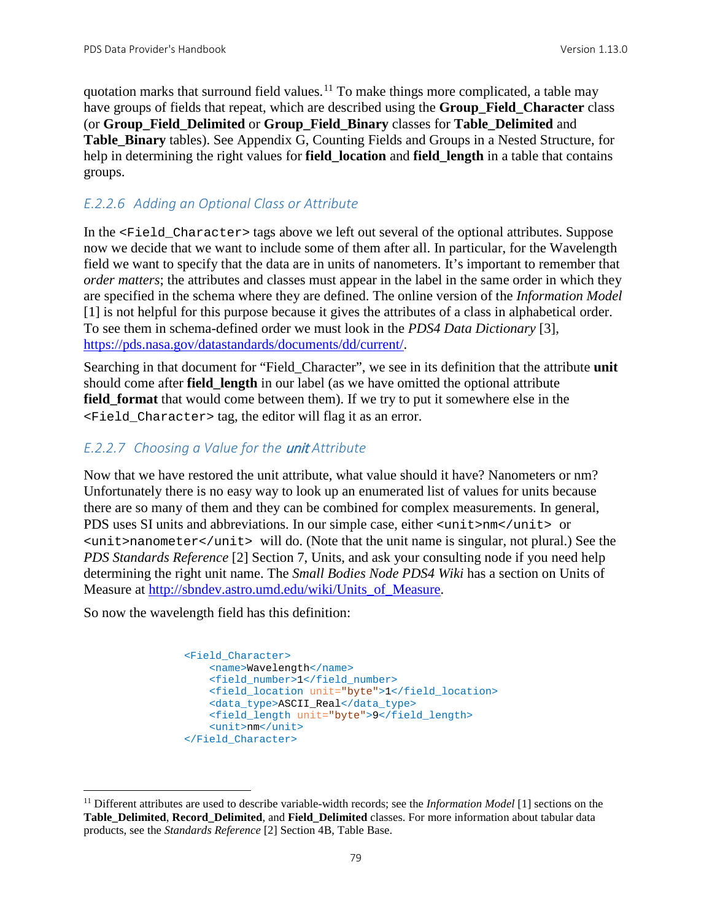quotation marks that surround field values.[11] To make things more complicated, a table may have groups of fields that repeat, which are described using the **Group_Field_Character** class (or **Group_Field_Delimited** or **Group_Field_Binary** classes for **Table_Delimited** and **Table_Binary** tables). See Appendix G, Counting Fields and Groups in a Nested Structure, for help in determining the right values for **field_location** and **field_length** in a table that contains groups.

### *E.2.2.6 Adding an Optional Class or Attribute*

In the `<Field_Character>` tags above we left out several of the optional attributes. Suppose now we decide that we want to include some of them after all. In particular, for the Wavelength field we want to specify that the data are in units of nanometers. It's important to remember that *order matters*; the attributes and classes must appear in the label in the same order in which they are specified in the schema where they are defined. The online version of the *Information Model* [1] is not helpful for this purpose because it gives the attributes of a class in alphabetical order. To see them in schema-defined order we must look in the *PDS4 Data Dictionary* [3], https://pds.nasa.gov/datastandards/documents/dd/current/.

Searching in that document for "Field_Character", we see in its definition that the attribute **unit** should come after **field_length** in our label (as we have omitted the optional attribute **field_format** that would come between them). If we try to put it somewhere else in the `<Field_Character>` tag, the editor will flag it as an error.

### *E.2.2.7 Choosing a Value for the unit Attribute*

Now that we have restored the unit attribute, what value should it have? Nanometers or nm? Unfortunately there is no easy way to look up an enumerated list of values for units because there are so many of them and they can be combined for complex measurements. In general, PDS uses SI units and abbreviations. In our simple case, either `<unit>nm</unit>` or `<unit>nanometer</unit>` will do. (Note that the unit name is singular, not plural.) See the *PDS Standards Reference* [2] Section 7, Units, and ask your consulting node if you need help determining the right unit name. The *Small Bodies Node PDS4 Wiki* has a section on Units of Measure at http://sbndev.astro.umd.edu/wiki/Units_of_Measure.

So now the wavelength field has this definition:

```
<Field_Character>
    <name>Wavelength</name>
    <field_number>1</field_number>
    <field_location unit="byte">1</field_location>
    <data_type>ASCII_Real</data_type>
    <field_length unit="byte">9</field_length>
    <unit>nm</unit>
</Field_Character>
```

[11] Different attributes are used to describe variable-width records; see the *Information Model* [1] sections on the **Table_Delimited**, **Record_Delimited**, and **Field_Delimited** classes. For more information about tabular data products, see the *Standards Reference* [2] Section 4B, Table Base.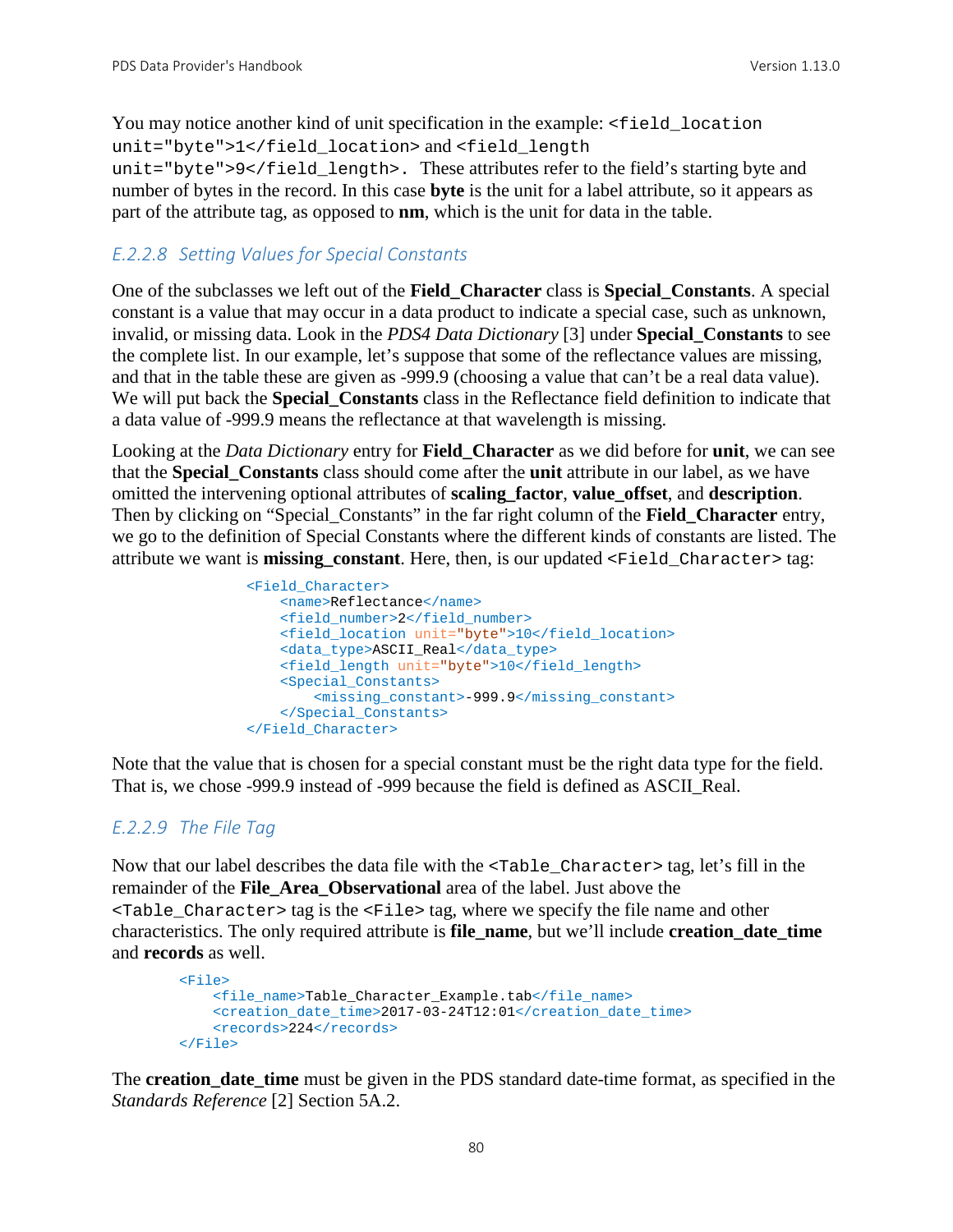You may notice another kind of unit specification in the example: `<field_location unit="byte">1</field_location>` and `<field_length unit="byte">9</field_length>`. These attributes refer to the field's starting byte and number of bytes in the record. In this case **byte** is the unit for a label attribute, so it appears as part of the attribute tag, as opposed to **nm**, which is the unit for data in the table.

### *E.2.2.8 Setting Values for Special Constants*

One of the subclasses we left out of the **Field_Character** class is **Special_Constants**. A special constant is a value that may occur in a data product to indicate a special case, such as unknown, invalid, or missing data. Look in the *PDS4 Data Dictionary* [3] under **Special_Constants** to see the complete list. In our example, let's suppose that some of the reflectance values are missing, and that in the table these are given as -999.9 (choosing a value that can't be a real data value). We will put back the **Special_Constants** class in the Reflectance field definition to indicate that a data value of -999.9 means the reflectance at that wavelength is missing.

Looking at the *Data Dictionary* entry for **Field_Character** as we did before for **unit**, we can see that the **Special_Constants** class should come after the **unit** attribute in our label, as we have omitted the intervening optional attributes of **scaling_factor**, **value_offset**, and **description**. Then by clicking on "Special_Constants" in the far right column of the **Field_Character** entry, we go to the definition of Special Constants where the different kinds of constants are listed. The attribute we want is **missing_constant**. Here, then, is our updated `<Field_Character>` tag:

```
<Field_Character>
    <name>Reflectance</name>
    <field_number>2</field_number>
    <field_location unit="byte">10</field_location>
    <data_type>ASCII_Real</data_type>
    <field_length unit="byte">10</field_length>
    <Special_Constants>
        <missing_constant>-999.9</missing_constant>
    </Special_Constants>
</Field_Character>
```

Note that the value that is chosen for a special constant must be the right data type for the field. That is, we chose -999.9 instead of -999 because the field is defined as ASCII_Real.

### *E.2.2.9 The File Tag*

Now that our label describes the data file with the `<Table_Character>` tag, let's fill in the remainder of the **File_Area_Observational** area of the label. Just above the `<Table_Character>` tag is the `<File>` tag, where we specify the file name and other characteristics. The only required attribute is **file_name**, but we'll include **creation_date_time** and **records** as well.

```
<File>
    <file_name>Table_Character_Example.tab</file_name>
    <creation_date_time>2017-03-24T12:01</creation_date_time>
    <records>224</records>
</File>
```

The **creation_date_time** must be given in the PDS standard date-time format, as specified in the *Standards Reference* [2] Section 5A.2.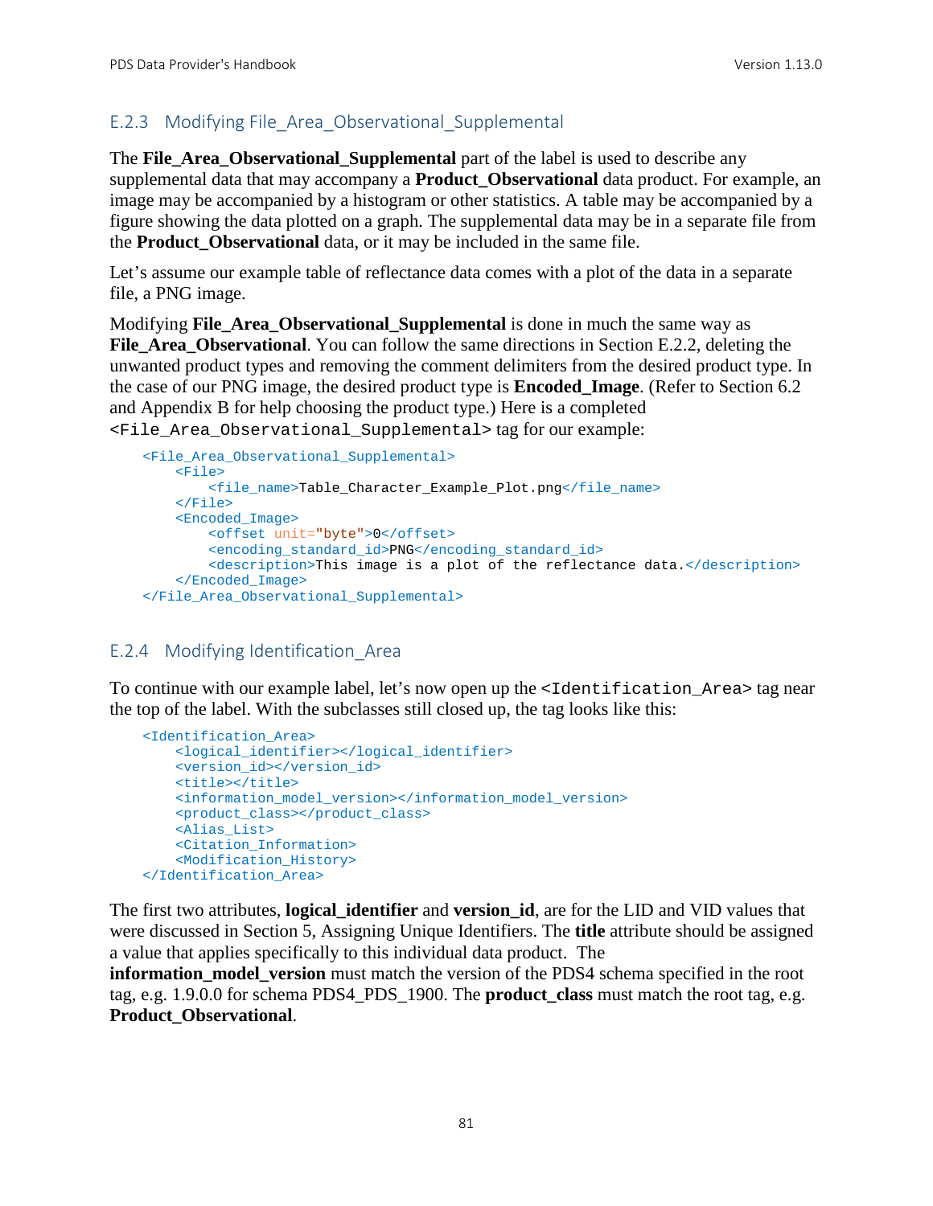### E.2.3 Modifying File_Area_Observational_Supplemental

The **File_Area_Observational_Supplemental** part of the label is used to describe any supplemental data that may accompany a **Product_Observational** data product. For example, an image may be accompanied by a histogram or other statistics. A table may be accompanied by a figure showing the data plotted on a graph. The supplemental data may be in a separate file from the **Product_Observational** data, or it may be included in the same file.

Let's assume our example table of reflectance data comes with a plot of the data in a separate file, a PNG image.

Modifying **File_Area_Observational_Supplemental** is done in much the same way as **File_Area_Observational**. You can follow the same directions in Section E.2.2, deleting the unwanted product types and removing the comment delimiters from the desired product type. In the case of our PNG image, the desired product type is **Encoded_Image**. (Refer to Section 6.2 and Appendix B for help choosing the product type.) Here is a completed `<File_Area_Observational_Supplemental>` tag for our example:

```
<File_Area_Observational_Supplemental>
    <File>
        <file_name>Table_Character_Example_Plot.png</file_name>
    </File>
    <Encoded_Image>
        <offset unit="byte">0</offset>
        <encoding_standard_id>PNG</encoding_standard_id>
        <description>This image is a plot of the reflectance data.</description>
    </Encoded_Image>
</File_Area_Observational_Supplemental>
```

### E.2.4 Modifying Identification_Area

To continue with our example label, let's now open up the `<Identification_Area>` tag near the top of the label. With the subclasses still closed up, the tag looks like this:

```
<Identification_Area>
    <logical_identifier></logical_identifier>
    <version_id></version_id>
    <title></title>
    <information_model_version></information_model_version>
    <product_class></product_class>
    <Alias_List>
    <Citation_Information>
    <Modification_History>
</Identification_Area>
```

The first two attributes, **logical_identifier** and **version_id**, are for the LID and VID values that were discussed in Section 5, Assigning Unique Identifiers. The **title** attribute should be assigned a value that applies specifically to this individual data product. The **information_model_version** must match the version of the PDS4 schema specified in the root tag, e.g. 1.9.0.0 for schema PDS4_PDS_1900. The **product_class** must match the root tag, e.g. **Product_Observational**.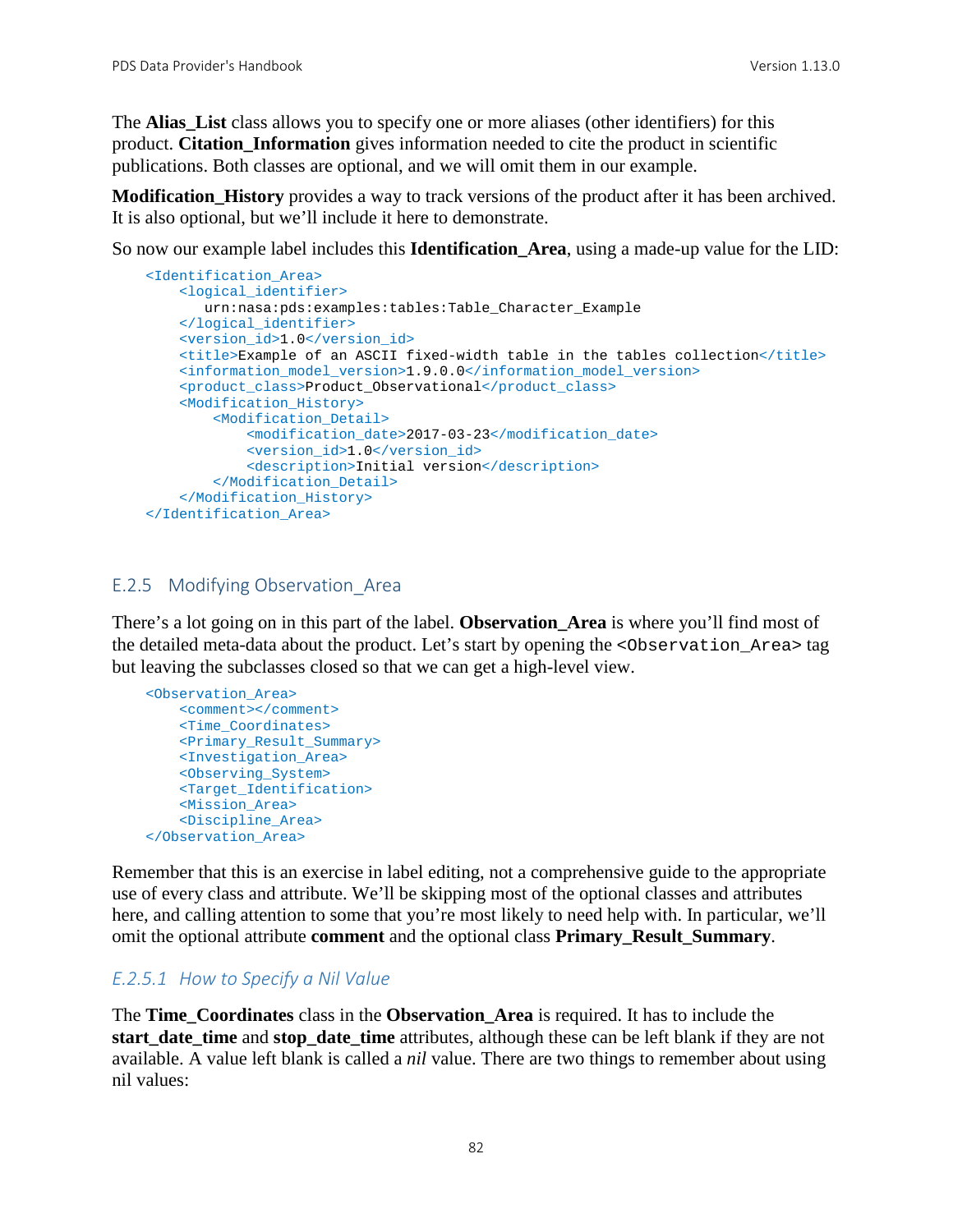The **Alias_List** class allows you to specify one or more aliases (other identifiers) for this product. **Citation_Information** gives information needed to cite the product in scientific publications. Both classes are optional, and we will omit them in our example.

**Modification_History** provides a way to track versions of the product after it has been archived. It is also optional, but we'll include it here to demonstrate.

So now our example label includes this **Identification_Area**, using a made-up value for the LID:

```
<Identification_Area>
    <logical_identifier>
       urn:nasa:pds:examples:tables:Table_Character_Example
    </logical_identifier>
    <version_id>1.0</version_id>
    <title>Example of an ASCII fixed-width table in the tables collection</title>
    <information_model_version>1.9.0.0</information_model_version>
    <product_class>Product_Observational</product_class>
    <Modification_History>
        <Modification_Detail>
            <modification_date>2017-03-23</modification_date>
            <version_id>1.0</version_id>
            <description>Initial version</description>
        </Modification_Detail>
    </Modification_History>
</Identification_Area>
```

### E.2.5 Modifying Observation_Area

There's a lot going on in this part of the label. **Observation_Area** is where you'll find most of the detailed meta-data about the product. Let's start by opening the `<Observation_Area>` tag but leaving the subclasses closed so that we can get a high-level view.

```
<Observation_Area>
    <comment></comment>
    <Time_Coordinates>
    <Primary_Result_Summary>
    <Investigation_Area>
    <Observing_System>
    <Target_Identification>
    <Mission_Area>
    <Discipline_Area>
</Observation_Area>
```

Remember that this is an exercise in label editing, not a comprehensive guide to the appropriate use of every class and attribute. We'll be skipping most of the optional classes and attributes here, and calling attention to some that you're most likely to need help with. In particular, we'll omit the optional attribute **comment** and the optional class **Primary_Result_Summary**.

#### *E.2.5.1 How to Specify a Nil Value*

The **Time_Coordinates** class in the **Observation_Area** is required. It has to include the **start_date_time** and **stop_date_time** attributes, although these can be left blank if they are not available. A value left blank is called a *nil* value. There are two things to remember about using nil values: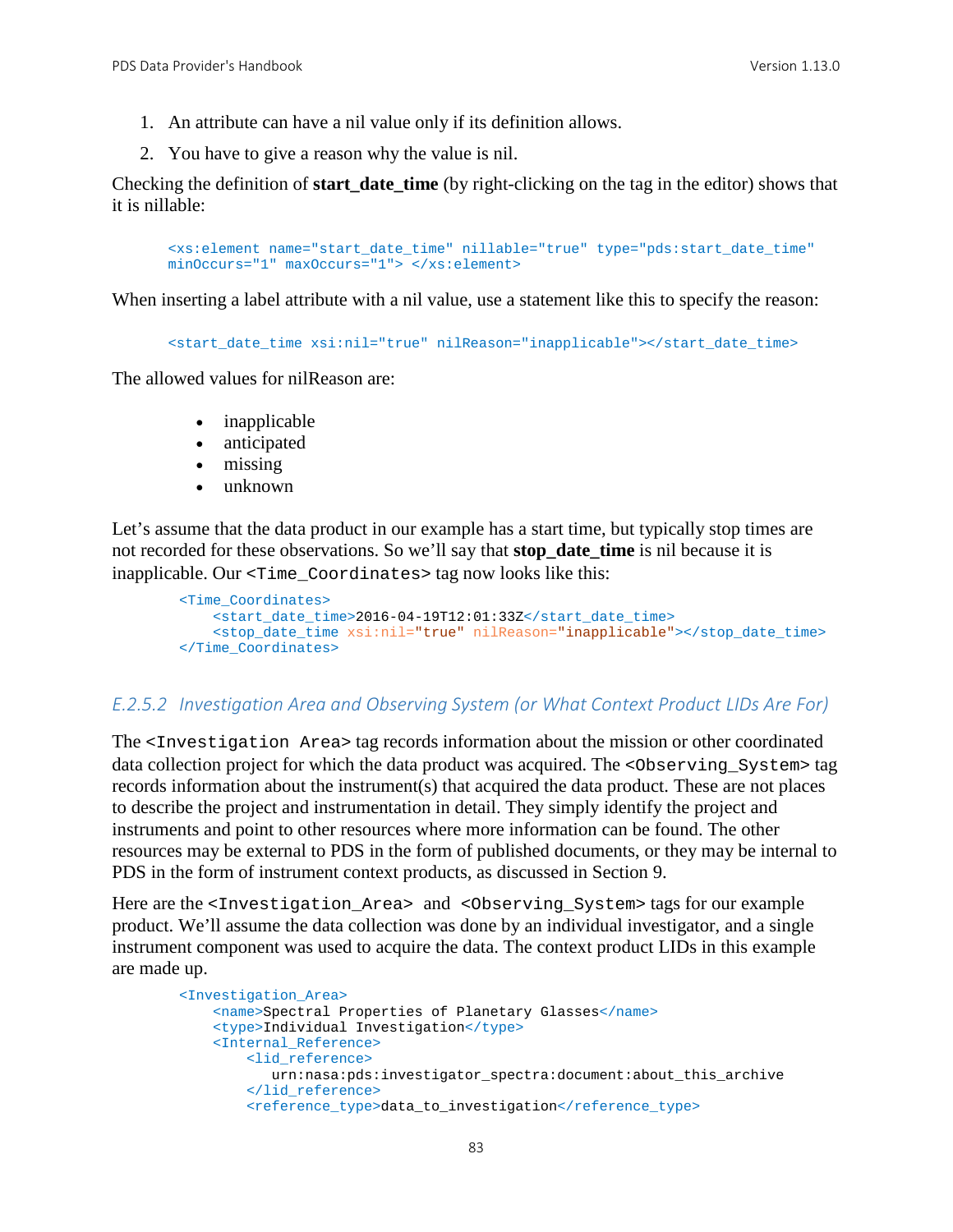1. An attribute can have a nil value only if its definition allows.
2. You have to give a reason why the value is nil.

Checking the definition of **start_date_time** (by right-clicking on the tag in the editor) shows that it is nillable:

```
<xs:element name="start_date_time" nillable="true" type="pds:start_date_time"
minOccurs="1" maxOccurs="1"> </xs:element>
```

When inserting a label attribute with a nil value, use a statement like this to specify the reason:

```
<start_date_time xsi:nil="true" nilReason="inapplicable"></start_date_time>
```

The allowed values for nilReason are:

- inapplicable
- anticipated
- missing
- unknown

Let's assume that the data product in our example has a start time, but typically stop times are not recorded for these observations. So we'll say that **stop_date_time** is nil because it is inapplicable. Our `<Time_Coordinates>` tag now looks like this:

```
<Time_Coordinates>
    <start_date_time>2016-04-19T12:01:33Z</start_date_time>
    <stop_date_time xsi:nil="true" nilReason="inapplicable"></stop_date_time>
</Time_Coordinates>
```

### *E.2.5.2 Investigation Area and Observing System (or What Context Product LIDs Are For)*

The `<Investigation Area>` tag records information about the mission or other coordinated data collection project for which the data product was acquired. The `<Observing_System>` tag records information about the instrument(s) that acquired the data product. These are not places to describe the project and instrumentation in detail. They simply identify the project and instruments and point to other resources where more information can be found. The other resources may be external to PDS in the form of published documents, or they may be internal to PDS in the form of instrument context products, as discussed in Section 9.

Here are the `<Investigation_Area>` and `<Observing_System>` tags for our example product. We'll assume the data collection was done by an individual investigator, and a single instrument component was used to acquire the data. The context product LIDs in this example are made up.

```
<Investigation_Area>
    <name>Spectral Properties of Planetary Glasses</name>
    <type>Individual Investigation</type>
    <Internal_Reference>
        <lid_reference>
           urn:nasa:pds:investigator_spectra:document:about_this_archive
        </lid_reference>
        <reference_type>data_to_investigation</reference_type>
```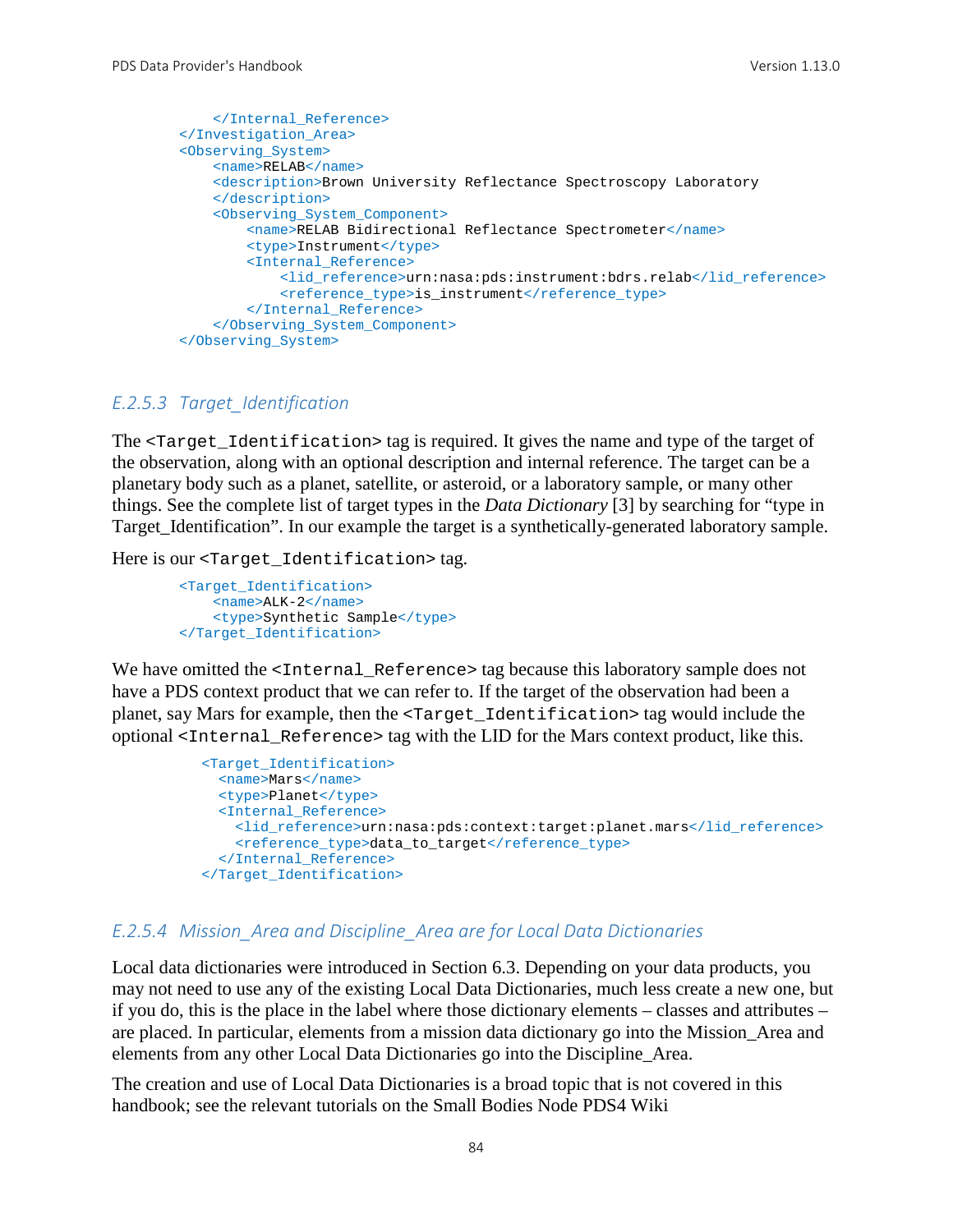```
        </Internal_Reference>
    </Investigation_Area>
    <Observing_System>
        <name>RELAB</name>
        <description>Brown University Reflectance Spectroscopy Laboratory
        </description>
        <Observing_System_Component>
            <name>RELAB Bidirectional Reflectance Spectrometer</name>
            <type>Instrument</type>
            <Internal_Reference>
                <lid_reference>urn:nasa:pds:instrument:bdrs.relab</lid_reference>
                <reference_type>is_instrument</reference_type>
            </Internal_Reference>
        </Observing_System_Component>
    </Observing_System>
```

### *E.2.5.3 Target_Identification*

The `<Target_Identification>` tag is required. It gives the name and type of the target of the observation, along with an optional description and internal reference. The target can be a planetary body such as a planet, satellite, or asteroid, or a laboratory sample, or many other things. See the complete list of target types in the *Data Dictionary* [3] by searching for "type in Target_Identification". In our example the target is a synthetically-generated laboratory sample.

Here is our `<Target_Identification>` tag.

```
    <Target_Identification>
        <name>ALK-2</name>
        <type>Synthetic Sample</type>
    </Target_Identification>
```

We have omitted the `<Internal_Reference>` tag because this laboratory sample does not have a PDS context product that we can refer to. If the target of the observation had been a planet, say Mars for example, then the `<Target_Identification>` tag would include the optional `<Internal_Reference>` tag with the LID for the Mars context product, like this.

```
      <Target_Identification>
        <name>Mars</name>
        <type>Planet</type>
        <Internal_Reference>
          <lid_reference>urn:nasa:pds:context:target:planet.mars</lid_reference>
          <reference_type>data_to_target</reference_type>
        </Internal_Reference>
      </Target_Identification>
```

### *E.2.5.4 Mission_Area and Discipline_Area are for Local Data Dictionaries*

Local data dictionaries were introduced in Section 6.3. Depending on your data products, you may not need to use any of the existing Local Data Dictionaries, much less create a new one, but if you do, this is the place in the label where those dictionary elements – classes and attributes – are placed. In particular, elements from a mission data dictionary go into the Mission_Area and elements from any other Local Data Dictionaries go into the Discipline_Area.

The creation and use of Local Data Dictionaries is a broad topic that is not covered in this handbook; see the relevant tutorials on the Small Bodies Node PDS4 Wiki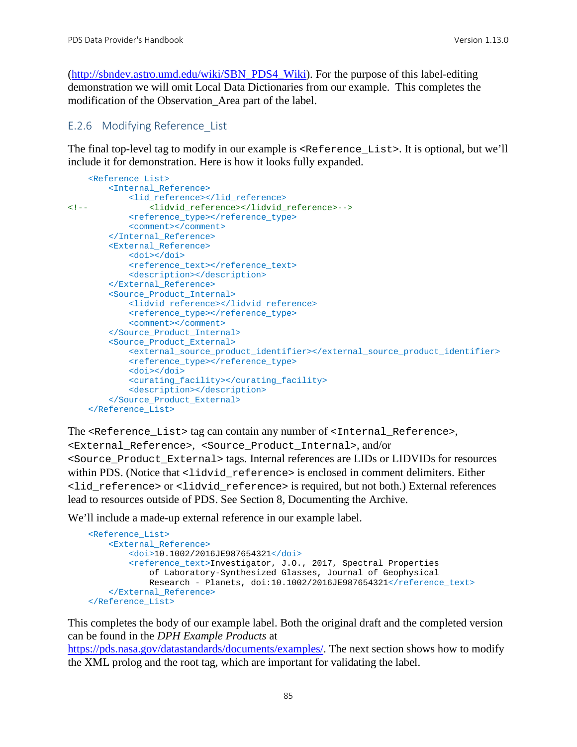(http://sbndev.astro.umd.edu/wiki/SBN_PDS4_Wiki). For the purpose of this label-editing demonstration we will omit Local Data Dictionaries from our example. This completes the modification of the Observation_Area part of the label.

### E.2.6 Modifying Reference_List

The final top-level tag to modify in our example is `<Reference_List>`. It is optional, but we'll include it for demonstration. Here is how it looks fully expanded.

```
    <Reference_List>
        <Internal_Reference>
            <lid_reference></lid_reference>
<!--            <lidvid_reference></lidvid_reference>-->
            <reference_type></reference_type>
            <comment></comment>
        </Internal_Reference>
        <External_Reference>
            <doi></doi>
            <reference_text></reference_text>
            <description></description>
        </External_Reference>
        <Source_Product_Internal>
            <lidvid_reference></lidvid_reference>
            <reference_type></reference_type>
            <comment></comment>
        </Source_Product_Internal>
        <Source_Product_External>
            <external_source_product_identifier></external_source_product_identifier>
            <reference_type></reference_type>
            <doi></doi>
            <curating_facility></curating_facility>
            <description></description>
        </Source_Product_External>
    </Reference_List>
```

The `<Reference_List>` tag can contain any number of `<Internal_Reference>`, `<External_Reference>`, `<Source_Product_Internal>`, and/or `<Source_Product_External>` tags. Internal references are LIDs or LIDVIDs for resources within PDS. (Notice that `<lidvid_reference>` is enclosed in comment delimiters. Either `<lid_reference>` or `<lidvid_reference>` is required, but not both.) External references lead to resources outside of PDS. See Section 8, Documenting the Archive.

We'll include a made-up external reference in our example label.

```
    <Reference_List>
        <External_Reference>
            <doi>10.1002/2016JE987654321</doi>
            <reference_text>Investigator, J.O., 2017, Spectral Properties
                of Laboratory-Synthesized Glasses, Journal of Geophysical
                Research - Planets, doi:10.1002/2016JE987654321</reference_text>
        </External_Reference>
    </Reference_List>
```

This completes the body of our example label. Both the original draft and the completed version can be found in the *DPH Example Products* at https://pds.nasa.gov/datastandards/documents/examples/. The next section shows how to modify the XML prolog and the root tag, which are important for validating the label.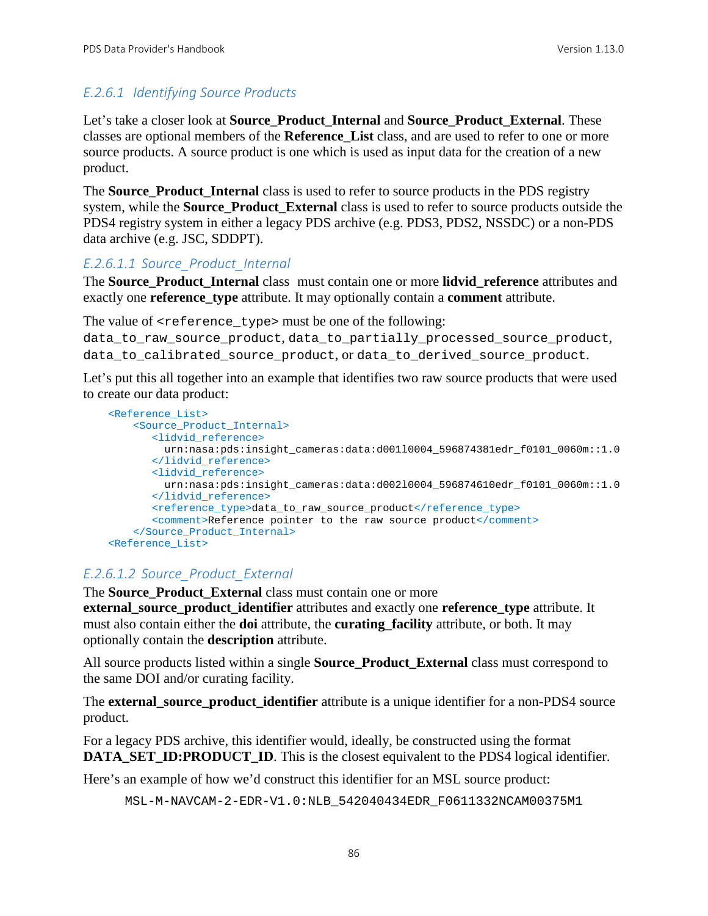### E.2.6.1 Identifying Source Products

Let's take a closer look at **Source_Product_Internal** and **Source_Product_External**. These classes are optional members of the **Reference_List** class, and are used to refer to one or more source products. A source product is one which is used as input data for the creation of a new product.

The **Source_Product_Internal** class is used to refer to source products in the PDS registry system, while the **Source_Product_External** class is used to refer to source products outside the PDS4 registry system in either a legacy PDS archive (e.g. PDS3, PDS2, NSSDC) or a non-PDS data archive (e.g. JSC, SDDPT).

#### E.2.6.1.1 Source_Product_Internal

The **Source_Product_Internal** class must contain one or more **lidvid_reference** attributes and exactly one **reference_type** attribute. It may optionally contain a **comment** attribute.

The value of `<reference_type>` must be one of the following: `data_to_raw_source_product`, `data_to_partially_processed_source_product`, `data_to_calibrated_source_product`, or `data_to_derived_source_product`.

Let's put this all together into an example that identifies two raw source products that were used to create our data product:

```
<Reference_List>
    <Source_Product_Internal>
       <lidvid_reference>
         urn:nasa:pds:insight_cameras:data:d001l0004_596874381edr_f0101_0060m::1.0
       </lidvid_reference>
       <lidvid_reference>
         urn:nasa:pds:insight_cameras:data:d002l0004_596874610edr_f0101_0060m::1.0
       </lidvid_reference>
       <reference_type>data_to_raw_source_product</reference_type>
       <comment>Reference pointer to the raw source product</comment>
    </Source_Product_Internal>
<Reference_List>
```

#### E.2.6.1.2 Source_Product_External

The **Source_Product_External** class must contain one or more **external_source_product_identifier** attributes and exactly one **reference_type** attribute. It must also contain either the **doi** attribute, the **curating_facility** attribute, or both. It may optionally contain the **description** attribute.

All source products listed within a single **Source_Product_External** class must correspond to the same DOI and/or curating facility.

The **external_source_product_identifier** attribute is a unique identifier for a non-PDS4 source product.

For a legacy PDS archive, this identifier would, ideally, be constructed using the format **DATA_SET_ID:PRODUCT_ID**. This is the closest equivalent to the PDS4 logical identifier.

Here's an example of how we'd construct this identifier for an MSL source product:

```
MSL-M-NAVCAM-2-EDR-V1.0:NLB_542040434EDR_F0611332NCAM00375M1
```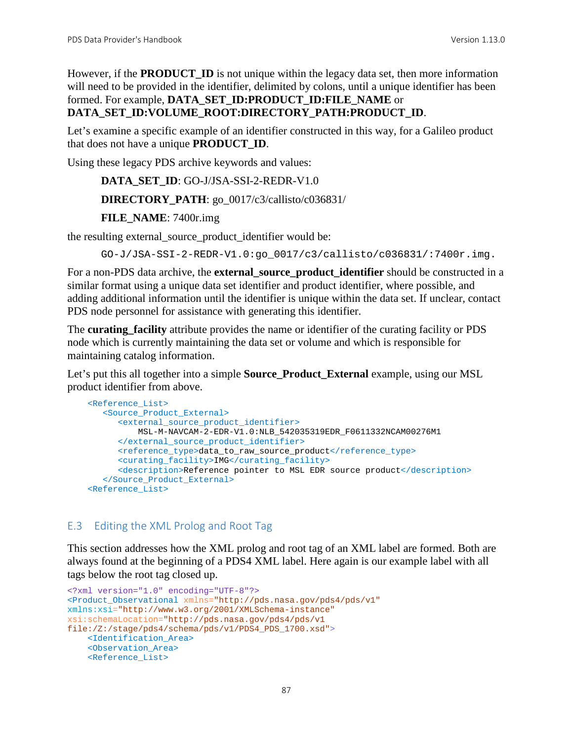However, if the **PRODUCT_ID** is not unique within the legacy data set, then more information will need to be provided in the identifier, delimited by colons, until a unique identifier has been formed. For example, **DATA_SET_ID:PRODUCT_ID:FILE_NAME** or **DATA_SET_ID:VOLUME_ROOT:DIRECTORY_PATH:PRODUCT_ID**.

Let's examine a specific example of an identifier constructed in this way, for a Galileo product that does not have a unique **PRODUCT_ID**.

Using these legacy PDS archive keywords and values:

> **DATA_SET_ID**: GO-J/JSA-SSI-2-REDR-V1.0
>
> **DIRECTORY_PATH**: go_0017/c3/callisto/c036831/
>
> **FILE_NAME**: 7400r.img

the resulting external_source_product_identifier would be:

```
GO-J/JSA-SSI-2-REDR-V1.0:go_0017/c3/callisto/c036831/:7400r.img.
```

For a non-PDS data archive, the **external_source_product_identifier** should be constructed in a similar format using a unique data set identifier and product identifier, where possible, and adding additional information until the identifier is unique within the data set. If unclear, contact PDS node personnel for assistance with generating this identifier.

The **curating_facility** attribute provides the name or identifier of the curating facility or PDS node which is currently maintaining the data set or volume and which is responsible for maintaining catalog information.

Let's put this all together into a simple **Source_Product_External** example, using our MSL product identifier from above.

```
<Reference_List>
   <Source_Product_External>
      <external_source_product_identifier>
          MSL-M-NAVCAM-2-EDR-V1.0:NLB_542035319EDR_F0611332NCAM00276M1
      </external_source_product_identifier>
      <reference_type>data_to_raw_source_product</reference_type>
      <curating_facility>IMG</curating_facility>
      <description>Reference pointer to MSL EDR source product</description>
   </Source_Product_External>
<Reference_List>
```

## E.3 Editing the XML Prolog and Root Tag

This section addresses how the XML prolog and root tag of an XML label are formed. Both are always found at the beginning of a PDS4 XML label. Here again is our example label with all tags below the root tag closed up.

```
<?xml version="1.0" encoding="UTF-8"?>
<Product_Observational xmlns="http://pds.nasa.gov/pds4/pds/v1"
xmlns:xsi="http://www.w3.org/2001/XMLSchema-instance"
xsi:schemaLocation="http://pds.nasa.gov/pds4/pds/v1
file:/Z:/stage/pds4/schema/pds/v1/PDS4_PDS_1700.xsd">
    <Identification_Area>
    <Observation_Area>
    <Reference_List>
```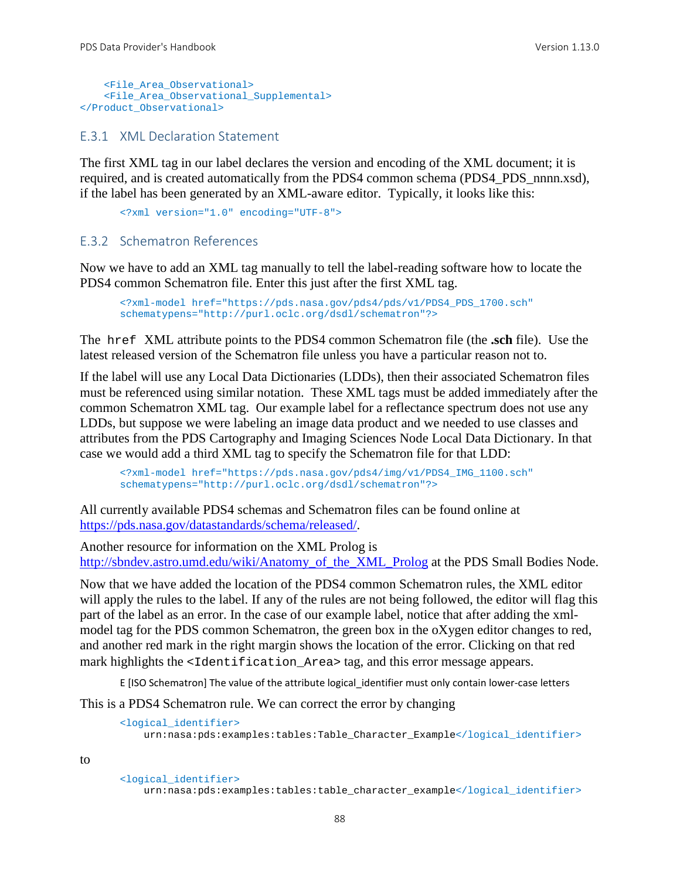```
    <File_Area_Observational>
    <File_Area_Observational_Supplemental>
</Product_Observational>
```

### E.3.1 XML Declaration Statement

The first XML tag in our label declares the version and encoding of the XML document; it is required, and is created automatically from the PDS4 common schema (PDS4_PDS_nnnn.xsd), if the label has been generated by an XML-aware editor. Typically, it looks like this:

```
<?xml version="1.0" encoding="UTF-8">
```

### E.3.2 Schematron References

Now we have to add an XML tag manually to tell the label-reading software how to locate the PDS4 common Schematron file. Enter this just after the first XML tag.

```
<?xml-model href="https://pds.nasa.gov/pds4/pds/v1/PDS4_PDS_1700.sch"
schematypens="http://purl.oclc.org/dsdl/schematron"?>
```

The `href` XML attribute points to the PDS4 common Schematron file (the **.sch** file). Use the latest released version of the Schematron file unless you have a particular reason not to.

If the label will use any Local Data Dictionaries (LDDs), then their associated Schematron files must be referenced using similar notation. These XML tags must be added immediately after the common Schematron XML tag. Our example label for a reflectance spectrum does not use any LDDs, but suppose we were labeling an image data product and we needed to use classes and attributes from the PDS Cartography and Imaging Sciences Node Local Data Dictionary. In that case we would add a third XML tag to specify the Schematron file for that LDD:

```
<?xml-model href="https://pds.nasa.gov/pds4/img/v1/PDS4_IMG_1100.sch"
schematypens="http://purl.oclc.org/dsdl/schematron"?>
```

All currently available PDS4 schemas and Schematron files can be found online at [https://pds.nasa.gov/datastandards/schema/released/](https://pds.nasa.gov/datastandards/schema/released/).

Another resource for information on the XML Prolog is [http://sbndev.astro.umd.edu/wiki/Anatomy_of_the_XML_Prolog](http://sbndev.astro.umd.edu/wiki/Anatomy_of_the_XML_Prolog) at the PDS Small Bodies Node.

Now that we have added the location of the PDS4 common Schematron rules, the XML editor will apply the rules to the label. If any of the rules are not being followed, the editor will flag this part of the label as an error. In the case of our example label, notice that after adding the xml-model tag for the PDS common Schematron, the green box in the oXygen editor changes to red, and another red mark in the right margin shows the location of the error. Clicking on that red mark highlights the `<Identification_Area>` tag, and this error message appears.

E [ISO Schematron] The value of the attribute logical_identifier must only contain lower-case letters

This is a PDS4 Schematron rule. We can correct the error by changing

```
<logical_identifier>
    urn:nasa:pds:examples:tables:Table_Character_Example</logical_identifier>
```

to

```
<logical_identifier>
    urn:nasa:pds:examples:tables:table_character_example</logical_identifier>
```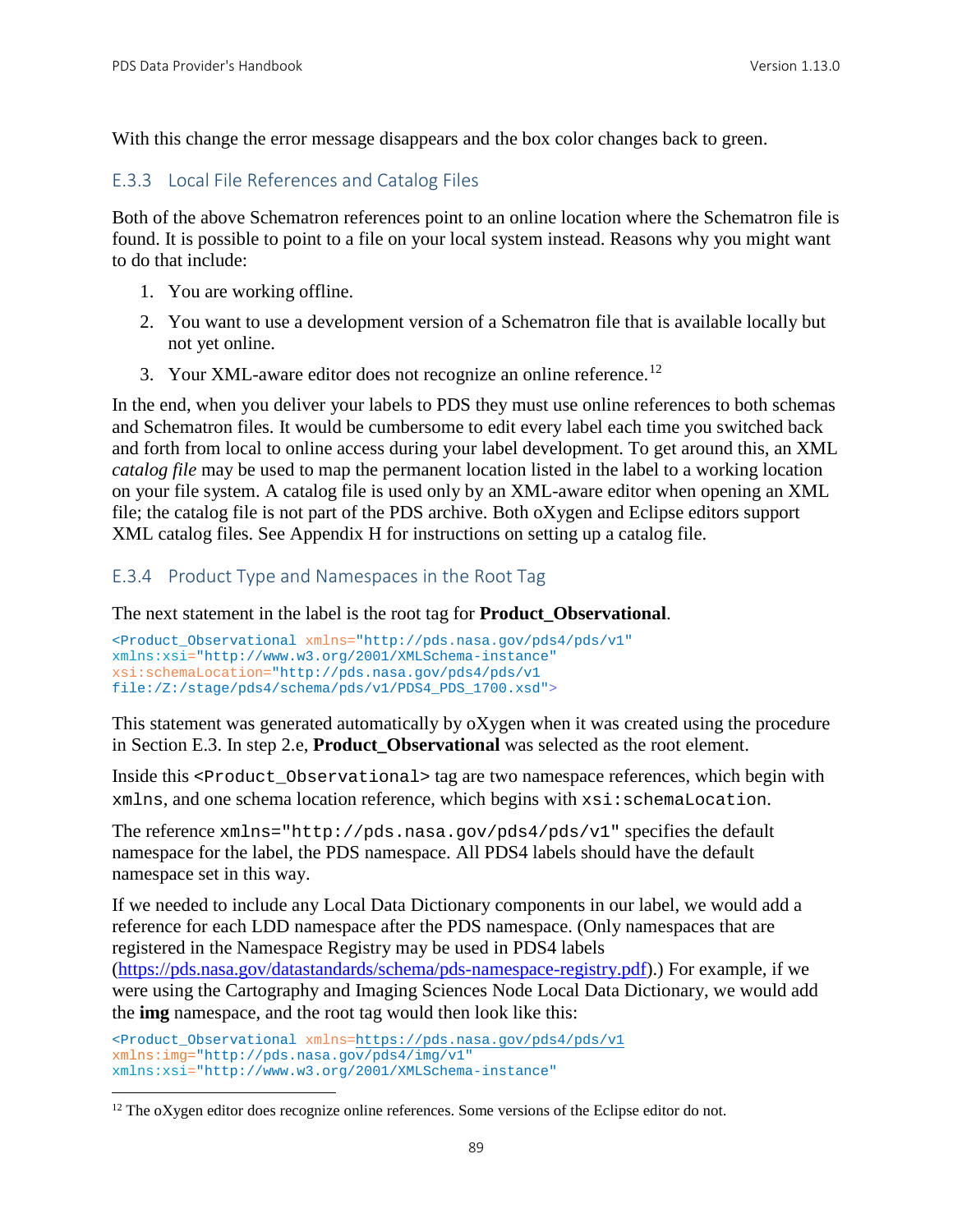With this change the error message disappears and the box color changes back to green.

### E.3.3 Local File References and Catalog Files

Both of the above Schematron references point to an online location where the Schematron file is found. It is possible to point to a file on your local system instead. Reasons why you might want to do that include:

1. You are working offline.
2. You want to use a development version of a Schematron file that is available locally but not yet online.
3. Your XML-aware editor does not recognize an online reference.[12]

In the end, when you deliver your labels to PDS they must use online references to both schemas and Schematron files. It would be cumbersome to edit every label each time you switched back and forth from local to online access during your label development. To get around this, an XML *catalog file* may be used to map the permanent location listed in the label to a working location on your file system. A catalog file is used only by an XML-aware editor when opening an XML file; the catalog file is not part of the PDS archive. Both oXygen and Eclipse editors support XML catalog files. See Appendix H for instructions on setting up a catalog file.

### E.3.4 Product Type and Namespaces in the Root Tag

The next statement in the label is the root tag for **Product_Observational**.

```
<Product_Observational xmlns="http://pds.nasa.gov/pds4/pds/v1"
xmlns:xsi="http://www.w3.org/2001/XMLSchema-instance"
xsi:schemaLocation="http://pds.nasa.gov/pds4/pds/v1
file:/Z:/stage/pds4/schema/pds/v1/PDS4_PDS_1700.xsd">
```

This statement was generated automatically by oXygen when it was created using the procedure in Section E.3. In step 2.e, **Product_Observational** was selected as the root element.

Inside this `<Product_Observational>` tag are two namespace references, which begin with `xmlns`, and one schema location reference, which begins with `xsi:schemaLocation`.

The reference `xmlns="http://pds.nasa.gov/pds4/pds/v1"` specifies the default namespace for the label, the PDS namespace. All PDS4 labels should have the default namespace set in this way.

If we needed to include any Local Data Dictionary components in our label, we would add a reference for each LDD namespace after the PDS namespace. (Only namespaces that are registered in the Namespace Registry may be used in PDS4 labels (https://pds.nasa.gov/datastandards/schema/pds-namespace-registry.pdf).) For example, if we were using the Cartography and Imaging Sciences Node Local Data Dictionary, we would add the **img** namespace, and the root tag would then look like this:

```
<Product_Observational xmlns=https://pds.nasa.gov/pds4/pds/v1
xmlns:img="http://pds.nasa.gov/pds4/img/v1"
xmlns:xsi="http://www.w3.org/2001/XMLSchema-instance"
```

[12] The oXygen editor does recognize online references. Some versions of the Eclipse editor do not.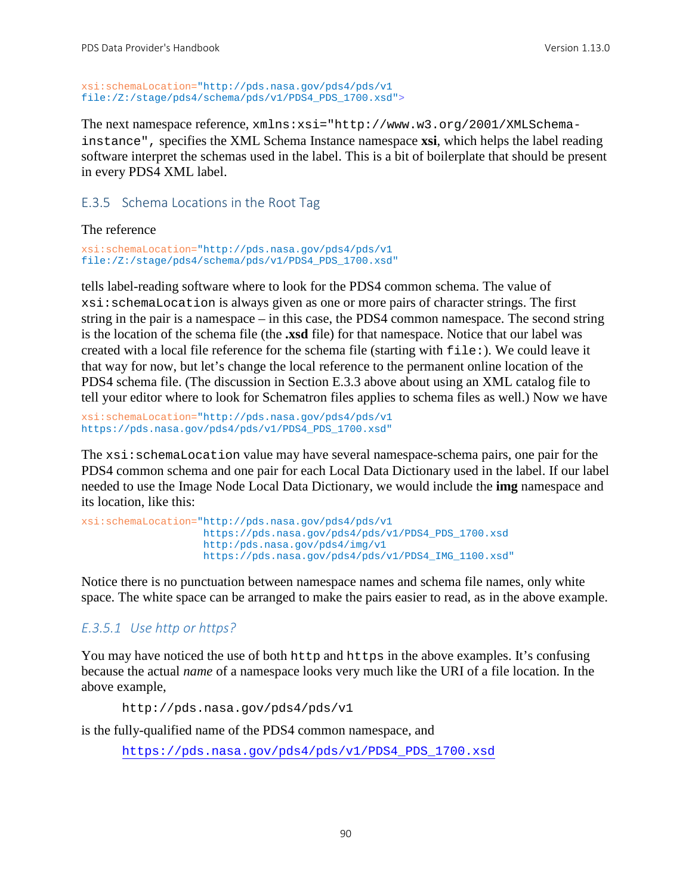```
xsi:schemaLocation="http://pds.nasa.gov/pds4/pds/v1
file:/Z:/stage/pds4/schema/pds/v1/PDS4_PDS_1700.xsd">
```

The next namespace reference, `xmlns:xsi="http://www.w3.org/2001/XMLSchema-instance",` specifies the XML Schema Instance namespace **xsi**, which helps the label reading software interpret the schemas used in the label. This is a bit of boilerplate that should be present in every PDS4 XML label.

## E.3.5 Schema Locations in the Root Tag

The reference

```
xsi:schemaLocation="http://pds.nasa.gov/pds4/pds/v1
file:/Z:/stage/pds4/schema/pds/v1/PDS4_PDS_1700.xsd"
```

tells label-reading software where to look for the PDS4 common schema. The value of `xsi:schemaLocation` is always given as one or more pairs of character strings. The first string in the pair is a namespace – in this case, the PDS4 common namespace. The second string is the location of the schema file (the **.xsd** file) for that namespace. Notice that our label was created with a local file reference for the schema file (starting with `file:`). We could leave it that way for now, but let's change the local reference to the permanent online location of the PDS4 schema file. (The discussion in Section E.3.3 above about using an XML catalog file to tell your editor where to look for Schematron files applies to schema files as well.) Now we have

```
xsi:schemaLocation="http://pds.nasa.gov/pds4/pds/v1
https://pds.nasa.gov/pds4/pds/v1/PDS4_PDS_1700.xsd"
```

The `xsi:schemaLocation` value may have several namespace-schema pairs, one pair for the PDS4 common schema and one pair for each Local Data Dictionary used in the label. If our label needed to use the Image Node Local Data Dictionary, we would include the **img** namespace and its location, like this:

```
xsi:schemaLocation="http://pds.nasa.gov/pds4/pds/v1
                    https://pds.nasa.gov/pds4/pds/v1/PDS4_PDS_1700.xsd
                    http:/pds.nasa.gov/pds4/img/v1
                    https://pds.nasa.gov/pds4/pds/v1/PDS4_IMG_1100.xsd"
```

Notice there is no punctuation between namespace names and schema file names, only white space. The white space can be arranged to make the pairs easier to read, as in the above example.

### *E.3.5.1 Use http or https?*

You may have noticed the use of both `http` and `https` in the above examples. It's confusing because the actual *name* of a namespace looks very much like the URI of a file location. In the above example,

    http://pds.nasa.gov/pds4/pds/v1

is the fully-qualified name of the PDS4 common namespace, and

    https://pds.nasa.gov/pds4/pds/v1/PDS4_PDS_1700.xsd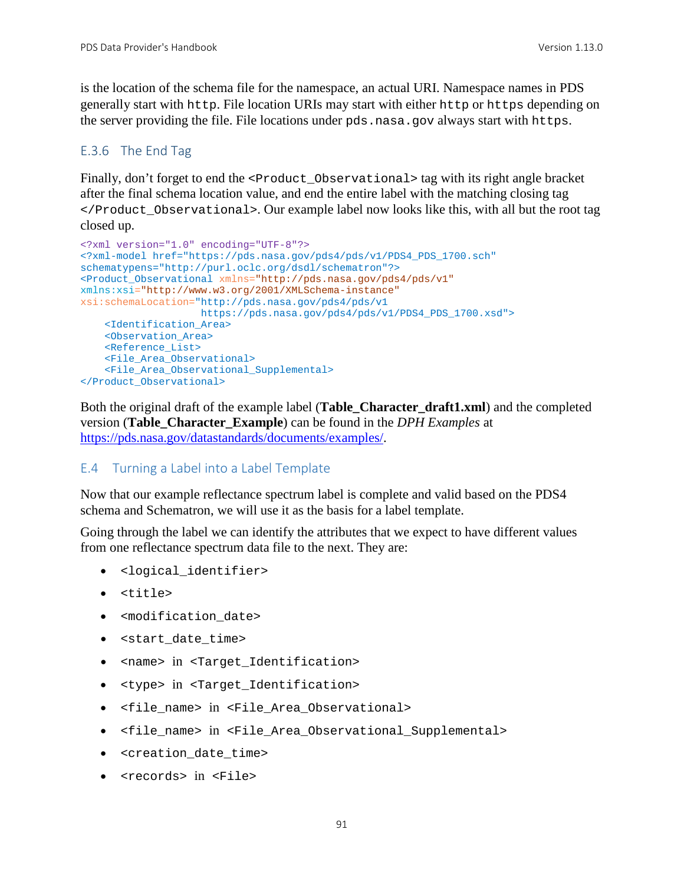is the location of the schema file for the namespace, an actual URI. Namespace names in PDS generally start with `http`. File location URIs may start with either `http` or `https` depending on the server providing the file. File locations under `pds.nasa.gov` always start with `https`.

### E.3.6 The End Tag

Finally, don't forget to end the `<Product_Observational>` tag with its right angle bracket after the final schema location value, and end the entire label with the matching closing tag `</Product_Observational>`. Our example label now looks like this, with all but the root tag closed up.

```
<?xml version="1.0" encoding="UTF-8"?>
<?xml-model href="https://pds.nasa.gov/pds4/pds/v1/PDS4_PDS_1700.sch"
schematypens="http://purl.oclc.org/dsdl/schematron"?>
<Product_Observational xmlns="http://pds.nasa.gov/pds4/pds/v1"
xmlns:xsi="http://www.w3.org/2001/XMLSchema-instance"
xsi:schemaLocation="http://pds.nasa.gov/pds4/pds/v1
                    https://pds.nasa.gov/pds4/pds/v1/PDS4_PDS_1700.xsd">
    <Identification_Area>
    <Observation_Area>
    <Reference_List>
    <File_Area_Observational>
    <File_Area_Observational_Supplemental>
</Product_Observational>
```

Both the original draft of the example label (**Table_Character_draft1.xml**) and the completed version (**Table_Character_Example**) can be found in the *DPH Examples* at https://pds.nasa.gov/datastandards/documents/examples/.

## E.4 Turning a Label into a Label Template

Now that our example reflectance spectrum label is complete and valid based on the PDS4 schema and Schematron, we will use it as the basis for a label template.

Going through the label we can identify the attributes that we expect to have different values from one reflectance spectrum data file to the next. They are:

- `<logical_identifier>`
- `<title>`
- `<modification_date>`
- `<start_date_time>`
- `<name>` in `<Target_Identification>`
- `<type>` in `<Target_Identification>`
- `<file_name>` in `<File_Area_Observational>`
- `<file_name>` in `<File_Area_Observational_Supplemental>`
- `<creation_date_time>`
- `<records>` in `<File>`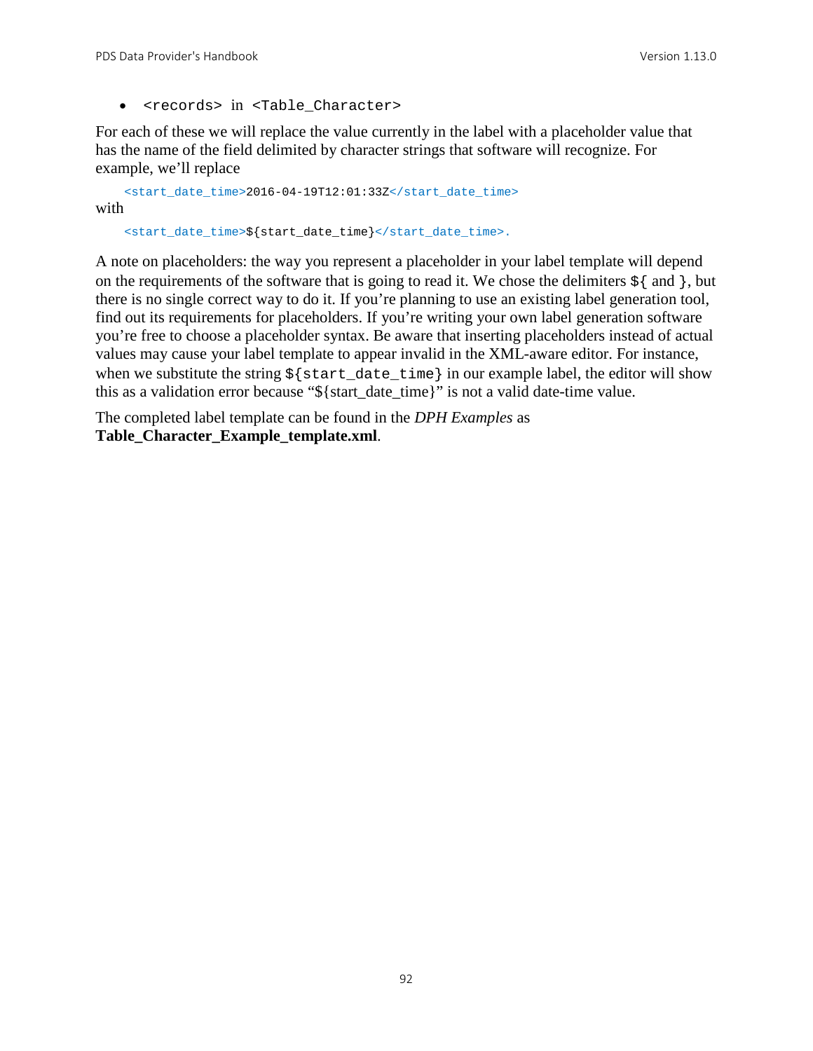- `<records>` in `<Table_Character>`

For each of these we will replace the value currently in the label with a placeholder value that has the name of the field delimited by character strings that software will recognize. For example, we'll replace

```
<start_date_time>2016-04-19T12:01:33Z</start_date_time>
```

with

```
<start_date_time>${start_date_time}</start_date_time>.
```

A note on placeholders: the way you represent a placeholder in your label template will depend on the requirements of the software that is going to read it. We chose the delimiters `${` and `}`, but there is no single correct way to do it. If you're planning to use an existing label generation tool, find out its requirements for placeholders. If you're writing your own label generation software you're free to choose a placeholder syntax. Be aware that inserting placeholders instead of actual values may cause your label template to appear invalid in the XML-aware editor. For instance, when we substitute the string `${start_date_time}` in our example label, the editor will show this as a validation error because "${start_date_time}" is not a valid date-time value.

The completed label template can be found in the *DPH Examples* as **Table_Character_Example_template.xml**.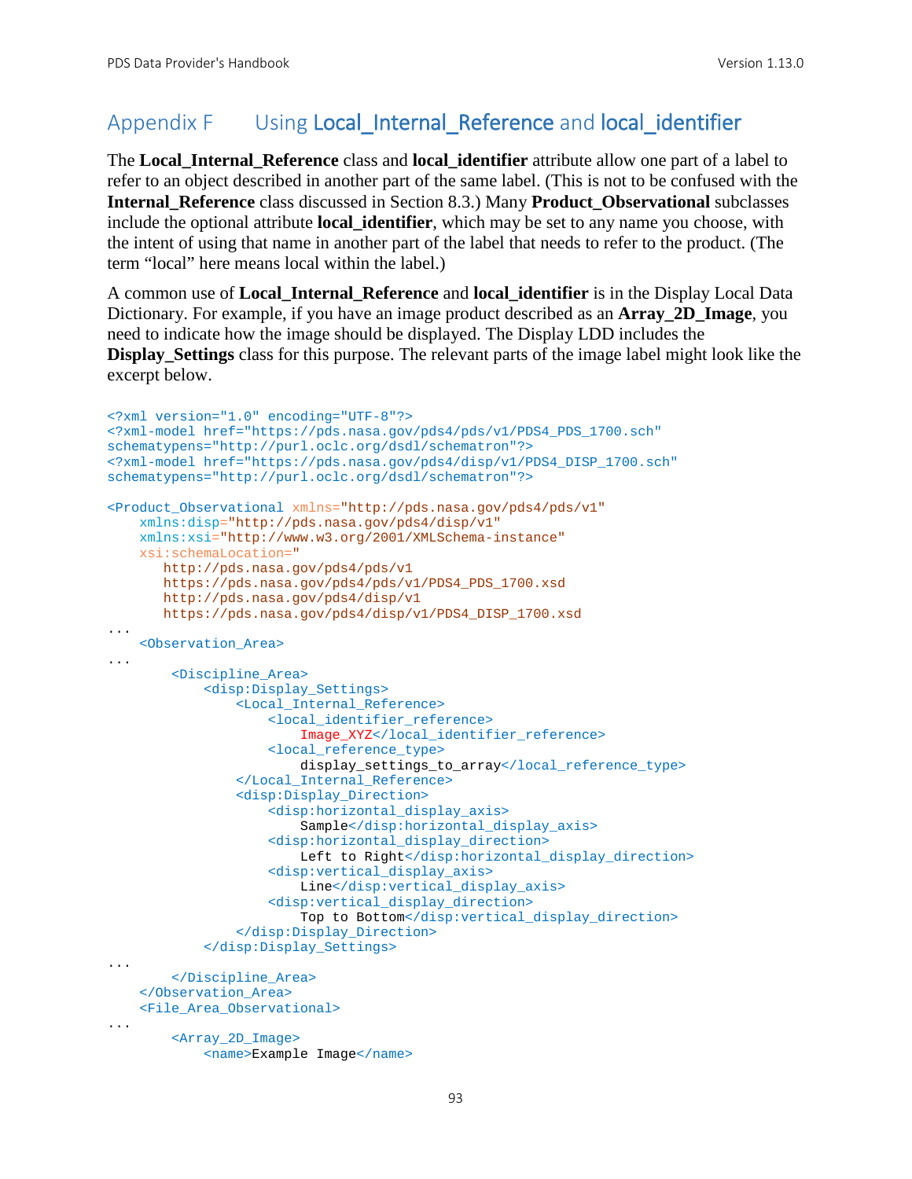# Appendix F Using **Local_Internal_Reference** and **local_identifier**

The **Local_Internal_Reference** class and **local_identifier** attribute allow one part of a label to refer to an object described in another part of the same label. (This is not to be confused with the **Internal_Reference** class discussed in Section 8.3.) Many **Product_Observational** subclasses include the optional attribute **local_identifier**, which may be set to any name you choose, with the intent of using that name in another part of the label that needs to refer to the product. (The term "local" here means local within the label.)

A common use of **Local_Internal_Reference** and **local_identifier** is in the Display Local Data Dictionary. For example, if you have an image product described as an **Array_2D_Image**, you need to indicate how the image should be displayed. The Display LDD includes the **Display_Settings** class for this purpose. The relevant parts of the image label might look like the excerpt below.

```
<?xml version="1.0" encoding="UTF-8"?>
<?xml-model href="https://pds.nasa.gov/pds4/pds/v1/PDS4_PDS_1700.sch"
schematypens="http://purl.oclc.org/dsdl/schematron"?>
<?xml-model href="https://pds.nasa.gov/pds4/disp/v1/PDS4_DISP_1700.sch"
schematypens="http://purl.oclc.org/dsdl/schematron"?>

<Product_Observational xmlns="http://pds.nasa.gov/pds4/pds/v1"
    xmlns:disp="http://pds.nasa.gov/pds4/disp/v1"
    xmlns:xsi="http://www.w3.org/2001/XMLSchema-instance"
    xsi:schemaLocation="
       http://pds.nasa.gov/pds4/pds/v1
       https://pds.nasa.gov/pds4/pds/v1/PDS4_PDS_1700.xsd
       http://pds.nasa.gov/pds4/disp/v1
       https://pds.nasa.gov/pds4/disp/v1/PDS4_DISP_1700.xsd
...
    <Observation_Area>
...
        <Discipline_Area>
            <disp:Display_Settings>
                <Local_Internal_Reference>
                    <local_identifier_reference>
                        Image_XYZ</local_identifier_reference>
                    <local_reference_type>
                        display_settings_to_array</local_reference_type>
                </Local_Internal_Reference>
                <disp:Display_Direction>
                    <disp:horizontal_display_axis>
                        Sample</disp:horizontal_display_axis>
                    <disp:horizontal_display_direction>
                        Left to Right</disp:horizontal_display_direction>
                    <disp:vertical_display_axis>
                        Line</disp:vertical_display_axis>
                    <disp:vertical_display_direction>
                        Top to Bottom</disp:vertical_display_direction>
                </disp:Display_Direction>
            </disp:Display_Settings>
...
        </Discipline_Area>
    </Observation_Area>
    <File_Area_Observational>
...
        <Array_2D_Image>
            <name>Example Image</name>
```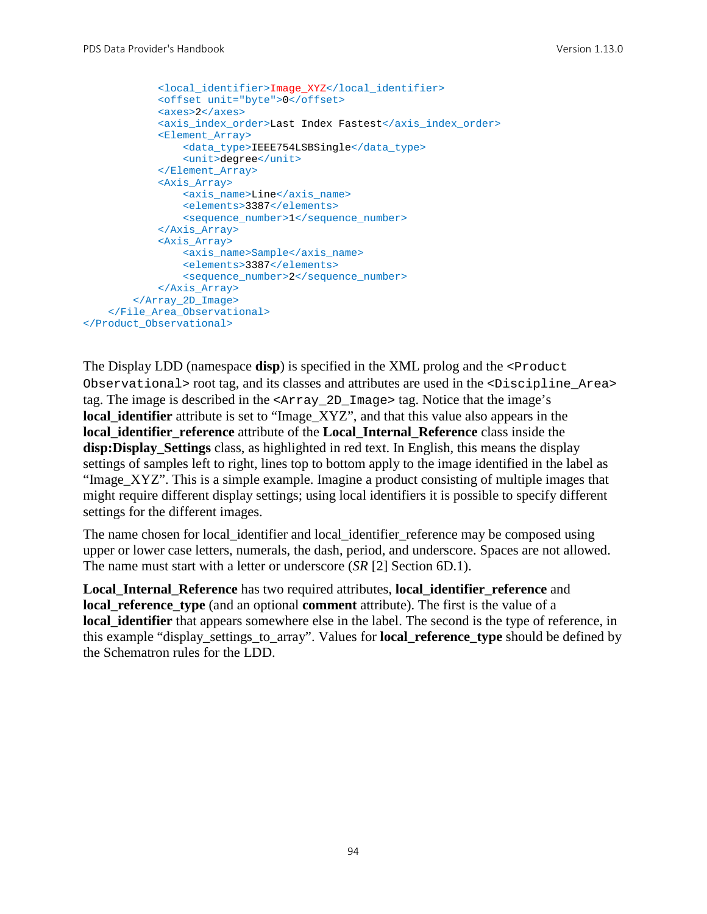```
            <local_identifier>Image_XYZ</local_identifier>
            <offset unit="byte">0</offset>
            <axes>2</axes>
            <axis_index_order>Last Index Fastest</axis_index_order>
            <Element_Array>
                <data_type>IEEE754LSBSingle</data_type>
                <unit>degree</unit>
            </Element_Array>
            <Axis_Array>
                <axis_name>Line</axis_name>
                <elements>3387</elements>
                <sequence_number>1</sequence_number>
            </Axis_Array>
            <Axis_Array>
                <axis_name>Sample</axis_name>
                <elements>3387</elements>
                <sequence_number>2</sequence_number>
            </Axis_Array>
        </Array_2D_Image>
    </File_Area_Observational>
</Product_Observational>
```

The Display LDD (namespace **disp**) is specified in the XML prolog and the `<Product Observational>` root tag, and its classes and attributes are used in the `<Discipline_Area>` tag. The image is described in the `<Array_2D_Image>` tag. Notice that the image's **local_identifier** attribute is set to "Image_XYZ", and that this value also appears in the **local_identifier_reference** attribute of the **Local_Internal_Reference** class inside the **disp:Display_Settings** class, as highlighted in red text. In English, this means the display settings of samples left to right, lines top to bottom apply to the image identified in the label as "Image_XYZ". This is a simple example. Imagine a product consisting of multiple images that might require different display settings; using local identifiers it is possible to specify different settings for the different images.

The name chosen for local_identifier and local_identifier_reference may be composed using upper or lower case letters, numerals, the dash, period, and underscore. Spaces are not allowed. The name must start with a letter or underscore (*SR* [2] Section 6D.1).

**Local_Internal_Reference** has two required attributes, **local_identifier_reference** and **local_reference_type** (and an optional **comment** attribute). The first is the value of a **local_identifier** that appears somewhere else in the label. The second is the type of reference, in this example "display_settings_to_array". Values for **local_reference_type** should be defined by the Schematron rules for the LDD.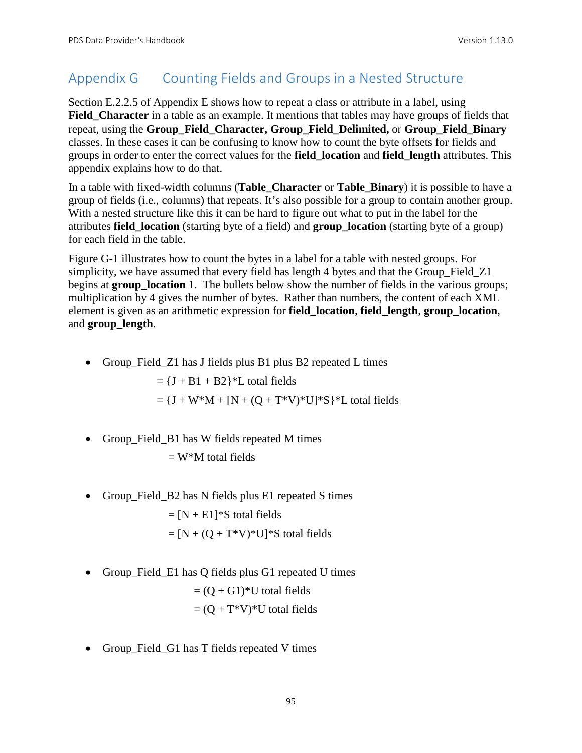# Appendix G Counting Fields and Groups in a Nested Structure

Section E.2.2.5 of Appendix E shows how to repeat a class or attribute in a label, using **Field_Character** in a table as an example. It mentions that tables may have groups of fields that repeat, using the **Group_Field_Character, Group_Field_Delimited,** or **Group_Field_Binary** classes. In these cases it can be confusing to know how to count the byte offsets for fields and groups in order to enter the correct values for the **field_location** and **field_length** attributes. This appendix explains how to do that.

In a table with fixed-width columns (**Table_Character** or **Table_Binary**) it is possible to have a group of fields (i.e., columns) that repeats. It's also possible for a group to contain another group. With a nested structure like this it can be hard to figure out what to put in the label for the attributes **field_location** (starting byte of a field) and **group_location** (starting byte of a group) for each field in the table.

Figure G-1 illustrates how to count the bytes in a label for a table with nested groups. For simplicity, we have assumed that every field has length 4 bytes and that the Group_Field_Z1 begins at **group_location** 1. The bullets below show the number of fields in the various groups; multiplication by 4 gives the number of bytes. Rather than numbers, the content of each XML element is given as an arithmetic expression for **field_location**, **field_length**, **group_location**, and **group_length**.

- Group_Field_Z1 has J fields plus B1 plus B2 repeated L times

  = {J + B1 + B2}*L total fields

  = {J + W*M + [N + (Q + T*V)*U]*S}*L total fields

- Group_Field_B1 has W fields repeated M times

  = W*M total fields

- Group_Field_B2 has N fields plus E1 repeated S times

  = [N + E1]*S total fields

  = [N + (Q + T*V)*U]*S total fields

- Group_Field_E1 has Q fields plus G1 repeated U times

  = (Q + G1)*U total fields

  = (Q + T*V)*U total fields

- Group_Field_G1 has T fields repeated V times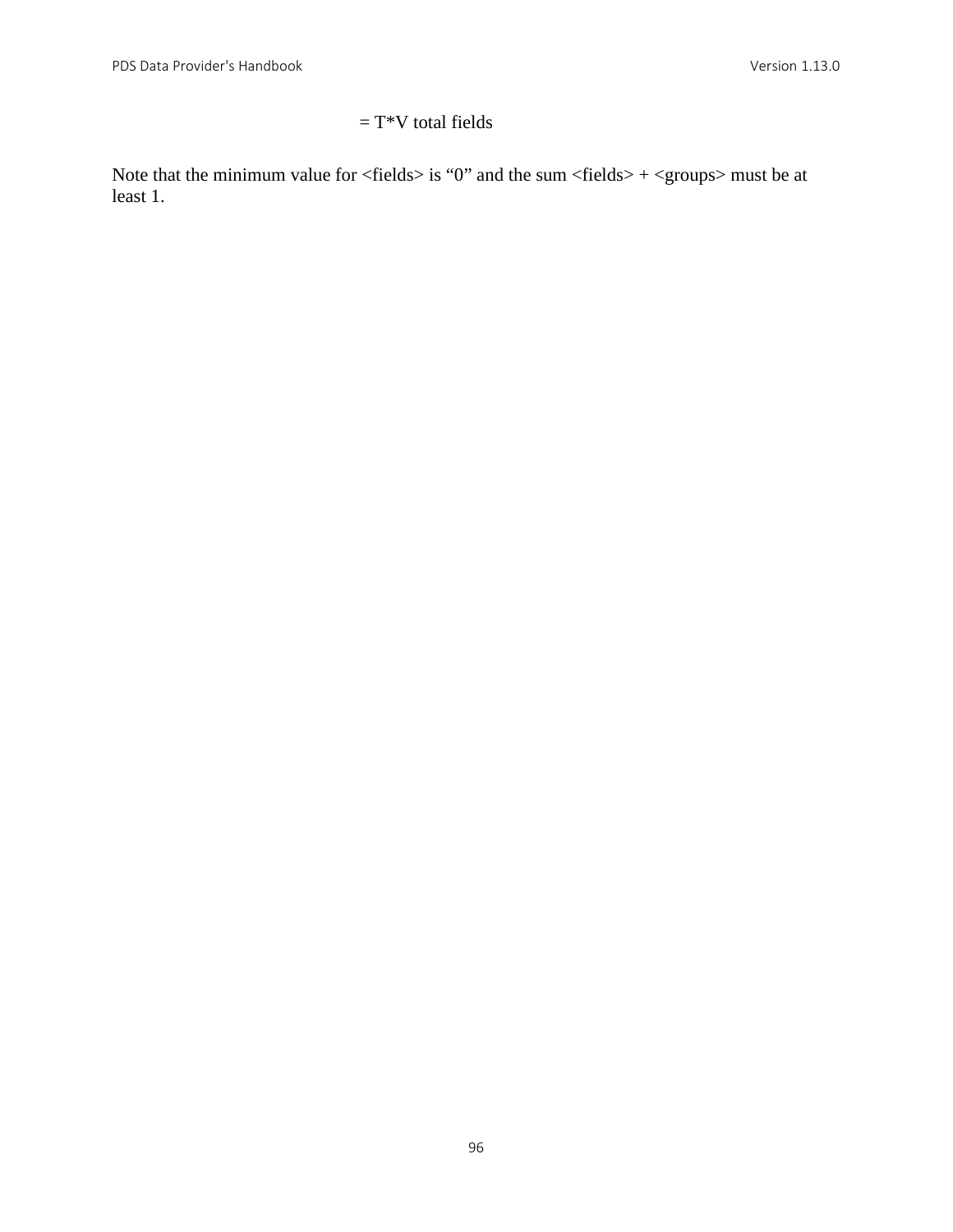= T*V total fields

Note that the minimum value for <fields> is “0” and the sum <fields> + <groups> must be at least 1.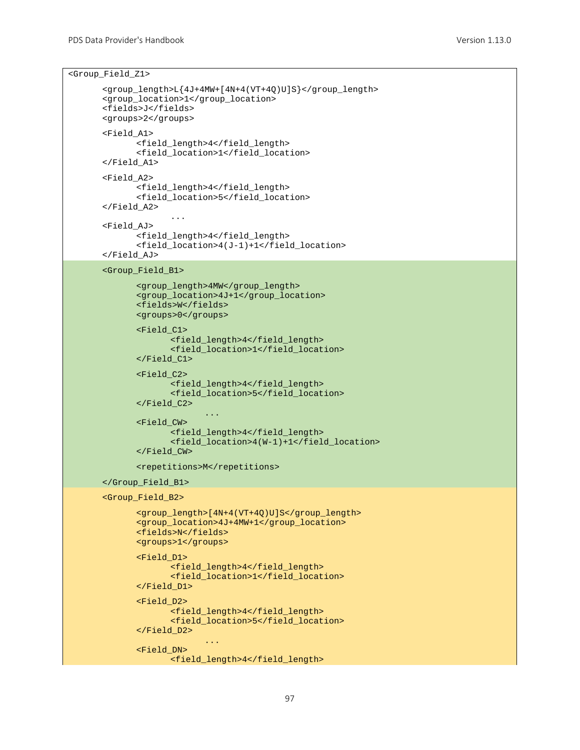```
<Group_Field_Z1>

      <group_length>L{4J+4MW+[4N+4(VT+4Q)U]S}</group_length>
      <group_location>1</group_location>
      <fields>J</fields>
      <groups>2</groups>

      <Field_A1>
            <field_length>4</field_length>
            <field_location>1</field_location>
      </Field_A1>

      <Field_A2>
            <field_length>4</field_length>
            <field_location>5</field_location>
      </Field_A2>
                  ...
      <Field_AJ>
            <field_length>4</field_length>
            <field_location>4(J-1)+1</field_location>
      </Field_AJ>

      <Group_Field_B1>

            <group_length>4MW</group_length>
            <group_location>4J+1</group_location>
            <fields>W</fields>
            <groups>0</groups>

            <Field_C1>
                  <field_length>4</field_length>
                  <field_location>1</field_location>
            </Field_C1>

            <Field_C2>
                  <field_length>4</field_length>
                  <field_location>5</field_location>
            </Field_C2>
                        ...
            <Field_CW>
                  <field_length>4</field_length>
                  <field_location>4(W-1)+1</field_location>
            </Field_CW>

            <repetitions>M</repetitions>

      </Group_Field_B1>

      <Group_Field_B2>

            <group_length>[4N+4(VT+4Q)U]S</group_length>
            <group_location>4J+4MW+1</group_location>
            <fields>N</fields>
            <groups>1</groups>

            <Field_D1>
                  <field_length>4</field_length>
                  <field_location>1</field_location>
            </Field_D1>

            <Field_D2>
                  <field_length>4</field_length>
                  <field_location>5</field_location>
            </Field_D2>
                        ...
            <Field_DN>
                  <field_length>4</field_length>
```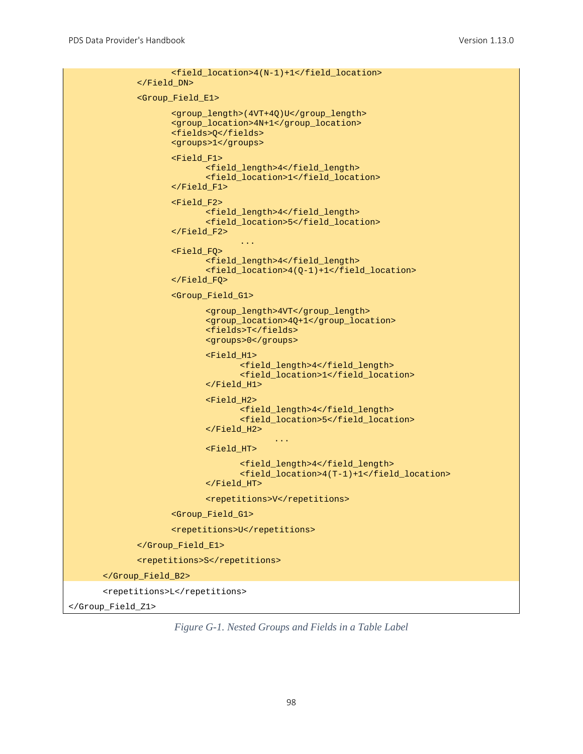```
                <field_location>4(N-1)+1</field_location>
            </Field_DN>

            <Group_Field_E1>

                <group_length>(4VT+4Q)U</group_length>
                <group_location>4N+1</group_location>
                <fields>Q</fields>
                <groups>1</groups>

                <Field_F1>
                    <field_length>4</field_length>
                    <field_location>1</field_location>
                </Field_F1>

                <Field_F2>
                    <field_length>4</field_length>
                    <field_location>5</field_location>
                </Field_F2>
                        ...
                <Field_FQ>
                    <field_length>4</field_length>
                    <field_location>4(Q-1)+1</field_location>
                </Field_FQ>

                <Group_Field_G1>

                    <group_length>4VT</group_length>
                    <group_location>4Q+1</group_location>
                    <fields>T</fields>
                    <groups>0</groups>

                    <Field_H1>
                        <field_length>4</field_length>
                        <field_location>1</field_location>
                    </Field_H1>

                    <Field_H2>
                        <field_length>4</field_length>
                        <field_location>5</field_location>
                    </Field_H2>
                            ...
                    <Field_HT>

                        <field_length>4</field_length>
                        <field_location>4(T-1)+1</field_location>
                    </Field_HT>

                    <repetitions>V</repetitions>

                <Group_Field_G1>

                <repetitions>U</repetitions>

            </Group_Field_E1>

            <repetitions>S</repetitions>

        </Group_Field_B2>

        <repetitions>L</repetitions>

</Group_Field_Z1>
```

*Figure G-1. Nested Groups and Fields in a Table Label*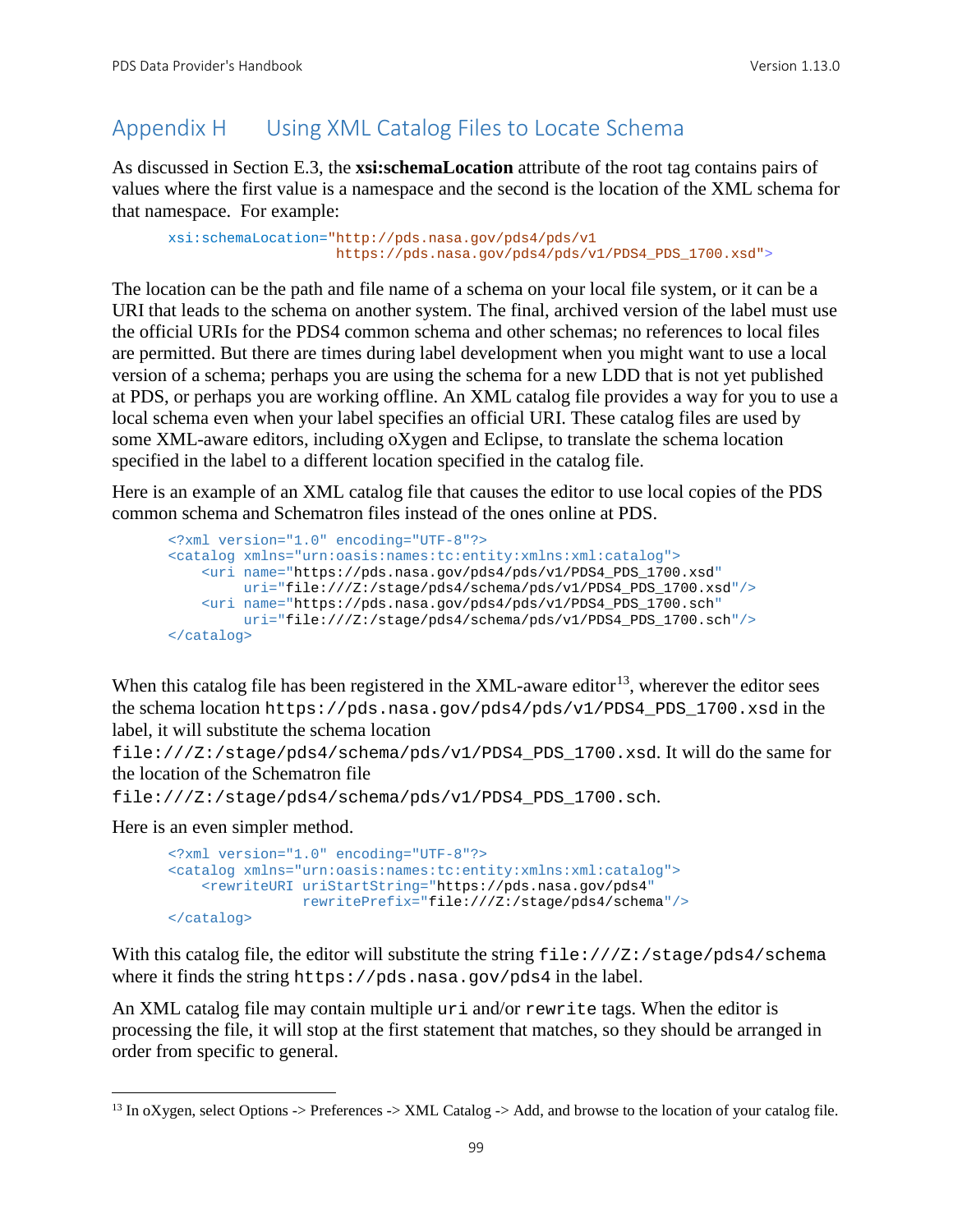# Appendix H Using XML Catalog Files to Locate Schema

As discussed in Section E.3, the **xsi:schemaLocation** attribute of the root tag contains pairs of values where the first value is a namespace and the second is the location of the XML schema for that namespace. For example:

```
xsi:schemaLocation="http://pds.nasa.gov/pds4/pds/v1
                    https://pds.nasa.gov/pds4/pds/v1/PDS4_PDS_1700.xsd">
```

The location can be the path and file name of a schema on your local file system, or it can be a URI that leads to the schema on another system. The final, archived version of the label must use the official URIs for the PDS4 common schema and other schemas; no references to local files are permitted. But there are times during label development when you might want to use a local version of a schema; perhaps you are using the schema for a new LDD that is not yet published at PDS, or perhaps you are working offline. An XML catalog file provides a way for you to use a local schema even when your label specifies an official URI. These catalog files are used by some XML-aware editors, including oXygen and Eclipse, to translate the schema location specified in the label to a different location specified in the catalog file.

Here is an example of an XML catalog file that causes the editor to use local copies of the PDS common schema and Schematron files instead of the ones online at PDS.

```
<?xml version="1.0" encoding="UTF-8"?>
<catalog xmlns="urn:oasis:names:tc:entity:xmlns:xml:catalog">
    <uri name="https://pds.nasa.gov/pds4/pds/v1/PDS4_PDS_1700.xsd"
         uri="file:///Z:/stage/pds4/schema/pds/v1/PDS4_PDS_1700.xsd"/>
    <uri name="https://pds.nasa.gov/pds4/pds/v1/PDS4_PDS_1700.sch"
         uri="file:///Z:/stage/pds4/schema/pds/v1/PDS4_PDS_1700.sch"/>
</catalog>
```

When this catalog file has been registered in the XML-aware editor[13], wherever the editor sees the schema location `https://pds.nasa.gov/pds4/pds/v1/PDS4_PDS_1700.xsd` in the label, it will substitute the schema location `file:///Z:/stage/pds4/schema/pds/v1/PDS4_PDS_1700.xsd`. It will do the same for the location of the Schematron file `file:///Z:/stage/pds4/schema/pds/v1/PDS4_PDS_1700.sch`.

Here is an even simpler method.

```
<?xml version="1.0" encoding="UTF-8"?>
<catalog xmlns="urn:oasis:names:tc:entity:xmlns:xml:catalog">
    <rewriteURI uriStartString="https://pds.nasa.gov/pds4"
                rewritePrefix="file:///Z:/stage/pds4/schema"/>
</catalog>
```

With this catalog file, the editor will substitute the string `file:///Z:/stage/pds4/schema` where it finds the string `https://pds.nasa.gov/pds4` in the label.

An XML catalog file may contain multiple `uri` and/or `rewrite` tags. When the editor is processing the file, it will stop at the first statement that matches, so they should be arranged in order from specific to general.

---

[13] In oXygen, select Options -> Preferences -> XML Catalog -> Add, and browse to the location of your catalog file.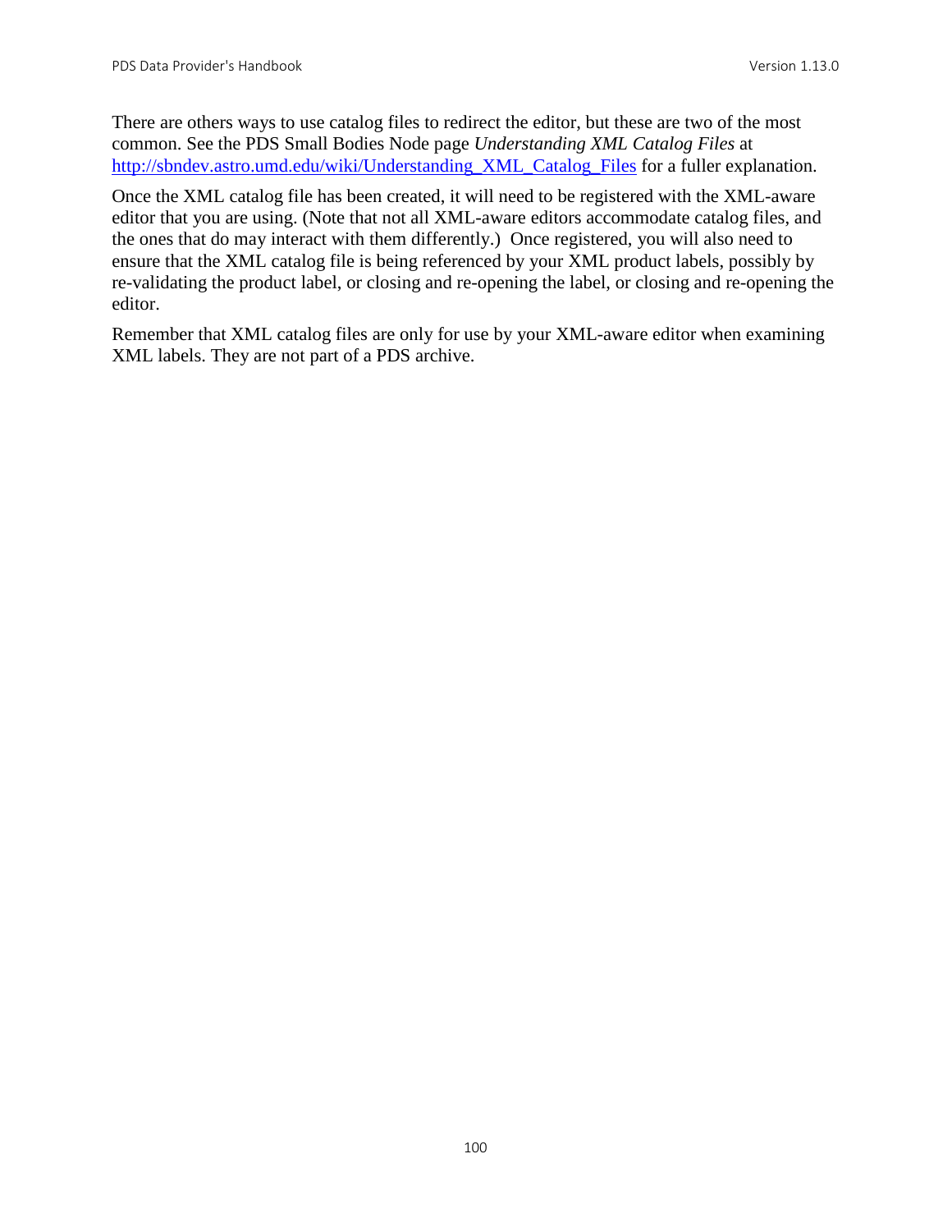There are others ways to use catalog files to redirect the editor, but these are two of the most common. See the PDS Small Bodies Node page *Understanding XML Catalog Files* at [http://sbndev.astro.umd.edu/wiki/Understanding_XML_Catalog_Files](http://sbndev.astro.umd.edu/wiki/Understanding_XML_Catalog_Files) for a fuller explanation.

Once the XML catalog file has been created, it will need to be registered with the XML-aware editor that you are using. (Note that not all XML-aware editors accommodate catalog files, and the ones that do may interact with them differently.) Once registered, you will also need to ensure that the XML catalog file is being referenced by your XML product labels, possibly by re-validating the product label, or closing and re-opening the label, or closing and re-opening the editor.

Remember that XML catalog files are only for use by your XML-aware editor when examining XML labels. They are not part of a PDS archive.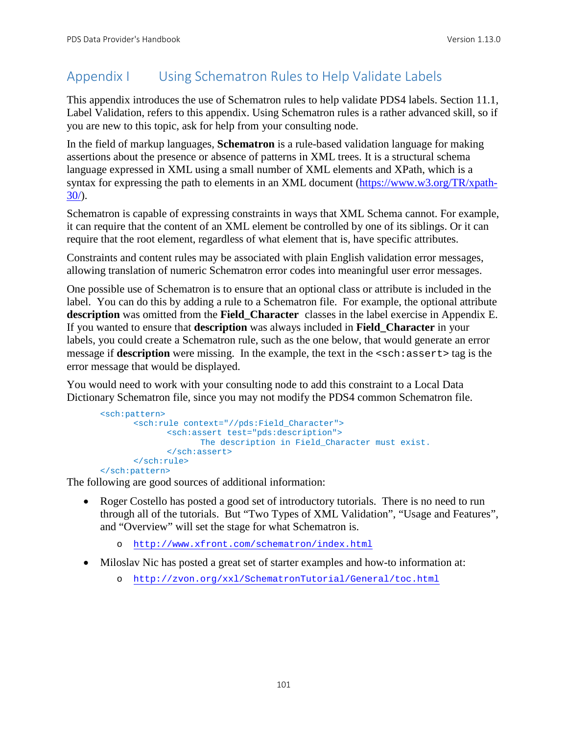# Appendix I Using Schematron Rules to Help Validate Labels

This appendix introduces the use of Schematron rules to help validate PDS4 labels. Section 11.1, Label Validation, refers to this appendix. Using Schematron rules is a rather advanced skill, so if you are new to this topic, ask for help from your consulting node.

In the field of markup languages, **Schematron** is a rule-based validation language for making assertions about the presence or absence of patterns in XML trees. It is a structural schema language expressed in XML using a small number of XML elements and XPath, which is a syntax for expressing the path to elements in an XML document (https://www.w3.org/TR/xpath-30/).

Schematron is capable of expressing constraints in ways that XML Schema cannot. For example, it can require that the content of an XML element be controlled by one of its siblings. Or it can require that the root element, regardless of what element that is, have specific attributes.

Constraints and content rules may be associated with plain English validation error messages, allowing translation of numeric Schematron error codes into meaningful user error messages.

One possible use of Schematron is to ensure that an optional class or attribute is included in the label. You can do this by adding a rule to a Schematron file. For example, the optional attribute **description** was omitted from the **Field_Character** classes in the label exercise in Appendix E. If you wanted to ensure that **description** was always included in **Field_Character** in your labels, you could create a Schematron rule, such as the one below, that would generate an error message if **description** were missing. In the example, the text in the `<sch:assert>` tag is the error message that would be displayed.

You would need to work with your consulting node to add this constraint to a Local Data Dictionary Schematron file, since you may not modify the PDS4 common Schematron file.

```
<sch:pattern>
      <sch:rule context="//pds:Field_Character">
            <sch:assert test="pds:description">
                  The description in Field_Character must exist.
            </sch:assert>
      </sch:rule>
</sch:pattern>
```

The following are good sources of additional information:

- Roger Costello has posted a good set of introductory tutorials. There is no need to run through all of the tutorials. But “Two Types of XML Validation”, “Usage and Features”, and “Overview” will set the stage for what Schematron is.
  - http://www.xfront.com/schematron/index.html
- Miloslav Nic has posted a great set of starter examples and how-to information at:
  - http://zvon.org/xxl/SchematronTutorial/General/toc.html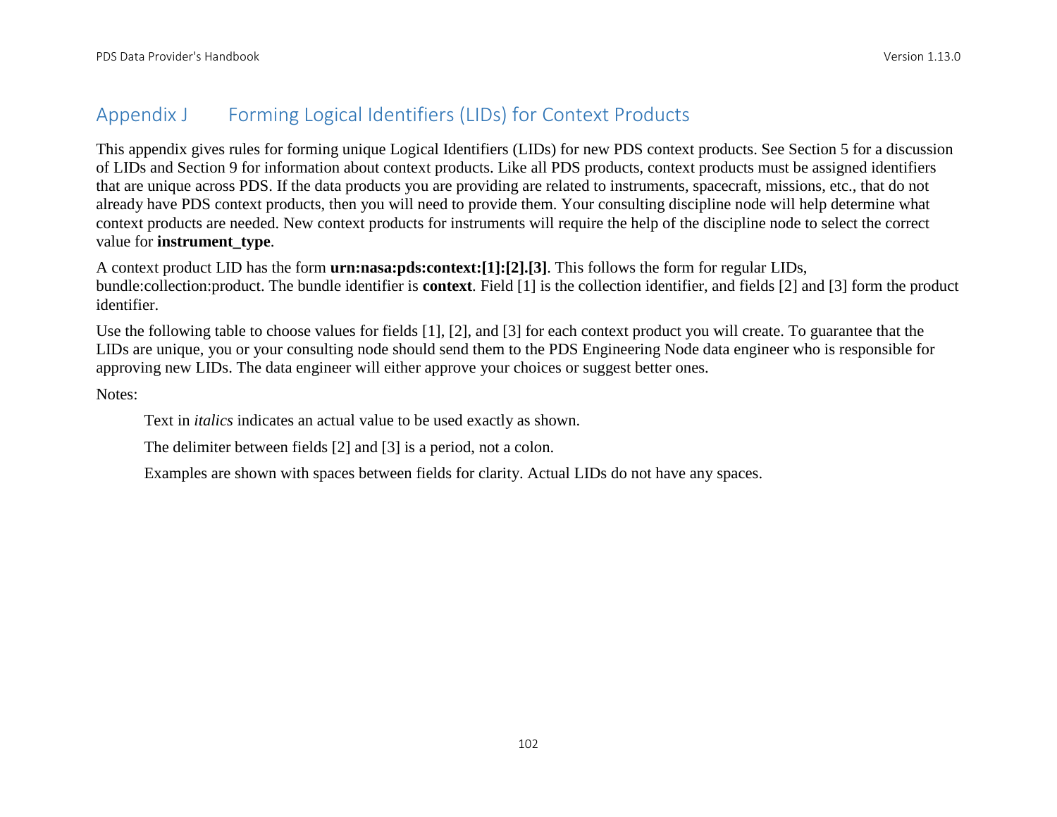# Appendix J Forming Logical Identifiers (LIDs) for Context Products

This appendix gives rules for forming unique Logical Identifiers (LIDs) for new PDS context products. See Section 5 for a discussion of LIDs and Section 9 for information about context products. Like all PDS products, context products must be assigned identifiers that are unique across PDS. If the data products you are providing are related to instruments, spacecraft, missions, etc., that do not already have PDS context products, then you will need to provide them. Your consulting discipline node will help determine what context products are needed. New context products for instruments will require the help of the discipline node to select the correct value for **instrument_type**.

A context product LID has the form **urn:nasa:pds:context:[1]:[2].[3]**. This follows the form for regular LIDs, bundle:collection:product. The bundle identifier is **context**. Field [1] is the collection identifier, and fields [2] and [3] form the product identifier.

Use the following table to choose values for fields [1], [2], and [3] for each context product you will create. To guarantee that the LIDs are unique, you or your consulting node should send them to the PDS Engineering Node data engineer who is responsible for approving new LIDs. The data engineer will either approve your choices or suggest better ones.

Notes:

> Text in *italics* indicates an actual value to be used exactly as shown.
>
> The delimiter between fields [2] and [3] is a period, not a colon.
>
> Examples are shown with spaces between fields for clarity. Actual LIDs do not have any spaces.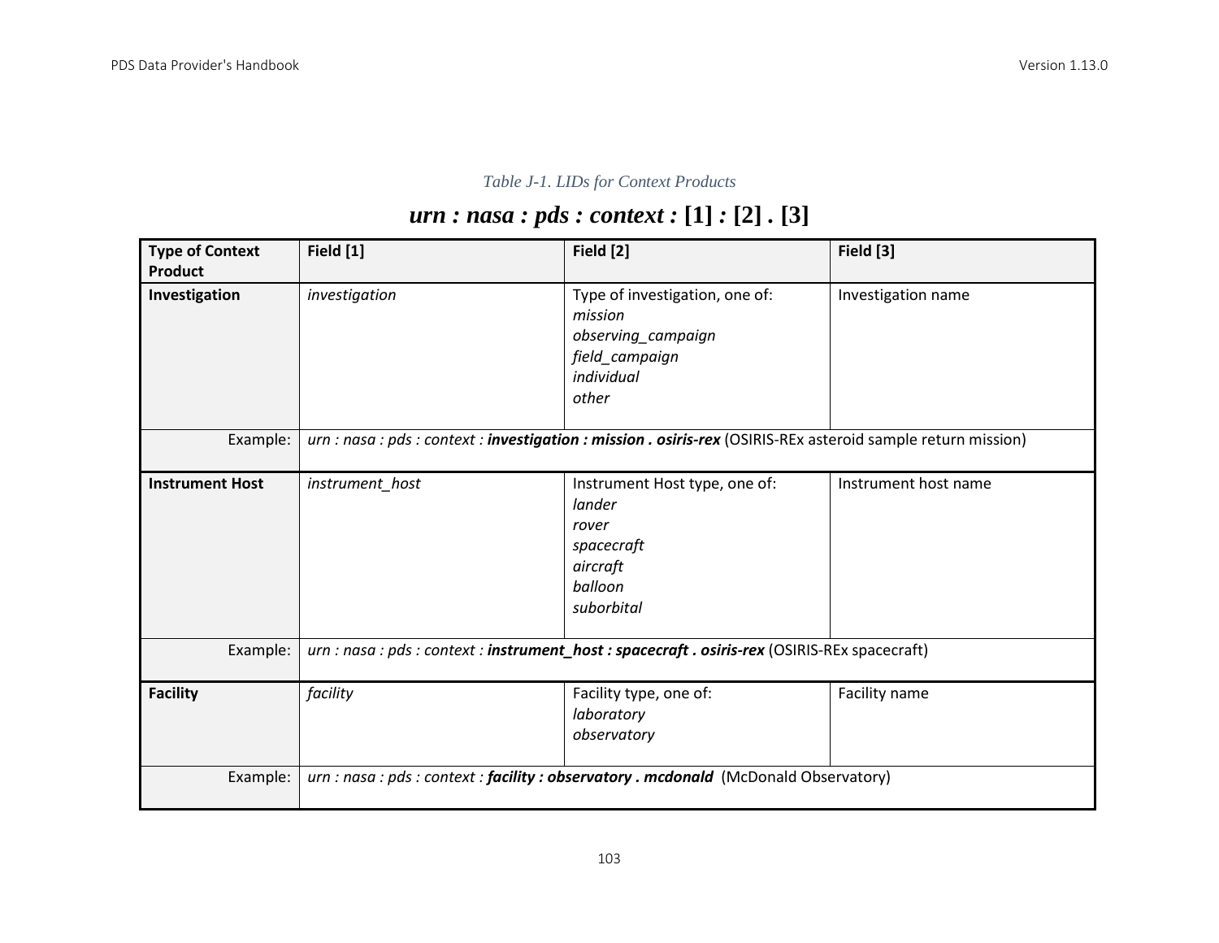*Table J-1. LIDs for Context Products*

## ***urn : nasa : pds : context :* [1] *:* [2] . [3]**

| Type of Context Product | Field [1] | Field [2] | Field [3] |
|---|---|---|---|
| **Investigation** | *investigation* | Type of investigation, one of:<br>*mission*<br>*observing_campaign*<br>*field_campaign*<br>*individual*<br>*other* | Investigation name |
| Example: | *urn : nasa : pds : context :* ***investigation : mission . osiris-rex*** (OSIRIS-REx asteroid sample return mission) | | |
| **Instrument Host** | *instrument_host* | Instrument Host type, one of:<br>*lander*<br>*rover*<br>*spacecraft*<br>*aircraft*<br>*balloon*<br>*suborbital* | Instrument host name |
| Example: | *urn : nasa : pds : context :* ***instrument_host : spacecraft . osiris-rex*** (OSIRIS-REx spacecraft) | | |
| **Facility** | *facility* | Facility type, one of:<br>*laboratory*<br>*observatory* | Facility name |
| Example: | *urn : nasa : pds : context :* ***facility : observatory . mcdonald*** (McDonald Observatory) | | |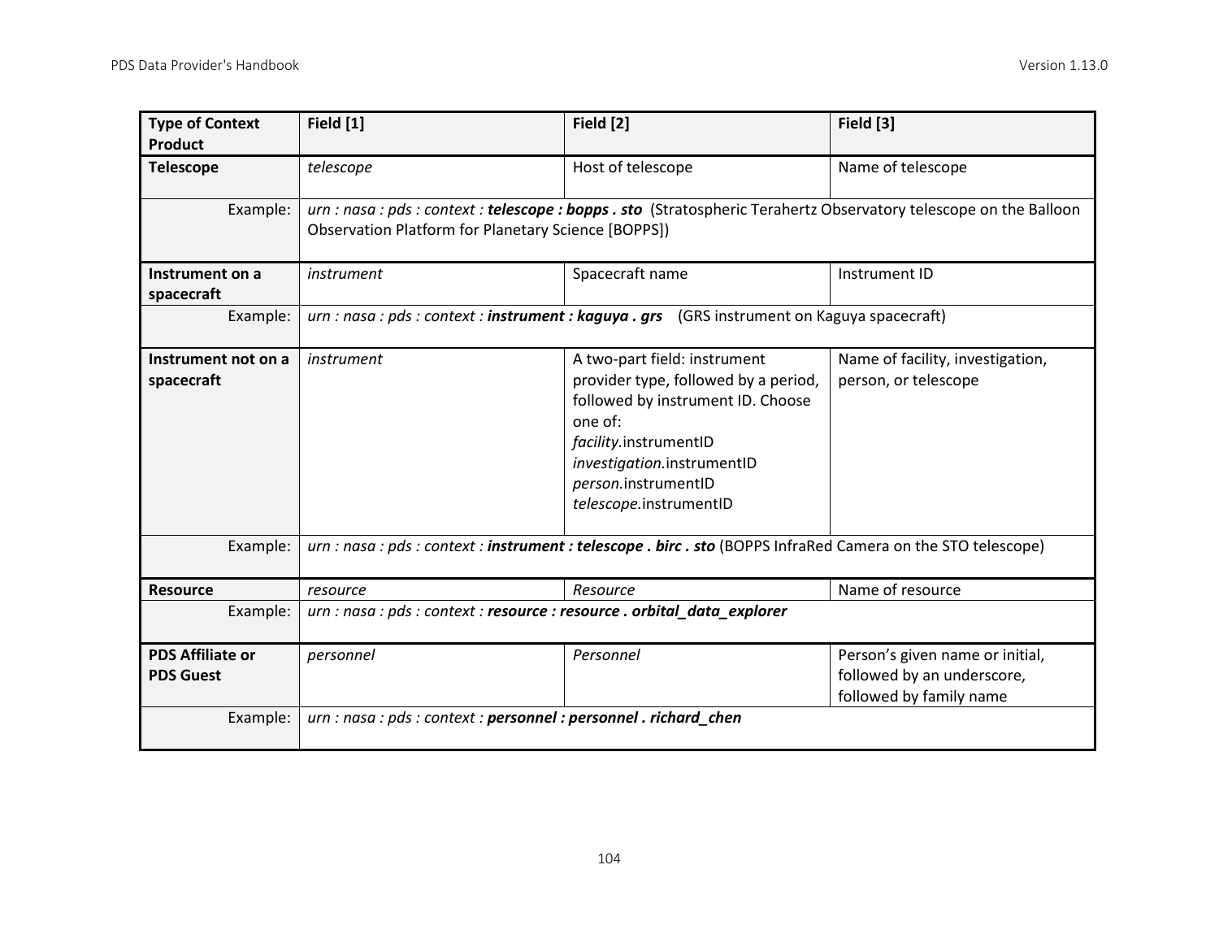| Type of Context Product | Field [1] | Field [2] | Field [3] |
|---|---|---|---|
| **Telescope** | *telescope* | Host of telescope | Name of telescope |
| Example: | *urn : nasa : pds : context :* ***telescope : bopps . sto*** (Stratospheric Terahertz Observatory telescope on the Balloon Observation Platform for Planetary Science [BOPPS]) | | |
| **Instrument on a spacecraft** | *instrument* | Spacecraft name | Instrument ID |
| Example: | *urn : nasa : pds : context :* ***instrument : kaguya . grs*** (GRS instrument on Kaguya spacecraft) | | |
| **Instrument not on a spacecraft** | *instrument* | A two-part field: instrument provider type, followed by a period, followed by instrument ID. Choose one of: *facility*.instrumentID *investigation*.instrumentID *person*.instrumentID *telescope*.instrumentID | Name of facility, investigation, person, or telescope |
| Example: | *urn : nasa : pds : context :* ***instrument : telescope . birc . sto*** (BOPPS InfraRed Camera on the STO telescope) | | |
| **Resource** | *resource* | *Resource* | Name of resource |
| Example: | *urn : nasa : pds : context :* ***resource : resource . orbital_data_explorer*** | | |
| **PDS Affiliate or PDS Guest** | *personnel* | *Personnel* | Person's given name or initial, followed by an underscore, followed by family name |
| Example: | *urn : nasa : pds : context :* ***personnel : personnel . richard_chen*** | | |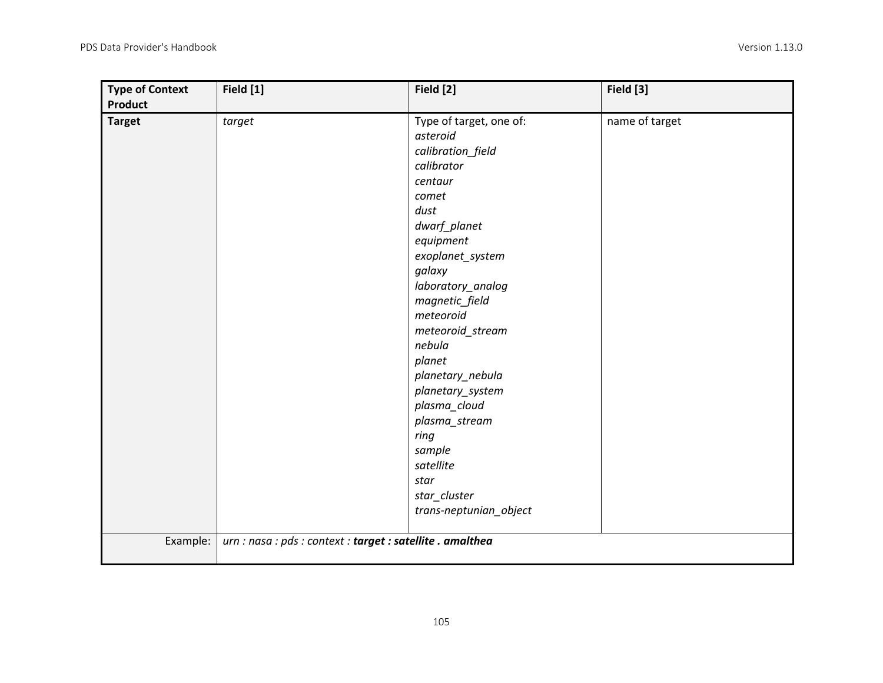| Type of Context Product | Field [1] | Field [2] | Field [3] |
|---|---|---|---|
| **Target** | *target* | Type of target, one of:<br>*asteroid*<br>*calibration_field*<br>*calibrator*<br>*centaur*<br>*comet*<br>*dust*<br>*dwarf_planet*<br>*equipment*<br>*exoplanet_system*<br>*galaxy*<br>*laboratory_analog*<br>*magnetic_field*<br>*meteoroid*<br>*meteoroid_stream*<br>*nebula*<br>*planet*<br>*planetary_nebula*<br>*planetary_system*<br>*plasma_cloud*<br>*plasma_stream*<br>*ring*<br>*sample*<br>*satellite*<br>*star*<br>*star_cluster*<br>*trans-neptunian_object* | name of target |
| Example: | *urn : nasa : pds : context :* ***target : satellite . amalthea*** | | |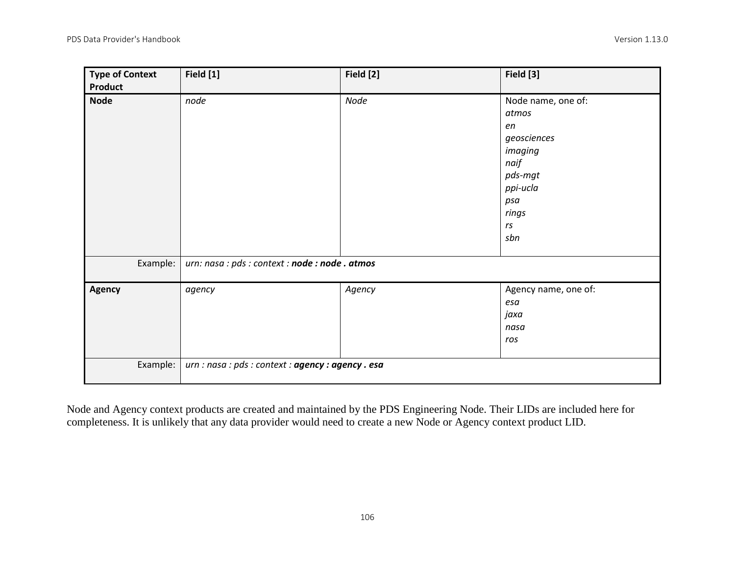| Type of Context Product | Field [1] | Field [2] | Field [3] |
|---|---|---|---|
| **Node** | *node* | *Node* | Node name, one of:<br>*atmos*<br>*en*<br>*geosciences*<br>*imaging*<br>*naif*<br>*pds-mgt*<br>*ppi-ucla*<br>*psa*<br>*rings*<br>*rs*<br>*sbn* |
| Example: | *urn: nasa : pds : context :* ***node : node . atmos*** | | |
| **Agency** | *agency* | *Agency* | Agency name, one of:<br>*esa*<br>*jaxa*<br>*nasa*<br>*ros* |
| Example: | *urn : nasa : pds : context :* ***agency : agency . esa*** | | |

Node and Agency context products are created and maintained by the PDS Engineering Node. Their LIDs are included here for completeness. It is unlikely that any data provider would need to create a new Node or Agency context product LID.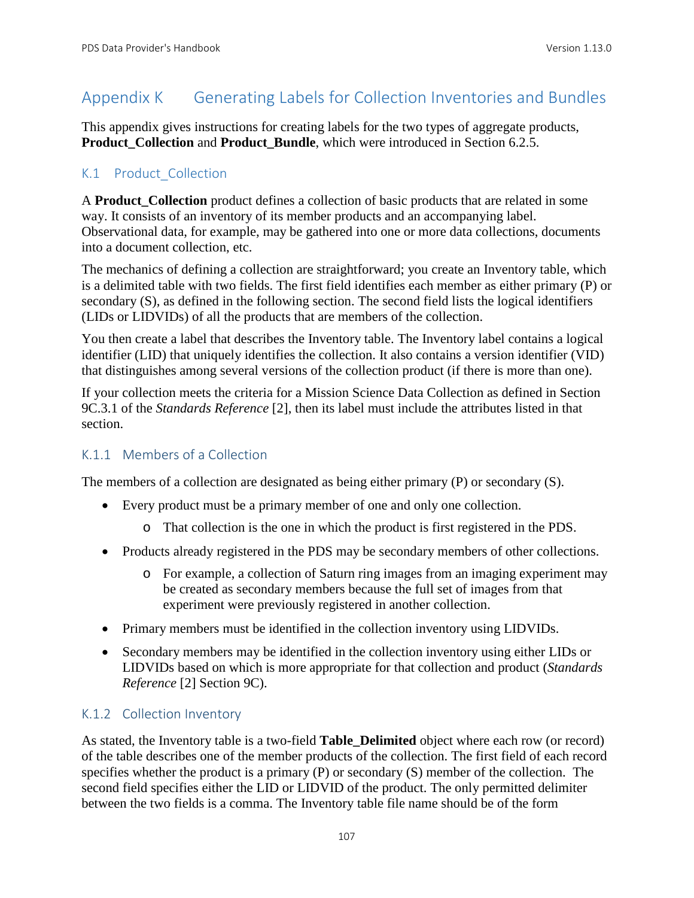# Appendix K Generating Labels for Collection Inventories and Bundles

This appendix gives instructions for creating labels for the two types of aggregate products, **Product_Collection** and **Product_Bundle**, which were introduced in Section 6.2.5.

## K.1 Product_Collection

A **Product_Collection** product defines a collection of basic products that are related in some way. It consists of an inventory of its member products and an accompanying label. Observational data, for example, may be gathered into one or more data collections, documents into a document collection, etc.

The mechanics of defining a collection are straightforward; you create an Inventory table, which is a delimited table with two fields. The first field identifies each member as either primary (P) or secondary (S), as defined in the following section. The second field lists the logical identifiers (LIDs or LIDVIDs) of all the products that are members of the collection.

You then create a label that describes the Inventory table. The Inventory label contains a logical identifier (LID) that uniquely identifies the collection. It also contains a version identifier (VID) that distinguishes among several versions of the collection product (if there is more than one).

If your collection meets the criteria for a Mission Science Data Collection as defined in Section 9C.3.1 of the *Standards Reference* [2], then its label must include the attributes listed in that section.

### K.1.1 Members of a Collection

The members of a collection are designated as being either primary (P) or secondary (S).

- Every product must be a primary member of one and only one collection.
  - That collection is the one in which the product is first registered in the PDS.
- Products already registered in the PDS may be secondary members of other collections.
  - For example, a collection of Saturn ring images from an imaging experiment may be created as secondary members because the full set of images from that experiment were previously registered in another collection.
- Primary members must be identified in the collection inventory using LIDVIDs.
- Secondary members may be identified in the collection inventory using either LIDs or LIDVIDs based on which is more appropriate for that collection and product (*Standards Reference* [2] Section 9C).

### K.1.2 Collection Inventory

As stated, the Inventory table is a two-field **Table_Delimited** object where each row (or record) of the table describes one of the member products of the collection. The first field of each record specifies whether the product is a primary (P) or secondary (S) member of the collection. The second field specifies either the LID or LIDVID of the product. The only permitted delimiter between the two fields is a comma. The Inventory table file name should be of the form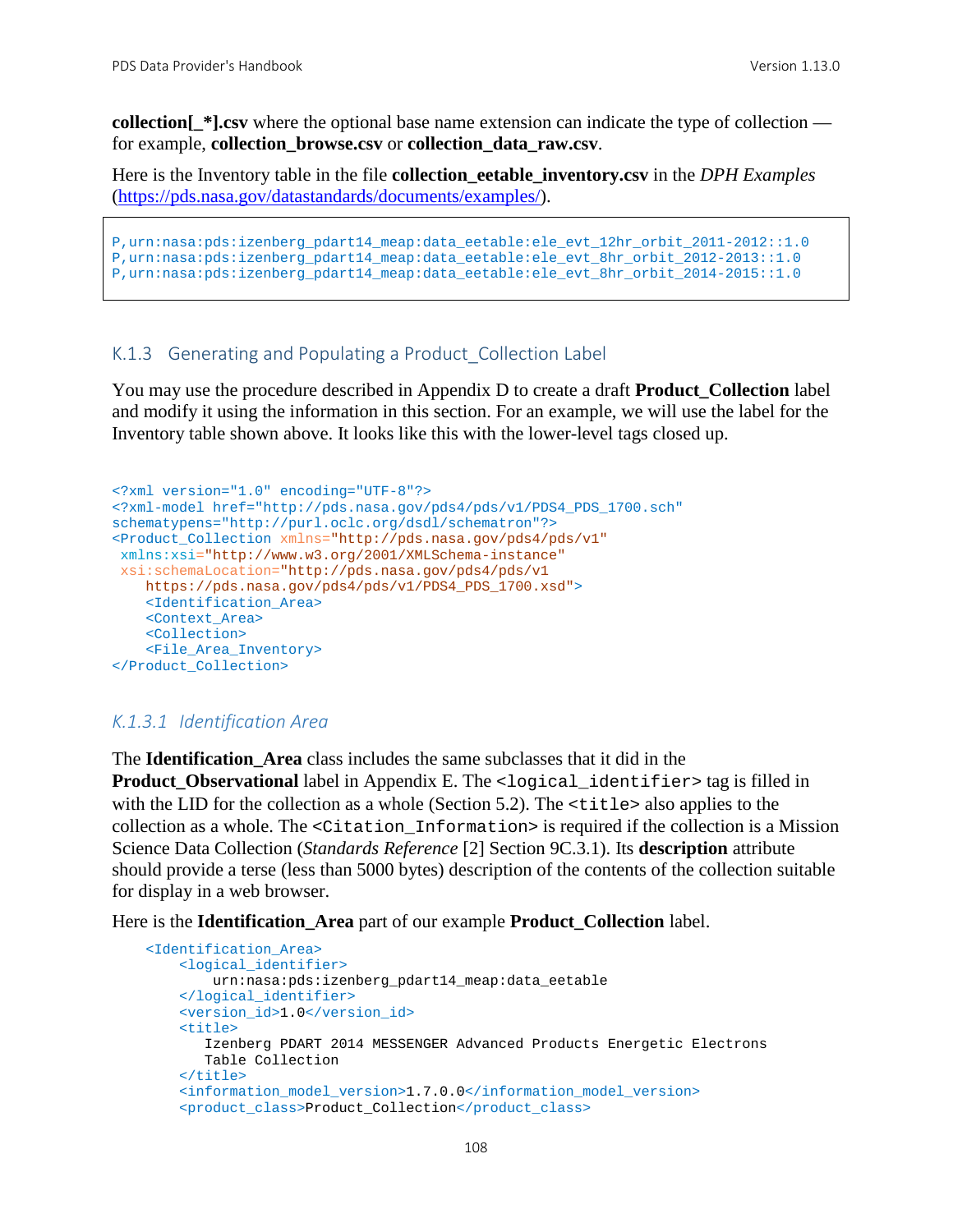**collection[_*].csv** where the optional base name extension can indicate the type of collection — for example, **collection_browse.csv** or **collection_data_raw.csv**.

Here is the Inventory table in the file **collection_eetable_inventory.csv** in the *DPH Examples* (https://pds.nasa.gov/datastandards/documents/examples/).

```
P,urn:nasa:pds:izenberg_pdart14_meap:data_eetable:ele_evt_12hr_orbit_2011-2012::1.0
P,urn:nasa:pds:izenberg_pdart14_meap:data_eetable:ele_evt_8hr_orbit_2012-2013::1.0
P,urn:nasa:pds:izenberg_pdart14_meap:data_eetable:ele_evt_8hr_orbit_2014-2015::1.0
```

### K.1.3 Generating and Populating a Product_Collection Label

You may use the procedure described in Appendix D to create a draft **Product_Collection** label and modify it using the information in this section. For an example, we will use the label for the Inventory table shown above. It looks like this with the lower-level tags closed up.

```
<?xml version="1.0" encoding="UTF-8"?>
<?xml-model href="http://pds.nasa.gov/pds4/pds/v1/PDS4_PDS_1700.sch"
schematypens="http://purl.oclc.org/dsdl/schematron"?>
<Product_Collection xmlns="http://pds.nasa.gov/pds4/pds/v1"
 xmlns:xsi="http://www.w3.org/2001/XMLSchema-instance"
 xsi:schemaLocation="http://pds.nasa.gov/pds4/pds/v1
    https://pds.nasa.gov/pds4/pds/v1/PDS4_PDS_1700.xsd">
    <Identification_Area>
    <Context_Area>
    <Collection>
    <File_Area_Inventory>
</Product_Collection>
```

#### *K.1.3.1 Identification Area*

The **Identification_Area** class includes the same subclasses that it did in the **Product_Observational** label in Appendix E. The `<logical_identifier>` tag is filled in with the LID for the collection as a whole (Section 5.2). The `<title>` also applies to the collection as a whole. The `<Citation_Information>` is required if the collection is a Mission Science Data Collection (*Standards Reference* [2] Section 9C.3.1). Its **description** attribute should provide a terse (less than 5000 bytes) description of the contents of the collection suitable for display in a web browser.

Here is the **Identification_Area** part of our example **Product_Collection** label.

```
    <Identification_Area>
        <logical_identifier>
            urn:nasa:pds:izenberg_pdart14_meap:data_eetable
        </logical_identifier>
        <version_id>1.0</version_id>
        <title>
           Izenberg PDART 2014 MESSENGER Advanced Products Energetic Electrons
           Table Collection
        </title>
        <information_model_version>1.7.0.0</information_model_version>
        <product_class>Product_Collection</product_class>
```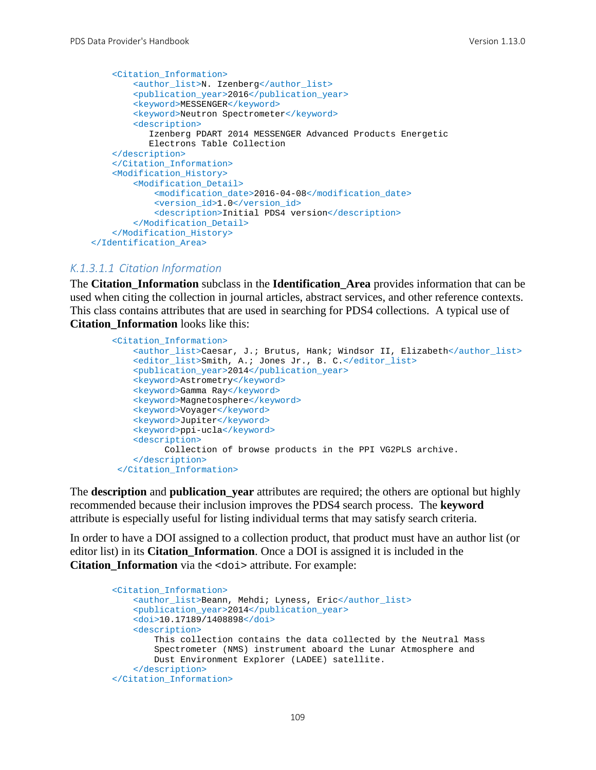```
        <Citation_Information>
            <author_list>N. Izenberg</author_list>
            <publication_year>2016</publication_year>
            <keyword>MESSENGER</keyword>
            <keyword>Neutron Spectrometer</keyword>
            <description>
               Izenberg PDART 2014 MESSENGER Advanced Products Energetic
               Electrons Table Collection
        </description>
        </Citation_Information>
        <Modification_History>
            <Modification_Detail>
                <modification_date>2016-04-08</modification_date>
                <version_id>1.0</version_id>
                <description>Initial PDS4 version</description>
            </Modification_Detail>
        </Modification_History>
    </Identification_Area>
```

#### *K.1.3.1.1 Citation Information*

The **Citation_Information** subclass in the **Identification_Area** provides information that can be used when citing the collection in journal articles, abstract services, and other reference contexts. This class contains attributes that are used in searching for PDS4 collections. A typical use of **Citation_Information** looks like this:

```
        <Citation_Information>
            <author_list>Caesar, J.; Brutus, Hank; Windsor II, Elizabeth</author_list>
            <editor_list>Smith, A.; Jones Jr., B. C.</editor_list>
            <publication_year>2014</publication_year>
            <keyword>Astrometry</keyword>
            <keyword>Gamma Ray</keyword>
            <keyword>Magnetosphere</keyword>
            <keyword>Voyager</keyword>
            <keyword>Jupiter</keyword>
            <keyword>ppi-ucla</keyword>
            <description>
                  Collection of browse products in the PPI VG2PLS archive.
            </description>
         </Citation_Information>
```

The **description** and **publication_year** attributes are required; the others are optional but highly recommended because their inclusion improves the PDS4 search process. The **keyword** attribute is especially useful for listing individual terms that may satisfy search criteria.

In order to have a DOI assigned to a collection product, that product must have an author list (or editor list) in its **Citation_Information**. Once a DOI is assigned it is included in the **Citation_Information** via the `<doi>` attribute. For example:

```
        <Citation_Information>
            <author_list>Beann, Mehdi; Lyness, Eric</author_list>
            <publication_year>2014</publication_year>
            <doi>10.17189/1408898</doi>
            <description>
                This collection contains the data collected by the Neutral Mass
                Spectrometer (NMS) instrument aboard the Lunar Atmosphere and
                Dust Environment Explorer (LADEE) satellite.
            </description>
        </Citation_Information>
```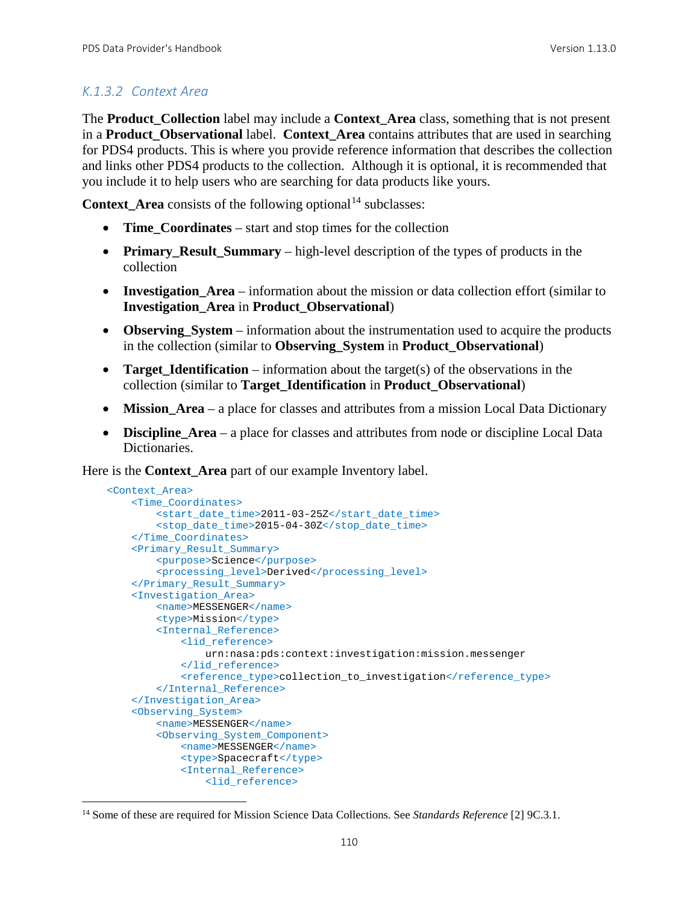### K.1.3.2 Context Area

The **Product_Collection** label may include a **Context_Area** class, something that is not present in a **Product_Observational** label. **Context_Area** contains attributes that are used in searching for PDS4 products. This is where you provide reference information that describes the collection and links other PDS4 products to the collection. Although it is optional, it is recommended that you include it to help users who are searching for data products like yours.

**Context_Area** consists of the following optional[14] subclasses:

- **Time_Coordinates** – start and stop times for the collection
- **Primary_Result_Summary** – high-level description of the types of products in the collection
- **Investigation_Area** – information about the mission or data collection effort (similar to **Investigation_Area** in **Product_Observational**)
- **Observing_System** – information about the instrumentation used to acquire the products in the collection (similar to **Observing_System** in **Product_Observational**)
- **Target_Identification** – information about the target(s) of the observations in the collection (similar to **Target_Identification** in **Product_Observational**)
- **Mission_Area** – a place for classes and attributes from a mission Local Data Dictionary
- **Discipline_Area** – a place for classes and attributes from node or discipline Local Data Dictionaries.

Here is the **Context_Area** part of our example Inventory label.

```
<Context_Area>
    <Time_Coordinates>
        <start_date_time>2011-03-25Z</start_date_time>
        <stop_date_time>2015-04-30Z</stop_date_time>
    </Time_Coordinates>
    <Primary_Result_Summary>
        <purpose>Science</purpose>
        <processing_level>Derived</processing_level>
    </Primary_Result_Summary>
    <Investigation_Area>
        <name>MESSENGER</name>
        <type>Mission</type>
        <Internal_Reference>
            <lid_reference>
                urn:nasa:pds:context:investigation:mission.messenger
            </lid_reference>
            <reference_type>collection_to_investigation</reference_type>
        </Internal_Reference>
    </Investigation_Area>
    <Observing_System>
        <name>MESSENGER</name>
        <Observing_System_Component>
            <name>MESSENGER</name>
            <type>Spacecraft</type>
            <Internal_Reference>
                <lid_reference>
```

[14] Some of these are required for Mission Science Data Collections. See *Standards Reference* [2] 9C.3.1.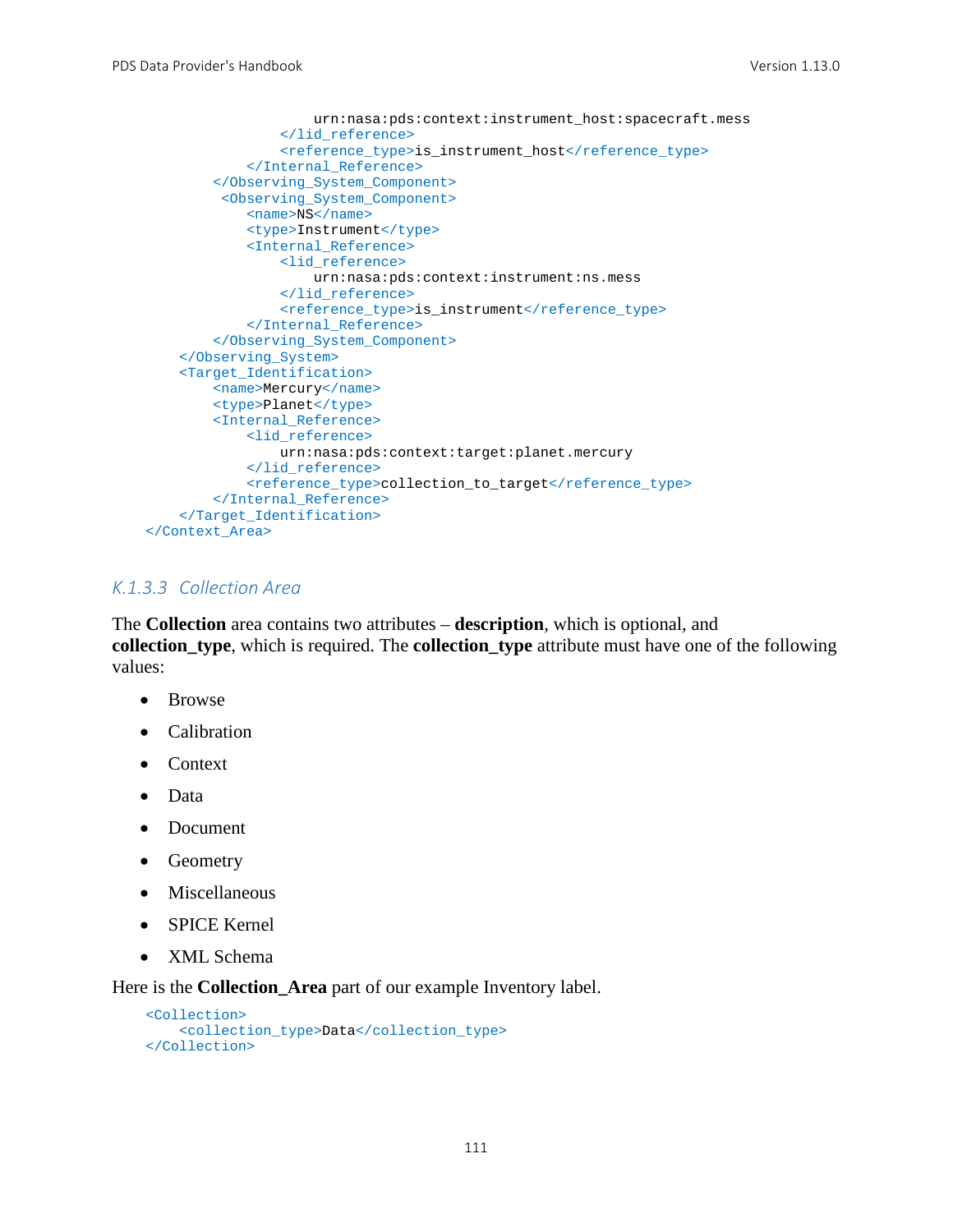```
                    urn:nasa:pds:context:instrument_host:spacecraft.mess
                </lid_reference>
                <reference_type>is_instrument_host</reference_type>
            </Internal_Reference>
        </Observing_System_Component>
         <Observing_System_Component>
            <name>NS</name>
            <type>Instrument</type>
            <Internal_Reference>
                <lid_reference>
                    urn:nasa:pds:context:instrument:ns.mess
                </lid_reference>
                <reference_type>is_instrument</reference_type>
            </Internal_Reference>
        </Observing_System_Component>
    </Observing_System>
    <Target_Identification>
        <name>Mercury</name>
        <type>Planet</type>
        <Internal_Reference>
            <lid_reference>
                urn:nasa:pds:context:target:planet.mercury
            </lid_reference>
            <reference_type>collection_to_target</reference_type>
        </Internal_Reference>
    </Target_Identification>
</Context_Area>
```

### *K.1.3.3 Collection Area*

The **Collection** area contains two attributes – **description**, which is optional, and **collection_type**, which is required. The **collection_type** attribute must have one of the following values:

- Browse
- Calibration
- Context
- Data
- Document
- Geometry
- Miscellaneous
- SPICE Kernel
- XML Schema

Here is the **Collection_Area** part of our example Inventory label.

```
<Collection>
    <collection_type>Data</collection_type>
</Collection>
```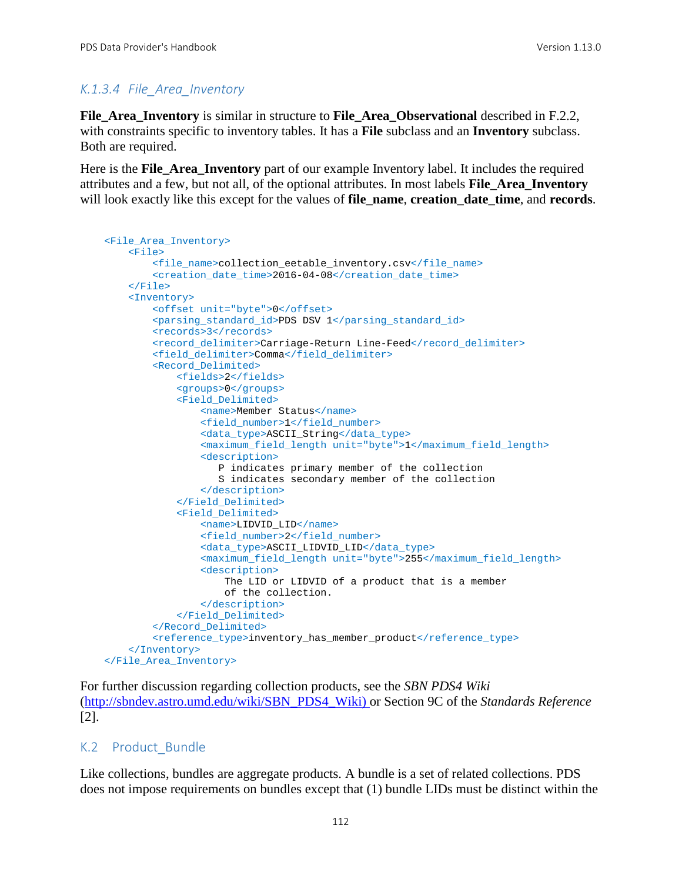### K.1.3.4 File_Area_Inventory

**File_Area_Inventory** is similar in structure to **File_Area_Observational** described in F.2.2, with constraints specific to inventory tables. It has a **File** subclass and an **Inventory** subclass. Both are required.

Here is the **File_Area_Inventory** part of our example Inventory label. It includes the required attributes and a few, but not all, of the optional attributes. In most labels **File_Area_Inventory** will look exactly like this except for the values of **file_name**, **creation_date_time**, and **records**.

```
<File_Area_Inventory>
    <File>
        <file_name>collection_eetable_inventory.csv</file_name>
        <creation_date_time>2016-04-08</creation_date_time>
    </File>
    <Inventory>
        <offset unit="byte">0</offset>
        <parsing_standard_id>PDS DSV 1</parsing_standard_id>
        <records>3</records>
        <record_delimiter>Carriage-Return Line-Feed</record_delimiter>
        <field_delimiter>Comma</field_delimiter>
        <Record_Delimited>
            <fields>2</fields>
            <groups>0</groups>
            <Field_Delimited>
                <name>Member Status</name>
                <field_number>1</field_number>
                <data_type>ASCII_String</data_type>
                <maximum_field_length unit="byte">1</maximum_field_length>
                <description>
                   P indicates primary member of the collection
                   S indicates secondary member of the collection
                </description>
            </Field_Delimited>
            <Field_Delimited>
                <name>LIDVID_LID</name>
                <field_number>2</field_number>
                <data_type>ASCII_LIDVID_LID</data_type>
                <maximum_field_length unit="byte">255</maximum_field_length>
                <description>
                    The LID or LIDVID of a product that is a member
                    of the collection.
                </description>
            </Field_Delimited>
        </Record_Delimited>
        <reference_type>inventory_has_member_product</reference_type>
    </Inventory>
</File_Area_Inventory>
```

For further discussion regarding collection products, see the *SBN PDS4 Wiki* (http://sbndev.astro.umd.edu/wiki/SBN_PDS4_Wiki) or Section 9C of the *Standards Reference* [2].

## K.2 Product_Bundle

Like collections, bundles are aggregate products. A bundle is a set of related collections. PDS does not impose requirements on bundles except that (1) bundle LIDs must be distinct within the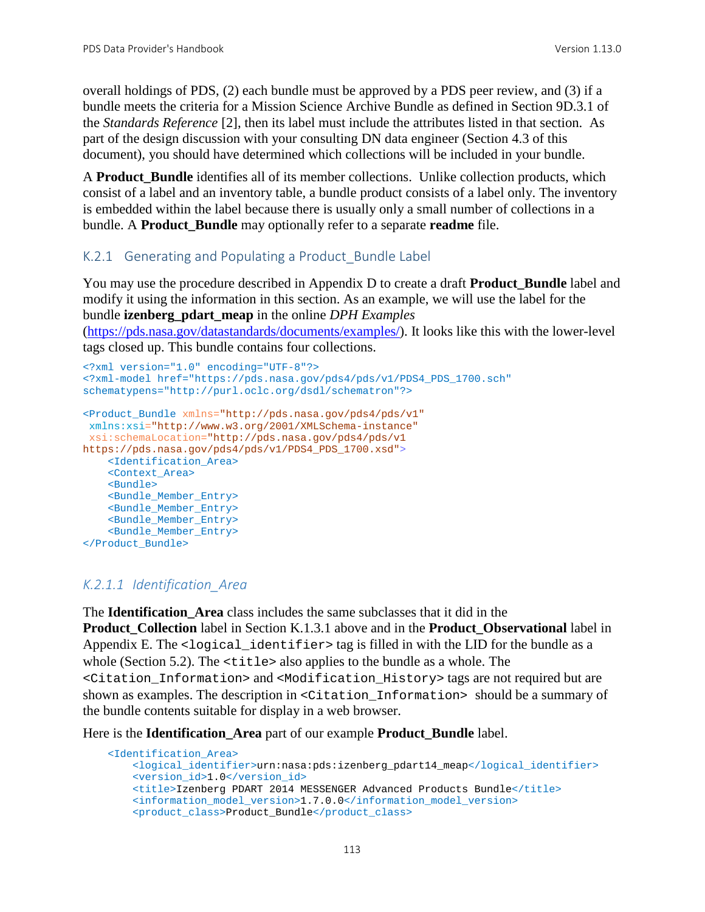overall holdings of PDS, (2) each bundle must be approved by a PDS peer review, and (3) if a bundle meets the criteria for a Mission Science Archive Bundle as defined in Section 9D.3.1 of the *Standards Reference* [2], then its label must include the attributes listed in that section. As part of the design discussion with your consulting DN data engineer (Section 4.3 of this document), you should have determined which collections will be included in your bundle.

A **Product_Bundle** identifies all of its member collections. Unlike collection products, which consist of a label and an inventory table, a bundle product consists of a label only. The inventory is embedded within the label because there is usually only a small number of collections in a bundle. A **Product_Bundle** may optionally refer to a separate **readme** file.

## K.2.1 Generating and Populating a Product_Bundle Label

You may use the procedure described in Appendix D to create a draft **Product_Bundle** label and modify it using the information in this section. As an example, we will use the label for the bundle **izenberg_pdart_meap** in the online *DPH Examples* (https://pds.nasa.gov/datastandards/documents/examples/). It looks like this with the lower-level tags closed up. This bundle contains four collections.

```
<?xml version="1.0" encoding="UTF-8"?>
<?xml-model href="https://pds.nasa.gov/pds4/pds/v1/PDS4_PDS_1700.sch"
schematypens="http://purl.oclc.org/dsdl/schematron"?>

<Product_Bundle xmlns="http://pds.nasa.gov/pds4/pds/v1"
 xmlns:xsi="http://www.w3.org/2001/XMLSchema-instance"
 xsi:schemaLocation="http://pds.nasa.gov/pds4/pds/v1
https://pds.nasa.gov/pds4/pds/v1/PDS4_PDS_1700.xsd">
    <Identification_Area>
    <Context_Area>
    <Bundle>
    <Bundle_Member_Entry>
    <Bundle_Member_Entry>
    <Bundle_Member_Entry>
    <Bundle_Member_Entry>
</Product_Bundle>
```

### K.2.1.1 Identification_Area

The **Identification_Area** class includes the same subclasses that it did in the **Product_Collection** label in Section K.1.3.1 above and in the **Product_Observational** label in Appendix E. The `<logical_identifier>` tag is filled in with the LID for the bundle as a whole (Section 5.2). The `<title>` also applies to the bundle as a whole. The `<Citation_Information>` and `<Modification_History>` tags are not required but are shown as examples. The description in `<Citation_Information>` should be a summary of the bundle contents suitable for display in a web browser.

Here is the **Identification_Area** part of our example **Product_Bundle** label.

```
    <Identification_Area>
        <logical_identifier>urn:nasa:pds:izenberg_pdart14_meap</logical_identifier>
        <version_id>1.0</version_id>
        <title>Izenberg PDART 2014 MESSENGER Advanced Products Bundle</title>
        <information_model_version>1.7.0.0</information_model_version>
        <product_class>Product_Bundle</product_class>
```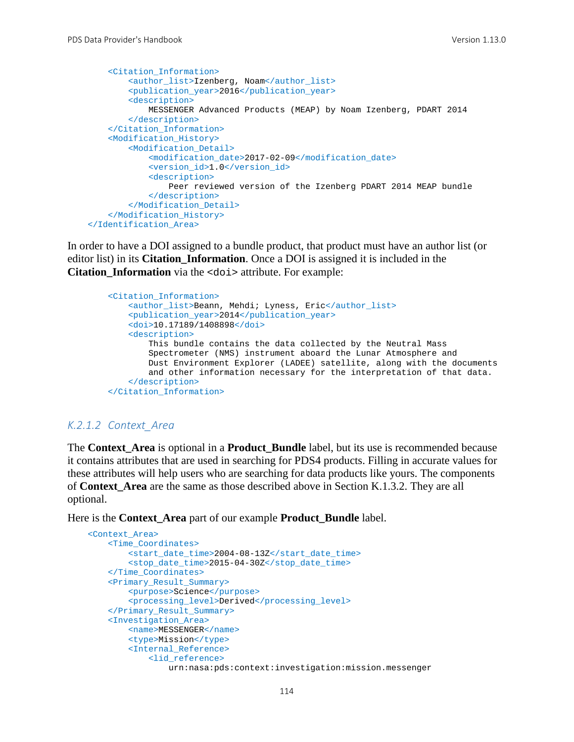```
        <Citation_Information>
            <author_list>Izenberg, Noam</author_list>
            <publication_year>2016</publication_year>
            <description>
                MESSENGER Advanced Products (MEAP) by Noam Izenberg, PDART 2014
            </description>
        </Citation_Information>
        <Modification_History>
            <Modification_Detail>
                <modification_date>2017-02-09</modification_date>
                <version_id>1.0</version_id>
                <description>
                    Peer reviewed version of the Izenberg PDART 2014 MEAP bundle
                </description>
            </Modification_Detail>
        </Modification_History>
    </Identification_Area>
```

In order to have a DOI assigned to a bundle product, that product must have an author list (or editor list) in its **Citation_Information**. Once a DOI is assigned it is included in the **Citation_Information** via the `<doi>` attribute. For example:

```
        <Citation_Information>
            <author_list>Beann, Mehdi; Lyness, Eric</author_list>
            <publication_year>2014</publication_year>
            <doi>10.17189/1408898</doi>
            <description>
                This bundle contains the data collected by the Neutral Mass
                Spectrometer (NMS) instrument aboard the Lunar Atmosphere and
                Dust Environment Explorer (LADEE) satellite, along with the documents
                and other information necessary for the interpretation of that data.
            </description>
        </Citation_Information>
```

#### *K.2.1.2 Context_Area*

The **Context_Area** is optional in a **Product_Bundle** label, but its use is recommended because it contains attributes that are used in searching for PDS4 products. Filling in accurate values for these attributes will help users who are searching for data products like yours. The components of **Context_Area** are the same as those described above in Section K.1.3.2. They are all optional.

Here is the **Context_Area** part of our example **Product_Bundle** label.

```
    <Context_Area>
        <Time_Coordinates>
            <start_date_time>2004-08-13Z</start_date_time>
            <stop_date_time>2015-04-30Z</stop_date_time>
        </Time_Coordinates>
        <Primary_Result_Summary>
            <purpose>Science</purpose>
            <processing_level>Derived</processing_level>
        </Primary_Result_Summary>
        <Investigation_Area>
            <name>MESSENGER</name>
            <type>Mission</type>
            <Internal_Reference>
                <lid_reference>
                    urn:nasa:pds:context:investigation:mission.messenger
```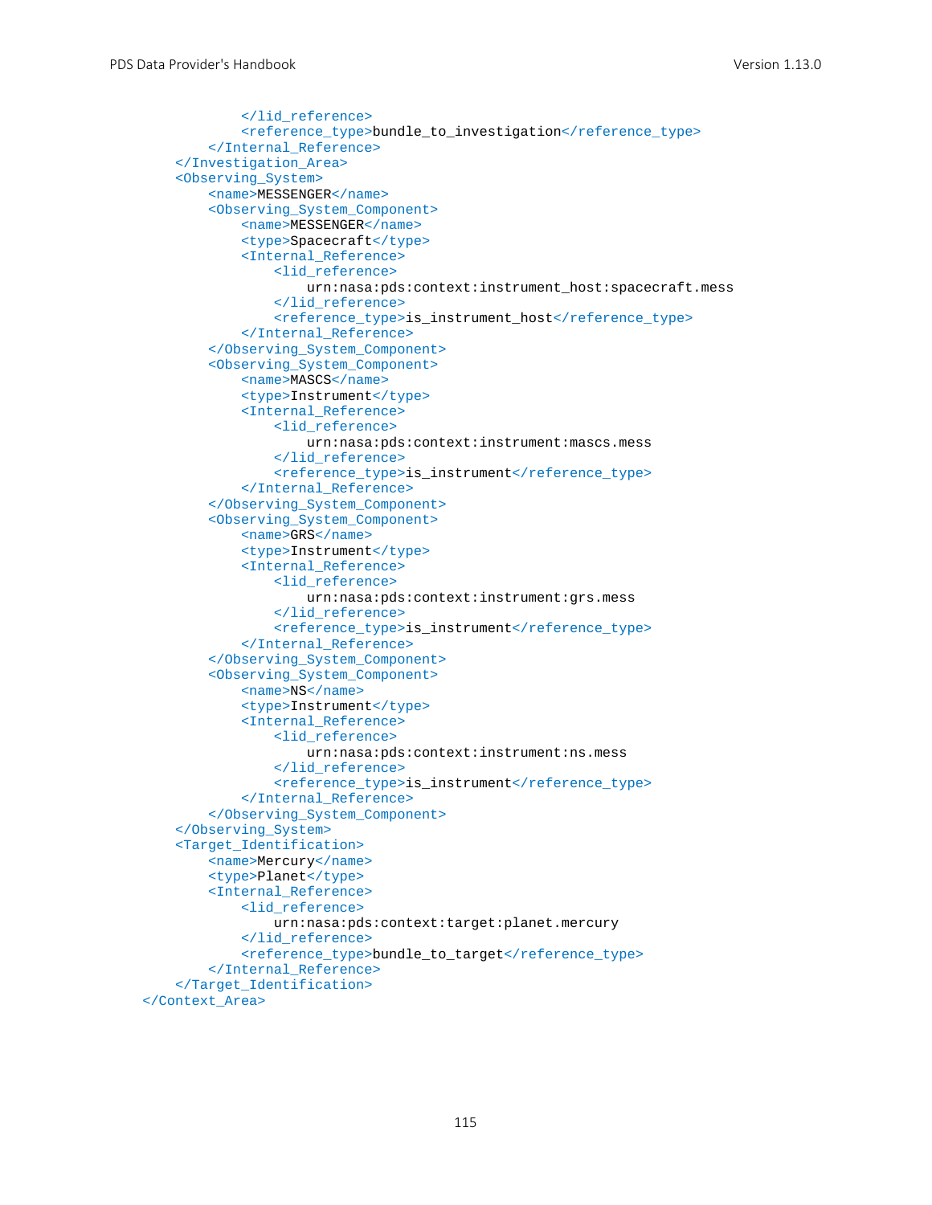```
            </lid_reference>
            <reference_type>bundle_to_investigation</reference_type>
        </Internal_Reference>
    </Investigation_Area>
    <Observing_System>
        <name>MESSENGER</name>
        <Observing_System_Component>
            <name>MESSENGER</name>
            <type>Spacecraft</type>
            <Internal_Reference>
                <lid_reference>
                    urn:nasa:pds:context:instrument_host:spacecraft.mess
                </lid_reference>
                <reference_type>is_instrument_host</reference_type>
            </Internal_Reference>
        </Observing_System_Component>
        <Observing_System_Component>
            <name>MASCS</name>
            <type>Instrument</type>
            <Internal_Reference>
                <lid_reference>
                    urn:nasa:pds:context:instrument:mascs.mess
                </lid_reference>
                <reference_type>is_instrument</reference_type>
            </Internal_Reference>
        </Observing_System_Component>
        <Observing_System_Component>
            <name>GRS</name>
            <type>Instrument</type>
            <Internal_Reference>
                <lid_reference>
                    urn:nasa:pds:context:instrument:grs.mess
                </lid_reference>
                <reference_type>is_instrument</reference_type>
            </Internal_Reference>
        </Observing_System_Component>
        <Observing_System_Component>
            <name>NS</name>
            <type>Instrument</type>
            <Internal_Reference>
                <lid_reference>
                    urn:nasa:pds:context:instrument:ns.mess
                </lid_reference>
                <reference_type>is_instrument</reference_type>
            </Internal_Reference>
        </Observing_System_Component>
    </Observing_System>
    <Target_Identification>
        <name>Mercury</name>
        <type>Planet</type>
        <Internal_Reference>
            <lid_reference>
                urn:nasa:pds:context:target:planet.mercury
            </lid_reference>
            <reference_type>bundle_to_target</reference_type>
        </Internal_Reference>
    </Target_Identification>
</Context_Area>
```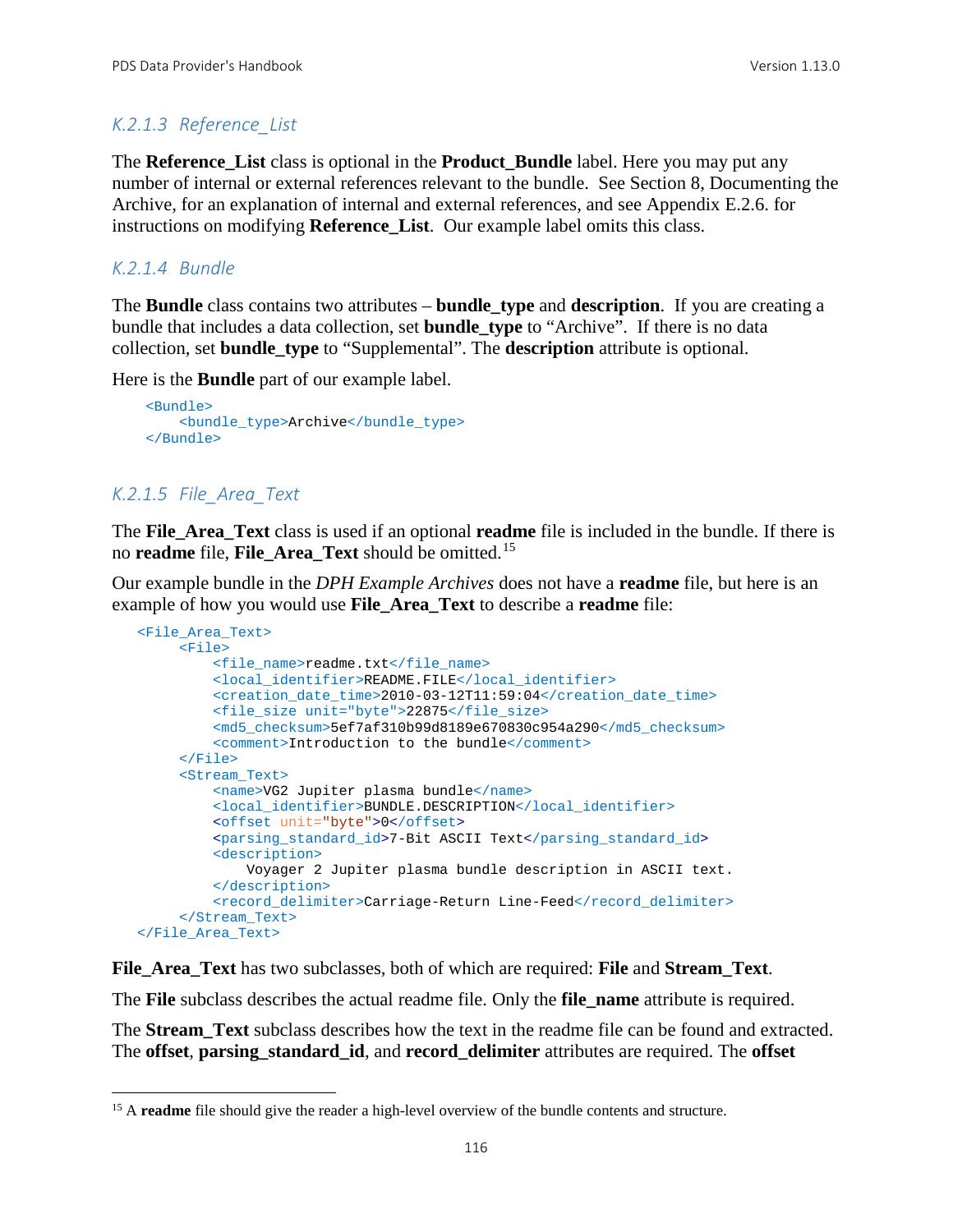### K.2.1.3 Reference_List

The **Reference_List** class is optional in the **Product_Bundle** label. Here you may put any number of internal or external references relevant to the bundle. See Section 8, Documenting the Archive, for an explanation of internal and external references, and see Appendix E.2.6. for instructions on modifying **Reference_List**. Our example label omits this class.

### K.2.1.4 Bundle

The **Bundle** class contains two attributes – **bundle_type** and **description**. If you are creating a bundle that includes a data collection, set **bundle_type** to "Archive". If there is no data collection, set **bundle_type** to "Supplemental". The **description** attribute is optional.

Here is the **Bundle** part of our example label.

```
<Bundle>
    <bundle_type>Archive</bundle_type>
</Bundle>
```

### K.2.1.5 File_Area_Text

The **File_Area_Text** class is used if an optional **readme** file is included in the bundle. If there is no **readme** file, **File_Area_Text** should be omitted.[15]

Our example bundle in the *DPH Example Archives* does not have a **readme** file, but here is an example of how you would use **File_Area_Text** to describe a **readme** file:

```
<File_Area_Text>
     <File>
         <file_name>readme.txt</file_name>
         <local_identifier>README.FILE</local_identifier>
         <creation_date_time>2010-03-12T11:59:04</creation_date_time>
         <file_size unit="byte">22875</file_size>
         <md5_checksum>5ef7af310b99d8189e670830c954a290</md5_checksum>
         <comment>Introduction to the bundle</comment>
     </File>
     <Stream_Text>
         <name>VG2 Jupiter plasma bundle</name>
         <local_identifier>BUNDLE.DESCRIPTION</local_identifier>
         <offset unit="byte">0</offset>
         <parsing_standard_id>7-Bit ASCII Text</parsing_standard_id>
         <description>
             Voyager 2 Jupiter plasma bundle description in ASCII text.
         </description>
         <record_delimiter>Carriage-Return Line-Feed</record_delimiter>
     </Stream_Text>
</File_Area_Text>
```

**File_Area_Text** has two subclasses, both of which are required: **File** and **Stream_Text**.

The **File** subclass describes the actual readme file. Only the **file_name** attribute is required.

The **Stream_Text** subclass describes how the text in the readme file can be found and extracted. The **offset**, **parsing_standard_id**, and **record_delimiter** attributes are required. The **offset**

[15] A **readme** file should give the reader a high-level overview of the bundle contents and structure.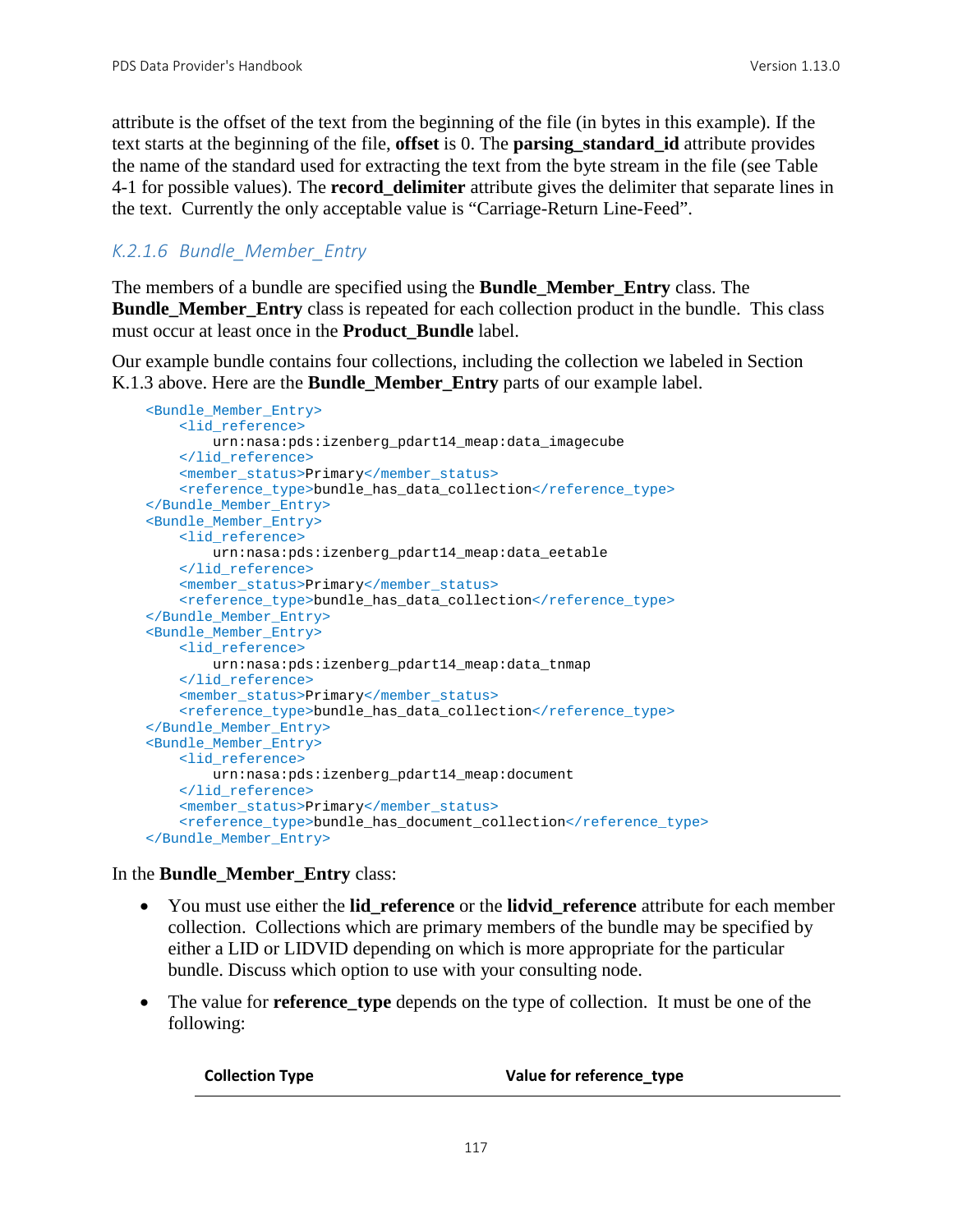attribute is the offset of the text from the beginning of the file (in bytes in this example). If the text starts at the beginning of the file, **offset** is 0. The **parsing_standard_id** attribute provides the name of the standard used for extracting the text from the byte stream in the file (see Table 4-1 for possible values). The **record_delimiter** attribute gives the delimiter that separate lines in the text. Currently the only acceptable value is “Carriage-Return Line-Feed”.

### *K.2.1.6 Bundle_Member_Entry*

The members of a bundle are specified using the **Bundle_Member_Entry** class. The **Bundle_Member_Entry** class is repeated for each collection product in the bundle. This class must occur at least once in the **Product_Bundle** label.

Our example bundle contains four collections, including the collection we labeled in Section K.1.3 above. Here are the **Bundle_Member_Entry** parts of our example label.

```
<Bundle_Member_Entry>
    <lid_reference>
        urn:nasa:pds:izenberg_pdart14_meap:data_imagecube
    </lid_reference>
    <member_status>Primary</member_status>
    <reference_type>bundle_has_data_collection</reference_type>
</Bundle_Member_Entry>
<Bundle_Member_Entry>
    <lid_reference>
        urn:nasa:pds:izenberg_pdart14_meap:data_eetable
    </lid_reference>
    <member_status>Primary</member_status>
    <reference_type>bundle_has_data_collection</reference_type>
</Bundle_Member_Entry>
<Bundle_Member_Entry>
    <lid_reference>
        urn:nasa:pds:izenberg_pdart14_meap:data_tnmap
    </lid_reference>
    <member_status>Primary</member_status>
    <reference_type>bundle_has_data_collection</reference_type>
</Bundle_Member_Entry>
<Bundle_Member_Entry>
    <lid_reference>
        urn:nasa:pds:izenberg_pdart14_meap:document
    </lid_reference>
    <member_status>Primary</member_status>
    <reference_type>bundle_has_document_collection</reference_type>
</Bundle_Member_Entry>
```

In the **Bundle_Member_Entry** class:

- You must use either the **lid_reference** or the **lidvid_reference** attribute for each member collection. Collections which are primary members of the bundle may be specified by either a LID or LIDVID depending on which is more appropriate for the particular bundle. Discuss which option to use with your consulting node.
- The value for **reference_type** depends on the type of collection. It must be one of the following:

| Collection Type | Value for reference_type |
|---|---|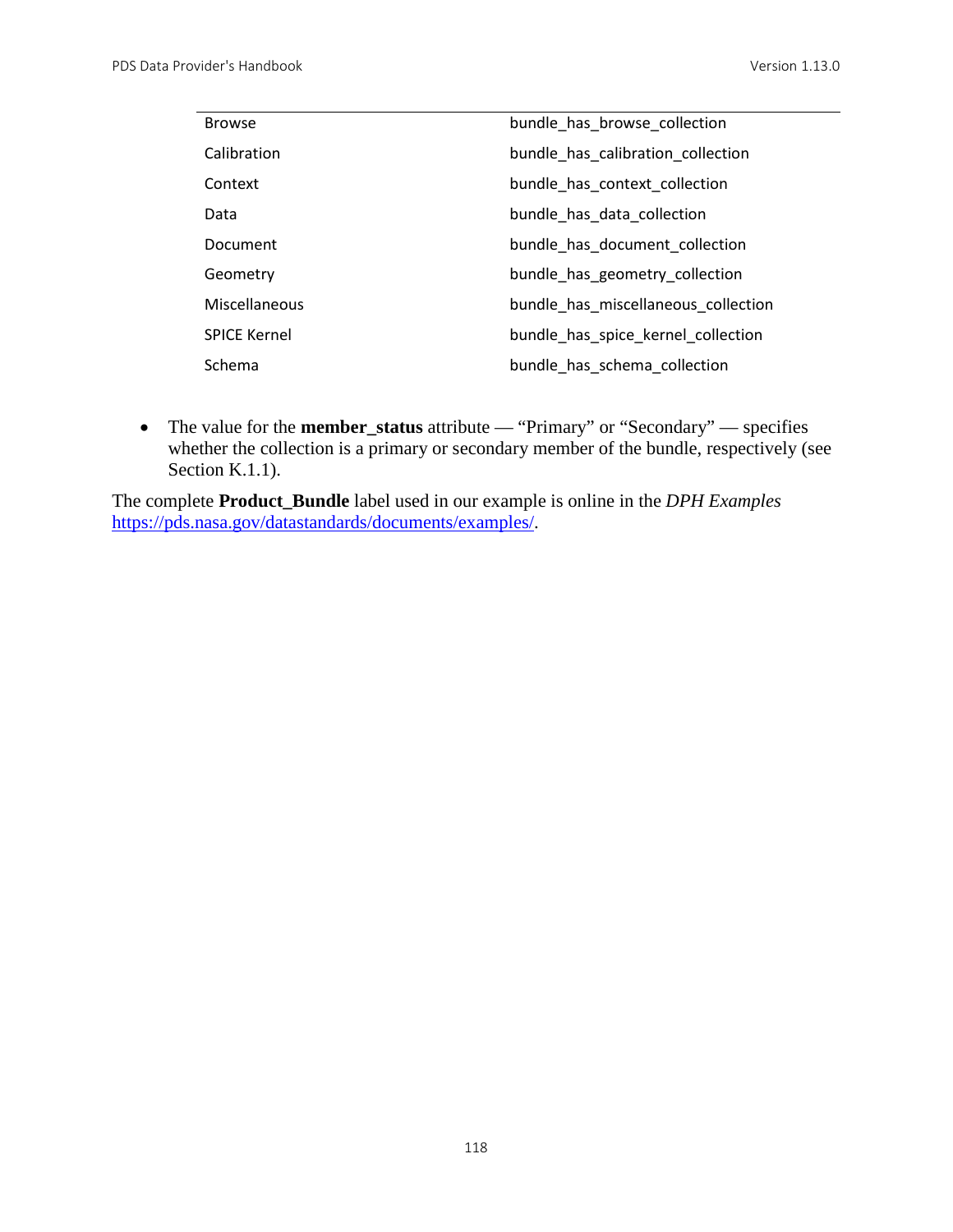| | |
|---|---|
| Browse | bundle_has_browse_collection |
| Calibration | bundle_has_calibration_collection |
| Context | bundle_has_context_collection |
| Data | bundle_has_data_collection |
| Document | bundle_has_document_collection |
| Geometry | bundle_has_geometry_collection |
| Miscellaneous | bundle_has_miscellaneous_collection |
| SPICE Kernel | bundle_has_spice_kernel_collection |
| Schema | bundle_has_schema_collection |

- The value for the **member_status** attribute — “Primary” or “Secondary” — specifies whether the collection is a primary or secondary member of the bundle, respectively (see Section K.1.1).

The complete **Product_Bundle** label used in our example is online in the *DPH Examples* https://pds.nasa.gov/datastandards/documents/examples/.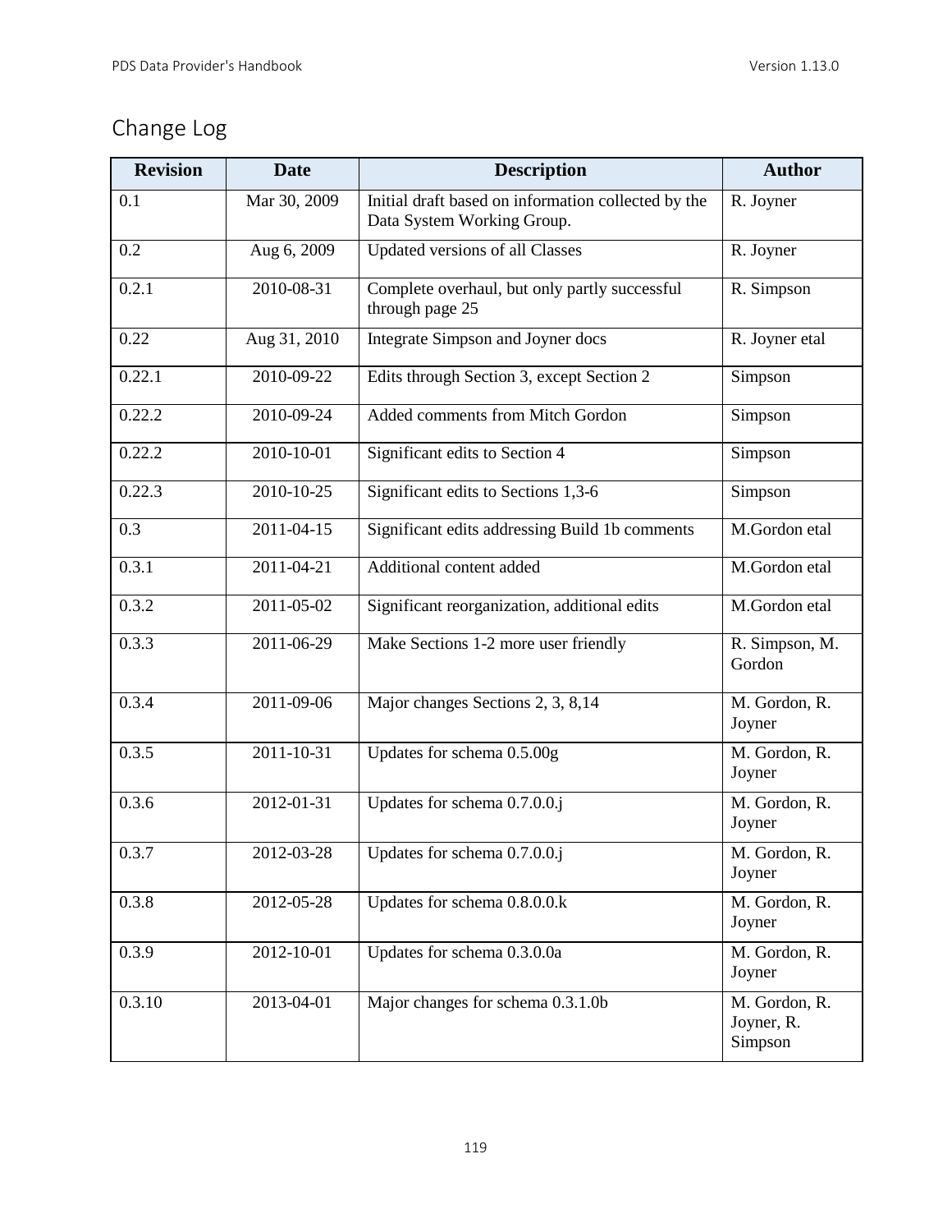## Change Log

| Revision | Date | Description | Author |
|---|---|---|---|
| 0.1 | Mar 30, 2009 | Initial draft based on information collected by the Data System Working Group. | R. Joyner |
| 0.2 | Aug 6, 2009 | Updated versions of all Classes | R. Joyner |
| 0.2.1 | 2010-08-31 | Complete overhaul, but only partly successful through page 25 | R. Simpson |
| 0.22 | Aug 31, 2010 | Integrate Simpson and Joyner docs | R. Joyner etal |
| 0.22.1 | 2010-09-22 | Edits through Section 3, except Section 2 | Simpson |
| 0.22.2 | 2010-09-24 | Added comments from Mitch Gordon | Simpson |
| 0.22.2 | 2010-10-01 | Significant edits to Section 4 | Simpson |
| 0.22.3 | 2010-10-25 | Significant edits to Sections 1,3-6 | Simpson |
| 0.3 | 2011-04-15 | Significant edits addressing Build 1b comments | M.Gordon etal |
| 0.3.1 | 2011-04-21 | Additional content added | M.Gordon etal |
| 0.3.2 | 2011-05-02 | Significant reorganization, additional edits | M.Gordon etal |
| 0.3.3 | 2011-06-29 | Make Sections 1-2 more user friendly | R. Simpson, M. Gordon |
| 0.3.4 | 2011-09-06 | Major changes Sections 2, 3, 8,14 | M. Gordon, R. Joyner |
| 0.3.5 | 2011-10-31 | Updates for schema 0.5.00g | M. Gordon, R. Joyner |
| 0.3.6 | 2012-01-31 | Updates for schema 0.7.0.0.j | M. Gordon, R. Joyner |
| 0.3.7 | 2012-03-28 | Updates for schema 0.7.0.0.j | M. Gordon, R. Joyner |
| 0.3.8 | 2012-05-28 | Updates for schema 0.8.0.0.k | M. Gordon, R. Joyner |
| 0.3.9 | 2012-10-01 | Updates for schema 0.3.0.0a | M. Gordon, R. Joyner |
| 0.3.10 | 2013-04-01 | Major changes for schema 0.3.1.0b | M. Gordon, R. Joyner, R. Simpson |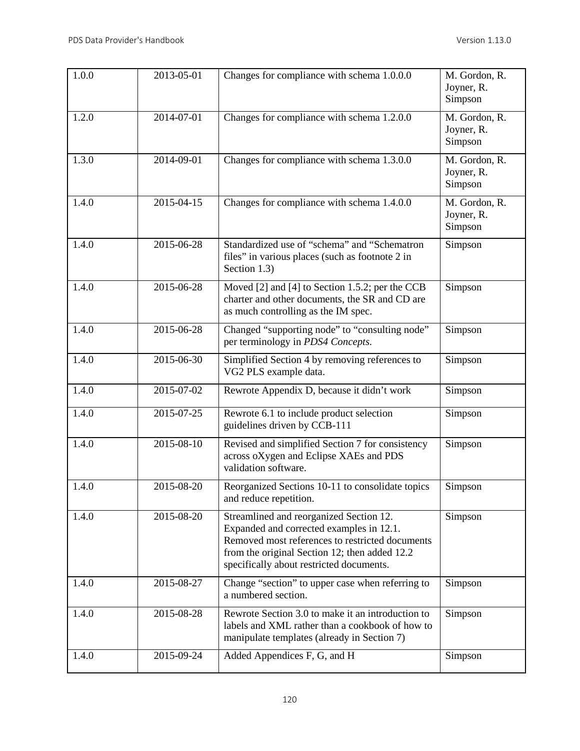| | | | |
|---|---|---|---|
| 1.0.0 | 2013-05-01 | Changes for compliance with schema 1.0.0.0 | M. Gordon, R. Joyner, R. Simpson |
| 1.2.0 | 2014-07-01 | Changes for compliance with schema 1.2.0.0 | M. Gordon, R. Joyner, R. Simpson |
| 1.3.0 | 2014-09-01 | Changes for compliance with schema 1.3.0.0 | M. Gordon, R. Joyner, R. Simpson |
| 1.4.0 | 2015-04-15 | Changes for compliance with schema 1.4.0.0 | M. Gordon, R. Joyner, R. Simpson |
| 1.4.0 | 2015-06-28 | Standardized use of "schema" and "Schematron files" in various places (such as footnote 2 in Section 1.3) | Simpson |
| 1.4.0 | 2015-06-28 | Moved [2] and [4] to Section 1.5.2; per the CCB charter and other documents, the SR and CD are as much controlling as the IM spec. | Simpson |
| 1.4.0 | 2015-06-28 | Changed "supporting node" to "consulting node" per terminology in *PDS4 Concepts.* | Simpson |
| 1.4.0 | 2015-06-30 | Simplified Section 4 by removing references to VG2 PLS example data. | Simpson |
| 1.4.0 | 2015-07-02 | Rewrote Appendix D, because it didn't work | Simpson |
| 1.4.0 | 2015-07-25 | Rewrote 6.1 to include product selection guidelines driven by CCB-111 | Simpson |
| 1.4.0 | 2015-08-10 | Revised and simplified Section 7 for consistency across oXygen and Eclipse XAEs and PDS validation software. | Simpson |
| 1.4.0 | 2015-08-20 | Reorganized Sections 10-11 to consolidate topics and reduce repetition. | Simpson |
| 1.4.0 | 2015-08-20 | Streamlined and reorganized Section 12. Expanded and corrected examples in 12.1. Removed most references to restricted documents from the original Section 12; then added 12.2 specifically about restricted documents. | Simpson |
| 1.4.0 | 2015-08-27 | Change "section" to upper case when referring to a numbered section. | Simpson |
| 1.4.0 | 2015-08-28 | Rewrote Section 3.0 to make it an introduction to labels and XML rather than a cookbook of how to manipulate templates (already in Section 7) | Simpson |
| 1.4.0 | 2015-09-24 | Added Appendices F, G, and H | Simpson |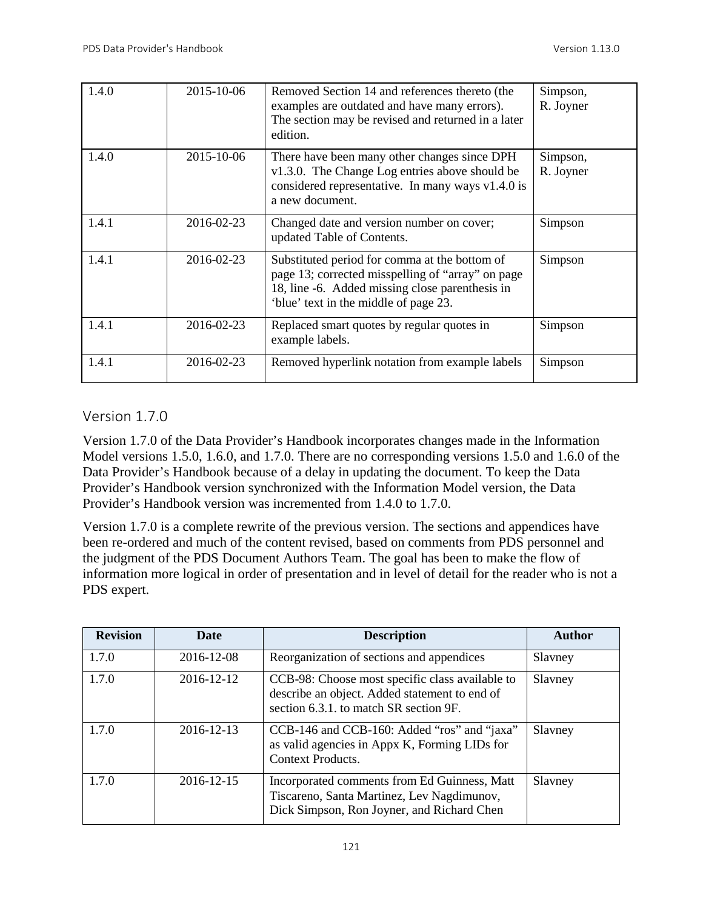| | | | |
|---|---|---|---|
| 1.4.0 | 2015-10-06 | Removed Section 14 and references thereto (the examples are outdated and have many errors). The section may be revised and returned in a later edition. | Simpson, R. Joyner |
| 1.4.0 | 2015-10-06 | There have been many other changes since DPH v1.3.0. The Change Log entries above should be considered representative. In many ways v1.4.0 is a new document. | Simpson, R. Joyner |
| 1.4.1 | 2016-02-23 | Changed date and version number on cover; updated Table of Contents. | Simpson |
| 1.4.1 | 2016-02-23 | Substituted period for comma at the bottom of page 13; corrected misspelling of “array” on page 18, line -6. Added missing close parenthesis in ‘blue’ text in the middle of page 23. | Simpson |
| 1.4.1 | 2016-02-23 | Replaced smart quotes by regular quotes in example labels. | Simpson |
| 1.4.1 | 2016-02-23 | Removed hyperlink notation from example labels | Simpson |

## Version 1.7.0

Version 1.7.0 of the Data Provider’s Handbook incorporates changes made in the Information Model versions 1.5.0, 1.6.0, and 1.7.0. There are no corresponding versions 1.5.0 and 1.6.0 of the Data Provider’s Handbook because of a delay in updating the document. To keep the Data Provider’s Handbook version synchronized with the Information Model version, the Data Provider’s Handbook version was incremented from 1.4.0 to 1.7.0.

Version 1.7.0 is a complete rewrite of the previous version. The sections and appendices have been re-ordered and much of the content revised, based on comments from PDS personnel and the judgment of the PDS Document Authors Team. The goal has been to make the flow of information more logical in order of presentation and in level of detail for the reader who is not a PDS expert.

| Revision | Date | Description | Author |
|---|---|---|---|
| 1.7.0 | 2016-12-08 | Reorganization of sections and appendices | Slavney |
| 1.7.0 | 2016-12-12 | CCB-98: Choose most specific class available to describe an object. Added statement to end of section 6.3.1. to match SR section 9F. | Slavney |
| 1.7.0 | 2016-12-13 | CCB-146 and CCB-160: Added “ros” and “jaxa” as valid agencies in Appx K, Forming LIDs for Context Products. | Slavney |
| 1.7.0 | 2016-12-15 | Incorporated comments from Ed Guinness, Matt Tiscareno, Santa Martinez, Lev Nagdimunov, Dick Simpson, Ron Joyner, and Richard Chen | Slavney |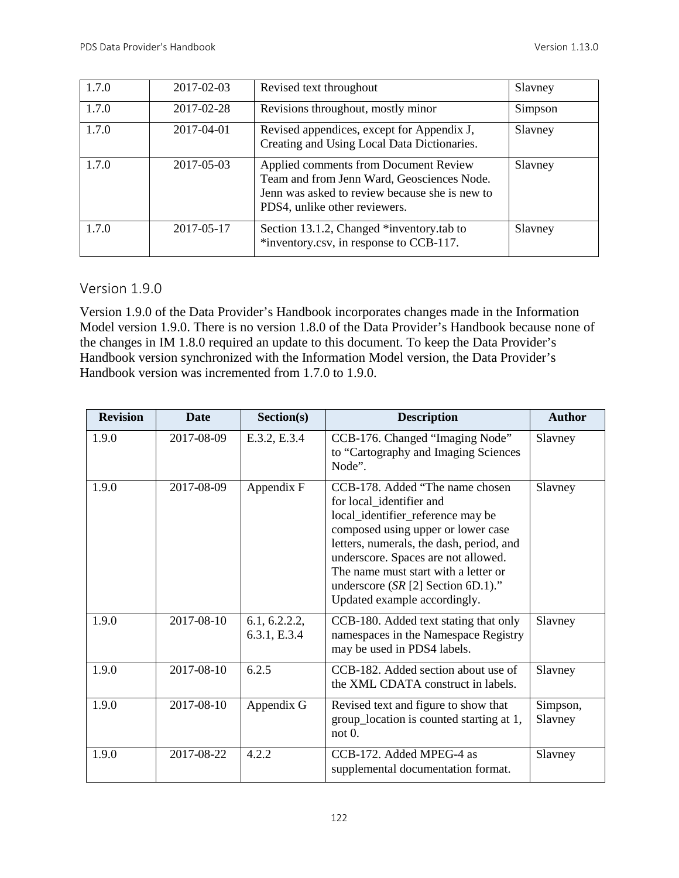| | | | |
|---|---|---|---|
| 1.7.0 | 2017-02-03 | Revised text throughout | Slavney |
| 1.7.0 | 2017-02-28 | Revisions throughout, mostly minor | Simpson |
| 1.7.0 | 2017-04-01 | Revised appendices, except for Appendix J, Creating and Using Local Data Dictionaries. | Slavney |
| 1.7.0 | 2017-05-03 | Applied comments from Document Review Team and from Jenn Ward, Geosciences Node. Jenn was asked to review because she is new to PDS4, unlike other reviewers. | Slavney |
| 1.7.0 | 2017-05-17 | Section 13.1.2, Changed *inventory.tab to *inventory.csv, in response to CCB-117. | Slavney |

## Version 1.9.0

Version 1.9.0 of the Data Provider's Handbook incorporates changes made in the Information Model version 1.9.0. There is no version 1.8.0 of the Data Provider's Handbook because none of the changes in IM 1.8.0 required an update to this document. To keep the Data Provider's Handbook version synchronized with the Information Model version, the Data Provider's Handbook version was incremented from 1.7.0 to 1.9.0.

| Revision | Date | Section(s) | Description | Author |
|---|---|---|---|---|
| 1.9.0 | 2017-08-09 | E.3.2, E.3.4 | CCB-176. Changed "Imaging Node" to "Cartography and Imaging Sciences Node". | Slavney |
| 1.9.0 | 2017-08-09 | Appendix F | CCB-178. Added "The name chosen for local_identifier and local_identifier_reference may be composed using upper or lower case letters, numerals, the dash, period, and underscore. Spaces are not allowed. The name must start with a letter or underscore (*SR* [2] Section 6D.1)." Updated example accordingly. | Slavney |
| 1.9.0 | 2017-08-10 | 6.1, 6.2.2.2, 6.3.1, E.3.4 | CCB-180. Added text stating that only namespaces in the Namespace Registry may be used in PDS4 labels. | Slavney |
| 1.9.0 | 2017-08-10 | 6.2.5 | CCB-182. Added section about use of the XML CDATA construct in labels. | Slavney |
| 1.9.0 | 2017-08-10 | Appendix G | Revised text and figure to show that group_location is counted starting at 1, not 0. | Simpson, Slavney |
| 1.9.0 | 2017-08-22 | 4.2.2 | CCB-172. Added MPEG-4 as supplemental documentation format. | Slavney |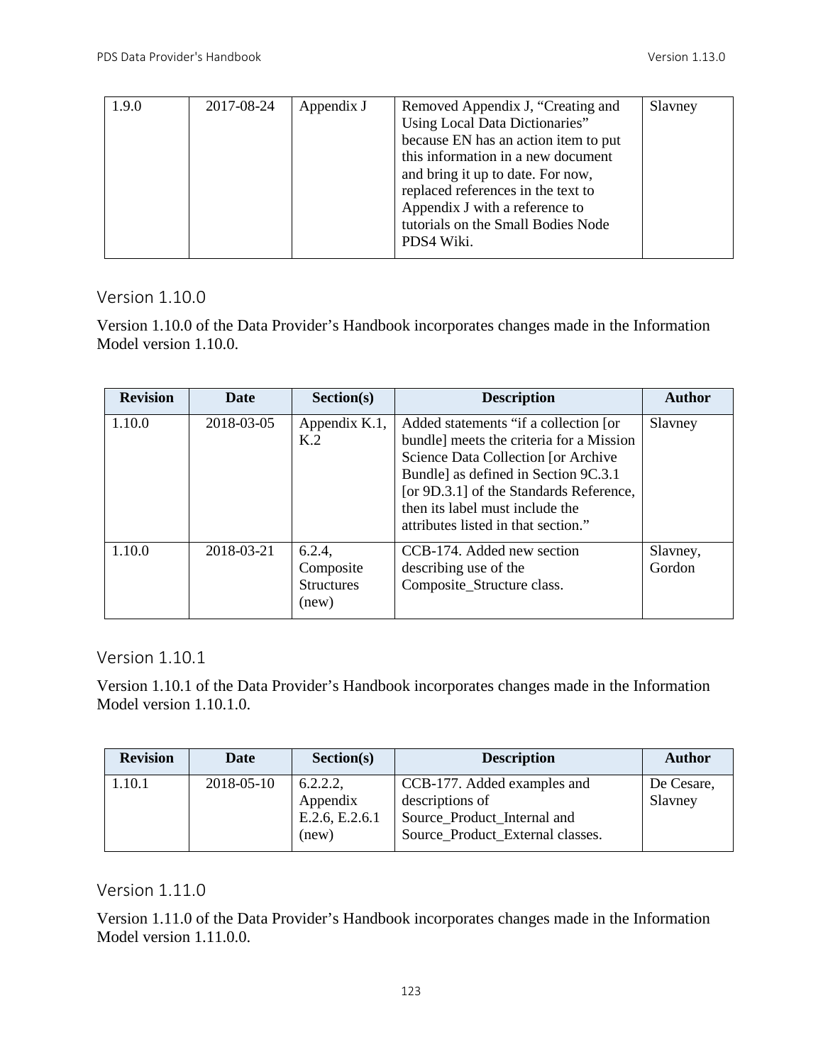| 1.9.0 | 2017-08-24 | Appendix J | Removed Appendix J, “Creating and Using Local Data Dictionaries” because EN has an action item to put this information in a new document and bring it up to date. For now, replaced references in the text to Appendix J with a reference to tutorials on the Small Bodies Node PDS4 Wiki. | Slavney |
|---|---|---|---|---|

## Version 1.10.0

Version 1.10.0 of the Data Provider’s Handbook incorporates changes made in the Information Model version 1.10.0.

| Revision | Date | Section(s) | Description | Author |
|---|---|---|---|---|
| 1.10.0 | 2018-03-05 | Appendix K.1, K.2 | Added statements “if a collection [or bundle] meets the criteria for a Mission Science Data Collection [or Archive Bundle] as defined in Section 9C.3.1 [or 9D.3.1] of the Standards Reference, then its label must include the attributes listed in that section.” | Slavney |
| 1.10.0 | 2018-03-21 | 6.2.4, Composite Structures (new) | CCB-174. Added new section describing use of the Composite_Structure class. | Slavney, Gordon |

## Version 1.10.1

Version 1.10.1 of the Data Provider’s Handbook incorporates changes made in the Information Model version 1.10.1.0.

| Revision | Date | Section(s) | Description | Author |
|---|---|---|---|---|
| 1.10.1 | 2018-05-10 | 6.2.2.2, Appendix E.2.6, E.2.6.1 (new) | CCB-177. Added examples and descriptions of Source_Product_Internal and Source_Product_External classes. | De Cesare, Slavney |

## Version 1.11.0

Version 1.11.0 of the Data Provider’s Handbook incorporates changes made in the Information Model version 1.11.0.0.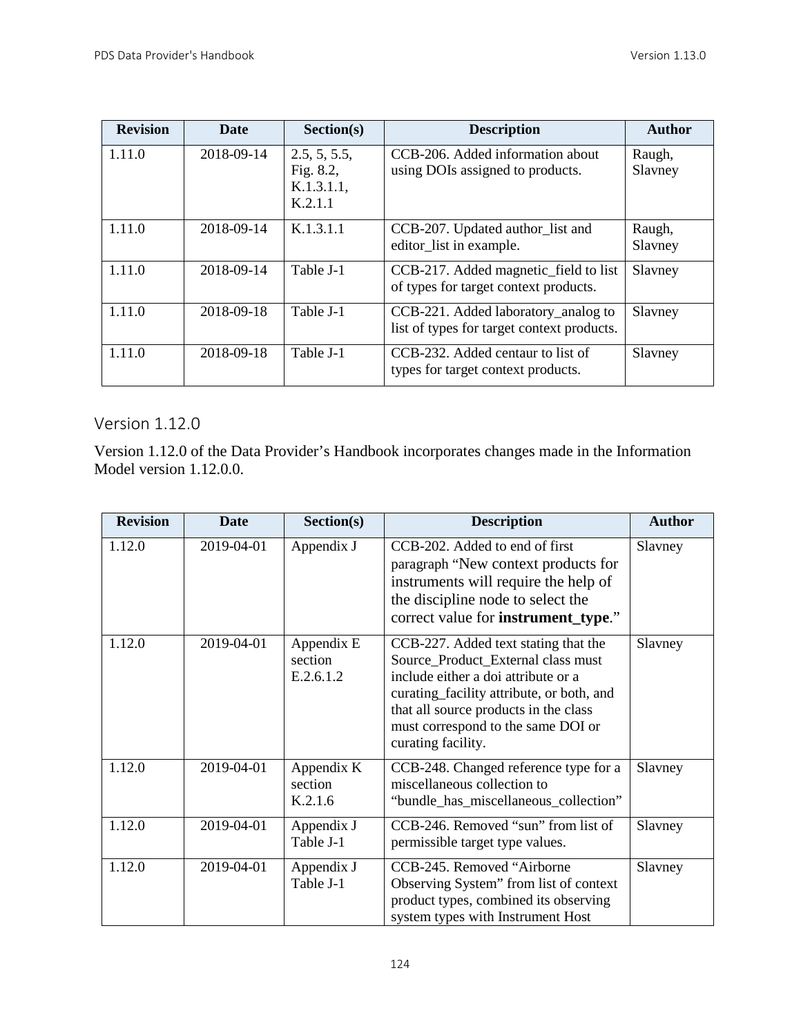| Revision | Date | Section(s) | Description | Author |
|---|---|---|---|---|
| 1.11.0 | 2018-09-14 | 2.5, 5, 5.5, Fig. 8.2, K.1.3.1.1, K.2.1.1 | CCB-206. Added information about using DOIs assigned to products. | Raugh, Slavney |
| 1.11.0 | 2018-09-14 | K.1.3.1.1 | CCB-207. Updated author_list and editor_list in example. | Raugh, Slavney |
| 1.11.0 | 2018-09-14 | Table J-1 | CCB-217. Added magnetic_field to list of types for target context products. | Slavney |
| 1.11.0 | 2018-09-18 | Table J-1 | CCB-221. Added laboratory_analog to list of types for target context products. | Slavney |
| 1.11.0 | 2018-09-18 | Table J-1 | CCB-232. Added centaur to list of types for target context products. | Slavney |

## Version 1.12.0

Version 1.12.0 of the Data Provider's Handbook incorporates changes made in the Information Model version 1.12.0.0.

| Revision | Date | Section(s) | Description | Author |
|---|---|---|---|---|
| 1.12.0 | 2019-04-01 | Appendix J | CCB-202. Added to end of first paragraph "New context products for instruments will require the help of the discipline node to select the correct value for **instrument_type**." | Slavney |
| 1.12.0 | 2019-04-01 | Appendix E section E.2.6.1.2 | CCB-227. Added text stating that the Source_Product_External class must include either a doi attribute or a curating_facility attribute, or both, and that all source products in the class must correspond to the same DOI or curating facility. | Slavney |
| 1.12.0 | 2019-04-01 | Appendix K section K.2.1.6 | CCB-248. Changed reference type for a miscellaneous collection to "bundle_has_miscellaneous_collection" | Slavney |
| 1.12.0 | 2019-04-01 | Appendix J Table J-1 | CCB-246. Removed "sun" from list of permissible target type values. | Slavney |
| 1.12.0 | 2019-04-01 | Appendix J Table J-1 | CCB-245. Removed "Airborne Observing System" from list of context product types, combined its observing system types with Instrument Host | Slavney |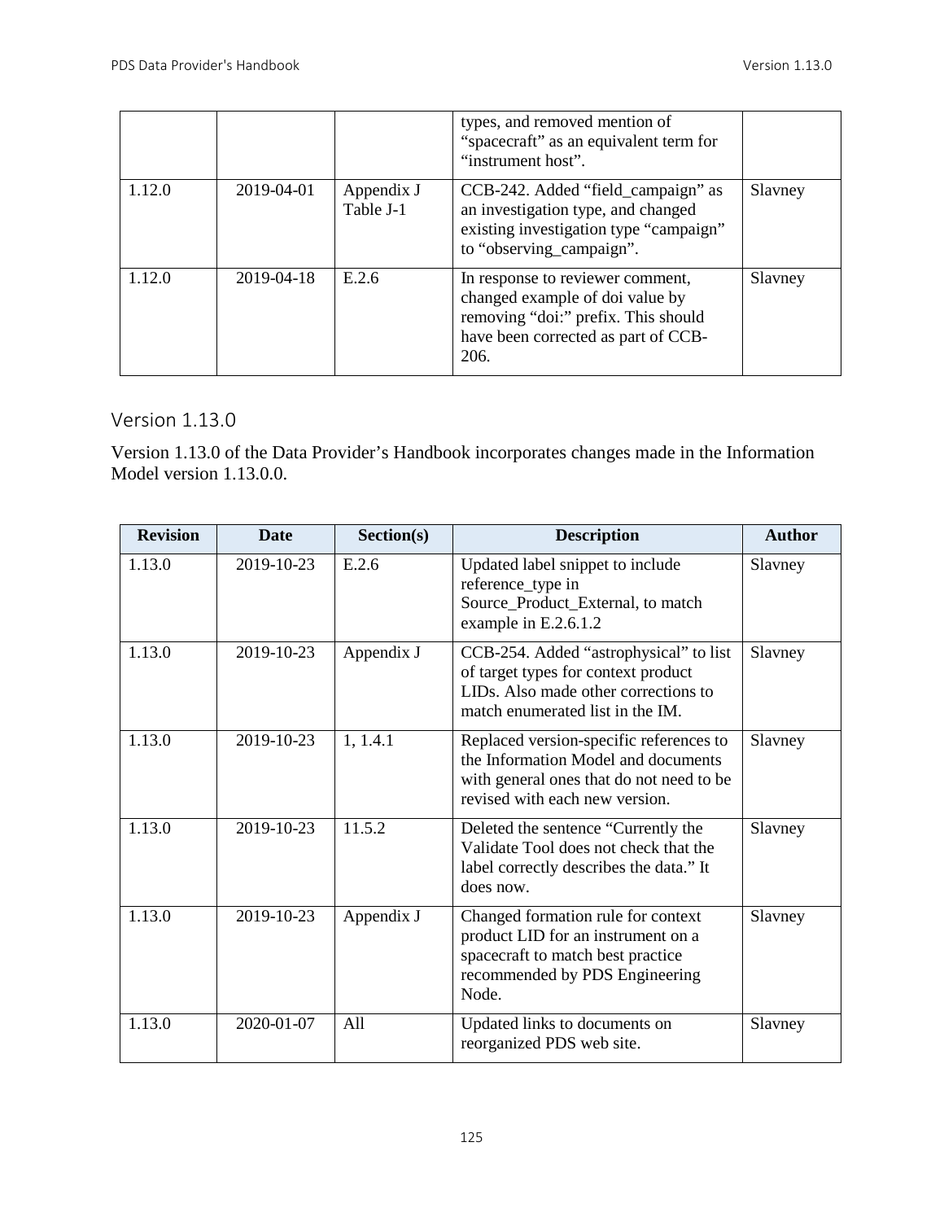| | | | | |
|---|---|---|---|---|
| | | | types, and removed mention of "spacecraft" as an equivalent term for "instrument host". | |
| 1.12.0 | 2019-04-01 | Appendix J Table J-1 | CCB-242. Added "field_campaign" as an investigation type, and changed existing investigation type "campaign" to "observing_campaign". | Slavney |
| 1.12.0 | 2019-04-18 | E.2.6 | In response to reviewer comment, changed example of doi value by removing "doi:" prefix. This should have been corrected as part of CCB-206. | Slavney |

## Version 1.13.0

Version 1.13.0 of the Data Provider's Handbook incorporates changes made in the Information Model version 1.13.0.0.

| Revision | Date | Section(s) | Description | Author |
|---|---|---|---|---|
| 1.13.0 | 2019-10-23 | E.2.6 | Updated label snippet to include reference_type in Source_Product_External, to match example in E.2.6.1.2 | Slavney |
| 1.13.0 | 2019-10-23 | Appendix J | CCB-254. Added "astrophysical" to list of target types for context product LIDs. Also made other corrections to match enumerated list in the IM. | Slavney |
| 1.13.0 | 2019-10-23 | 1, 1.4.1 | Replaced version-specific references to the Information Model and documents with general ones that do not need to be revised with each new version. | Slavney |
| 1.13.0 | 2019-10-23 | 11.5.2 | Deleted the sentence "Currently the Validate Tool does not check that the label correctly describes the data." It does now. | Slavney |
| 1.13.0 | 2019-10-23 | Appendix J | Changed formation rule for context product LID for an instrument on a spacecraft to match best practice recommended by PDS Engineering Node. | Slavney |
| 1.13.0 | 2020-01-07 | All | Updated links to documents on reorganized PDS web site. | Slavney |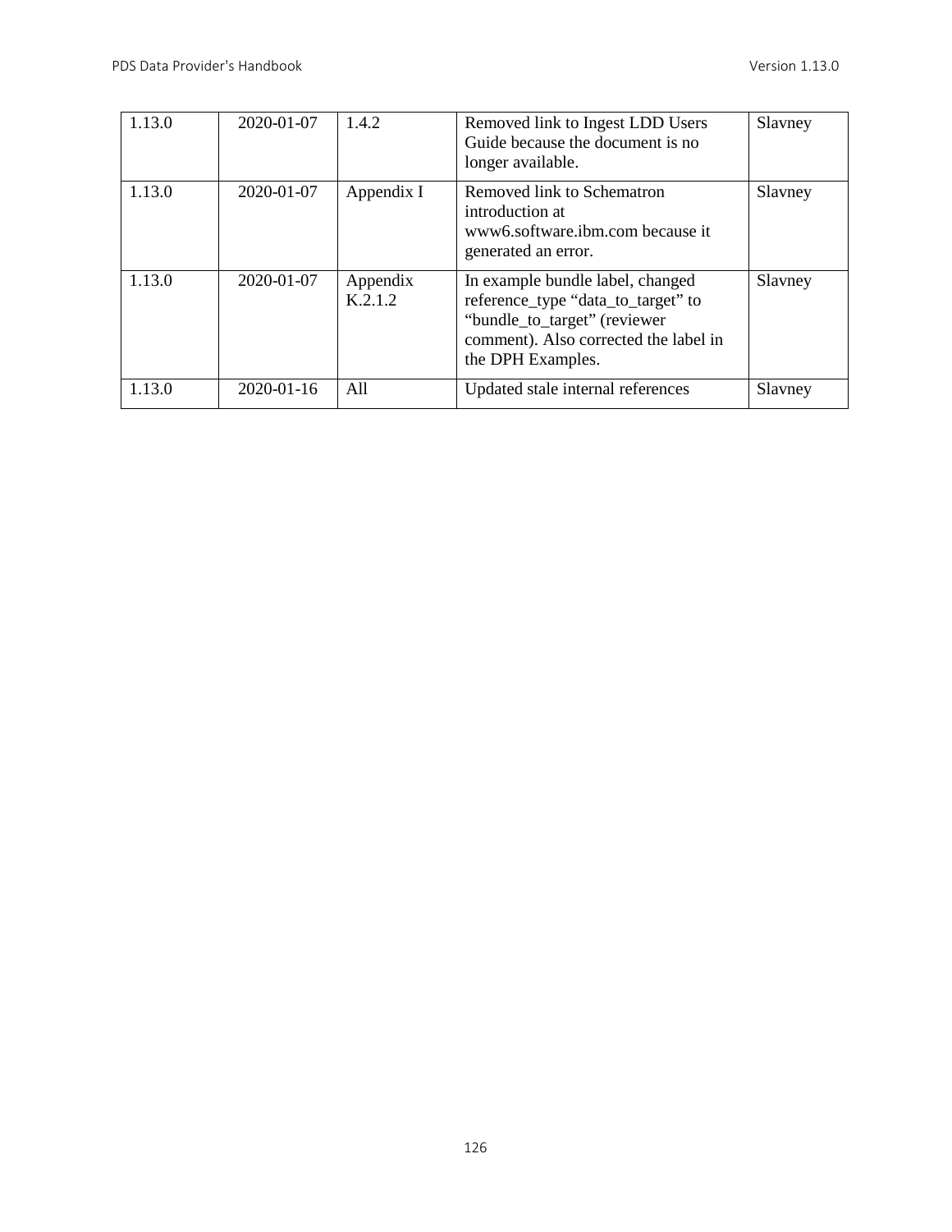| | | | | |
|---|---|---|---|---|
| 1.13.0 | 2020-01-07 | 1.4.2 | Removed link to Ingest LDD Users Guide because the document is no longer available. | Slavney |
| 1.13.0 | 2020-01-07 | Appendix I | Removed link to Schematron introduction at www6.software.ibm.com because it generated an error. | Slavney |
| 1.13.0 | 2020-01-07 | Appendix K.2.1.2 | In example bundle label, changed reference_type “data_to_target” to “bundle_to_target” (reviewer comment). Also corrected the label in the DPH Examples. | Slavney |
| 1.13.0 | 2020-01-16 | All | Updated stale internal references | Slavney |